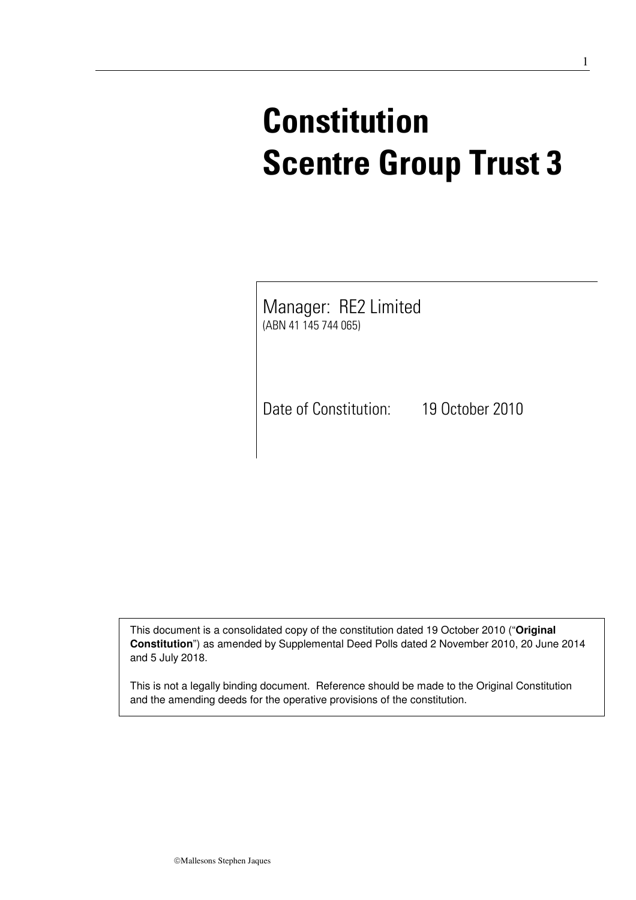# Constitution Scentre Group Trust 3

Manager: RE2 Limited
(ABN 41 145 744 065)

Date of Constitution: 19 October 2010

This document is a consolidated copy of the constitution dated 19 October 2010 ("**Original Constitution**") as amended by Supplemental Deed Polls dated 2 November 2010, 20 June 2014 and 5 July 2018.

This is not a legally binding document. Reference should be made to the Original Constitution and the amending deeds for the operative provisions of the constitution.

©Mallesons Stephen Jaques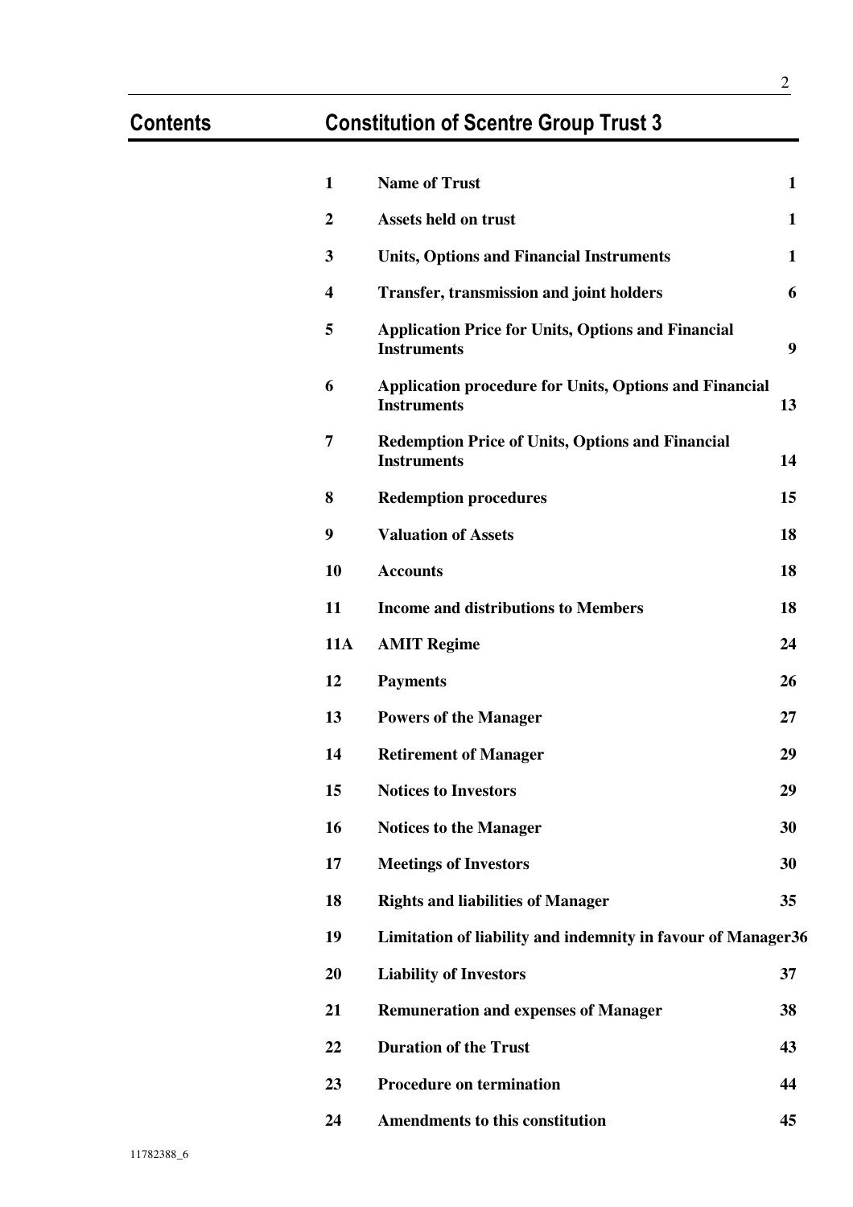# Contents — Constitution of Scentre Group Trust 3

| | | |
|---|---|---|
| **1** | **Name of Trust** | **1** |
| **2** | **Assets held on trust** | **1** |
| **3** | **Units, Options and Financial Instruments** | **1** |
| **4** | **Transfer, transmission and joint holders** | **6** |
| **5** | **Application Price for Units, Options and Financial Instruments** | **9** |
| **6** | **Application procedure for Units, Options and Financial Instruments** | **13** |
| **7** | **Redemption Price of Units, Options and Financial Instruments** | **14** |
| **8** | **Redemption procedures** | **15** |
| **9** | **Valuation of Assets** | **18** |
| **10** | **Accounts** | **18** |
| **11** | **Income and distributions to Members** | **18** |
| **11A** | **AMIT Regime** | **24** |
| **12** | **Payments** | **26** |
| **13** | **Powers of the Manager** | **27** |
| **14** | **Retirement of Manager** | **29** |
| **15** | **Notices to Investors** | **29** |
| **16** | **Notices to the Manager** | **30** |
| **17** | **Meetings of Investors** | **30** |
| **18** | **Rights and liabilities of Manager** | **35** |
| **19** | **Limitation of liability and indemnity in favour of Manager** | **36** |
| **20** | **Liability of Investors** | **37** |
| **21** | **Remuneration and expenses of Manager** | **38** |
| **22** | **Duration of the Trust** | **43** |
| **23** | **Procedure on termination** | **44** |
| **24** | **Amendments to this constitution** | **45** |

11782388_6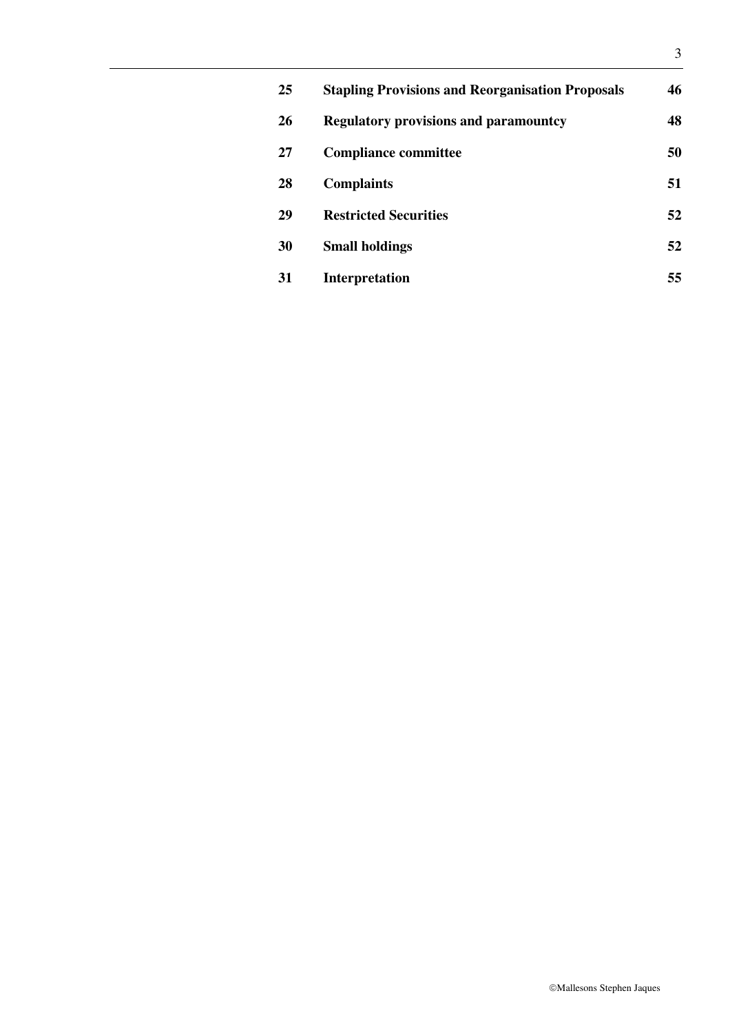| | | |
|---|---|---|
| **25** | **Stapling Provisions and Reorganisation Proposals** | **46** |
| **26** | **Regulatory provisions and paramountcy** | **48** |
| **27** | **Compliance committee** | **50** |
| **28** | **Complaints** | **51** |
| **29** | **Restricted Securities** | **52** |
| **30** | **Small holdings** | **52** |
| **31** | **Interpretation** | **55** |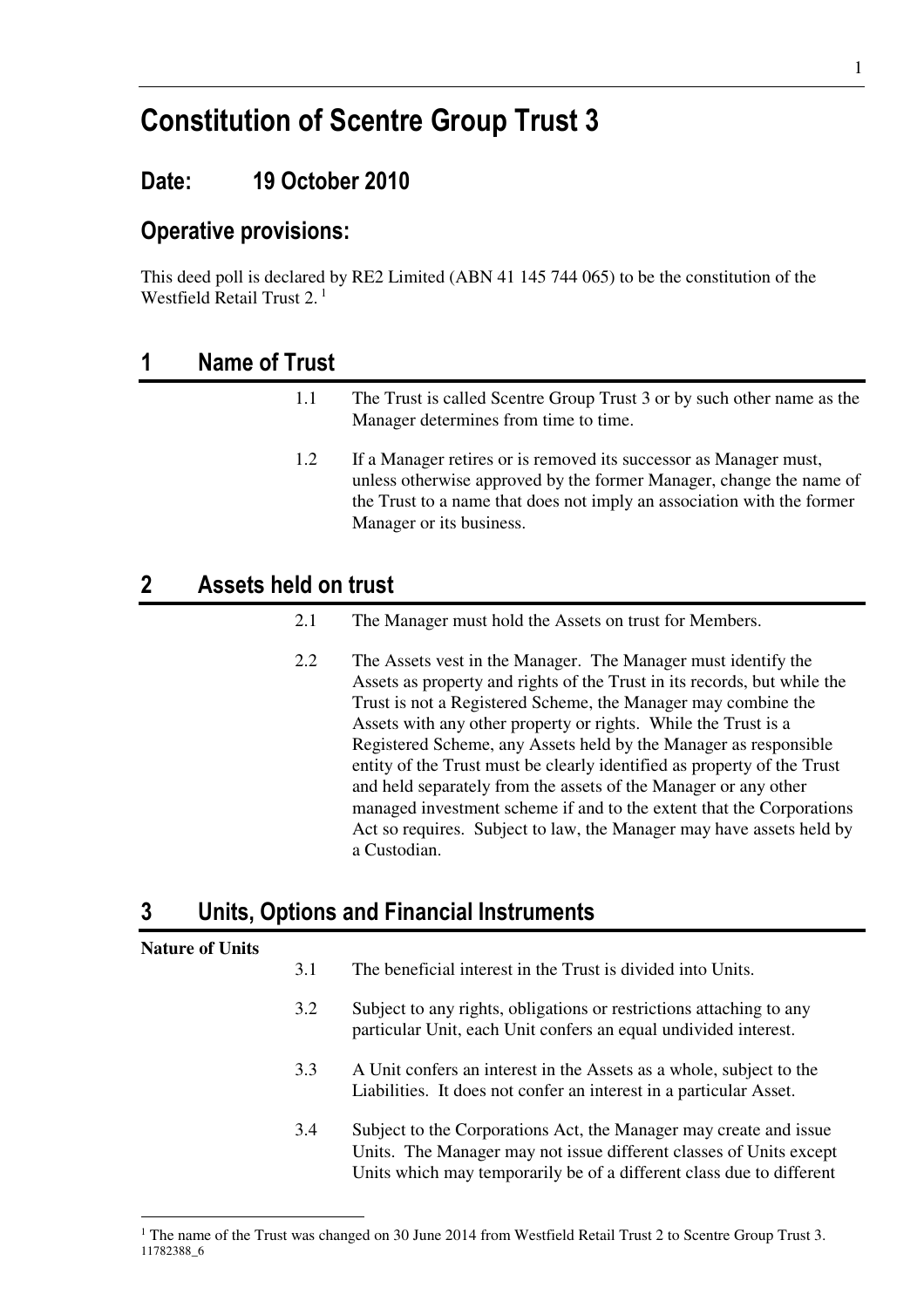# Constitution of Scentre Group Trust 3

## Date: 19 October 2010

## Operative provisions:

This deed poll is declared by RE2 Limited (ABN 41 145 744 065) to be the constitution of the Westfield Retail Trust 2.[1]

## 1 Name of Trust

1.1 The Trust is called Scentre Group Trust 3 or by such other name as the Manager determines from time to time.

1.2 If a Manager retires or is removed its successor as Manager must, unless otherwise approved by the former Manager, change the name of the Trust to a name that does not imply an association with the former Manager or its business.

## 2 Assets held on trust

2.1 The Manager must hold the Assets on trust for Members.

2.2 The Assets vest in the Manager. The Manager must identify the Assets as property and rights of the Trust in its records, but while the Trust is not a Registered Scheme, the Manager may combine the Assets with any other property or rights. While the Trust is a Registered Scheme, any Assets held by the Manager as responsible entity of the Trust must be clearly identified as property of the Trust and held separately from the assets of the Manager or any other managed investment scheme if and to the extent that the Corporations Act so requires. Subject to law, the Manager may have assets held by a Custodian.

## 3 Units, Options and Financial Instruments

**Nature of Units**

3.1 The beneficial interest in the Trust is divided into Units.

3.2 Subject to any rights, obligations or restrictions attaching to any particular Unit, each Unit confers an equal undivided interest.

3.3 A Unit confers an interest in the Assets as a whole, subject to the Liabilities. It does not confer an interest in a particular Asset.

3.4 Subject to the Corporations Act, the Manager may create and issue Units. The Manager may not issue different classes of Units except Units which may temporarily be of a different class due to different

[1] The name of the Trust was changed on 30 June 2014 from Westfield Retail Trust 2 to Scentre Group Trust 3.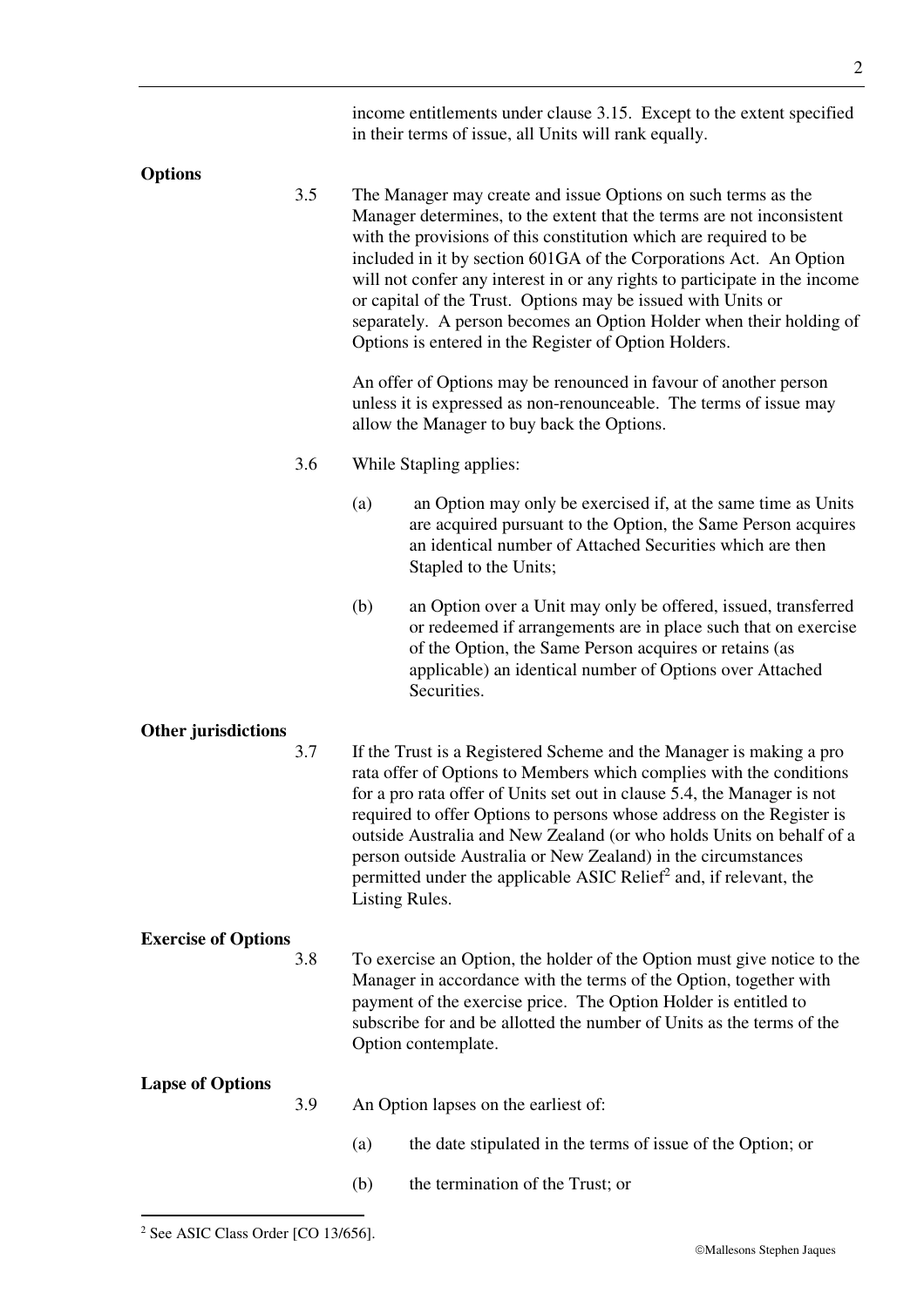income entitlements under clause 3.15. Except to the extent specified in their terms of issue, all Units will rank equally.

**Options**

3.5 The Manager may create and issue Options on such terms as the Manager determines, to the extent that the terms are not inconsistent with the provisions of this constitution which are required to be included in it by section 601GA of the Corporations Act. An Option will not confer any interest in or any rights to participate in the income or capital of the Trust. Options may be issued with Units or separately. A person becomes an Option Holder when their holding of Options is entered in the Register of Option Holders.

An offer of Options may be renounced in favour of another person unless it is expressed as non-renounceable. The terms of issue may allow the Manager to buy back the Options.

3.6 While Stapling applies:

(a) an Option may only be exercised if, at the same time as Units are acquired pursuant to the Option, the Same Person acquires an identical number of Attached Securities which are then Stapled to the Units;

(b) an Option over a Unit may only be offered, issued, transferred or redeemed if arrangements are in place such that on exercise of the Option, the Same Person acquires or retains (as applicable) an identical number of Options over Attached Securities.

**Other jurisdictions**

3.7 If the Trust is a Registered Scheme and the Manager is making a pro rata offer of Options to Members which complies with the conditions for a pro rata offer of Units set out in clause 5.4, the Manager is not required to offer Options to persons whose address on the Register is outside Australia and New Zealand (or who holds Units on behalf of a person outside Australia or New Zealand) in the circumstances permitted under the applicable ASIC Relief[2] and, if relevant, the Listing Rules.

**Exercise of Options**

3.8 To exercise an Option, the holder of the Option must give notice to the Manager in accordance with the terms of the Option, together with payment of the exercise price. The Option Holder is entitled to subscribe for and be allotted the number of Units as the terms of the Option contemplate.

**Lapse of Options**

3.9 An Option lapses on the earliest of:

(a) the date stipulated in the terms of issue of the Option; or

(b) the termination of the Trust; or

[2] See ASIC Class Order [CO 13/656].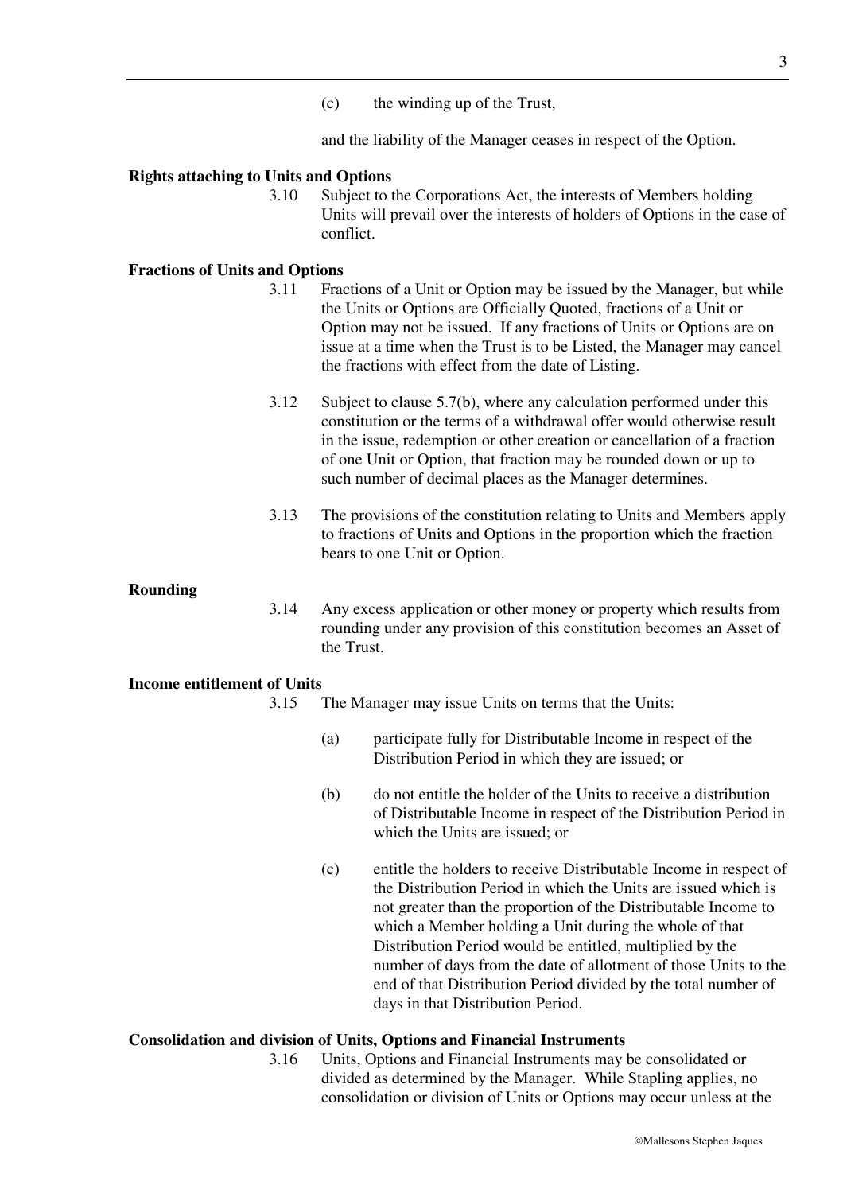(c) the winding up of the Trust,

and the liability of the Manager ceases in respect of the Option.

**Rights attaching to Units and Options**

3.10 Subject to the Corporations Act, the interests of Members holding Units will prevail over the interests of holders of Options in the case of conflict.

**Fractions of Units and Options**

3.11 Fractions of a Unit or Option may be issued by the Manager, but while the Units or Options are Officially Quoted, fractions of a Unit or Option may not be issued. If any fractions of Units or Options are on issue at a time when the Trust is to be Listed, the Manager may cancel the fractions with effect from the date of Listing.

3.12 Subject to clause 5.7(b), where any calculation performed under this constitution or the terms of a withdrawal offer would otherwise result in the issue, redemption or other creation or cancellation of a fraction of one Unit or Option, that fraction may be rounded down or up to such number of decimal places as the Manager determines.

3.13 The provisions of the constitution relating to Units and Members apply to fractions of Units and Options in the proportion which the fraction bears to one Unit or Option.

**Rounding**

3.14 Any excess application or other money or property which results from rounding under any provision of this constitution becomes an Asset of the Trust.

**Income entitlement of Units**

3.15 The Manager may issue Units on terms that the Units:

(a) participate fully for Distributable Income in respect of the Distribution Period in which they are issued; or

(b) do not entitle the holder of the Units to receive a distribution of Distributable Income in respect of the Distribution Period in which the Units are issued; or

(c) entitle the holders to receive Distributable Income in respect of the Distribution Period in which the Units are issued which is not greater than the proportion of the Distributable Income to which a Member holding a Unit during the whole of that Distribution Period would be entitled, multiplied by the number of days from the date of allotment of those Units to the end of that Distribution Period divided by the total number of days in that Distribution Period.

**Consolidation and division of Units, Options and Financial Instruments**

3.16 Units, Options and Financial Instruments may be consolidated or divided as determined by the Manager. While Stapling applies, no consolidation or division of Units or Options may occur unless at the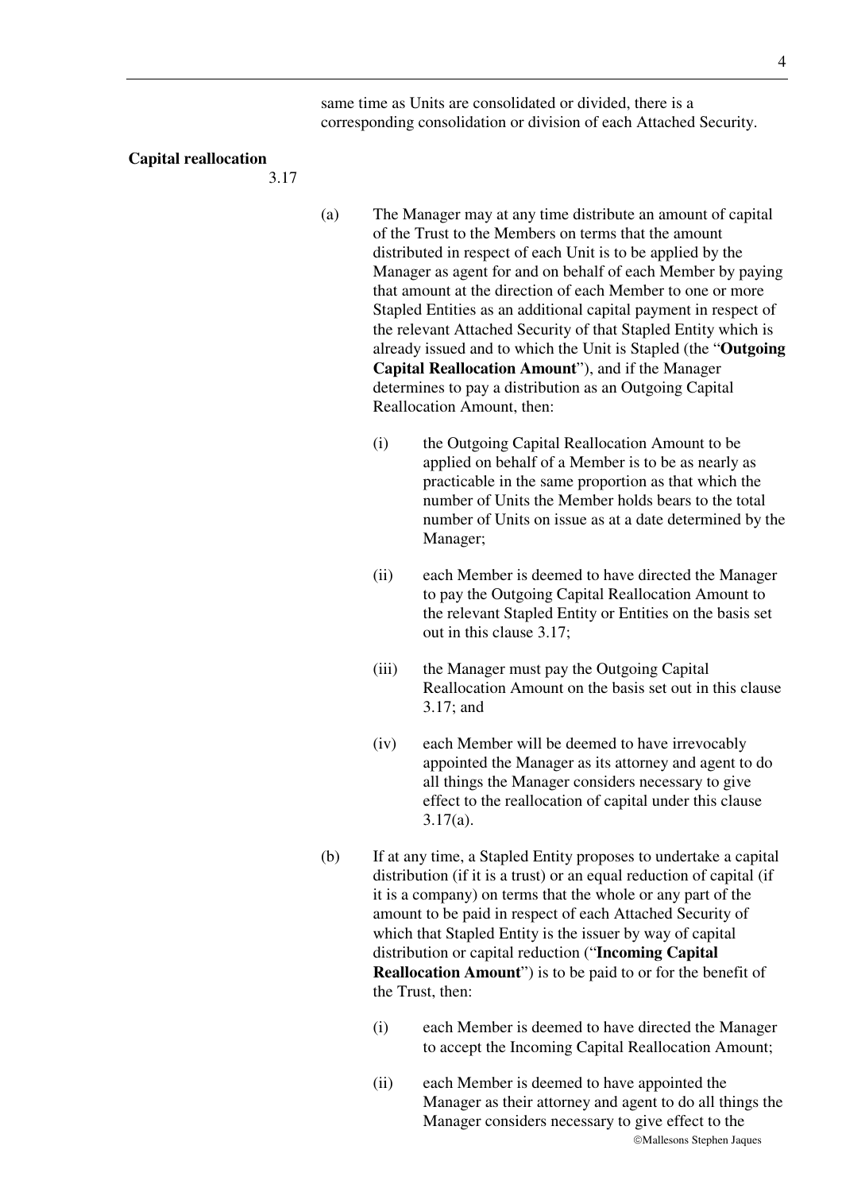same time as Units are consolidated or divided, there is a corresponding consolidation or division of each Attached Security.

**Capital reallocation**

3.17

(a) The Manager may at any time distribute an amount of capital of the Trust to the Members on terms that the amount distributed in respect of each Unit is to be applied by the Manager as agent for and on behalf of each Member by paying that amount at the direction of each Member to one or more Stapled Entities as an additional capital payment in respect of the relevant Attached Security of that Stapled Entity which is already issued and to which the Unit is Stapled (the "**Outgoing Capital Reallocation Amount**"), and if the Manager determines to pay a distribution as an Outgoing Capital Reallocation Amount, then:

(i) the Outgoing Capital Reallocation Amount to be applied on behalf of a Member is to be as nearly as practicable in the same proportion as that which the number of Units the Member holds bears to the total number of Units on issue as at a date determined by the Manager;

(ii) each Member is deemed to have directed the Manager to pay the Outgoing Capital Reallocation Amount to the relevant Stapled Entity or Entities on the basis set out in this clause 3.17;

(iii) the Manager must pay the Outgoing Capital Reallocation Amount on the basis set out in this clause 3.17; and

(iv) each Member will be deemed to have irrevocably appointed the Manager as its attorney and agent to do all things the Manager considers necessary to give effect to the reallocation of capital under this clause 3.17(a).

(b) If at any time, a Stapled Entity proposes to undertake a capital distribution (if it is a trust) or an equal reduction of capital (if it is a company) on terms that the whole or any part of the amount to be paid in respect of each Attached Security of which that Stapled Entity is the issuer by way of capital distribution or capital reduction ("**Incoming Capital Reallocation Amount**") is to be paid to or for the benefit of the Trust, then:

(i) each Member is deemed to have directed the Manager to accept the Incoming Capital Reallocation Amount;

(ii) each Member is deemed to have appointed the Manager as their attorney and agent to do all things the Manager considers necessary to give effect to the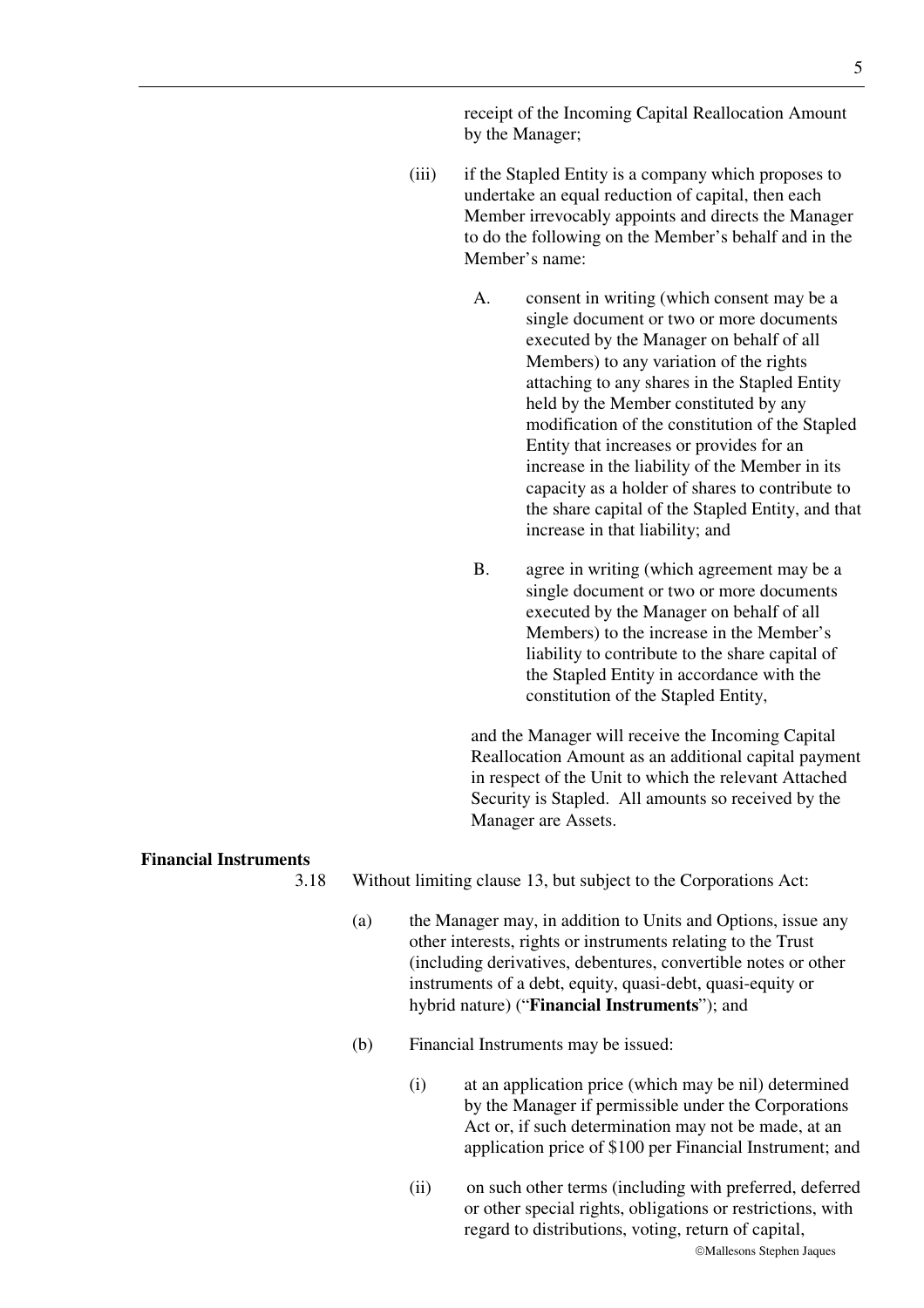receipt of the Incoming Capital Reallocation Amount by the Manager;

(iii) if the Stapled Entity is a company which proposes to undertake an equal reduction of capital, then each Member irrevocably appoints and directs the Manager to do the following on the Member's behalf and in the Member's name:

A. consent in writing (which consent may be a single document or two or more documents executed by the Manager on behalf of all Members) to any variation of the rights attaching to any shares in the Stapled Entity held by the Member constituted by any modification of the constitution of the Stapled Entity that increases or provides for an increase in the liability of the Member in its capacity as a holder of shares to contribute to the share capital of the Stapled Entity, and that increase in that liability; and

B. agree in writing (which agreement may be a single document or two or more documents executed by the Manager on behalf of all Members) to the increase in the Member's liability to contribute to the share capital of the Stapled Entity in accordance with the constitution of the Stapled Entity,

and the Manager will receive the Incoming Capital Reallocation Amount as an additional capital payment in respect of the Unit to which the relevant Attached Security is Stapled. All amounts so received by the Manager are Assets.

**Financial Instruments**

3.18 Without limiting clause 13, but subject to the Corporations Act:

(a) the Manager may, in addition to Units and Options, issue any other interests, rights or instruments relating to the Trust (including derivatives, debentures, convertible notes or other instruments of a debt, equity, quasi-debt, quasi-equity or hybrid nature) ("**Financial Instruments**"); and

(b) Financial Instruments may be issued:

(i) at an application price (which may be nil) determined by the Manager if permissible under the Corporations Act or, if such determination may not be made, at an application price of $100 per Financial Instrument; and

(ii) on such other terms (including with preferred, deferred or other special rights, obligations or restrictions, with regard to distributions, voting, return of capital,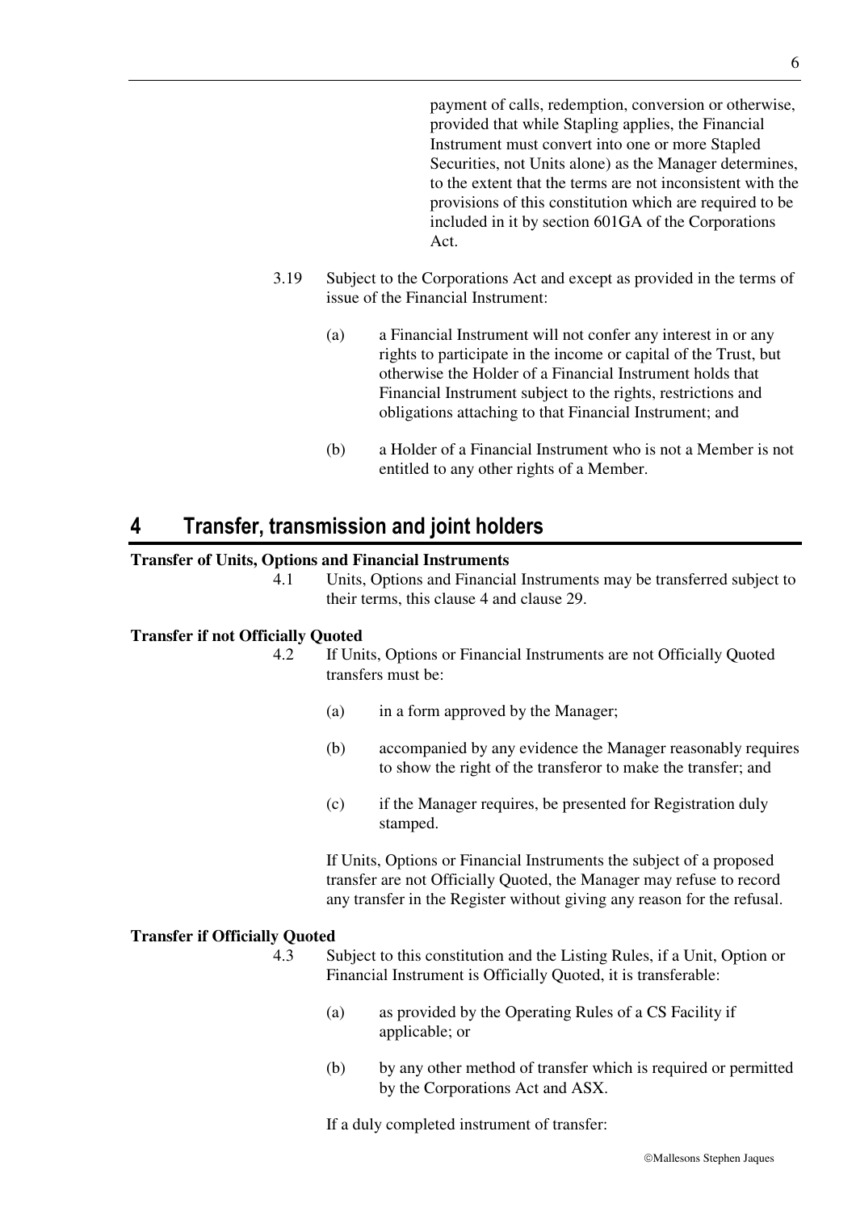payment of calls, redemption, conversion or otherwise, provided that while Stapling applies, the Financial Instrument must convert into one or more Stapled Securities, not Units alone) as the Manager determines, to the extent that the terms are not inconsistent with the provisions of this constitution which are required to be included in it by section 601GA of the Corporations Act.

3.19 Subject to the Corporations Act and except as provided in the terms of issue of the Financial Instrument:

(a) a Financial Instrument will not confer any interest in or any rights to participate in the income or capital of the Trust, but otherwise the Holder of a Financial Instrument holds that Financial Instrument subject to the rights, restrictions and obligations attaching to that Financial Instrument; and

(b) a Holder of a Financial Instrument who is not a Member is not entitled to any other rights of a Member.

# 4 Transfer, transmission and joint holders

**Transfer of Units, Options and Financial Instruments**

4.1 Units, Options and Financial Instruments may be transferred subject to their terms, this clause 4 and clause 29.

**Transfer if not Officially Quoted**

4.2 If Units, Options or Financial Instruments are not Officially Quoted transfers must be:

(a) in a form approved by the Manager;

(b) accompanied by any evidence the Manager reasonably requires to show the right of the transferor to make the transfer; and

(c) if the Manager requires, be presented for Registration duly stamped.

If Units, Options or Financial Instruments the subject of a proposed transfer are not Officially Quoted, the Manager may refuse to record any transfer in the Register without giving any reason for the refusal.

**Transfer if Officially Quoted**

4.3 Subject to this constitution and the Listing Rules, if a Unit, Option or Financial Instrument is Officially Quoted, it is transferable:

(a) as provided by the Operating Rules of a CS Facility if applicable; or

(b) by any other method of transfer which is required or permitted by the Corporations Act and ASX.

If a duly completed instrument of transfer: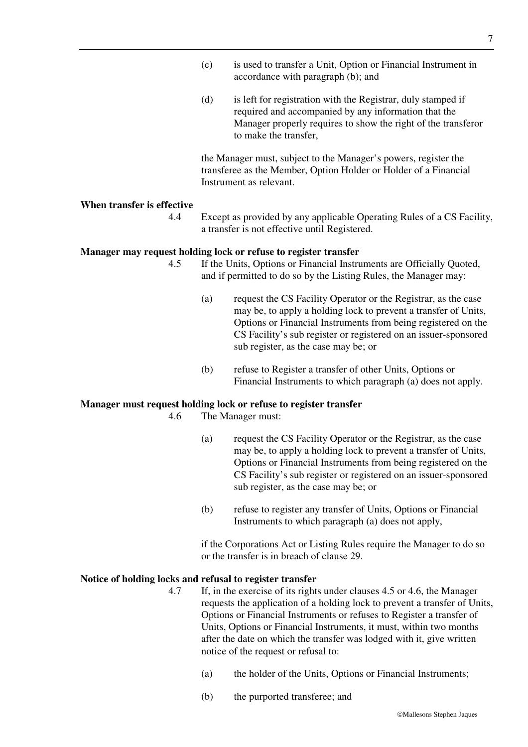(c) is used to transfer a Unit, Option or Financial Instrument in accordance with paragraph (b); and

(d) is left for registration with the Registrar, duly stamped if required and accompanied by any information that the Manager properly requires to show the right of the transferor to make the transfer,

the Manager must, subject to the Manager's powers, register the transferee as the Member, Option Holder or Holder of a Financial Instrument as relevant.

**When transfer is effective**

4.4 Except as provided by any applicable Operating Rules of a CS Facility, a transfer is not effective until Registered.

**Manager may request holding lock or refuse to register transfer**

4.5 If the Units, Options or Financial Instruments are Officially Quoted, and if permitted to do so by the Listing Rules, the Manager may:

(a) request the CS Facility Operator or the Registrar, as the case may be, to apply a holding lock to prevent a transfer of Units, Options or Financial Instruments from being registered on the CS Facility's sub register or registered on an issuer-sponsored sub register, as the case may be; or

(b) refuse to Register a transfer of other Units, Options or Financial Instruments to which paragraph (a) does not apply.

**Manager must request holding lock or refuse to register transfer**

4.6 The Manager must:

(a) request the CS Facility Operator or the Registrar, as the case may be, to apply a holding lock to prevent a transfer of Units, Options or Financial Instruments from being registered on the CS Facility's sub register or registered on an issuer-sponsored sub register, as the case may be; or

(b) refuse to register any transfer of Units, Options or Financial Instruments to which paragraph (a) does not apply,

if the Corporations Act or Listing Rules require the Manager to do so or the transfer is in breach of clause 29.

**Notice of holding locks and refusal to register transfer**

4.7 If, in the exercise of its rights under clauses 4.5 or 4.6, the Manager requests the application of a holding lock to prevent a transfer of Units, Options or Financial Instruments or refuses to Register a transfer of Units, Options or Financial Instruments, it must, within two months after the date on which the transfer was lodged with it, give written notice of the request or refusal to:

(a) the holder of the Units, Options or Financial Instruments;

(b) the purported transferee; and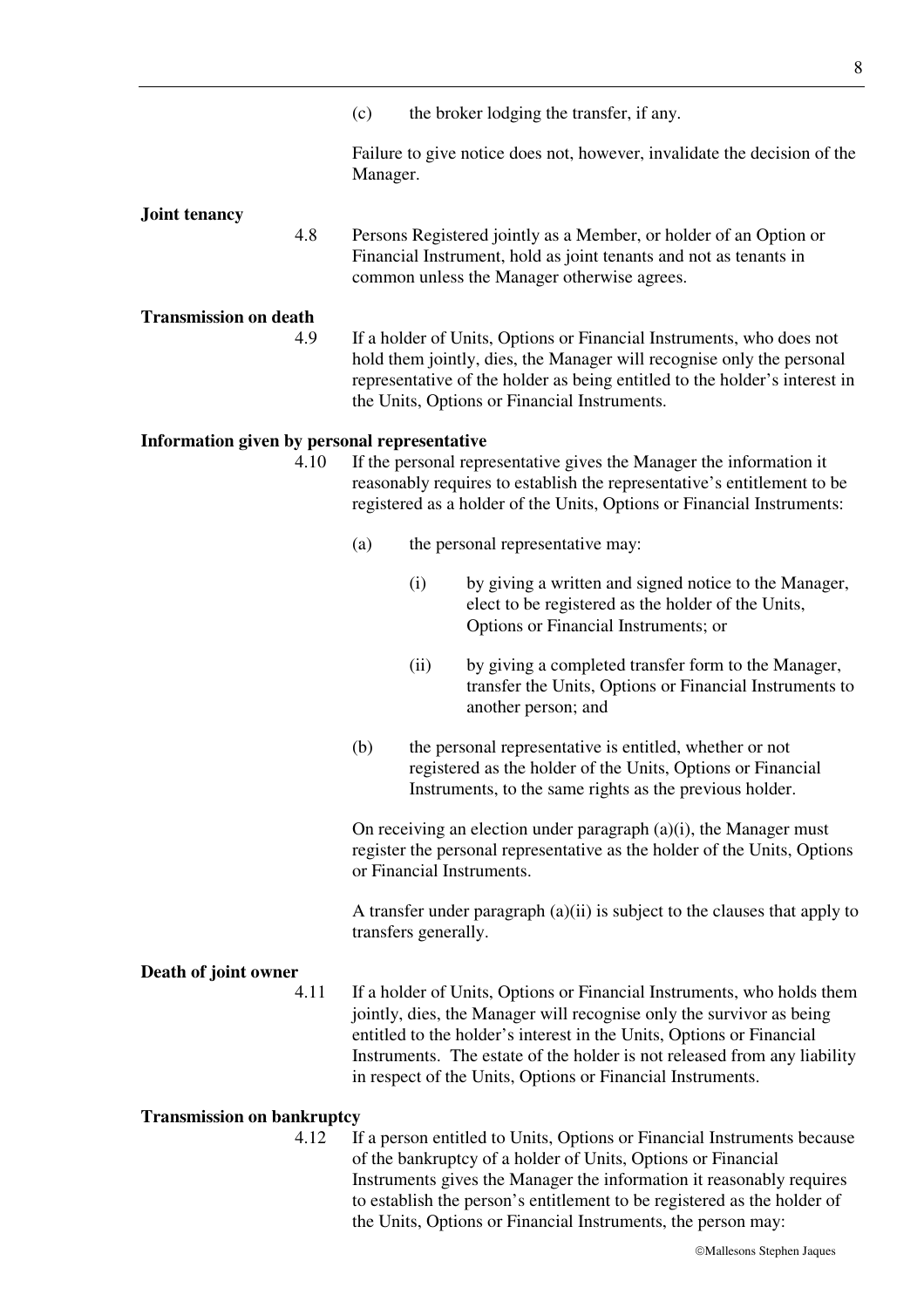(c) the broker lodging the transfer, if any.

Failure to give notice does not, however, invalidate the decision of the Manager.

**Joint tenancy**

4.8 Persons Registered jointly as a Member, or holder of an Option or Financial Instrument, hold as joint tenants and not as tenants in common unless the Manager otherwise agrees.

**Transmission on death**

4.9 If a holder of Units, Options or Financial Instruments, who does not hold them jointly, dies, the Manager will recognise only the personal representative of the holder as being entitled to the holder's interest in the Units, Options or Financial Instruments.

**Information given by personal representative**

4.10 If the personal representative gives the Manager the information it reasonably requires to establish the representative's entitlement to be registered as a holder of the Units, Options or Financial Instruments:

(a) the personal representative may:

(i) by giving a written and signed notice to the Manager, elect to be registered as the holder of the Units, Options or Financial Instruments; or

(ii) by giving a completed transfer form to the Manager, transfer the Units, Options or Financial Instruments to another person; and

(b) the personal representative is entitled, whether or not registered as the holder of the Units, Options or Financial Instruments, to the same rights as the previous holder.

On receiving an election under paragraph (a)(i), the Manager must register the personal representative as the holder of the Units, Options or Financial Instruments.

A transfer under paragraph (a)(ii) is subject to the clauses that apply to transfers generally.

**Death of joint owner**

4.11 If a holder of Units, Options or Financial Instruments, who holds them jointly, dies, the Manager will recognise only the survivor as being entitled to the holder's interest in the Units, Options or Financial Instruments. The estate of the holder is not released from any liability in respect of the Units, Options or Financial Instruments.

**Transmission on bankruptcy**

4.12 If a person entitled to Units, Options or Financial Instruments because of the bankruptcy of a holder of Units, Options or Financial Instruments gives the Manager the information it reasonably requires to establish the person's entitlement to be registered as the holder of the Units, Options or Financial Instruments, the person may: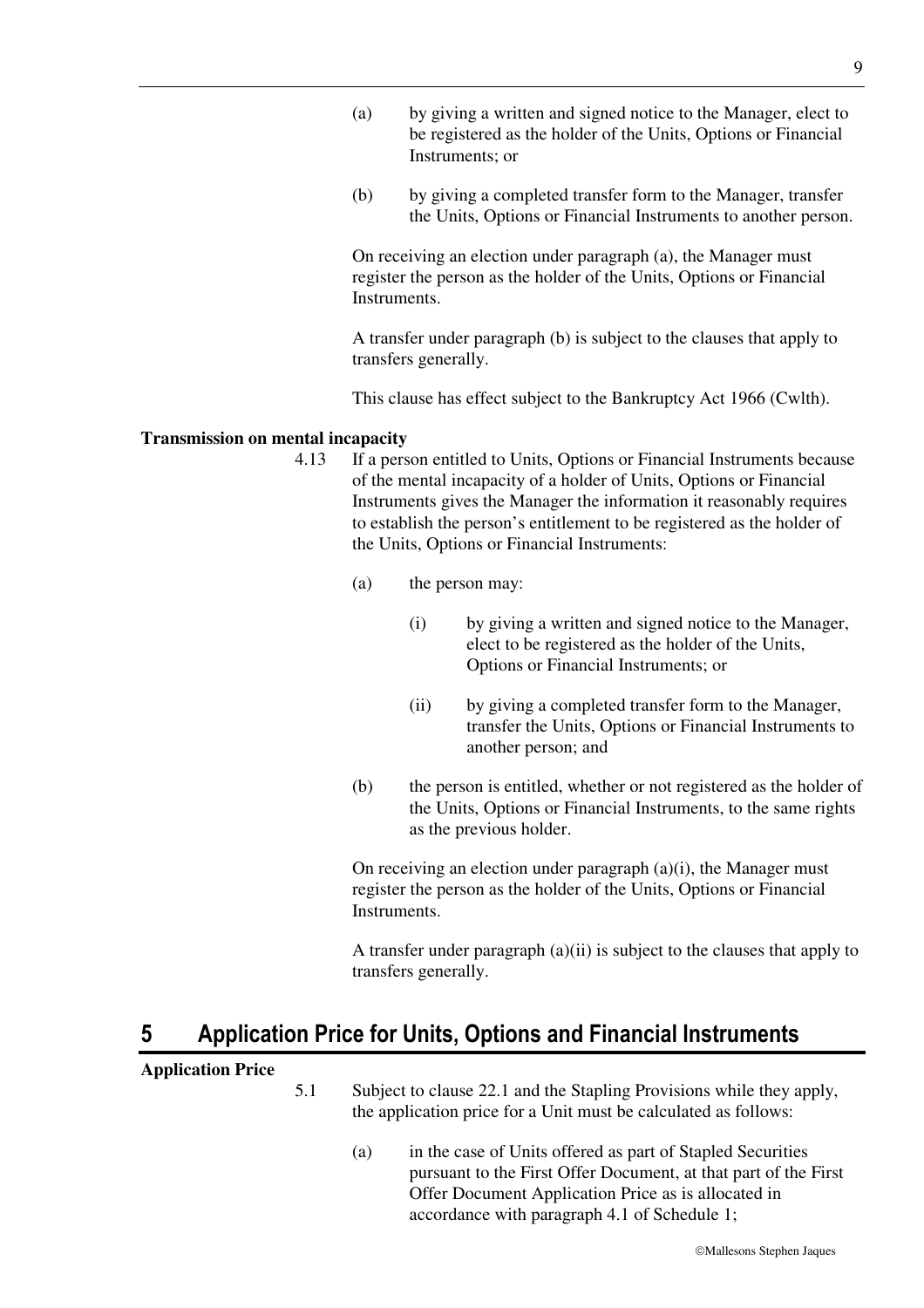(a) by giving a written and signed notice to the Manager, elect to be registered as the holder of the Units, Options or Financial Instruments; or

(b) by giving a completed transfer form to the Manager, transfer the Units, Options or Financial Instruments to another person.

On receiving an election under paragraph (a), the Manager must register the person as the holder of the Units, Options or Financial Instruments.

A transfer under paragraph (b) is subject to the clauses that apply to transfers generally.

This clause has effect subject to the Bankruptcy Act 1966 (Cwlth).

**Transmission on mental incapacity**

4.13 If a person entitled to Units, Options or Financial Instruments because of the mental incapacity of a holder of Units, Options or Financial Instruments gives the Manager the information it reasonably requires to establish the person's entitlement to be registered as the holder of the Units, Options or Financial Instruments:

(a) the person may:

(i) by giving a written and signed notice to the Manager, elect to be registered as the holder of the Units, Options or Financial Instruments; or

(ii) by giving a completed transfer form to the Manager, transfer the Units, Options or Financial Instruments to another person; and

(b) the person is entitled, whether or not registered as the holder of the Units, Options or Financial Instruments, to the same rights as the previous holder.

On receiving an election under paragraph (a)(i), the Manager must register the person as the holder of the Units, Options or Financial Instruments.

A transfer under paragraph (a)(ii) is subject to the clauses that apply to transfers generally.

## 5 Application Price for Units, Options and Financial Instruments

**Application Price**

5.1 Subject to clause 22.1 and the Stapling Provisions while they apply, the application price for a Unit must be calculated as follows:

(a) in the case of Units offered as part of Stapled Securities pursuant to the First Offer Document, at that part of the First Offer Document Application Price as is allocated in accordance with paragraph 4.1 of Schedule 1;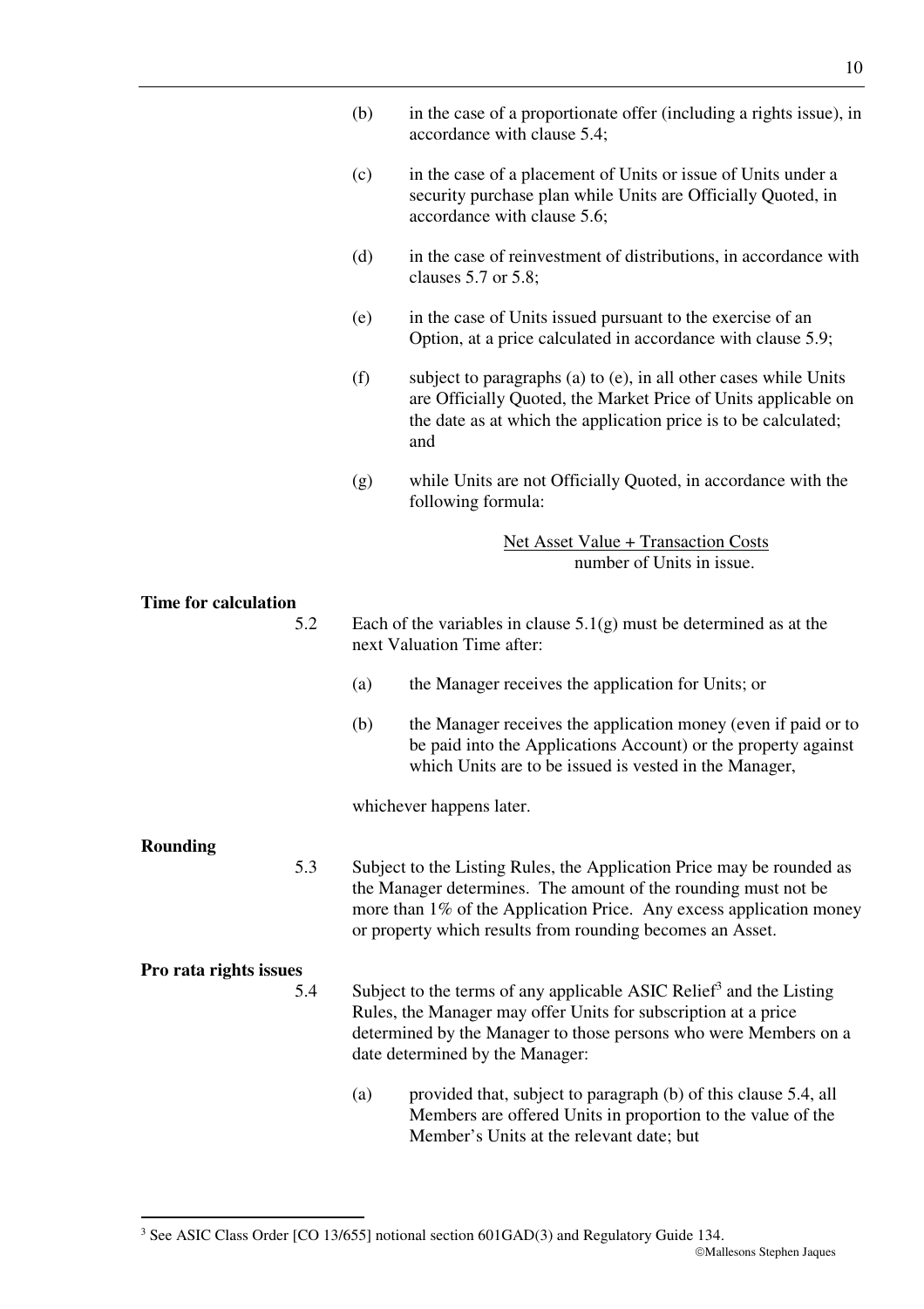(b) in the case of a proportionate offer (including a rights issue), in accordance with clause 5.4;

(c) in the case of a placement of Units or issue of Units under a security purchase plan while Units are Officially Quoted, in accordance with clause 5.6;

(d) in the case of reinvestment of distributions, in accordance with clauses 5.7 or 5.8;

(e) in the case of Units issued pursuant to the exercise of an Option, at a price calculated in accordance with clause 5.9;

(f) subject to paragraphs (a) to (e), in all other cases while Units are Officially Quoted, the Market Price of Units applicable on the date as at which the application price is to be calculated; and

(g) while Units are not Officially Quoted, in accordance with the following formula:

$$\frac{\text{Net Asset Value + Transaction Costs}}{\text{number of Units in issue.}}$$

**Time for calculation**

5.2 Each of the variables in clause 5.1(g) must be determined as at the next Valuation Time after:

(a) the Manager receives the application for Units; or

(b) the Manager receives the application money (even if paid or to be paid into the Applications Account) or the property against which Units are to be issued is vested in the Manager,

whichever happens later.

**Rounding**

5.3 Subject to the Listing Rules, the Application Price may be rounded as the Manager determines. The amount of the rounding must not be more than 1% of the Application Price. Any excess application money or property which results from rounding becomes an Asset.

**Pro rata rights issues**

5.4 Subject to the terms of any applicable ASIC Relief[3] and the Listing Rules, the Manager may offer Units for subscription at a price determined by the Manager to those persons who were Members on a date determined by the Manager:

(a) provided that, subject to paragraph (b) of this clause 5.4, all Members are offered Units in proportion to the value of the Member's Units at the relevant date; but

[3] See ASIC Class Order [CO 13/655] notional section 601GAD(3) and Regulatory Guide 134.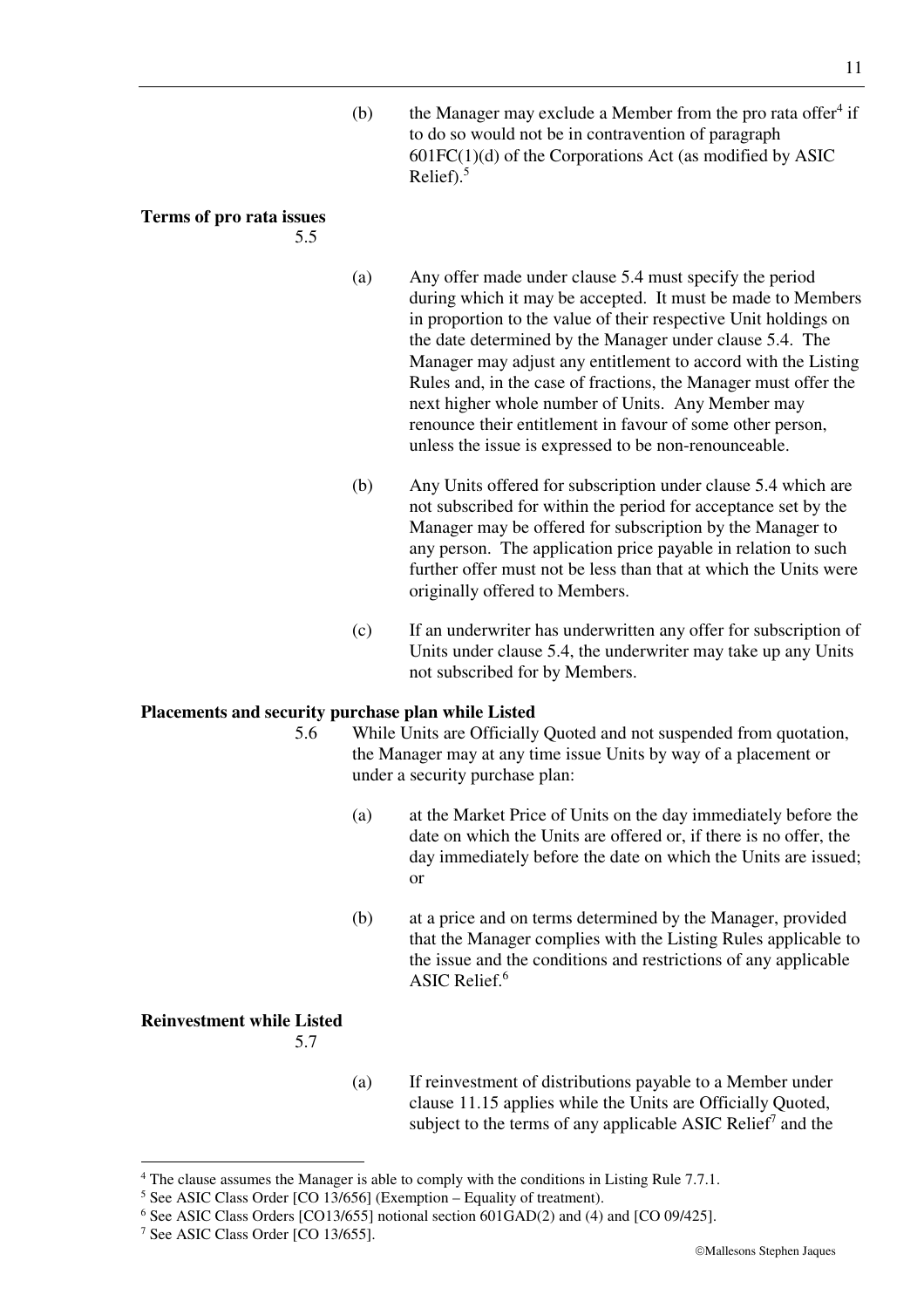(b) the Manager may exclude a Member from the pro rata offer[4] if to do so would not be in contravention of paragraph 601FC(1)(d) of the Corporations Act (as modified by ASIC Relief).[5]

**Terms of pro rata issues**

5.5

(a) Any offer made under clause 5.4 must specify the period during which it may be accepted. It must be made to Members in proportion to the value of their respective Unit holdings on the date determined by the Manager under clause 5.4. The Manager may adjust any entitlement to accord with the Listing Rules and, in the case of fractions, the Manager must offer the next higher whole number of Units. Any Member may renounce their entitlement in favour of some other person, unless the issue is expressed to be non-renounceable.

(b) Any Units offered for subscription under clause 5.4 which are not subscribed for within the period for acceptance set by the Manager may be offered for subscription by the Manager to any person. The application price payable in relation to such further offer must not be less than that at which the Units were originally offered to Members.

(c) If an underwriter has underwritten any offer for subscription of Units under clause 5.4, the underwriter may take up any Units not subscribed for by Members.

**Placements and security purchase plan while Listed**

5.6 While Units are Officially Quoted and not suspended from quotation, the Manager may at any time issue Units by way of a placement or under a security purchase plan:

(a) at the Market Price of Units on the day immediately before the date on which the Units are offered or, if there is no offer, the day immediately before the date on which the Units are issued; or

(b) at a price and on terms determined by the Manager, provided that the Manager complies with the Listing Rules applicable to the issue and the conditions and restrictions of any applicable ASIC Relief.[6]

**Reinvestment while Listed**

5.7

(a) If reinvestment of distributions payable to a Member under clause 11.15 applies while the Units are Officially Quoted, subject to the terms of any applicable ASIC Relief[7] and the

---

[4] The clause assumes the Manager is able to comply with the conditions in Listing Rule 7.7.1.

[5] See ASIC Class Order [CO 13/656] (Exemption – Equality of treatment).

[6] See ASIC Class Orders [CO13/655] notional section 601GAD(2) and (4) and [CO 09/425].

[7] See ASIC Class Order [CO 13/655].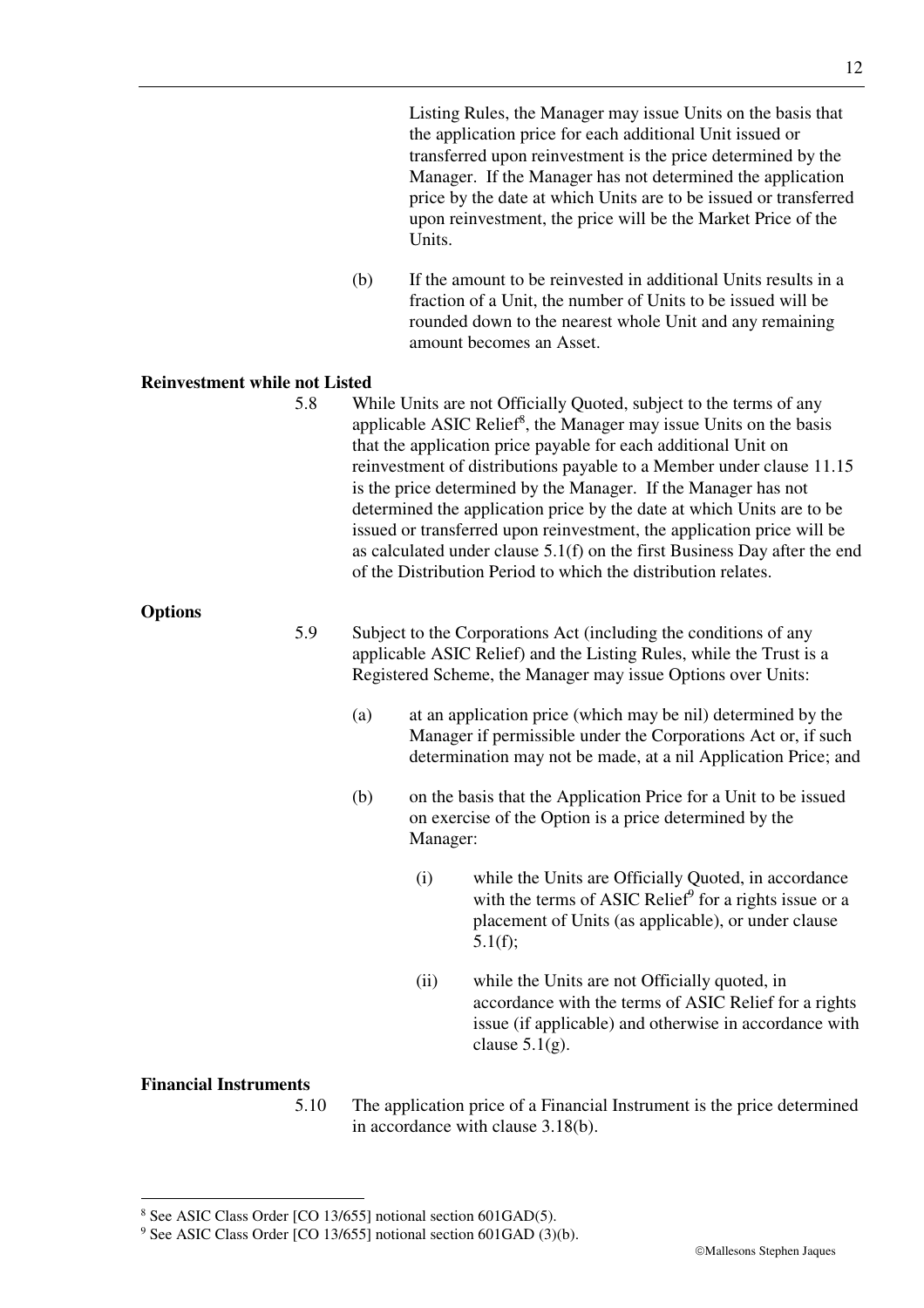Listing Rules, the Manager may issue Units on the basis that the application price for each additional Unit issued or transferred upon reinvestment is the price determined by the Manager. If the Manager has not determined the application price by the date at which Units are to be issued or transferred upon reinvestment, the price will be the Market Price of the Units.

(b) If the amount to be reinvested in additional Units results in a fraction of a Unit, the number of Units to be issued will be rounded down to the nearest whole Unit and any remaining amount becomes an Asset.

**Reinvestment while not Listed**

5.8 While Units are not Officially Quoted, subject to the terms of any applicable ASIC Relief[8], the Manager may issue Units on the basis that the application price payable for each additional Unit on reinvestment of distributions payable to a Member under clause 11.15 is the price determined by the Manager. If the Manager has not determined the application price by the date at which Units are to be issued or transferred upon reinvestment, the application price will be as calculated under clause 5.1(f) on the first Business Day after the end of the Distribution Period to which the distribution relates.

**Options**

5.9 Subject to the Corporations Act (including the conditions of any applicable ASIC Relief) and the Listing Rules, while the Trust is a Registered Scheme, the Manager may issue Options over Units:

(a) at an application price (which may be nil) determined by the Manager if permissible under the Corporations Act or, if such determination may not be made, at a nil Application Price; and

(b) on the basis that the Application Price for a Unit to be issued on exercise of the Option is a price determined by the Manager:

(i) while the Units are Officially Quoted, in accordance with the terms of ASIC Relief[9] for a rights issue or a placement of Units (as applicable), or under clause 5.1(f);

(ii) while the Units are not Officially quoted, in accordance with the terms of ASIC Relief for a rights issue (if applicable) and otherwise in accordance with clause 5.1(g).

**Financial Instruments**

5.10 The application price of a Financial Instrument is the price determined in accordance with clause 3.18(b).

---

[8] See ASIC Class Order [CO 13/655] notional section 601GAD(5).

[9] See ASIC Class Order [CO 13/655] notional section 601GAD (3)(b).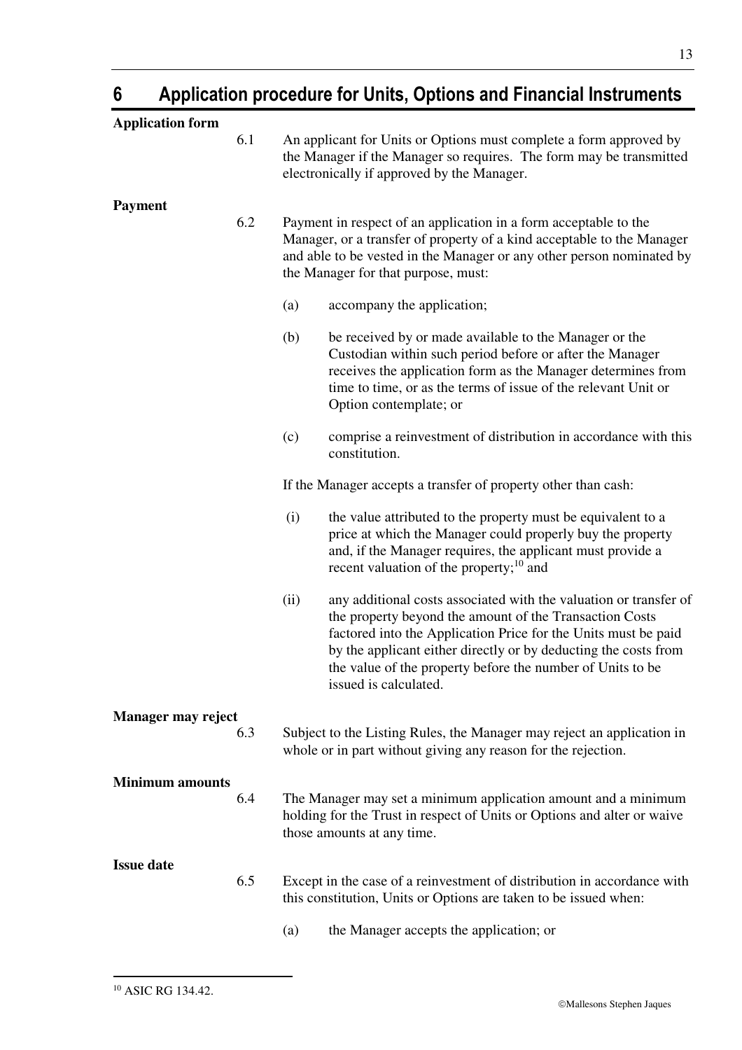# 6 Application procedure for Units, Options and Financial Instruments

**Application form**

6.1 An applicant for Units or Options must complete a form approved by the Manager if the Manager so requires. The form may be transmitted electronically if approved by the Manager.

**Payment**

6.2 Payment in respect of an application in a form acceptable to the Manager, or a transfer of property of a kind acceptable to the Manager and able to be vested in the Manager or any other person nominated by the Manager for that purpose, must:

(a) accompany the application;

(b) be received by or made available to the Manager or the Custodian within such period before or after the Manager receives the application form as the Manager determines from time to time, or as the terms of issue of the relevant Unit or Option contemplate; or

(c) comprise a reinvestment of distribution in accordance with this constitution.

If the Manager accepts a transfer of property other than cash:

(i) the value attributed to the property must be equivalent to a price at which the Manager could properly buy the property and, if the Manager requires, the applicant must provide a recent valuation of the property;[10] and

(ii) any additional costs associated with the valuation or transfer of the property beyond the amount of the Transaction Costs factored into the Application Price for the Units must be paid by the applicant either directly or by deducting the costs from the value of the property before the number of Units to be issued is calculated.

**Manager may reject**

6.3 Subject to the Listing Rules, the Manager may reject an application in whole or in part without giving any reason for the rejection.

**Minimum amounts**

6.4 The Manager may set a minimum application amount and a minimum holding for the Trust in respect of Units or Options and alter or waive those amounts at any time.

**Issue date**

6.5 Except in the case of a reinvestment of distribution in accordance with this constitution, Units or Options are taken to be issued when:

(a) the Manager accepts the application; or

---

[10] ASIC RG 134.42.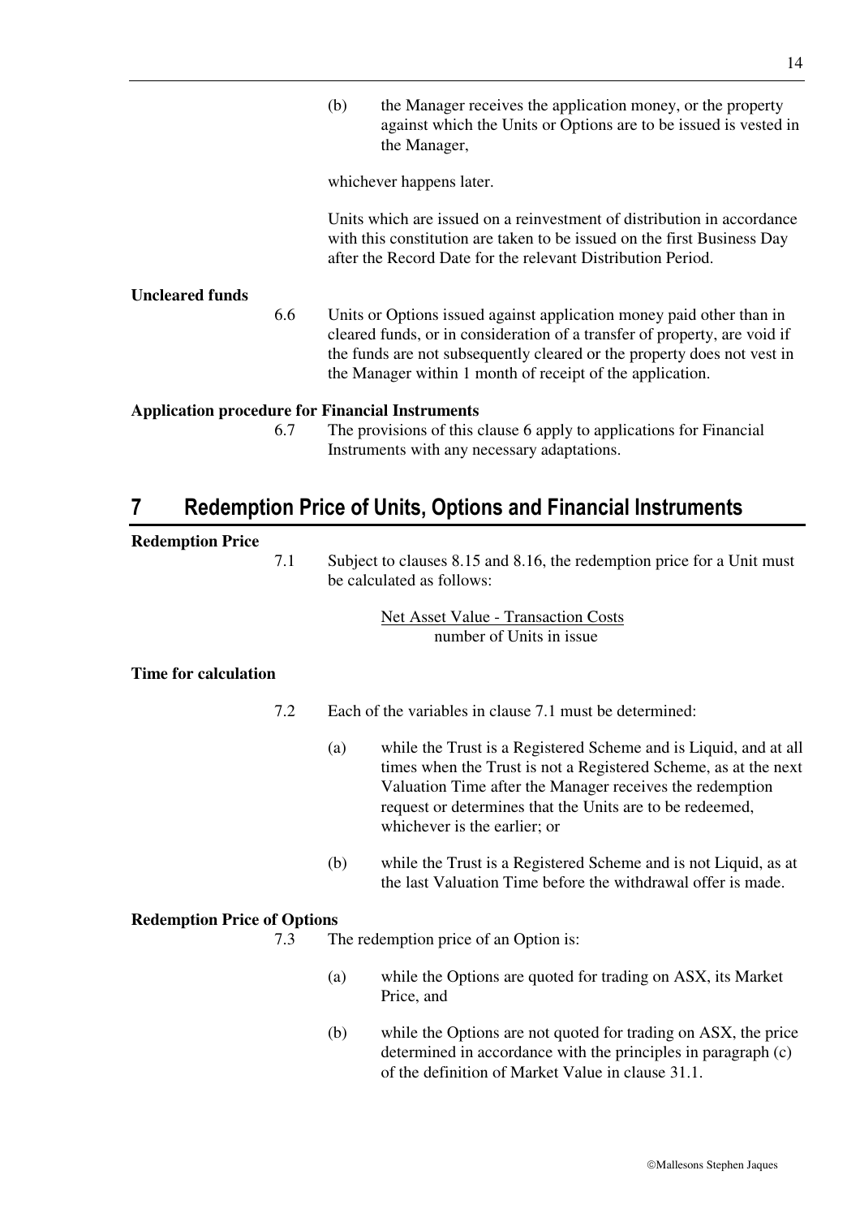(b) the Manager receives the application money, or the property against which the Units or Options are to be issued is vested in the Manager,

whichever happens later.

Units which are issued on a reinvestment of distribution in accordance with this constitution are taken to be issued on the first Business Day after the Record Date for the relevant Distribution Period.

**Uncleared funds**

6.6 Units or Options issued against application money paid other than in cleared funds, or in consideration of a transfer of property, are void if the funds are not subsequently cleared or the property does not vest in the Manager within 1 month of receipt of the application.

**Application procedure for Financial Instruments**

6.7 The provisions of this clause 6 apply to applications for Financial Instruments with any necessary adaptations.

# 7 Redemption Price of Units, Options and Financial Instruments

**Redemption Price**

7.1 Subject to clauses 8.15 and 8.16, the redemption price for a Unit must be calculated as follows:

$$\frac{\text{Net Asset Value - Transaction Costs}}{\text{number of Units in issue}}$$

**Time for calculation**

7.2 Each of the variables in clause 7.1 must be determined:

(a) while the Trust is a Registered Scheme and is Liquid, and at all times when the Trust is not a Registered Scheme, as at the next Valuation Time after the Manager receives the redemption request or determines that the Units are to be redeemed, whichever is the earlier; or

(b) while the Trust is a Registered Scheme and is not Liquid, as at the last Valuation Time before the withdrawal offer is made.

**Redemption Price of Options**

7.3 The redemption price of an Option is:

(a) while the Options are quoted for trading on ASX, its Market Price, and

(b) while the Options are not quoted for trading on ASX, the price determined in accordance with the principles in paragraph (c) of the definition of Market Value in clause 31.1.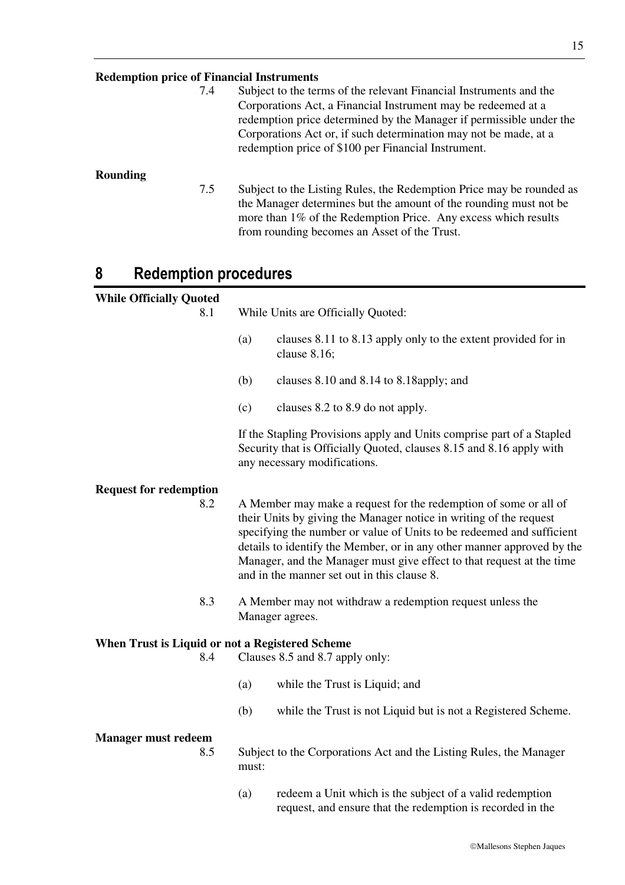**Redemption price of Financial Instruments**

7.4 Subject to the terms of the relevant Financial Instruments and the Corporations Act, a Financial Instrument may be redeemed at a redemption price determined by the Manager if permissible under the Corporations Act or, if such determination may not be made, at a redemption price of $100 per Financial Instrument.

**Rounding**

7.5 Subject to the Listing Rules, the Redemption Price may be rounded as the Manager determines but the amount of the rounding must not be more than 1% of the Redemption Price. Any excess which results from rounding becomes an Asset of the Trust.

## 8 Redemption procedures

**While Officially Quoted**

8.1 While Units are Officially Quoted:

(a) clauses 8.11 to 8.13 apply only to the extent provided for in clause 8.16;

(b) clauses 8.10 and 8.14 to 8.18apply; and

(c) clauses 8.2 to 8.9 do not apply.

If the Stapling Provisions apply and Units comprise part of a Stapled Security that is Officially Quoted, clauses 8.15 and 8.16 apply with any necessary modifications.

**Request for redemption**

8.2 A Member may make a request for the redemption of some or all of their Units by giving the Manager notice in writing of the request specifying the number or value of Units to be redeemed and sufficient details to identify the Member, or in any other manner approved by the Manager, and the Manager must give effect to that request at the time and in the manner set out in this clause 8.

8.3 A Member may not withdraw a redemption request unless the Manager agrees.

**When Trust is Liquid or not a Registered Scheme**

8.4 Clauses 8.5 and 8.7 apply only:

(a) while the Trust is Liquid; and

(b) while the Trust is not Liquid but is not a Registered Scheme.

**Manager must redeem**

8.5 Subject to the Corporations Act and the Listing Rules, the Manager must:

(a) redeem a Unit which is the subject of a valid redemption request, and ensure that the redemption is recorded in the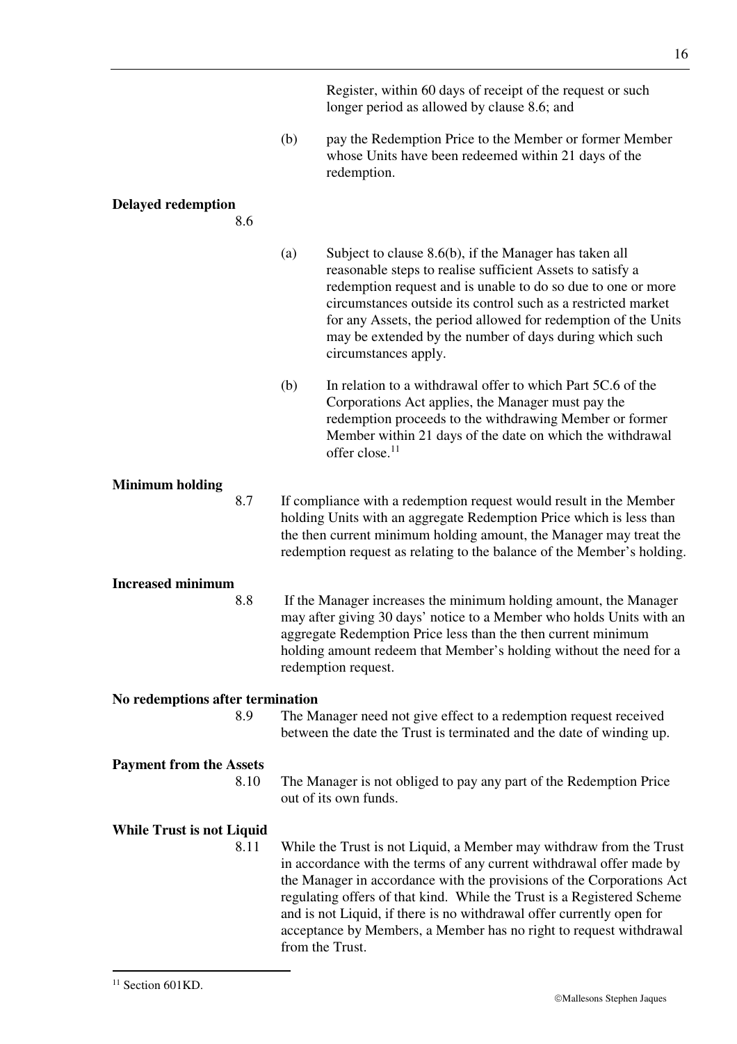Register, within 60 days of receipt of the request or such longer period as allowed by clause 8.6; and

(b) pay the Redemption Price to the Member or former Member whose Units have been redeemed within 21 days of the redemption.

**Delayed redemption**

8.6

(a) Subject to clause 8.6(b), if the Manager has taken all reasonable steps to realise sufficient Assets to satisfy a redemption request and is unable to do so due to one or more circumstances outside its control such as a restricted market for any Assets, the period allowed for redemption of the Units may be extended by the number of days during which such circumstances apply.

(b) In relation to a withdrawal offer to which Part 5C.6 of the Corporations Act applies, the Manager must pay the redemption proceeds to the withdrawing Member or former Member within 21 days of the date on which the withdrawal offer close.[11]

**Minimum holding**

8.7 If compliance with a redemption request would result in the Member holding Units with an aggregate Redemption Price which is less than the then current minimum holding amount, the Manager may treat the redemption request as relating to the balance of the Member's holding.

**Increased minimum**

8.8 If the Manager increases the minimum holding amount, the Manager may after giving 30 days' notice to a Member who holds Units with an aggregate Redemption Price less than the then current minimum holding amount redeem that Member's holding without the need for a redemption request.

**No redemptions after termination**

8.9 The Manager need not give effect to a redemption request received between the date the Trust is terminated and the date of winding up.

**Payment from the Assets**

8.10 The Manager is not obliged to pay any part of the Redemption Price out of its own funds.

**While Trust is not Liquid**

8.11 While the Trust is not Liquid, a Member may withdraw from the Trust in accordance with the terms of any current withdrawal offer made by the Manager in accordance with the provisions of the Corporations Act regulating offers of that kind. While the Trust is a Registered Scheme and is not Liquid, if there is no withdrawal offer currently open for acceptance by Members, a Member has no right to request withdrawal from the Trust.

[11] Section 601KD.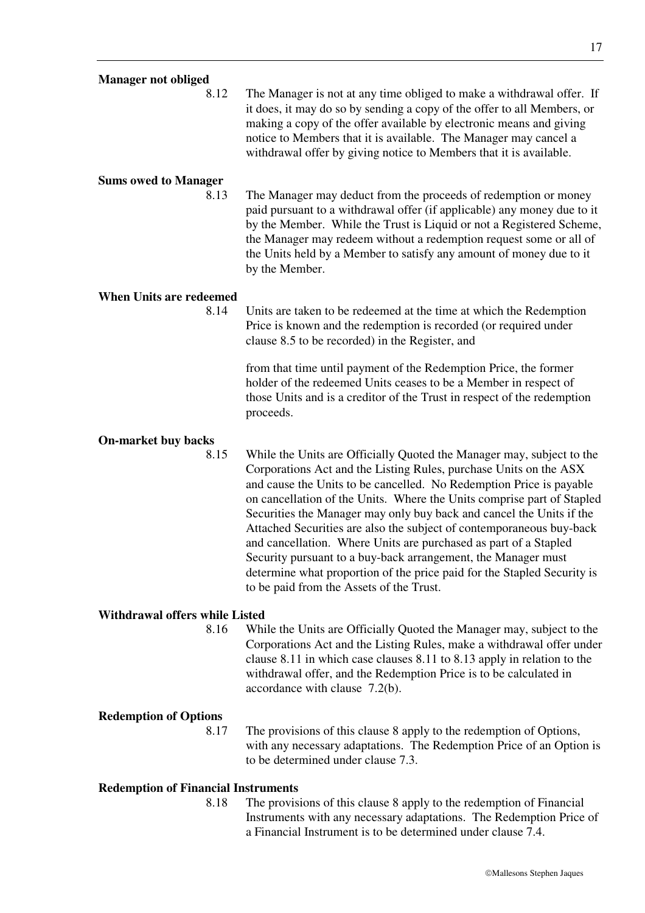**Manager not obliged**

8.12 The Manager is not at any time obliged to make a withdrawal offer. If it does, it may do so by sending a copy of the offer to all Members, or making a copy of the offer available by electronic means and giving notice to Members that it is available. The Manager may cancel a withdrawal offer by giving notice to Members that it is available.

**Sums owed to Manager**

8.13 The Manager may deduct from the proceeds of redemption or money paid pursuant to a withdrawal offer (if applicable) any money due to it by the Member. While the Trust is Liquid or not a Registered Scheme, the Manager may redeem without a redemption request some or all of the Units held by a Member to satisfy any amount of money due to it by the Member.

**When Units are redeemed**

8.14 Units are taken to be redeemed at the time at which the Redemption Price is known and the redemption is recorded (or required under clause 8.5 to be recorded) in the Register, and

from that time until payment of the Redemption Price, the former holder of the redeemed Units ceases to be a Member in respect of those Units and is a creditor of the Trust in respect of the redemption proceeds.

**On-market buy backs**

8.15 While the Units are Officially Quoted the Manager may, subject to the Corporations Act and the Listing Rules, purchase Units on the ASX and cause the Units to be cancelled. No Redemption Price is payable on cancellation of the Units. Where the Units comprise part of Stapled Securities the Manager may only buy back and cancel the Units if the Attached Securities are also the subject of contemporaneous buy-back and cancellation. Where Units are purchased as part of a Stapled Security pursuant to a buy-back arrangement, the Manager must determine what proportion of the price paid for the Stapled Security is to be paid from the Assets of the Trust.

**Withdrawal offers while Listed**

8.16 While the Units are Officially Quoted the Manager may, subject to the Corporations Act and the Listing Rules, make a withdrawal offer under clause 8.11 in which case clauses 8.11 to 8.13 apply in relation to the withdrawal offer, and the Redemption Price is to be calculated in accordance with clause 7.2(b).

**Redemption of Options**

8.17 The provisions of this clause 8 apply to the redemption of Options, with any necessary adaptations. The Redemption Price of an Option is to be determined under clause 7.3.

**Redemption of Financial Instruments**

8.18 The provisions of this clause 8 apply to the redemption of Financial Instruments with any necessary adaptations. The Redemption Price of a Financial Instrument is to be determined under clause 7.4.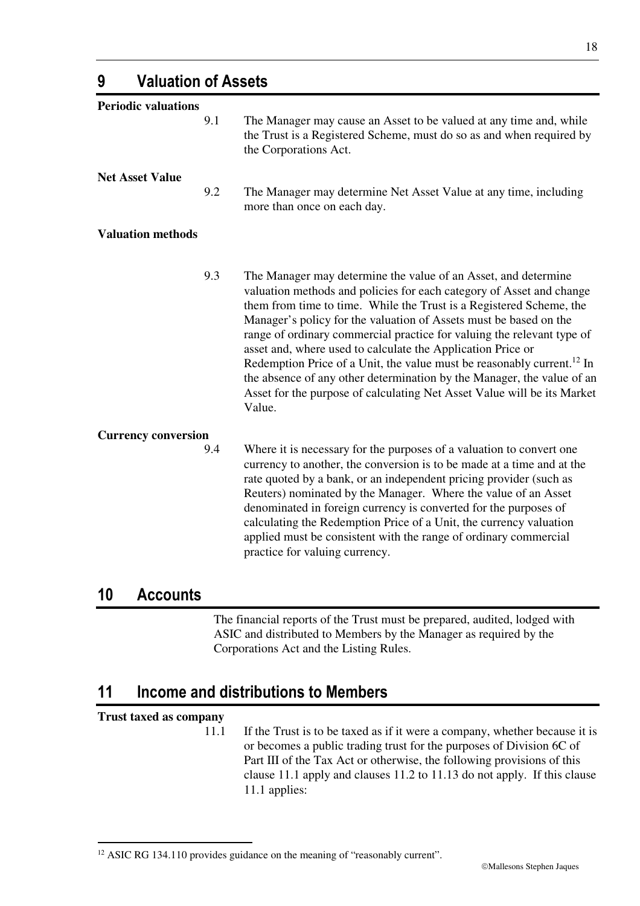# 9 Valuation of Assets

**Periodic valuations**

9.1 The Manager may cause an Asset to be valued at any time and, while the Trust is a Registered Scheme, must do so as and when required by the Corporations Act.

**Net Asset Value**

9.2 The Manager may determine Net Asset Value at any time, including more than once on each day.

**Valuation methods**

9.3 The Manager may determine the value of an Asset, and determine valuation methods and policies for each category of Asset and change them from time to time. While the Trust is a Registered Scheme, the Manager's policy for the valuation of Assets must be based on the range of ordinary commercial practice for valuing the relevant type of asset and, where used to calculate the Application Price or Redemption Price of a Unit, the value must be reasonably current.[12] In the absence of any other determination by the Manager, the value of an Asset for the purpose of calculating Net Asset Value will be its Market Value.

**Currency conversion**

9.4 Where it is necessary for the purposes of a valuation to convert one currency to another, the conversion is to be made at a time and at the rate quoted by a bank, or an independent pricing provider (such as Reuters) nominated by the Manager. Where the value of an Asset denominated in foreign currency is converted for the purposes of calculating the Redemption Price of a Unit, the currency valuation applied must be consistent with the range of ordinary commercial practice for valuing currency.

# 10 Accounts

The financial reports of the Trust must be prepared, audited, lodged with ASIC and distributed to Members by the Manager as required by the Corporations Act and the Listing Rules.

# 11 Income and distributions to Members

**Trust taxed as company**

11.1 If the Trust is to be taxed as if it were a company, whether because it is or becomes a public trading trust for the purposes of Division 6C of Part III of the Tax Act or otherwise, the following provisions of this clause 11.1 apply and clauses 11.2 to 11.13 do not apply. If this clause 11.1 applies:

---

[12] ASIC RG 134.110 provides guidance on the meaning of "reasonably current".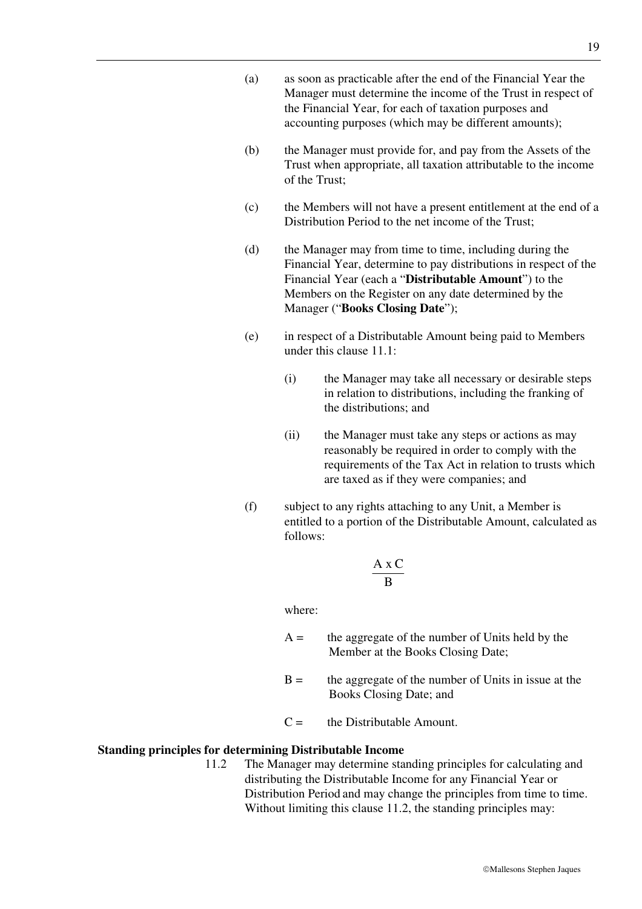(a) as soon as practicable after the end of the Financial Year the Manager must determine the income of the Trust in respect of the Financial Year, for each of taxation purposes and accounting purposes (which may be different amounts);

(b) the Manager must provide for, and pay from the Assets of the Trust when appropriate, all taxation attributable to the income of the Trust;

(c) the Members will not have a present entitlement at the end of a Distribution Period to the net income of the Trust;

(d) the Manager may from time to time, including during the Financial Year, determine to pay distributions in respect of the Financial Year (each a "**Distributable Amount**") to the Members on the Register on any date determined by the Manager ("**Books Closing Date**");

(e) in respect of a Distributable Amount being paid to Members under this clause 11.1:

  (i) the Manager may take all necessary or desirable steps in relation to distributions, including the franking of the distributions; and

  (ii) the Manager must take any steps or actions as may reasonably be required in order to comply with the requirements of the Tax Act in relation to trusts which are taxed as if they were companies; and

(f) subject to any rights attaching to any Unit, a Member is entitled to a portion of the Distributable Amount, calculated as follows:

$$\frac{A \times C}{B}$$

where:

A = the aggregate of the number of Units held by the Member at the Books Closing Date;

B = the aggregate of the number of Units in issue at the Books Closing Date; and

C = the Distributable Amount.

**Standing principles for determining Distributable Income**

11.2 The Manager may determine standing principles for calculating and distributing the Distributable Income for any Financial Year or Distribution Period and may change the principles from time to time. Without limiting this clause 11.2, the standing principles may: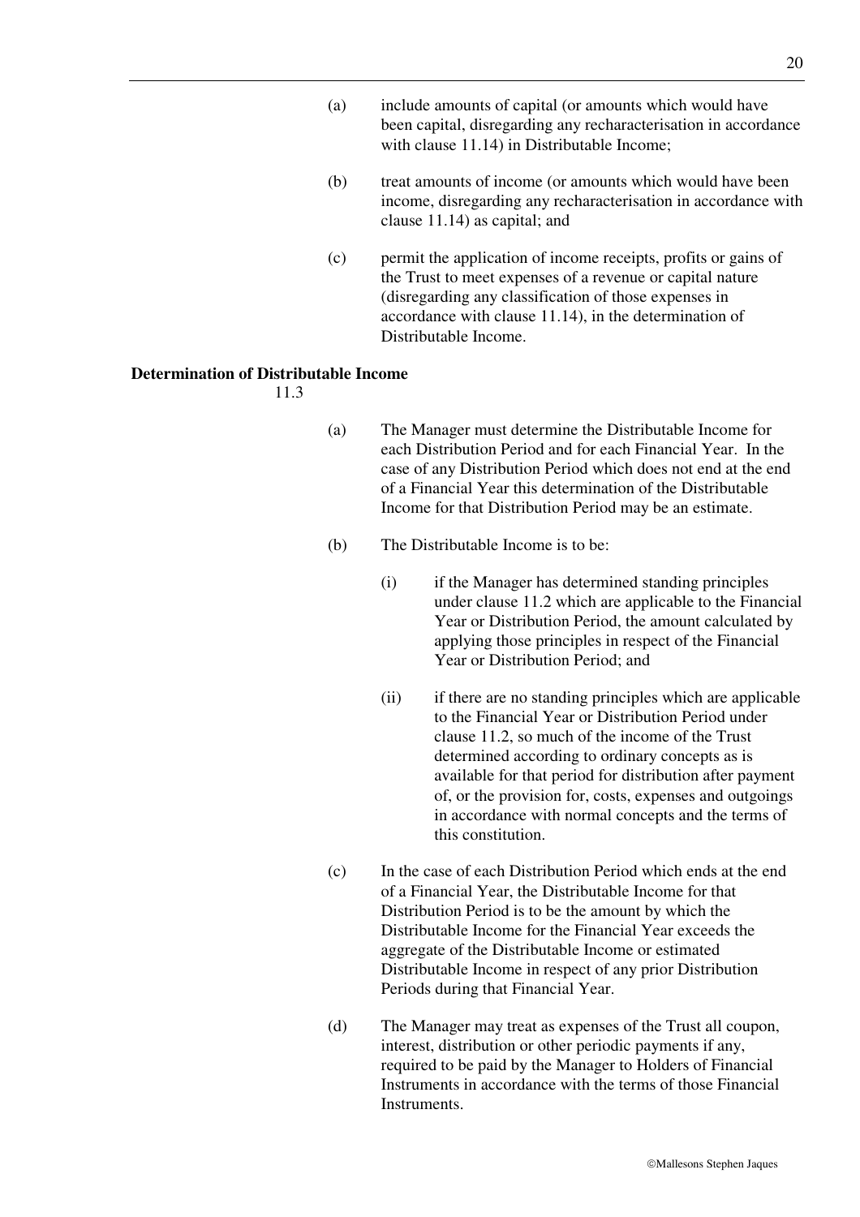(a) include amounts of capital (or amounts which would have been capital, disregarding any recharacterisation in accordance with clause 11.14) in Distributable Income;

(b) treat amounts of income (or amounts which would have been income, disregarding any recharacterisation in accordance with clause 11.14) as capital; and

(c) permit the application of income receipts, profits or gains of the Trust to meet expenses of a revenue or capital nature (disregarding any classification of those expenses in accordance with clause 11.14), in the determination of Distributable Income.

**Determination of Distributable Income**

11.3

(a) The Manager must determine the Distributable Income for each Distribution Period and for each Financial Year. In the case of any Distribution Period which does not end at the end of a Financial Year this determination of the Distributable Income for that Distribution Period may be an estimate.

(b) The Distributable Income is to be:

(i) if the Manager has determined standing principles under clause 11.2 which are applicable to the Financial Year or Distribution Period, the amount calculated by applying those principles in respect of the Financial Year or Distribution Period; and

(ii) if there are no standing principles which are applicable to the Financial Year or Distribution Period under clause 11.2, so much of the income of the Trust determined according to ordinary concepts as is available for that period for distribution after payment of, or the provision for, costs, expenses and outgoings in accordance with normal concepts and the terms of this constitution.

(c) In the case of each Distribution Period which ends at the end of a Financial Year, the Distributable Income for that Distribution Period is to be the amount by which the Distributable Income for the Financial Year exceeds the aggregate of the Distributable Income or estimated Distributable Income in respect of any prior Distribution Periods during that Financial Year.

(d) The Manager may treat as expenses of the Trust all coupon, interest, distribution or other periodic payments if any, required to be paid by the Manager to Holders of Financial Instruments in accordance with the terms of those Financial Instruments.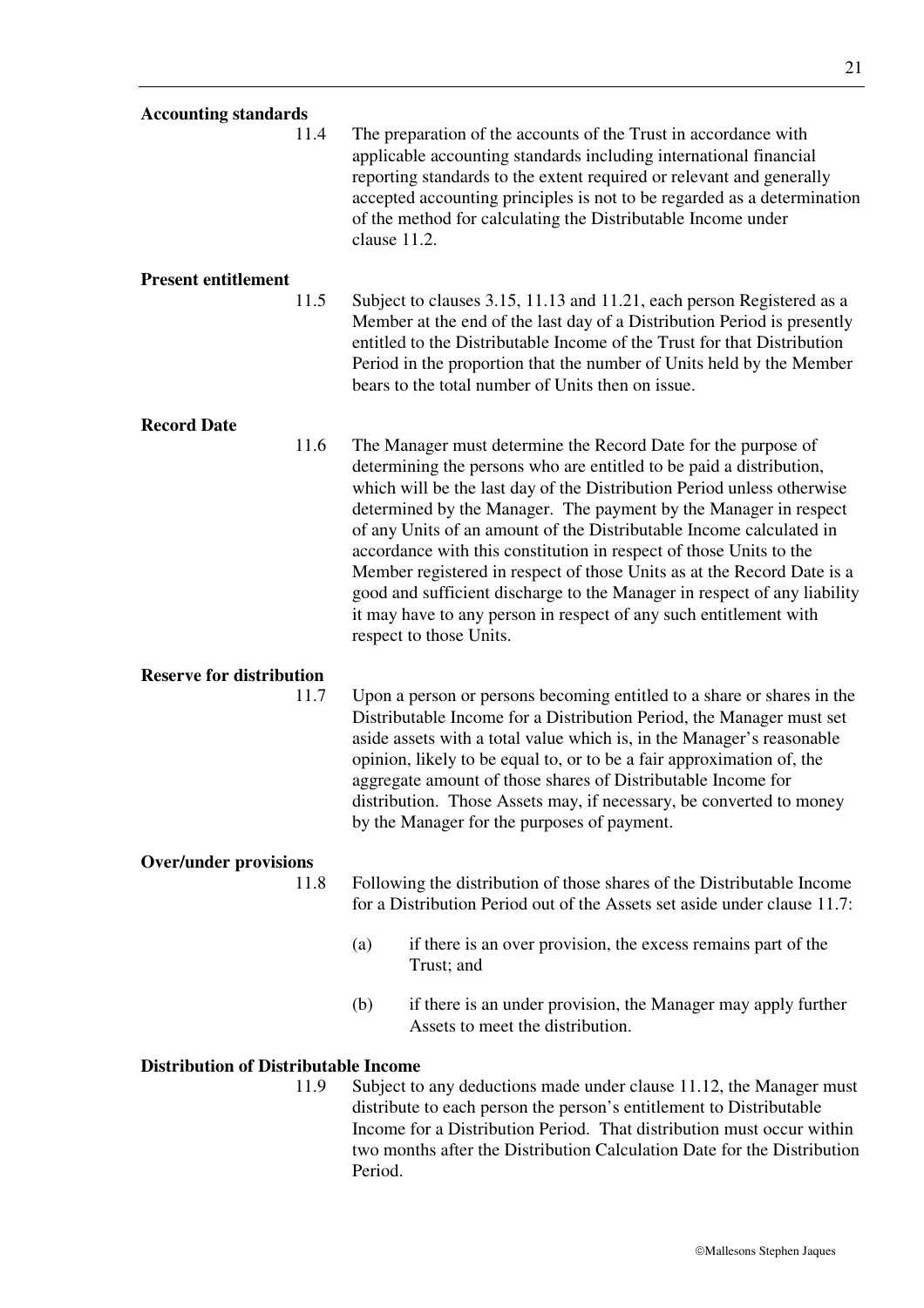**Accounting standards**

11.4 The preparation of the accounts of the Trust in accordance with applicable accounting standards including international financial reporting standards to the extent required or relevant and generally accepted accounting principles is not to be regarded as a determination of the method for calculating the Distributable Income under clause 11.2.

**Present entitlement**

11.5 Subject to clauses 3.15, 11.13 and 11.21, each person Registered as a Member at the end of the last day of a Distribution Period is presently entitled to the Distributable Income of the Trust for that Distribution Period in the proportion that the number of Units held by the Member bears to the total number of Units then on issue.

**Record Date**

11.6 The Manager must determine the Record Date for the purpose of determining the persons who are entitled to be paid a distribution, which will be the last day of the Distribution Period unless otherwise determined by the Manager. The payment by the Manager in respect of any Units of an amount of the Distributable Income calculated in accordance with this constitution in respect of those Units to the Member registered in respect of those Units as at the Record Date is a good and sufficient discharge to the Manager in respect of any liability it may have to any person in respect of any such entitlement with respect to those Units.

**Reserve for distribution**

11.7 Upon a person or persons becoming entitled to a share or shares in the Distributable Income for a Distribution Period, the Manager must set aside assets with a total value which is, in the Manager's reasonable opinion, likely to be equal to, or to be a fair approximation of, the aggregate amount of those shares of Distributable Income for distribution. Those Assets may, if necessary, be converted to money by the Manager for the purposes of payment.

**Over/under provisions**

11.8 Following the distribution of those shares of the Distributable Income for a Distribution Period out of the Assets set aside under clause 11.7:

(a) if there is an over provision, the excess remains part of the Trust; and

(b) if there is an under provision, the Manager may apply further Assets to meet the distribution.

**Distribution of Distributable Income**

11.9 Subject to any deductions made under clause 11.12, the Manager must distribute to each person the person's entitlement to Distributable Income for a Distribution Period. That distribution must occur within two months after the Distribution Calculation Date for the Distribution Period.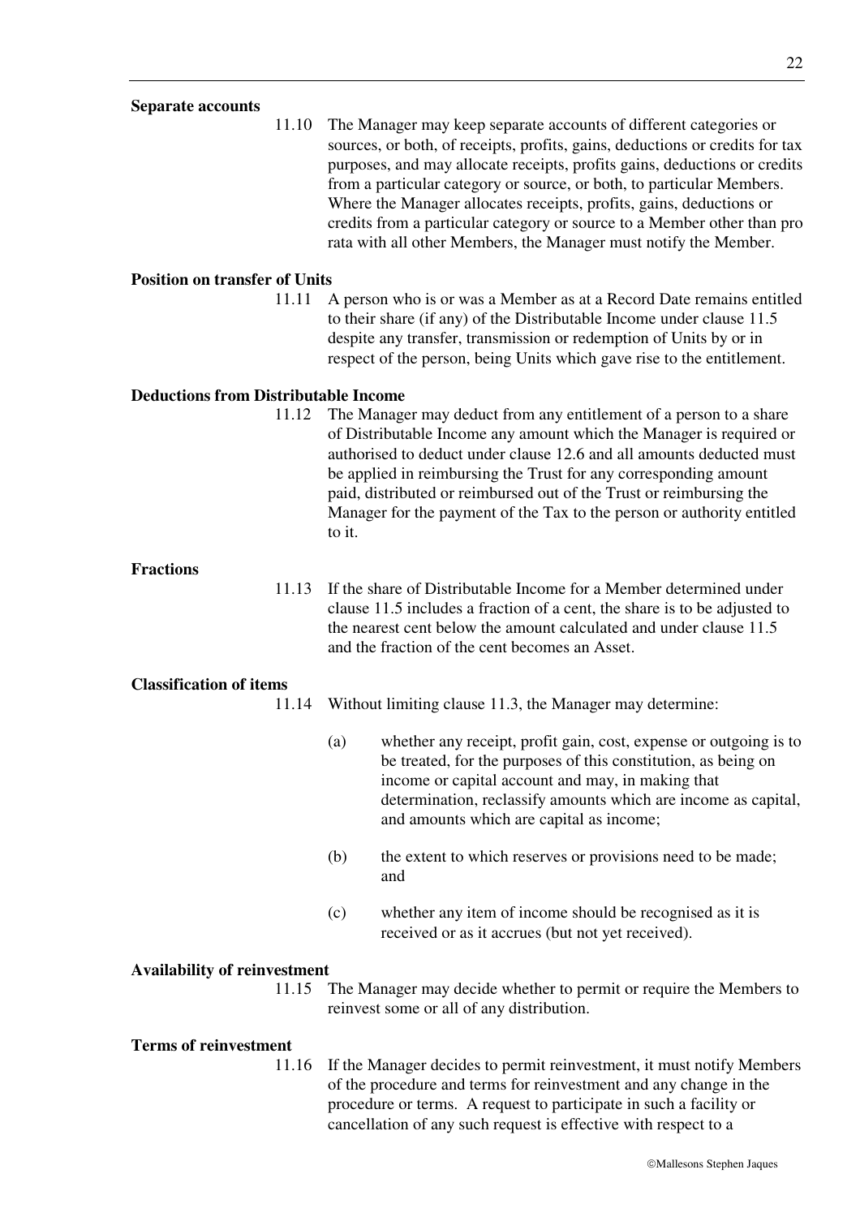**Separate accounts**

11.10 The Manager may keep separate accounts of different categories or sources, or both, of receipts, profits, gains, deductions or credits for tax purposes, and may allocate receipts, profits gains, deductions or credits from a particular category or source, or both, to particular Members. Where the Manager allocates receipts, profits, gains, deductions or credits from a particular category or source to a Member other than pro rata with all other Members, the Manager must notify the Member.

**Position on transfer of Units**

11.11 A person who is or was a Member as at a Record Date remains entitled to their share (if any) of the Distributable Income under clause 11.5 despite any transfer, transmission or redemption of Units by or in respect of the person, being Units which gave rise to the entitlement.

**Deductions from Distributable Income**

11.12 The Manager may deduct from any entitlement of a person to a share of Distributable Income any amount which the Manager is required or authorised to deduct under clause 12.6 and all amounts deducted must be applied in reimbursing the Trust for any corresponding amount paid, distributed or reimbursed out of the Trust or reimbursing the Manager for the payment of the Tax to the person or authority entitled to it.

**Fractions**

11.13 If the share of Distributable Income for a Member determined under clause 11.5 includes a fraction of a cent, the share is to be adjusted to the nearest cent below the amount calculated and under clause 11.5 and the fraction of the cent becomes an Asset.

**Classification of items**

11.14 Without limiting clause 11.3, the Manager may determine:

(a) whether any receipt, profit gain, cost, expense or outgoing is to be treated, for the purposes of this constitution, as being on income or capital account and may, in making that determination, reclassify amounts which are income as capital, and amounts which are capital as income;

(b) the extent to which reserves or provisions need to be made; and

(c) whether any item of income should be recognised as it is received or as it accrues (but not yet received).

**Availability of reinvestment**

11.15 The Manager may decide whether to permit or require the Members to reinvest some or all of any distribution.

**Terms of reinvestment**

11.16 If the Manager decides to permit reinvestment, it must notify Members of the procedure and terms for reinvestment and any change in the procedure or terms. A request to participate in such a facility or cancellation of any such request is effective with respect to a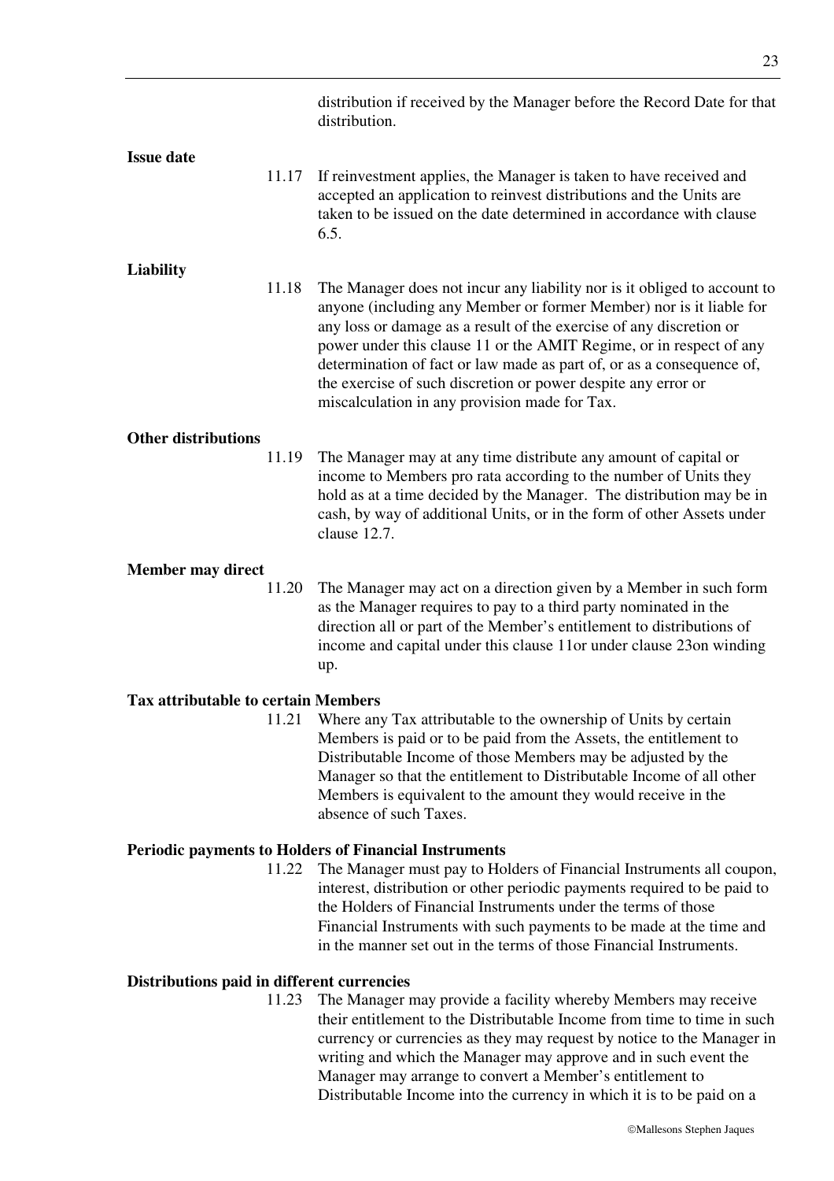distribution if received by the Manager before the Record Date for that distribution.

**Issue date**

11.17 If reinvestment applies, the Manager is taken to have received and accepted an application to reinvest distributions and the Units are taken to be issued on the date determined in accordance with clause 6.5.

**Liability**

11.18 The Manager does not incur any liability nor is it obliged to account to anyone (including any Member or former Member) nor is it liable for any loss or damage as a result of the exercise of any discretion or power under this clause 11 or the AMIT Regime, or in respect of any determination of fact or law made as part of, or as a consequence of, the exercise of such discretion or power despite any error or miscalculation in any provision made for Tax.

**Other distributions**

11.19 The Manager may at any time distribute any amount of capital or income to Members pro rata according to the number of Units they hold as at a time decided by the Manager. The distribution may be in cash, by way of additional Units, or in the form of other Assets under clause 12.7.

**Member may direct**

11.20 The Manager may act on a direction given by a Member in such form as the Manager requires to pay to a third party nominated in the direction all or part of the Member's entitlement to distributions of income and capital under this clause 11or under clause 23on winding up.

**Tax attributable to certain Members**

11.21 Where any Tax attributable to the ownership of Units by certain Members is paid or to be paid from the Assets, the entitlement to Distributable Income of those Members may be adjusted by the Manager so that the entitlement to Distributable Income of all other Members is equivalent to the amount they would receive in the absence of such Taxes.

**Periodic payments to Holders of Financial Instruments**

11.22 The Manager must pay to Holders of Financial Instruments all coupon, interest, distribution or other periodic payments required to be paid to the Holders of Financial Instruments under the terms of those Financial Instruments with such payments to be made at the time and in the manner set out in the terms of those Financial Instruments.

**Distributions paid in different currencies**

11.23 The Manager may provide a facility whereby Members may receive their entitlement to the Distributable Income from time to time in such currency or currencies as they may request by notice to the Manager in writing and which the Manager may approve and in such event the Manager may arrange to convert a Member's entitlement to Distributable Income into the currency in which it is to be paid on a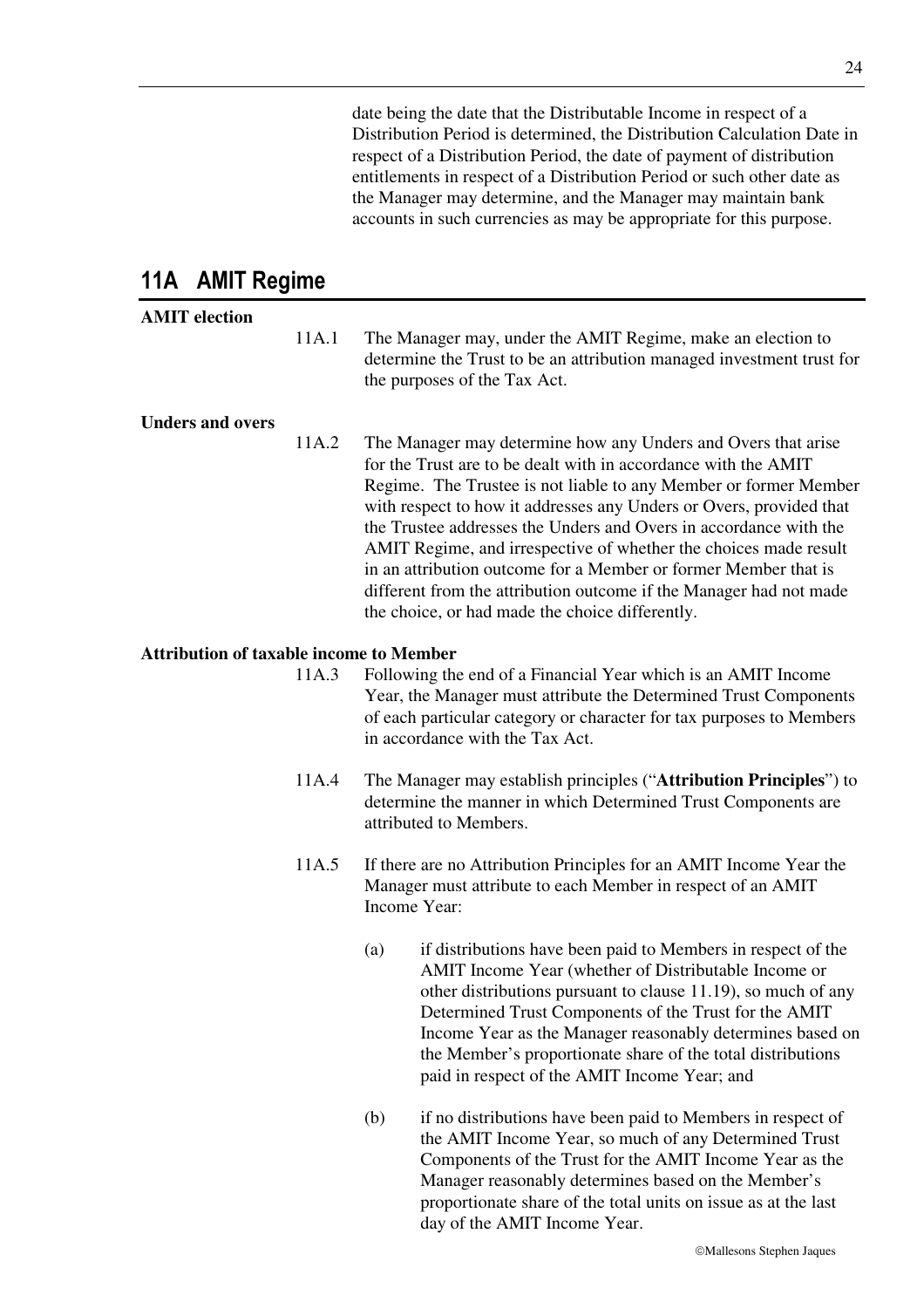date being the date that the Distributable Income in respect of a Distribution Period is determined, the Distribution Calculation Date in respect of a Distribution Period, the date of payment of distribution entitlements in respect of a Distribution Period or such other date as the Manager may determine, and the Manager may maintain bank accounts in such currencies as may be appropriate for this purpose.

## 11A AMIT Regime

**AMIT election**

11A.1 The Manager may, under the AMIT Regime, make an election to determine the Trust to be an attribution managed investment trust for the purposes of the Tax Act.

**Unders and overs**

11A.2 The Manager may determine how any Unders and Overs that arise for the Trust are to be dealt with in accordance with the AMIT Regime. The Trustee is not liable to any Member or former Member with respect to how it addresses any Unders or Overs, provided that the Trustee addresses the Unders and Overs in accordance with the AMIT Regime, and irrespective of whether the choices made result in an attribution outcome for a Member or former Member that is different from the attribution outcome if the Manager had not made the choice, or had made the choice differently.

**Attribution of taxable income to Member**

11A.3 Following the end of a Financial Year which is an AMIT Income Year, the Manager must attribute the Determined Trust Components of each particular category or character for tax purposes to Members in accordance with the Tax Act.

11A.4 The Manager may establish principles ("**Attribution Principles**") to determine the manner in which Determined Trust Components are attributed to Members.

11A.5 If there are no Attribution Principles for an AMIT Income Year the Manager must attribute to each Member in respect of an AMIT Income Year:

(a) if distributions have been paid to Members in respect of the AMIT Income Year (whether of Distributable Income or other distributions pursuant to clause 11.19), so much of any Determined Trust Components of the Trust for the AMIT Income Year as the Manager reasonably determines based on the Member's proportionate share of the total distributions paid in respect of the AMIT Income Year; and

(b) if no distributions have been paid to Members in respect of the AMIT Income Year, so much of any Determined Trust Components of the Trust for the AMIT Income Year as the Manager reasonably determines based on the Member's proportionate share of the total units on issue as at the last day of the AMIT Income Year.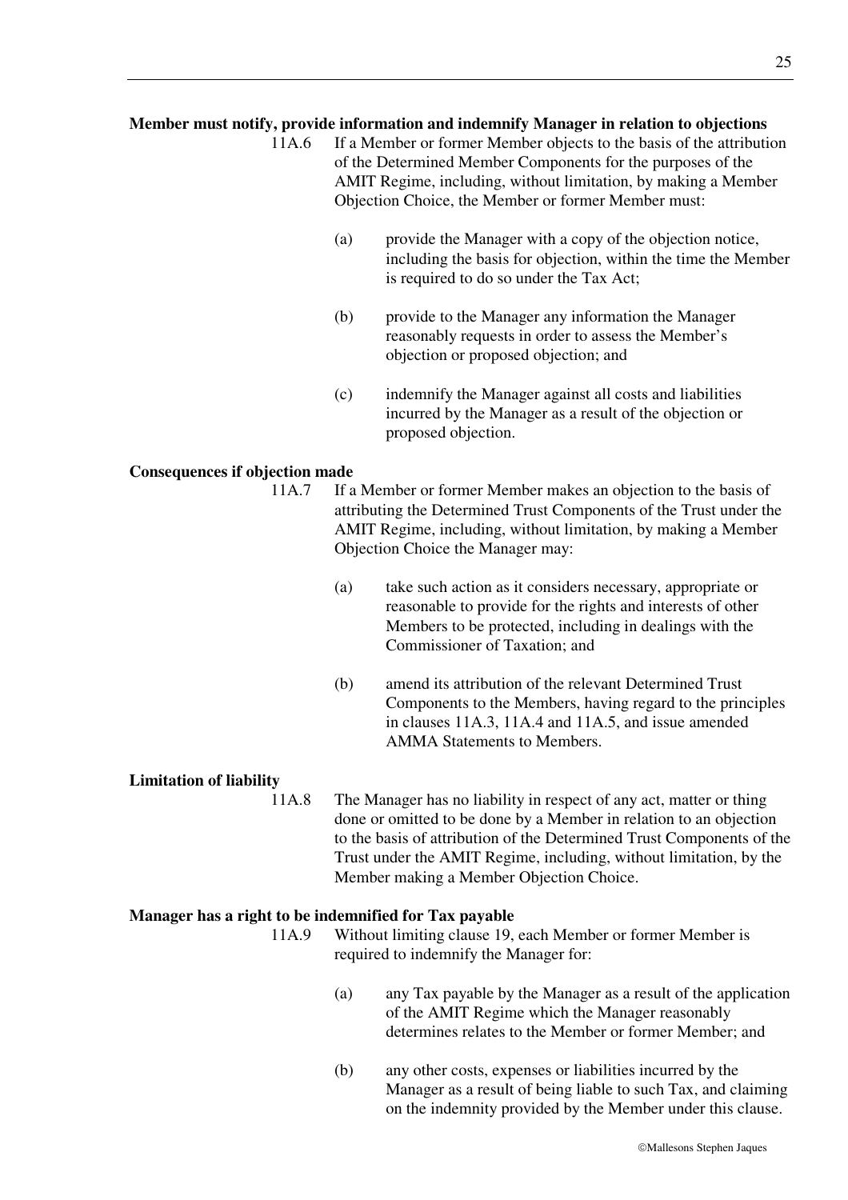**Member must notify, provide information and indemnify Manager in relation to objections**

11A.6 If a Member or former Member objects to the basis of the attribution of the Determined Member Components for the purposes of the AMIT Regime, including, without limitation, by making a Member Objection Choice, the Member or former Member must:

(a) provide the Manager with a copy of the objection notice, including the basis for objection, within the time the Member is required to do so under the Tax Act;

(b) provide to the Manager any information the Manager reasonably requests in order to assess the Member's objection or proposed objection; and

(c) indemnify the Manager against all costs and liabilities incurred by the Manager as a result of the objection or proposed objection.

**Consequences if objection made**

11A.7 If a Member or former Member makes an objection to the basis of attributing the Determined Trust Components of the Trust under the AMIT Regime, including, without limitation, by making a Member Objection Choice the Manager may:

(a) take such action as it considers necessary, appropriate or reasonable to provide for the rights and interests of other Members to be protected, including in dealings with the Commissioner of Taxation; and

(b) amend its attribution of the relevant Determined Trust Components to the Members, having regard to the principles in clauses 11A.3, 11A.4 and 11A.5, and issue amended AMMA Statements to Members.

**Limitation of liability**

11A.8 The Manager has no liability in respect of any act, matter or thing done or omitted to be done by a Member in relation to an objection to the basis of attribution of the Determined Trust Components of the Trust under the AMIT Regime, including, without limitation, by the Member making a Member Objection Choice.

**Manager has a right to be indemnified for Tax payable**

11A.9 Without limiting clause 19, each Member or former Member is required to indemnify the Manager for:

(a) any Tax payable by the Manager as a result of the application of the AMIT Regime which the Manager reasonably determines relates to the Member or former Member; and

(b) any other costs, expenses or liabilities incurred by the Manager as a result of being liable to such Tax, and claiming on the indemnity provided by the Member under this clause.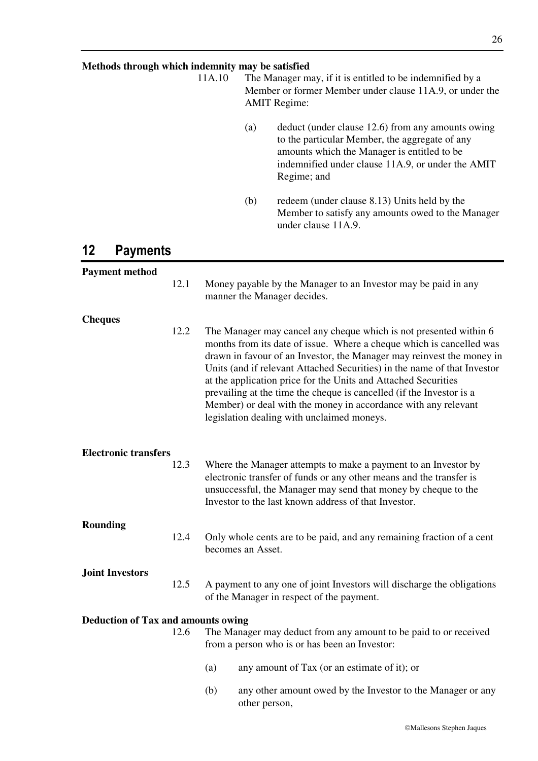**Methods through which indemnity may be satisfied**

11A.10 The Manager may, if it is entitled to be indemnified by a Member or former Member under clause 11A.9, or under the AMIT Regime:

(a) deduct (under clause 12.6) from any amounts owing to the particular Member, the aggregate of any amounts which the Manager is entitled to be indemnified under clause 11A.9, or under the AMIT Regime; and

(b) redeem (under clause 8.13) Units held by the Member to satisfy any amounts owed to the Manager under clause 11A.9.

## 12 Payments

**Payment method**

12.1 Money payable by the Manager to an Investor may be paid in any manner the Manager decides.

**Cheques**

12.2 The Manager may cancel any cheque which is not presented within 6 months from its date of issue. Where a cheque which is cancelled was drawn in favour of an Investor, the Manager may reinvest the money in Units (and if relevant Attached Securities) in the name of that Investor at the application price for the Units and Attached Securities prevailing at the time the cheque is cancelled (if the Investor is a Member) or deal with the money in accordance with any relevant legislation dealing with unclaimed moneys.

**Electronic transfers**

12.3 Where the Manager attempts to make a payment to an Investor by electronic transfer of funds or any other means and the transfer is unsuccessful, the Manager may send that money by cheque to the Investor to the last known address of that Investor.

**Rounding**

12.4 Only whole cents are to be paid, and any remaining fraction of a cent becomes an Asset.

**Joint Investors**

12.5 A payment to any one of joint Investors will discharge the obligations of the Manager in respect of the payment.

**Deduction of Tax and amounts owing**

12.6 The Manager may deduct from any amount to be paid to or received from a person who is or has been an Investor:

(a) any amount of Tax (or an estimate of it); or

(b) any other amount owed by the Investor to the Manager or any other person,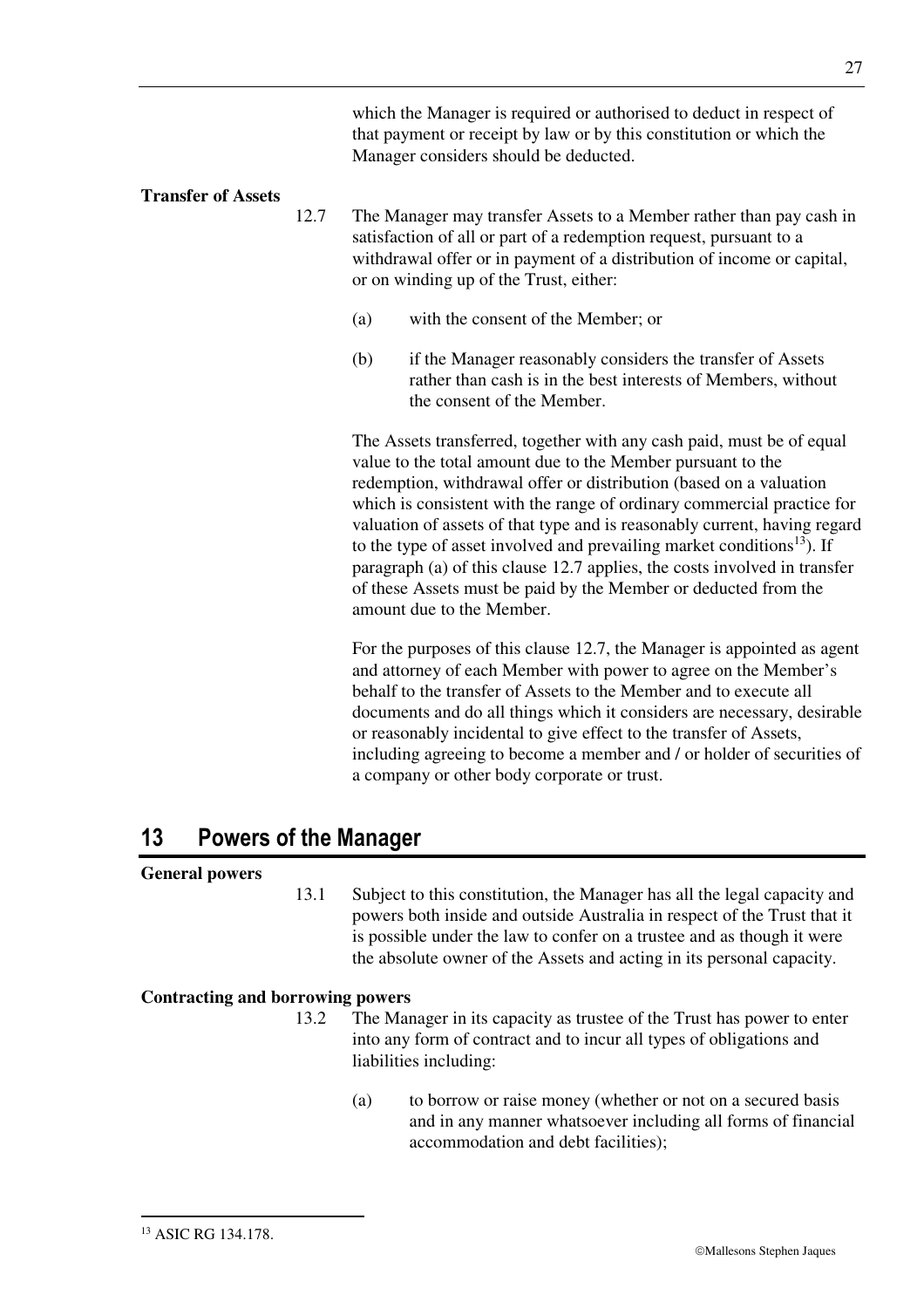which the Manager is required or authorised to deduct in respect of that payment or receipt by law or by this constitution or which the Manager considers should be deducted.

**Transfer of Assets**

12.7 The Manager may transfer Assets to a Member rather than pay cash in satisfaction of all or part of a redemption request, pursuant to a withdrawal offer or in payment of a distribution of income or capital, or on winding up of the Trust, either:

(a) with the consent of the Member; or

(b) if the Manager reasonably considers the transfer of Assets rather than cash is in the best interests of Members, without the consent of the Member.

The Assets transferred, together with any cash paid, must be of equal value to the total amount due to the Member pursuant to the redemption, withdrawal offer or distribution (based on a valuation which is consistent with the range of ordinary commercial practice for valuation of assets of that type and is reasonably current, having regard to the type of asset involved and prevailing market conditions[13]). If paragraph (a) of this clause 12.7 applies, the costs involved in transfer of these Assets must be paid by the Member or deducted from the amount due to the Member.

For the purposes of this clause 12.7, the Manager is appointed as agent and attorney of each Member with power to agree on the Member's behalf to the transfer of Assets to the Member and to execute all documents and do all things which it considers are necessary, desirable or reasonably incidental to give effect to the transfer of Assets, including agreeing to become a member and / or holder of securities of a company or other body corporate or trust.

# 13 Powers of the Manager

**General powers**

13.1 Subject to this constitution, the Manager has all the legal capacity and powers both inside and outside Australia in respect of the Trust that it is possible under the law to confer on a trustee and as though it were the absolute owner of the Assets and acting in its personal capacity.

**Contracting and borrowing powers**

13.2 The Manager in its capacity as trustee of the Trust has power to enter into any form of contract and to incur all types of obligations and liabilities including:

(a) to borrow or raise money (whether or not on a secured basis and in any manner whatsoever including all forms of financial accommodation and debt facilities);

---

[13] ASIC RG 134.178.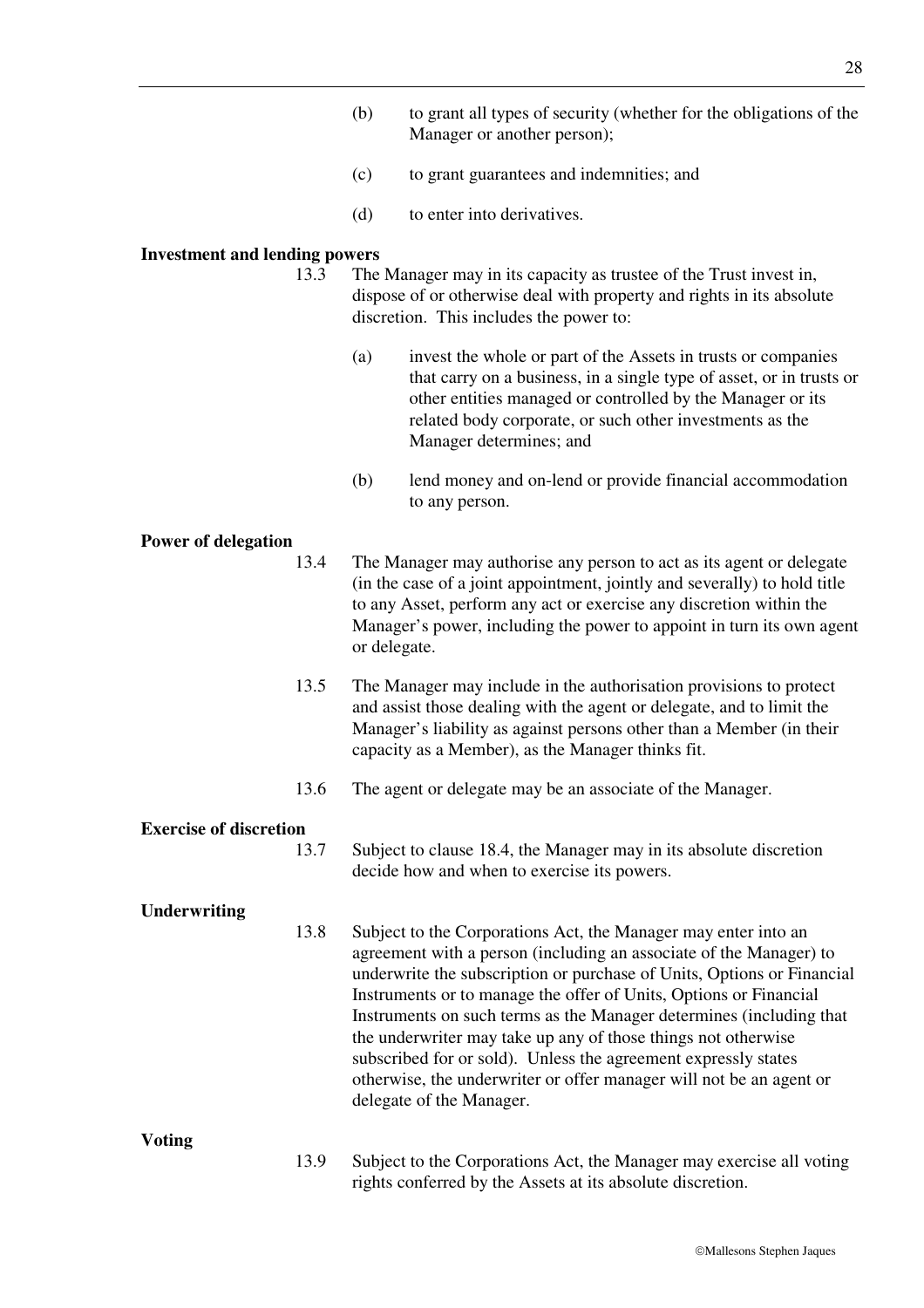(b) to grant all types of security (whether for the obligations of the Manager or another person);

(c) to grant guarantees and indemnities; and

(d) to enter into derivatives.

**Investment and lending powers**

13.3 The Manager may in its capacity as trustee of the Trust invest in, dispose of or otherwise deal with property and rights in its absolute discretion. This includes the power to:

(a) invest the whole or part of the Assets in trusts or companies that carry on a business, in a single type of asset, or in trusts or other entities managed or controlled by the Manager or its related body corporate, or such other investments as the Manager determines; and

(b) lend money and on-lend or provide financial accommodation to any person.

**Power of delegation**

13.4 The Manager may authorise any person to act as its agent or delegate (in the case of a joint appointment, jointly and severally) to hold title to any Asset, perform any act or exercise any discretion within the Manager's power, including the power to appoint in turn its own agent or delegate.

13.5 The Manager may include in the authorisation provisions to protect and assist those dealing with the agent or delegate, and to limit the Manager's liability as against persons other than a Member (in their capacity as a Member), as the Manager thinks fit.

13.6 The agent or delegate may be an associate of the Manager.

**Exercise of discretion**

13.7 Subject to clause 18.4, the Manager may in its absolute discretion decide how and when to exercise its powers.

**Underwriting**

13.8 Subject to the Corporations Act, the Manager may enter into an agreement with a person (including an associate of the Manager) to underwrite the subscription or purchase of Units, Options or Financial Instruments or to manage the offer of Units, Options or Financial Instruments on such terms as the Manager determines (including that the underwriter may take up any of those things not otherwise subscribed for or sold). Unless the agreement expressly states otherwise, the underwriter or offer manager will not be an agent or delegate of the Manager.

**Voting**

13.9 Subject to the Corporations Act, the Manager may exercise all voting rights conferred by the Assets at its absolute discretion.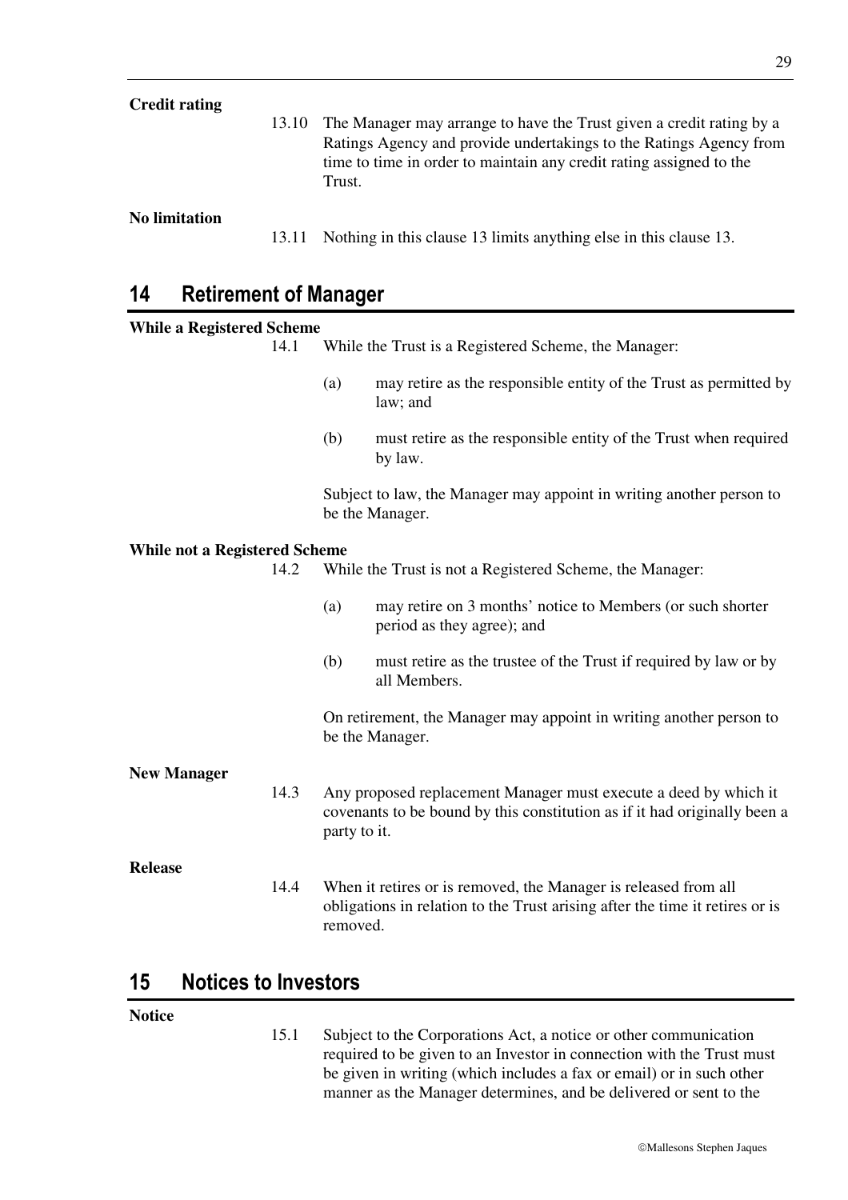**Credit rating**

13.10 The Manager may arrange to have the Trust given a credit rating by a Ratings Agency and provide undertakings to the Ratings Agency from time to time in order to maintain any credit rating assigned to the Trust.

**No limitation**

13.11 Nothing in this clause 13 limits anything else in this clause 13.

## 14 Retirement of Manager

**While a Registered Scheme**

14.1 While the Trust is a Registered Scheme, the Manager:

(a) may retire as the responsible entity of the Trust as permitted by law; and

(b) must retire as the responsible entity of the Trust when required by law.

Subject to law, the Manager may appoint in writing another person to be the Manager.

**While not a Registered Scheme**

14.2 While the Trust is not a Registered Scheme, the Manager:

(a) may retire on 3 months' notice to Members (or such shorter period as they agree); and

(b) must retire as the trustee of the Trust if required by law or by all Members.

On retirement, the Manager may appoint in writing another person to be the Manager.

**New Manager**

14.3 Any proposed replacement Manager must execute a deed by which it covenants to be bound by this constitution as if it had originally been a party to it.

**Release**

14.4 When it retires or is removed, the Manager is released from all obligations in relation to the Trust arising after the time it retires or is removed.

## 15 Notices to Investors

**Notice**

15.1 Subject to the Corporations Act, a notice or other communication required to be given to an Investor in connection with the Trust must be given in writing (which includes a fax or email) or in such other manner as the Manager determines, and be delivered or sent to the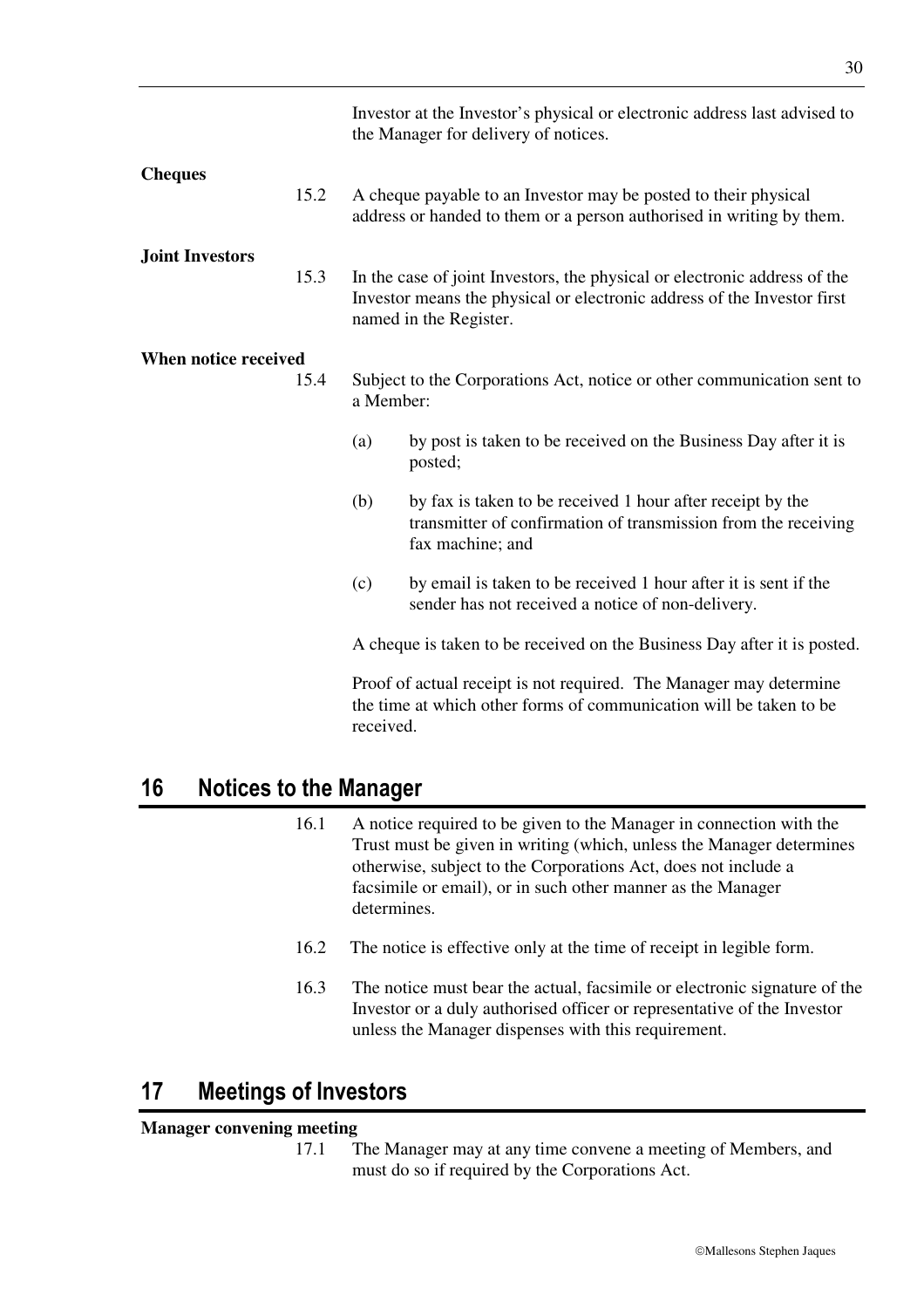Investor at the Investor's physical or electronic address last advised to the Manager for delivery of notices.

**Cheques**

15.2 A cheque payable to an Investor may be posted to their physical address or handed to them or a person authorised in writing by them.

**Joint Investors**

15.3 In the case of joint Investors, the physical or electronic address of the Investor means the physical or electronic address of the Investor first named in the Register.

**When notice received**

15.4 Subject to the Corporations Act, notice or other communication sent to a Member:

(a) by post is taken to be received on the Business Day after it is posted;

(b) by fax is taken to be received 1 hour after receipt by the transmitter of confirmation of transmission from the receiving fax machine; and

(c) by email is taken to be received 1 hour after it is sent if the sender has not received a notice of non-delivery.

A cheque is taken to be received on the Business Day after it is posted.

Proof of actual receipt is not required. The Manager may determine the time at which other forms of communication will be taken to be received.

## 16 Notices to the Manager

16.1 A notice required to be given to the Manager in connection with the Trust must be given in writing (which, unless the Manager determines otherwise, subject to the Corporations Act, does not include a facsimile or email), or in such other manner as the Manager determines.

16.2 The notice is effective only at the time of receipt in legible form.

16.3 The notice must bear the actual, facsimile or electronic signature of the Investor or a duly authorised officer or representative of the Investor unless the Manager dispenses with this requirement.

## 17 Meetings of Investors

**Manager convening meeting**

17.1 The Manager may at any time convene a meeting of Members, and must do so if required by the Corporations Act.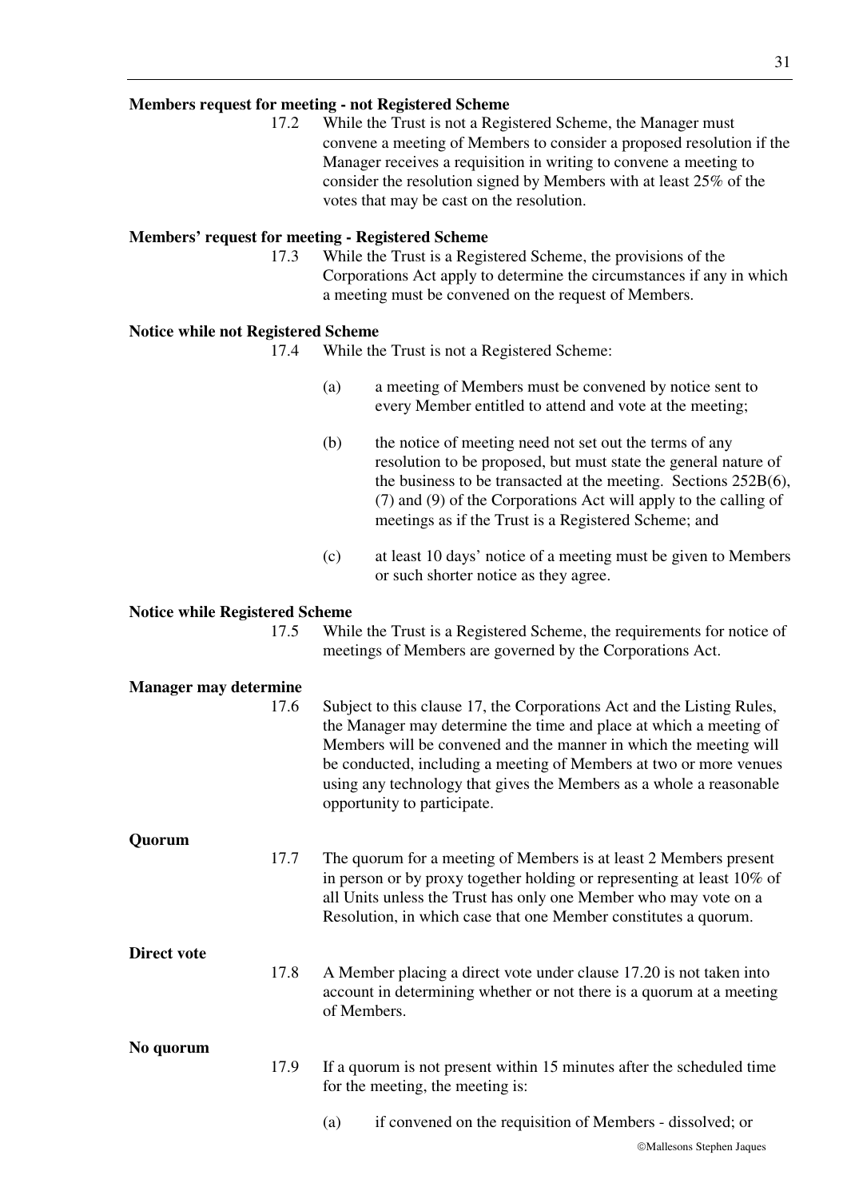**Members request for meeting - not Registered Scheme**

17.2 While the Trust is not a Registered Scheme, the Manager must convene a meeting of Members to consider a proposed resolution if the Manager receives a requisition in writing to convene a meeting to consider the resolution signed by Members with at least 25% of the votes that may be cast on the resolution.

**Members' request for meeting - Registered Scheme**

17.3 While the Trust is a Registered Scheme, the provisions of the Corporations Act apply to determine the circumstances if any in which a meeting must be convened on the request of Members.

**Notice while not Registered Scheme**

17.4 While the Trust is not a Registered Scheme:

(a) a meeting of Members must be convened by notice sent to every Member entitled to attend and vote at the meeting;

(b) the notice of meeting need not set out the terms of any resolution to be proposed, but must state the general nature of the business to be transacted at the meeting. Sections 252B(6), (7) and (9) of the Corporations Act will apply to the calling of meetings as if the Trust is a Registered Scheme; and

(c) at least 10 days' notice of a meeting must be given to Members or such shorter notice as they agree.

**Notice while Registered Scheme**

17.5 While the Trust is a Registered Scheme, the requirements for notice of meetings of Members are governed by the Corporations Act.

**Manager may determine**

17.6 Subject to this clause 17, the Corporations Act and the Listing Rules, the Manager may determine the time and place at which a meeting of Members will be convened and the manner in which the meeting will be conducted, including a meeting of Members at two or more venues using any technology that gives the Members as a whole a reasonable opportunity to participate.

**Quorum**

17.7 The quorum for a meeting of Members is at least 2 Members present in person or by proxy together holding or representing at least 10% of all Units unless the Trust has only one Member who may vote on a Resolution, in which case that one Member constitutes a quorum.

**Direct vote**

17.8 A Member placing a direct vote under clause 17.20 is not taken into account in determining whether or not there is a quorum at a meeting of Members.

**No quorum**

17.9 If a quorum is not present within 15 minutes after the scheduled time for the meeting, the meeting is:

(a) if convened on the requisition of Members - dissolved; or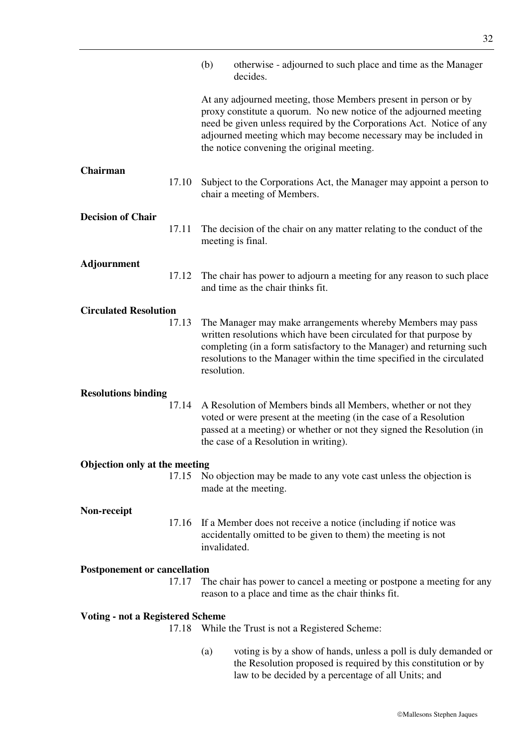(b) otherwise - adjourned to such place and time as the Manager decides.

At any adjourned meeting, those Members present in person or by proxy constitute a quorum. No new notice of the adjourned meeting need be given unless required by the Corporations Act. Notice of any adjourned meeting which may become necessary may be included in the notice convening the original meeting.

**Chairman**

17.10 Subject to the Corporations Act, the Manager may appoint a person to chair a meeting of Members.

**Decision of Chair**

17.11 The decision of the chair on any matter relating to the conduct of the meeting is final.

**Adjournment**

17.12 The chair has power to adjourn a meeting for any reason to such place and time as the chair thinks fit.

**Circulated Resolution**

17.13 The Manager may make arrangements whereby Members may pass written resolutions which have been circulated for that purpose by completing (in a form satisfactory to the Manager) and returning such resolutions to the Manager within the time specified in the circulated resolution.

**Resolutions binding**

17.14 A Resolution of Members binds all Members, whether or not they voted or were present at the meeting (in the case of a Resolution passed at a meeting) or whether or not they signed the Resolution (in the case of a Resolution in writing).

**Objection only at the meeting**

17.15 No objection may be made to any vote cast unless the objection is made at the meeting.

**Non-receipt**

17.16 If a Member does not receive a notice (including if notice was accidentally omitted to be given to them) the meeting is not invalidated.

**Postponement or cancellation**

17.17 The chair has power to cancel a meeting or postpone a meeting for any reason to a place and time as the chair thinks fit.

**Voting - not a Registered Scheme**

17.18 While the Trust is not a Registered Scheme:

(a) voting is by a show of hands, unless a poll is duly demanded or the Resolution proposed is required by this constitution or by law to be decided by a percentage of all Units; and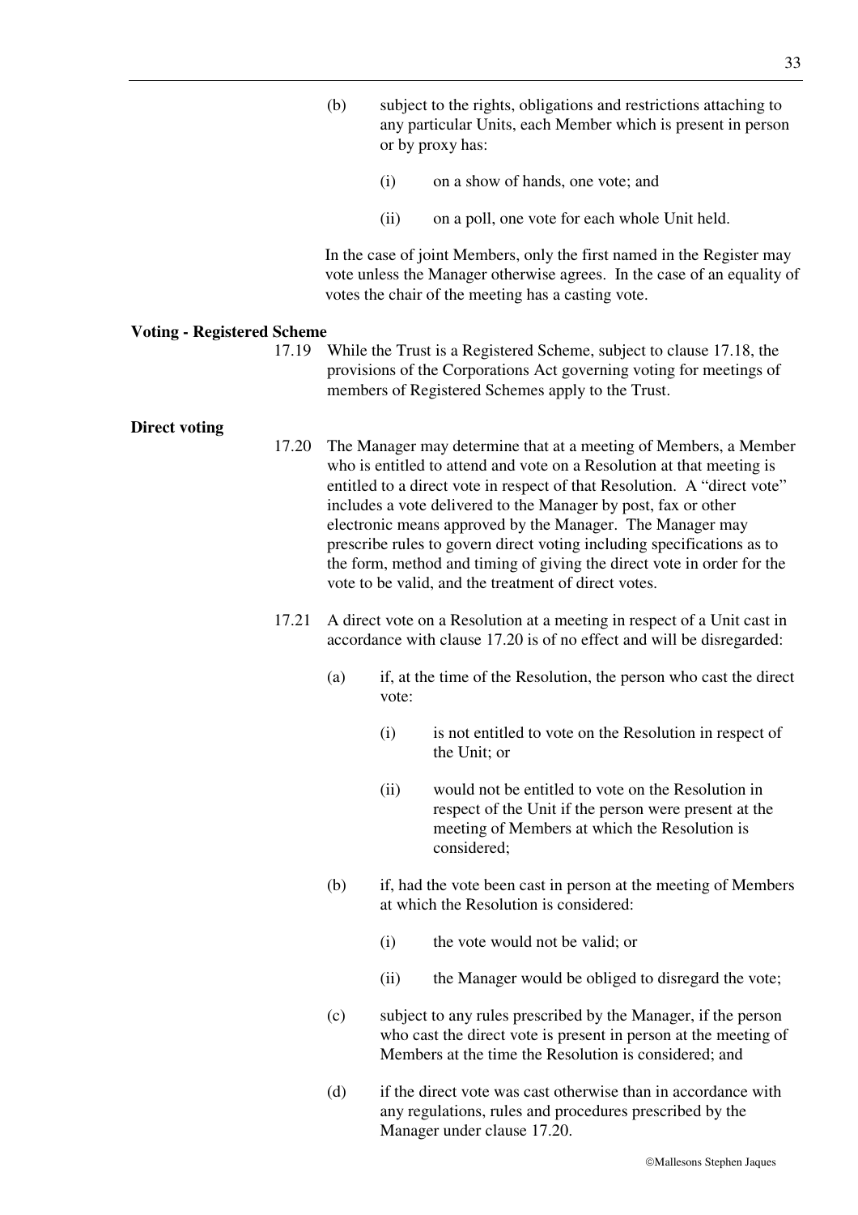(b) subject to the rights, obligations and restrictions attaching to any particular Units, each Member which is present in person or by proxy has:

   (i) on a show of hands, one vote; and

   (ii) on a poll, one vote for each whole Unit held.

In the case of joint Members, only the first named in the Register may vote unless the Manager otherwise agrees. In the case of an equality of votes the chair of the meeting has a casting vote.

**Voting - Registered Scheme**

17.19 While the Trust is a Registered Scheme, subject to clause 17.18, the provisions of the Corporations Act governing voting for meetings of members of Registered Schemes apply to the Trust.

**Direct voting**

17.20 The Manager may determine that at a meeting of Members, a Member who is entitled to attend and vote on a Resolution at that meeting is entitled to a direct vote in respect of that Resolution. A "direct vote" includes a vote delivered to the Manager by post, fax or other electronic means approved by the Manager. The Manager may prescribe rules to govern direct voting including specifications as to the form, method and timing of giving the direct vote in order for the vote to be valid, and the treatment of direct votes.

17.21 A direct vote on a Resolution at a meeting in respect of a Unit cast in accordance with clause 17.20 is of no effect and will be disregarded:

(a) if, at the time of the Resolution, the person who cast the direct vote:

   (i) is not entitled to vote on the Resolution in respect of the Unit; or

   (ii) would not be entitled to vote on the Resolution in respect of the Unit if the person were present at the meeting of Members at which the Resolution is considered;

(b) if, had the vote been cast in person at the meeting of Members at which the Resolution is considered:

   (i) the vote would not be valid; or

   (ii) the Manager would be obliged to disregard the vote;

(c) subject to any rules prescribed by the Manager, if the person who cast the direct vote is present in person at the meeting of Members at the time the Resolution is considered; and

(d) if the direct vote was cast otherwise than in accordance with any regulations, rules and procedures prescribed by the Manager under clause 17.20.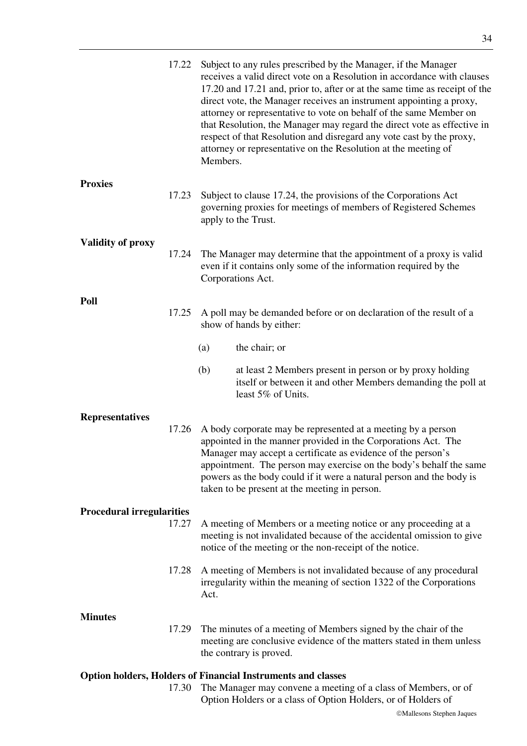17.22 Subject to any rules prescribed by the Manager, if the Manager receives a valid direct vote on a Resolution in accordance with clauses 17.20 and 17.21 and, prior to, after or at the same time as receipt of the direct vote, the Manager receives an instrument appointing a proxy, attorney or representative to vote on behalf of the same Member on that Resolution, the Manager may regard the direct vote as effective in respect of that Resolution and disregard any vote cast by the proxy, attorney or representative on the Resolution at the meeting of Members.

**Proxies**

17.23 Subject to clause 17.24, the provisions of the Corporations Act governing proxies for meetings of members of Registered Schemes apply to the Trust.

**Validity of proxy**

17.24 The Manager may determine that the appointment of a proxy is valid even if it contains only some of the information required by the Corporations Act.

**Poll**

17.25 A poll may be demanded before or on declaration of the result of a show of hands by either:

(a) the chair; or

(b) at least 2 Members present in person or by proxy holding itself or between it and other Members demanding the poll at least 5% of Units.

**Representatives**

17.26 A body corporate may be represented at a meeting by a person appointed in the manner provided in the Corporations Act. The Manager may accept a certificate as evidence of the person's appointment. The person may exercise on the body's behalf the same powers as the body could if it were a natural person and the body is taken to be present at the meeting in person.

**Procedural irregularities**

17.27 A meeting of Members or a meeting notice or any proceeding at a meeting is not invalidated because of the accidental omission to give notice of the meeting or the non-receipt of the notice.

17.28 A meeting of Members is not invalidated because of any procedural irregularity within the meaning of section 1322 of the Corporations Act.

**Minutes**

17.29 The minutes of a meeting of Members signed by the chair of the meeting are conclusive evidence of the matters stated in them unless the contrary is proved.

**Option holders, Holders of Financial Instruments and classes**

17.30 The Manager may convene a meeting of a class of Members, or of Option Holders or a class of Option Holders, or of Holders of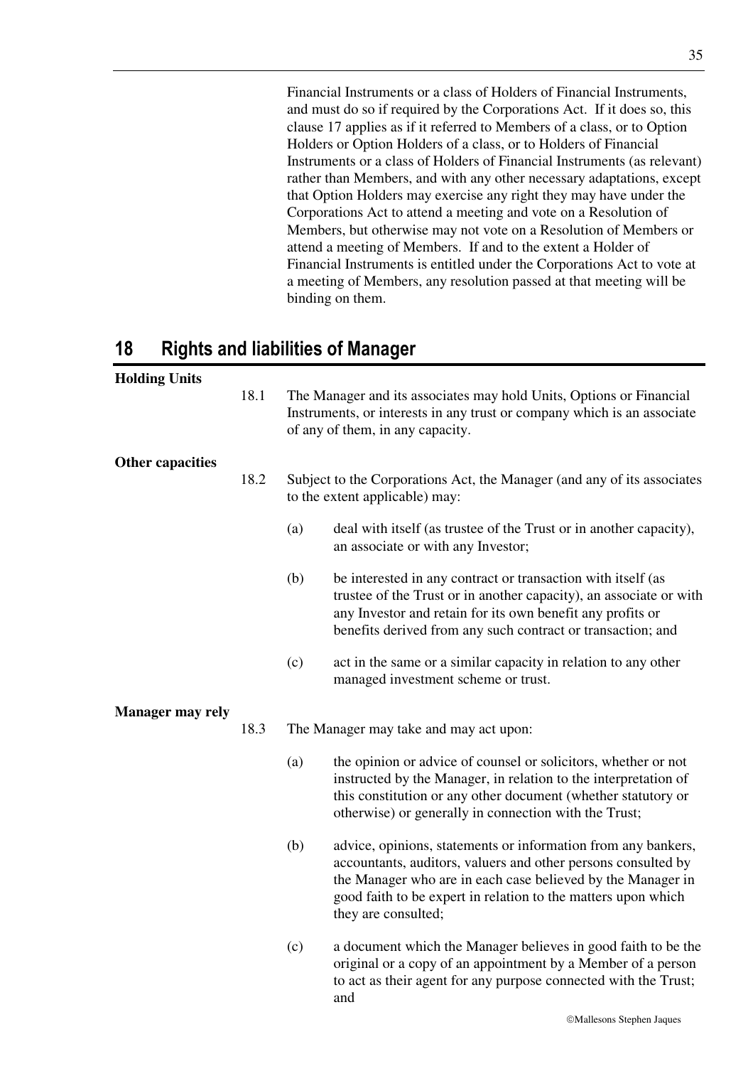Financial Instruments or a class of Holders of Financial Instruments, and must do so if required by the Corporations Act. If it does so, this clause 17 applies as if it referred to Members of a class, or to Option Holders or Option Holders of a class, or to Holders of Financial Instruments or a class of Holders of Financial Instruments (as relevant) rather than Members, and with any other necessary adaptations, except that Option Holders may exercise any right they may have under the Corporations Act to attend a meeting and vote on a Resolution of Members, but otherwise may not vote on a Resolution of Members or attend a meeting of Members. If and to the extent a Holder of Financial Instruments is entitled under the Corporations Act to vote at a meeting of Members, any resolution passed at that meeting will be binding on them.

# 18 Rights and liabilities of Manager

**Holding Units**

18.1 The Manager and its associates may hold Units, Options or Financial Instruments, or interests in any trust or company which is an associate of any of them, in any capacity.

**Other capacities**

18.2 Subject to the Corporations Act, the Manager (and any of its associates to the extent applicable) may:

(a) deal with itself (as trustee of the Trust or in another capacity), an associate or with any Investor;

(b) be interested in any contract or transaction with itself (as trustee of the Trust or in another capacity), an associate or with any Investor and retain for its own benefit any profits or benefits derived from any such contract or transaction; and

(c) act in the same or a similar capacity in relation to any other managed investment scheme or trust.

**Manager may rely**

18.3 The Manager may take and may act upon:

(a) the opinion or advice of counsel or solicitors, whether or not instructed by the Manager, in relation to the interpretation of this constitution or any other document (whether statutory or otherwise) or generally in connection with the Trust;

(b) advice, opinions, statements or information from any bankers, accountants, auditors, valuers and other persons consulted by the Manager who are in each case believed by the Manager in good faith to be expert in relation to the matters upon which they are consulted;

(c) a document which the Manager believes in good faith to be the original or a copy of an appointment by a Member of a person to act as their agent for any purpose connected with the Trust; and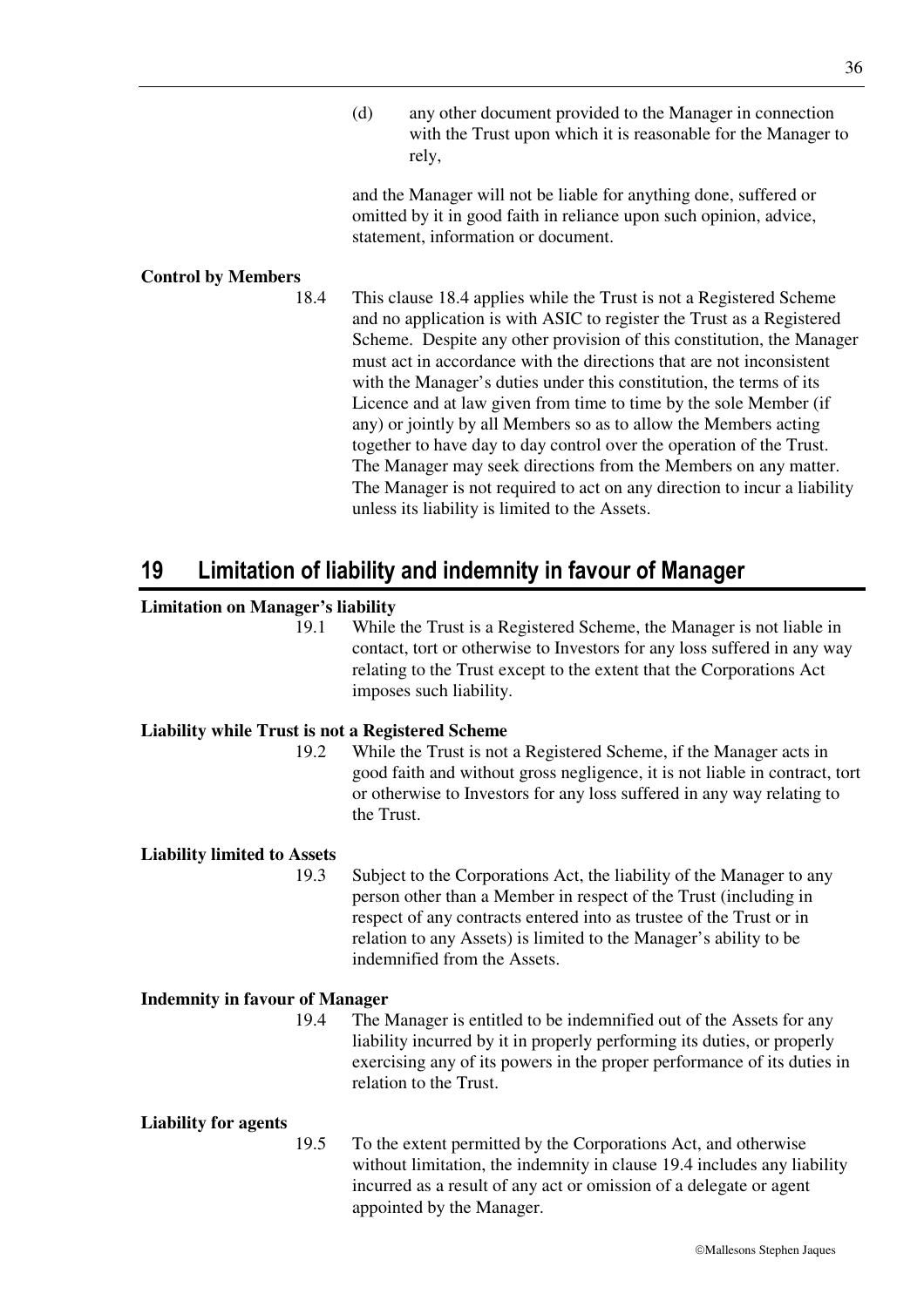(d) any other document provided to the Manager in connection with the Trust upon which it is reasonable for the Manager to rely,

and the Manager will not be liable for anything done, suffered or omitted by it in good faith in reliance upon such opinion, advice, statement, information or document.

**Control by Members**

18.4 This clause 18.4 applies while the Trust is not a Registered Scheme and no application is with ASIC to register the Trust as a Registered Scheme. Despite any other provision of this constitution, the Manager must act in accordance with the directions that are not inconsistent with the Manager's duties under this constitution, the terms of its Licence and at law given from time to time by the sole Member (if any) or jointly by all Members so as to allow the Members acting together to have day to day control over the operation of the Trust. The Manager may seek directions from the Members on any matter. The Manager is not required to act on any direction to incur a liability unless its liability is limited to the Assets.

## 19 Limitation of liability and indemnity in favour of Manager

**Limitation on Manager's liability**

19.1 While the Trust is a Registered Scheme, the Manager is not liable in contact, tort or otherwise to Investors for any loss suffered in any way relating to the Trust except to the extent that the Corporations Act imposes such liability.

**Liability while Trust is not a Registered Scheme**

19.2 While the Trust is not a Registered Scheme, if the Manager acts in good faith and without gross negligence, it is not liable in contract, tort or otherwise to Investors for any loss suffered in any way relating to the Trust.

**Liability limited to Assets**

19.3 Subject to the Corporations Act, the liability of the Manager to any person other than a Member in respect of the Trust (including in respect of any contracts entered into as trustee of the Trust or in relation to any Assets) is limited to the Manager's ability to be indemnified from the Assets.

**Indemnity in favour of Manager**

19.4 The Manager is entitled to be indemnified out of the Assets for any liability incurred by it in properly performing its duties, or properly exercising any of its powers in the proper performance of its duties in relation to the Trust.

**Liability for agents**

19.5 To the extent permitted by the Corporations Act, and otherwise without limitation, the indemnity in clause 19.4 includes any liability incurred as a result of any act or omission of a delegate or agent appointed by the Manager.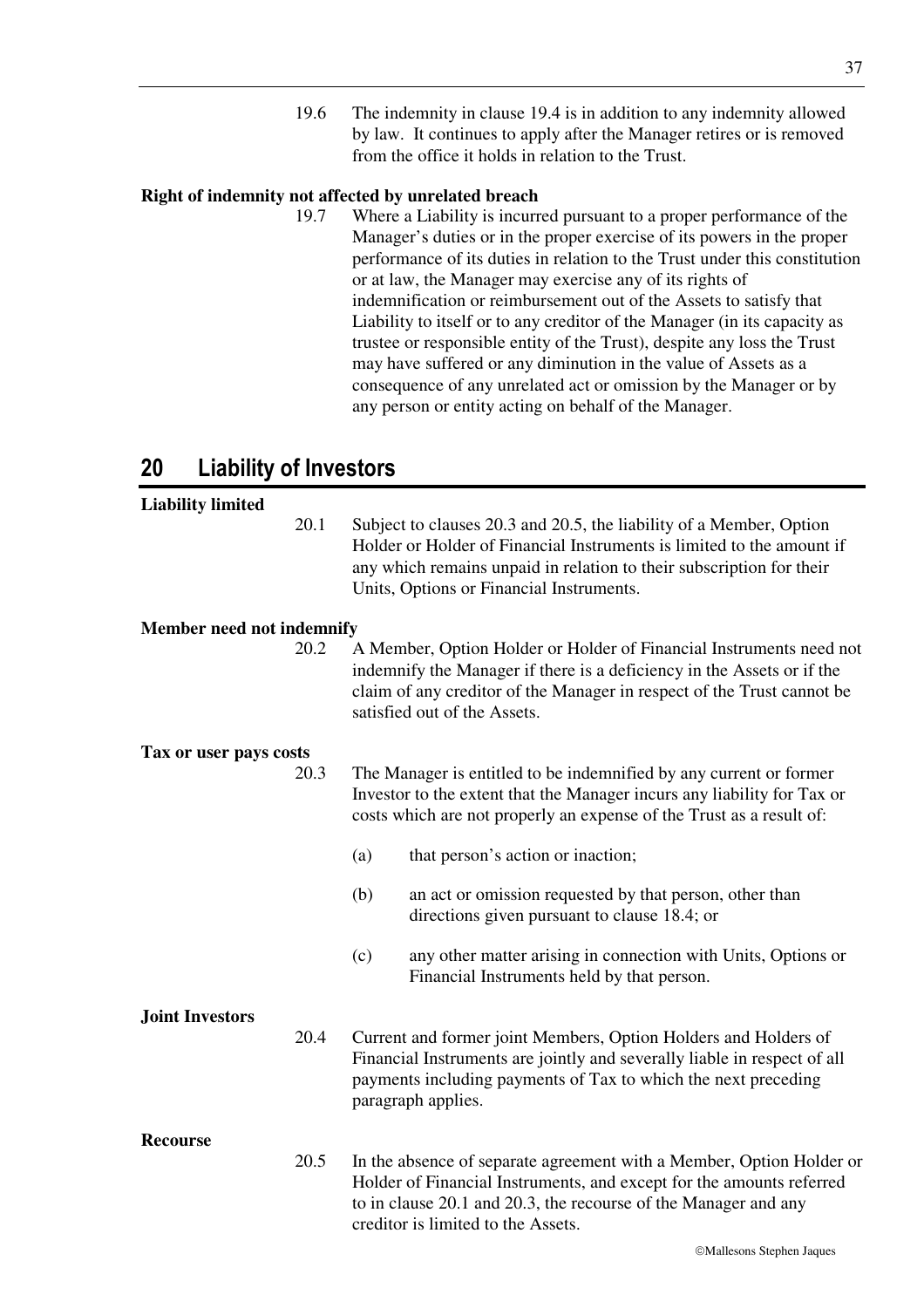19.6 The indemnity in clause 19.4 is in addition to any indemnity allowed by law. It continues to apply after the Manager retires or is removed from the office it holds in relation to the Trust.

**Right of indemnity not affected by unrelated breach**

19.7 Where a Liability is incurred pursuant to a proper performance of the Manager's duties or in the proper exercise of its powers in the proper performance of its duties in relation to the Trust under this constitution or at law, the Manager may exercise any of its rights of indemnification or reimbursement out of the Assets to satisfy that Liability to itself or to any creditor of the Manager (in its capacity as trustee or responsible entity of the Trust), despite any loss the Trust may have suffered or any diminution in the value of Assets as a consequence of any unrelated act or omission by the Manager or by any person or entity acting on behalf of the Manager.

# 20 Liability of Investors

**Liability limited**

20.1 Subject to clauses 20.3 and 20.5, the liability of a Member, Option Holder or Holder of Financial Instruments is limited to the amount if any which remains unpaid in relation to their subscription for their Units, Options or Financial Instruments.

**Member need not indemnify**

20.2 A Member, Option Holder or Holder of Financial Instruments need not indemnify the Manager if there is a deficiency in the Assets or if the claim of any creditor of the Manager in respect of the Trust cannot be satisfied out of the Assets.

**Tax or user pays costs**

20.3 The Manager is entitled to be indemnified by any current or former Investor to the extent that the Manager incurs any liability for Tax or costs which are not properly an expense of the Trust as a result of:

(a) that person's action or inaction;

(b) an act or omission requested by that person, other than directions given pursuant to clause 18.4; or

(c) any other matter arising in connection with Units, Options or Financial Instruments held by that person.

**Joint Investors**

20.4 Current and former joint Members, Option Holders and Holders of Financial Instruments are jointly and severally liable in respect of all payments including payments of Tax to which the next preceding paragraph applies.

**Recourse**

20.5 In the absence of separate agreement with a Member, Option Holder or Holder of Financial Instruments, and except for the amounts referred to in clause 20.1 and 20.3, the recourse of the Manager and any creditor is limited to the Assets.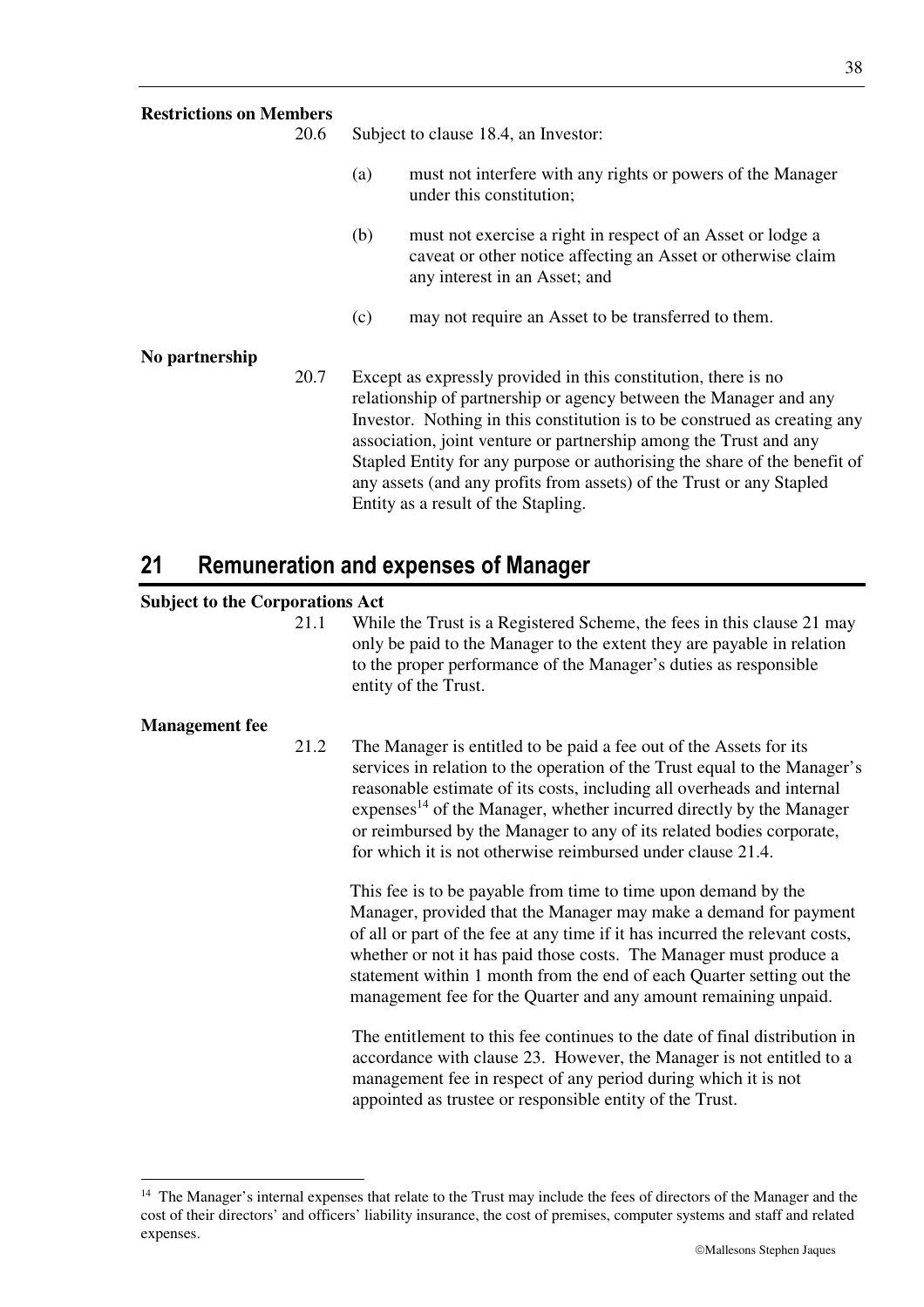**Restrictions on Members**

20.6 Subject to clause 18.4, an Investor:

(a) must not interfere with any rights or powers of the Manager under this constitution;

(b) must not exercise a right in respect of an Asset or lodge a caveat or other notice affecting an Asset or otherwise claim any interest in an Asset; and

(c) may not require an Asset to be transferred to them.

**No partnership**

20.7 Except as expressly provided in this constitution, there is no relationship of partnership or agency between the Manager and any Investor. Nothing in this constitution is to be construed as creating any association, joint venture or partnership among the Trust and any Stapled Entity for any purpose or authorising the share of the benefit of any assets (and any profits from assets) of the Trust or any Stapled Entity as a result of the Stapling.

# 21 Remuneration and expenses of Manager

**Subject to the Corporations Act**

21.1 While the Trust is a Registered Scheme, the fees in this clause 21 may only be paid to the Manager to the extent they are payable in relation to the proper performance of the Manager's duties as responsible entity of the Trust.

**Management fee**

21.2 The Manager is entitled to be paid a fee out of the Assets for its services in relation to the operation of the Trust equal to the Manager's reasonable estimate of its costs, including all overheads and internal expenses[14] of the Manager, whether incurred directly by the Manager or reimbursed by the Manager to any of its related bodies corporate, for which it is not otherwise reimbursed under clause 21.4.

This fee is to be payable from time to time upon demand by the Manager, provided that the Manager may make a demand for payment of all or part of the fee at any time if it has incurred the relevant costs, whether or not it has paid those costs. The Manager must produce a statement within 1 month from the end of each Quarter setting out the management fee for the Quarter and any amount remaining unpaid.

The entitlement to this fee continues to the date of final distribution in accordance with clause 23. However, the Manager is not entitled to a management fee in respect of any period during which it is not appointed as trustee or responsible entity of the Trust.

---

[14] The Manager's internal expenses that relate to the Trust may include the fees of directors of the Manager and the cost of their directors' and officers' liability insurance, the cost of premises, computer systems and staff and related expenses.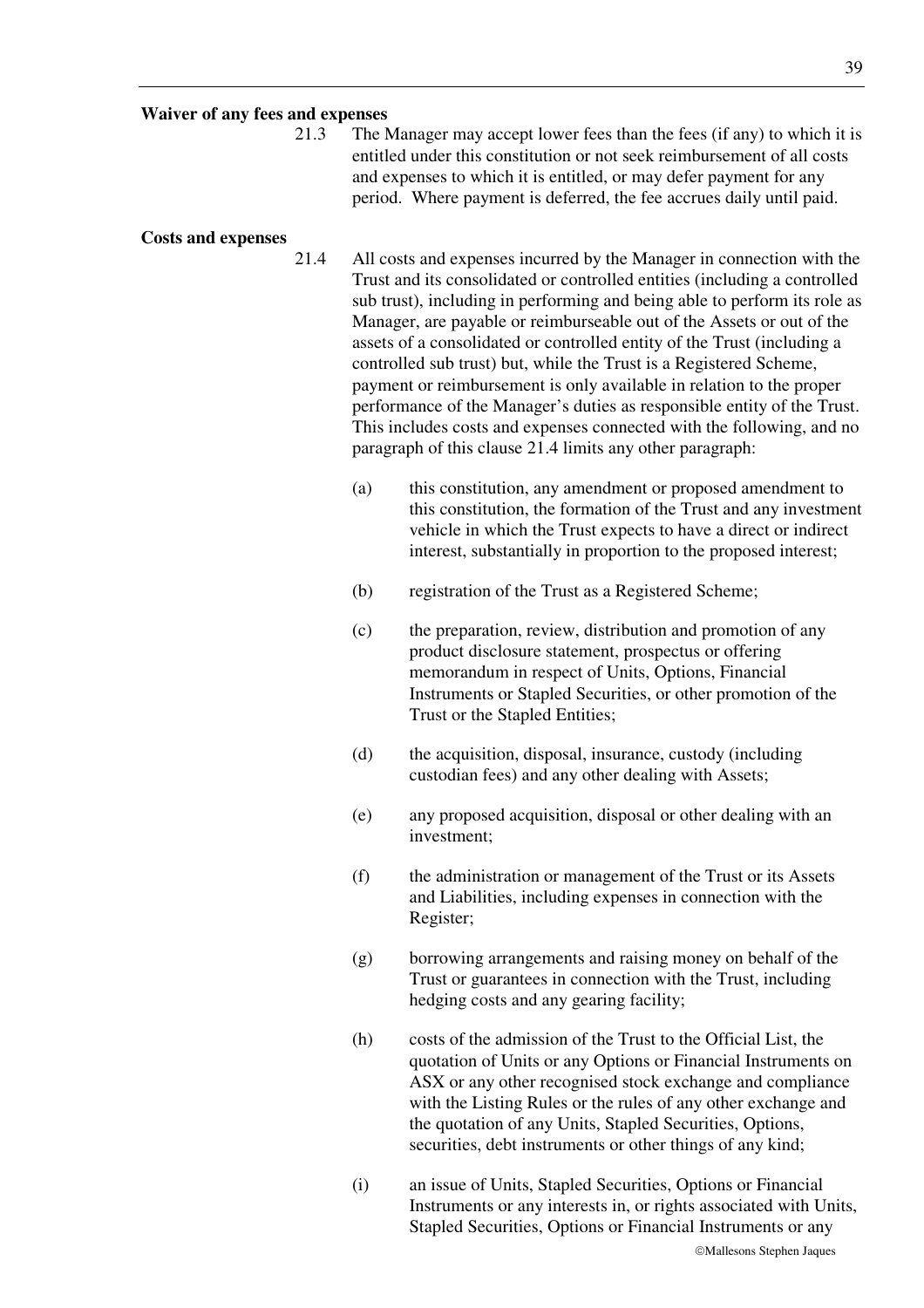**Waiver of any fees and expenses**

21.3 The Manager may accept lower fees than the fees (if any) to which it is entitled under this constitution or not seek reimbursement of all costs and expenses to which it is entitled, or may defer payment for any period. Where payment is deferred, the fee accrues daily until paid.

**Costs and expenses**

21.4 All costs and expenses incurred by the Manager in connection with the Trust and its consolidated or controlled entities (including a controlled sub trust), including in performing and being able to perform its role as Manager, are payable or reimburseable out of the Assets or out of the assets of a consolidated or controlled entity of the Trust (including a controlled sub trust) but, while the Trust is a Registered Scheme, payment or reimbursement is only available in relation to the proper performance of the Manager's duties as responsible entity of the Trust. This includes costs and expenses connected with the following, and no paragraph of this clause 21.4 limits any other paragraph:

(a) this constitution, any amendment or proposed amendment to this constitution, the formation of the Trust and any investment vehicle in which the Trust expects to have a direct or indirect interest, substantially in proportion to the proposed interest;

(b) registration of the Trust as a Registered Scheme;

(c) the preparation, review, distribution and promotion of any product disclosure statement, prospectus or offering memorandum in respect of Units, Options, Financial Instruments or Stapled Securities, or other promotion of the Trust or the Stapled Entities;

(d) the acquisition, disposal, insurance, custody (including custodian fees) and any other dealing with Assets;

(e) any proposed acquisition, disposal or other dealing with an investment;

(f) the administration or management of the Trust or its Assets and Liabilities, including expenses in connection with the Register;

(g) borrowing arrangements and raising money on behalf of the Trust or guarantees in connection with the Trust, including hedging costs and any gearing facility;

(h) costs of the admission of the Trust to the Official List, the quotation of Units or any Options or Financial Instruments on ASX or any other recognised stock exchange and compliance with the Listing Rules or the rules of any other exchange and the quotation of any Units, Stapled Securities, Options, securities, debt instruments or other things of any kind;

(i) an issue of Units, Stapled Securities, Options or Financial Instruments or any interests in, or rights associated with Units, Stapled Securities, Options or Financial Instruments or any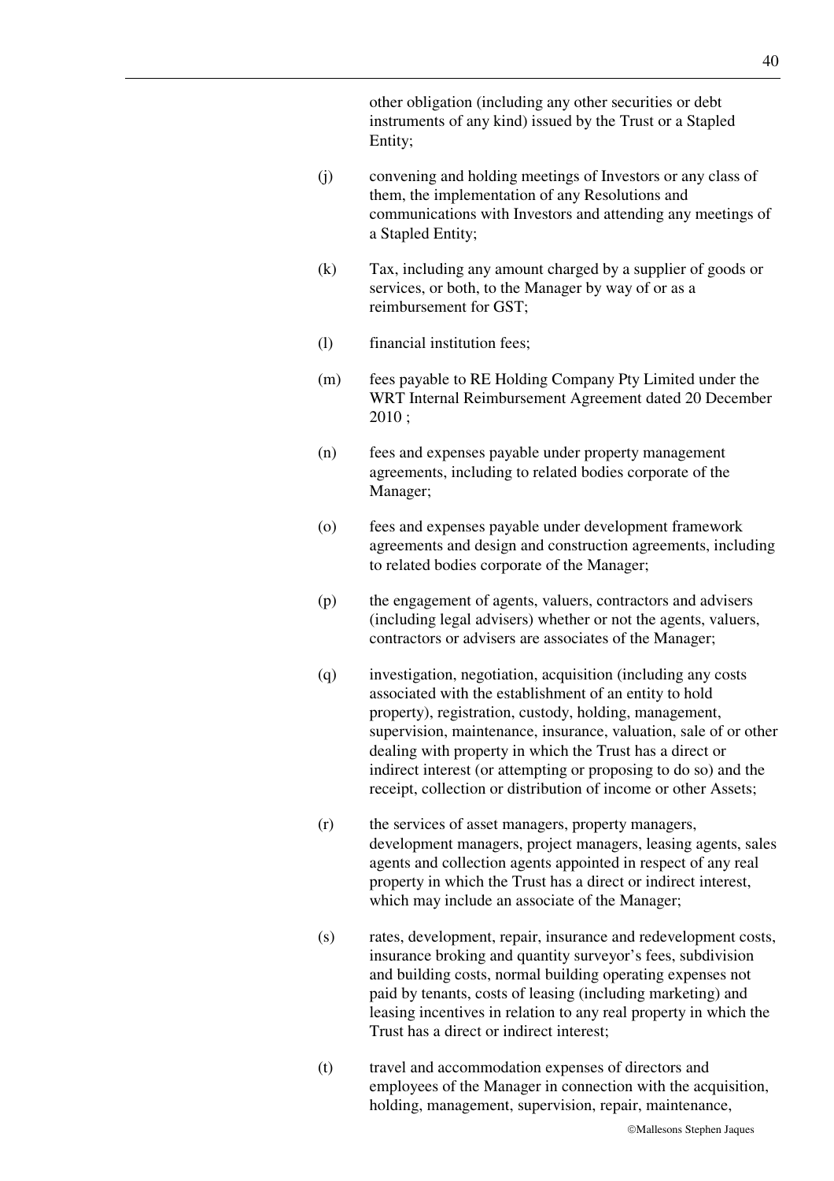other obligation (including any other securities or debt instruments of any kind) issued by the Trust or a Stapled Entity;

(j) convening and holding meetings of Investors or any class of them, the implementation of any Resolutions and communications with Investors and attending any meetings of a Stapled Entity;

(k) Tax, including any amount charged by a supplier of goods or services, or both, to the Manager by way of or as a reimbursement for GST;

(l) financial institution fees;

(m) fees payable to RE Holding Company Pty Limited under the WRT Internal Reimbursement Agreement dated 20 December 2010 ;

(n) fees and expenses payable under property management agreements, including to related bodies corporate of the Manager;

(o) fees and expenses payable under development framework agreements and design and construction agreements, including to related bodies corporate of the Manager;

(p) the engagement of agents, valuers, contractors and advisers (including legal advisers) whether or not the agents, valuers, contractors or advisers are associates of the Manager;

(q) investigation, negotiation, acquisition (including any costs associated with the establishment of an entity to hold property), registration, custody, holding, management, supervision, maintenance, insurance, valuation, sale of or other dealing with property in which the Trust has a direct or indirect interest (or attempting or proposing to do so) and the receipt, collection or distribution of income or other Assets;

(r) the services of asset managers, property managers, development managers, project managers, leasing agents, sales agents and collection agents appointed in respect of any real property in which the Trust has a direct or indirect interest, which may include an associate of the Manager;

(s) rates, development, repair, insurance and redevelopment costs, insurance broking and quantity surveyor's fees, subdivision and building costs, normal building operating expenses not paid by tenants, costs of leasing (including marketing) and leasing incentives in relation to any real property in which the Trust has a direct or indirect interest;

(t) travel and accommodation expenses of directors and employees of the Manager in connection with the acquisition, holding, management, supervision, repair, maintenance,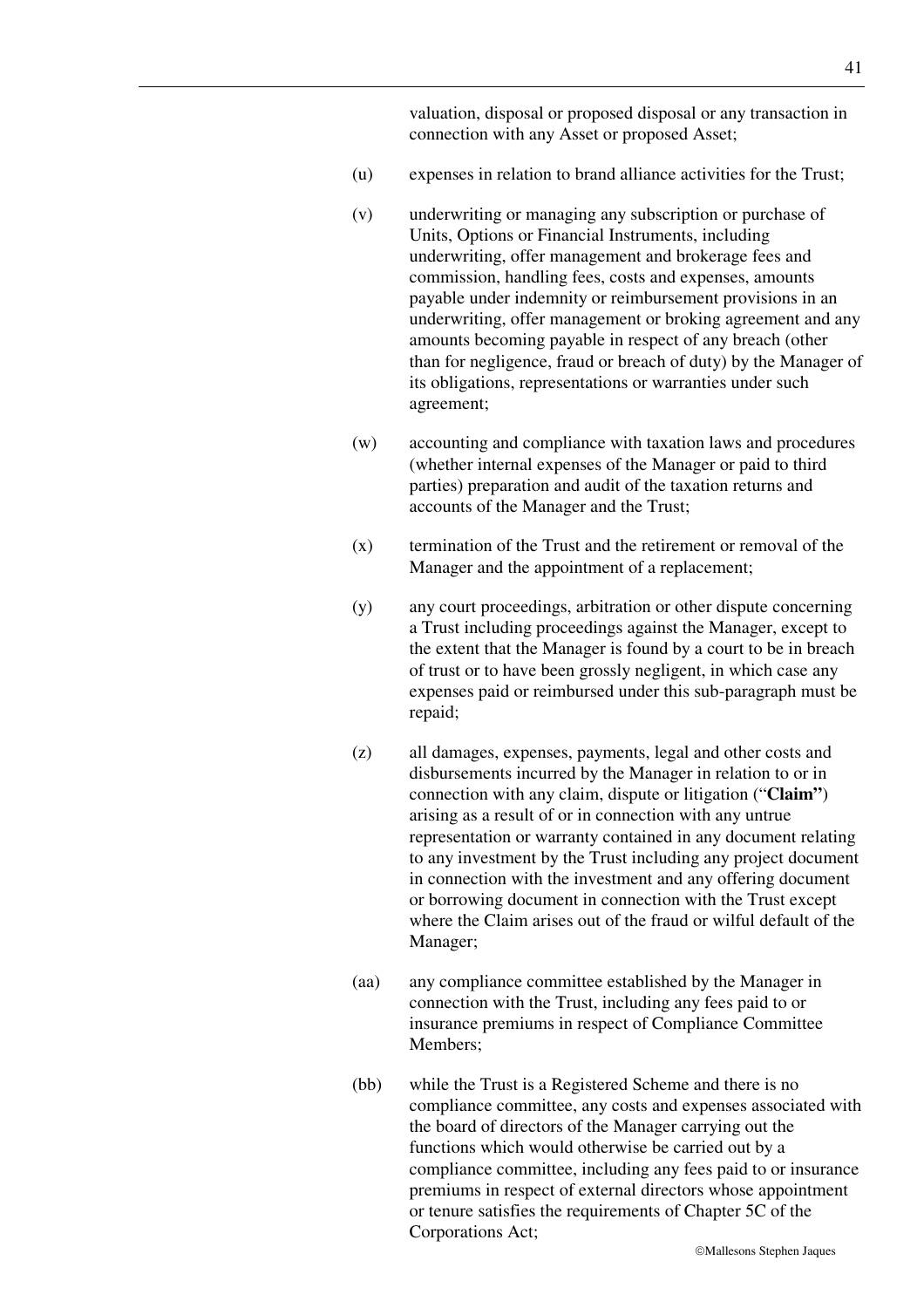valuation, disposal or proposed disposal or any transaction in connection with any Asset or proposed Asset;

(u) expenses in relation to brand alliance activities for the Trust;

(v) underwriting or managing any subscription or purchase of Units, Options or Financial Instruments, including underwriting, offer management and brokerage fees and commission, handling fees, costs and expenses, amounts payable under indemnity or reimbursement provisions in an underwriting, offer management or broking agreement and any amounts becoming payable in respect of any breach (other than for negligence, fraud or breach of duty) by the Manager of its obligations, representations or warranties under such agreement;

(w) accounting and compliance with taxation laws and procedures (whether internal expenses of the Manager or paid to third parties) preparation and audit of the taxation returns and accounts of the Manager and the Trust;

(x) termination of the Trust and the retirement or removal of the Manager and the appointment of a replacement;

(y) any court proceedings, arbitration or other dispute concerning a Trust including proceedings against the Manager, except to the extent that the Manager is found by a court to be in breach of trust or to have been grossly negligent, in which case any expenses paid or reimbursed under this sub-paragraph must be repaid;

(z) all damages, expenses, payments, legal and other costs and disbursements incurred by the Manager in relation to or in connection with any claim, dispute or litigation ("**Claim**") arising as a result of or in connection with any untrue representation or warranty contained in any document relating to any investment by the Trust including any project document in connection with the investment and any offering document or borrowing document in connection with the Trust except where the Claim arises out of the fraud or wilful default of the Manager;

(aa) any compliance committee established by the Manager in connection with the Trust, including any fees paid to or insurance premiums in respect of Compliance Committee Members;

(bb) while the Trust is a Registered Scheme and there is no compliance committee, any costs and expenses associated with the board of directors of the Manager carrying out the functions which would otherwise be carried out by a compliance committee, including any fees paid to or insurance premiums in respect of external directors whose appointment or tenure satisfies the requirements of Chapter 5C of the Corporations Act;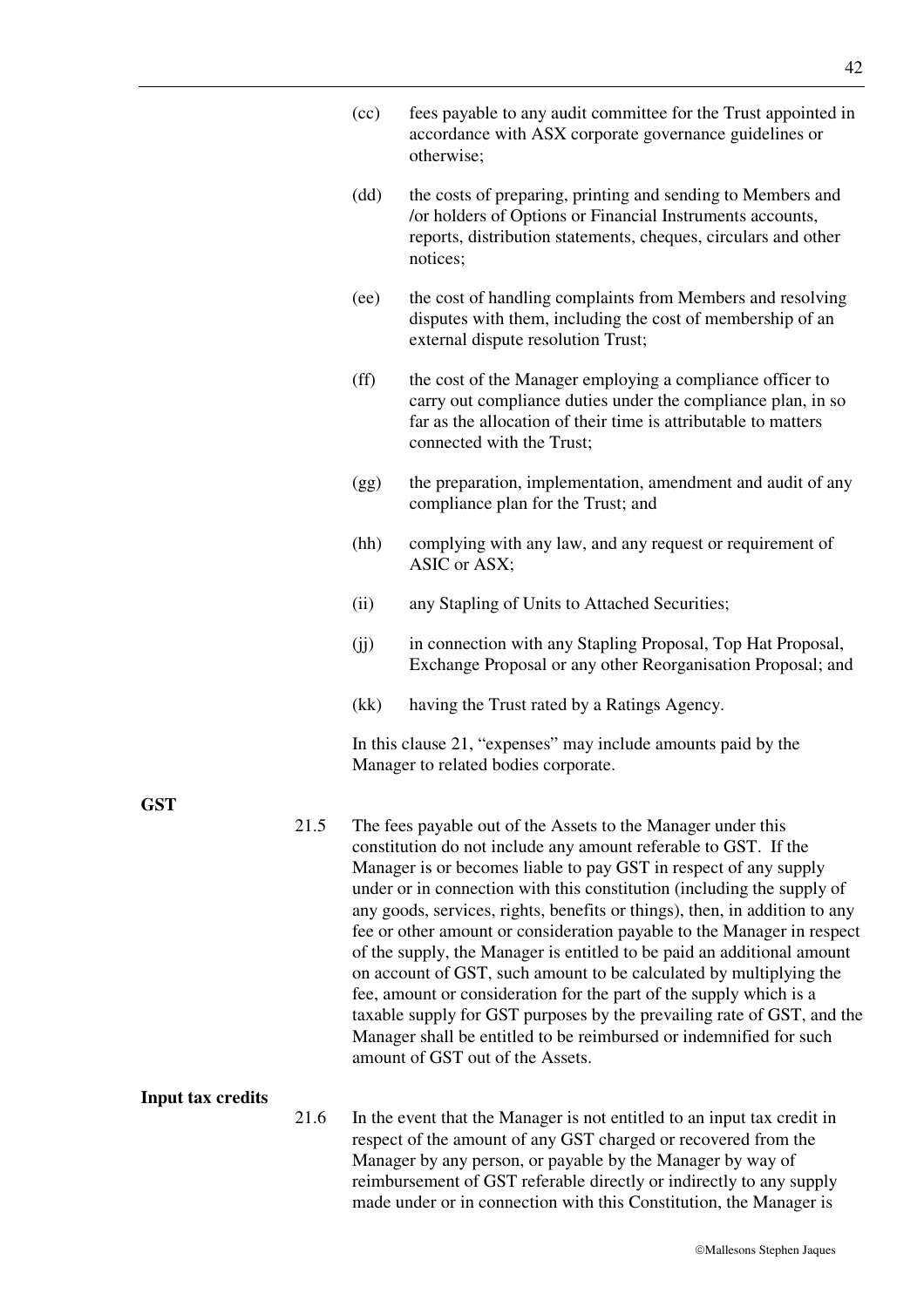(cc) fees payable to any audit committee for the Trust appointed in accordance with ASX corporate governance guidelines or otherwise;

(dd) the costs of preparing, printing and sending to Members and /or holders of Options or Financial Instruments accounts, reports, distribution statements, cheques, circulars and other notices;

(ee) the cost of handling complaints from Members and resolving disputes with them, including the cost of membership of an external dispute resolution Trust;

(ff) the cost of the Manager employing a compliance officer to carry out compliance duties under the compliance plan, in so far as the allocation of their time is attributable to matters connected with the Trust;

(gg) the preparation, implementation, amendment and audit of any compliance plan for the Trust; and

(hh) complying with any law, and any request or requirement of ASIC or ASX;

(ii) any Stapling of Units to Attached Securities;

(jj) in connection with any Stapling Proposal, Top Hat Proposal, Exchange Proposal or any other Reorganisation Proposal; and

(kk) having the Trust rated by a Ratings Agency.

In this clause 21, "expenses" may include amounts paid by the Manager to related bodies corporate.

**GST**

21.5 The fees payable out of the Assets to the Manager under this constitution do not include any amount referable to GST. If the Manager is or becomes liable to pay GST in respect of any supply under or in connection with this constitution (including the supply of any goods, services, rights, benefits or things), then, in addition to any fee or other amount or consideration payable to the Manager in respect of the supply, the Manager is entitled to be paid an additional amount on account of GST, such amount to be calculated by multiplying the fee, amount or consideration for the part of the supply which is a taxable supply for GST purposes by the prevailing rate of GST, and the Manager shall be entitled to be reimbursed or indemnified for such amount of GST out of the Assets.

**Input tax credits**

21.6 In the event that the Manager is not entitled to an input tax credit in respect of the amount of any GST charged or recovered from the Manager by any person, or payable by the Manager by way of reimbursement of GST referable directly or indirectly to any supply made under or in connection with this Constitution, the Manager is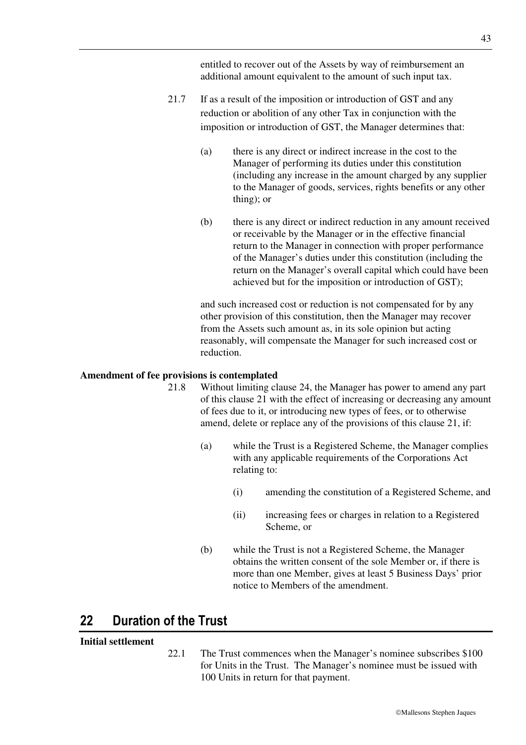entitled to recover out of the Assets by way of reimbursement an additional amount equivalent to the amount of such input tax.

21.7 If as a result of the imposition or introduction of GST and any reduction or abolition of any other Tax in conjunction with the imposition or introduction of GST, the Manager determines that:

(a) there is any direct or indirect increase in the cost to the Manager of performing its duties under this constitution (including any increase in the amount charged by any supplier to the Manager of goods, services, rights benefits or any other thing); or

(b) there is any direct or indirect reduction in any amount received or receivable by the Manager or in the effective financial return to the Manager in connection with proper performance of the Manager's duties under this constitution (including the return on the Manager's overall capital which could have been achieved but for the imposition or introduction of GST);

and such increased cost or reduction is not compensated for by any other provision of this constitution, then the Manager may recover from the Assets such amount as, in its sole opinion but acting reasonably, will compensate the Manager for such increased cost or reduction.

**Amendment of fee provisions is contemplated**

21.8 Without limiting clause 24, the Manager has power to amend any part of this clause 21 with the effect of increasing or decreasing any amount of fees due to it, or introducing new types of fees, or to otherwise amend, delete or replace any of the provisions of this clause 21, if:

(a) while the Trust is a Registered Scheme, the Manager complies with any applicable requirements of the Corporations Act relating to:

(i) amending the constitution of a Registered Scheme, and

(ii) increasing fees or charges in relation to a Registered Scheme, or

(b) while the Trust is not a Registered Scheme, the Manager obtains the written consent of the sole Member or, if there is more than one Member, gives at least 5 Business Days' prior notice to Members of the amendment.

# 22 Duration of the Trust

**Initial settlement**

22.1 The Trust commences when the Manager's nominee subscribes $100 for Units in the Trust. The Manager's nominee must be issued with 100 Units in return for that payment.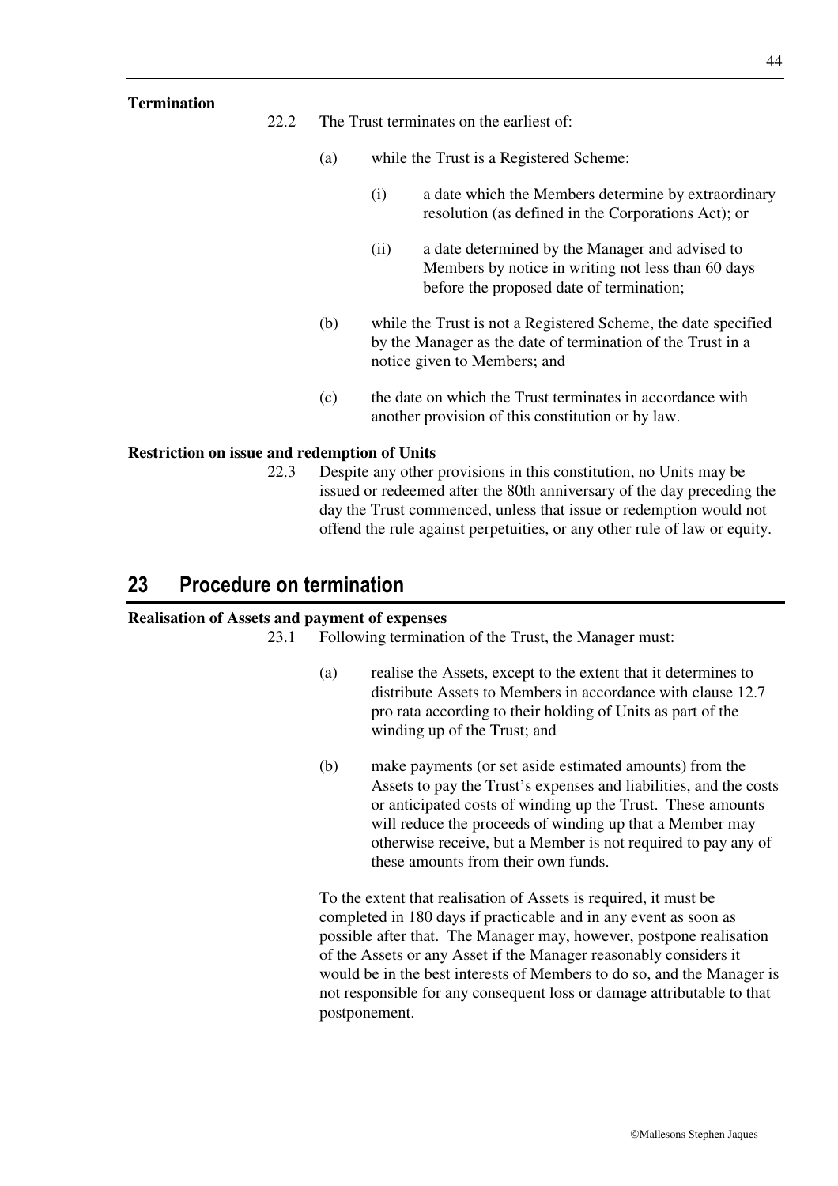**Termination**

22.2 The Trust terminates on the earliest of:

(a) while the Trust is a Registered Scheme:

(i) a date which the Members determine by extraordinary resolution (as defined in the Corporations Act); or

(ii) a date determined by the Manager and advised to Members by notice in writing not less than 60 days before the proposed date of termination;

(b) while the Trust is not a Registered Scheme, the date specified by the Manager as the date of termination of the Trust in a notice given to Members; and

(c) the date on which the Trust terminates in accordance with another provision of this constitution or by law.

**Restriction on issue and redemption of Units**

22.3 Despite any other provisions in this constitution, no Units may be issued or redeemed after the 80th anniversary of the day preceding the day the Trust commenced, unless that issue or redemption would not offend the rule against perpetuities, or any other rule of law or equity.

## 23 Procedure on termination

**Realisation of Assets and payment of expenses**

23.1 Following termination of the Trust, the Manager must:

(a) realise the Assets, except to the extent that it determines to distribute Assets to Members in accordance with clause 12.7 pro rata according to their holding of Units as part of the winding up of the Trust; and

(b) make payments (or set aside estimated amounts) from the Assets to pay the Trust's expenses and liabilities, and the costs or anticipated costs of winding up the Trust. These amounts will reduce the proceeds of winding up that a Member may otherwise receive, but a Member is not required to pay any of these amounts from their own funds.

To the extent that realisation of Assets is required, it must be completed in 180 days if practicable and in any event as soon as possible after that. The Manager may, however, postpone realisation of the Assets or any Asset if the Manager reasonably considers it would be in the best interests of Members to do so, and the Manager is not responsible for any consequent loss or damage attributable to that postponement.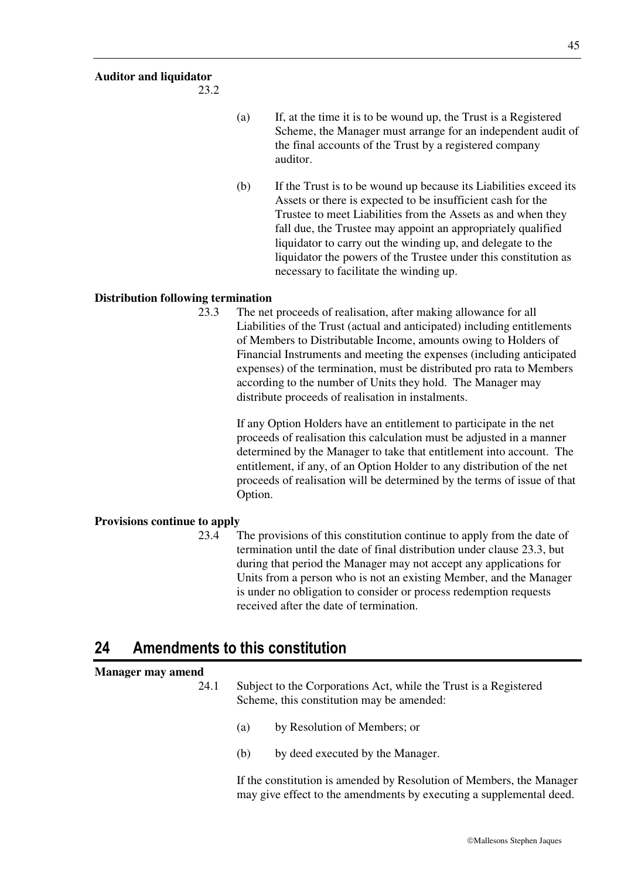**Auditor and liquidator**

23.2

(a) If, at the time it is to be wound up, the Trust is a Registered Scheme, the Manager must arrange for an independent audit of the final accounts of the Trust by a registered company auditor.

(b) If the Trust is to be wound up because its Liabilities exceed its Assets or there is expected to be insufficient cash for the Trustee to meet Liabilities from the Assets as and when they fall due, the Trustee may appoint an appropriately qualified liquidator to carry out the winding up, and delegate to the liquidator the powers of the Trustee under this constitution as necessary to facilitate the winding up.

**Distribution following termination**

23.3 The net proceeds of realisation, after making allowance for all Liabilities of the Trust (actual and anticipated) including entitlements of Members to Distributable Income, amounts owing to Holders of Financial Instruments and meeting the expenses (including anticipated expenses) of the termination, must be distributed pro rata to Members according to the number of Units they hold. The Manager may distribute proceeds of realisation in instalments.

If any Option Holders have an entitlement to participate in the net proceeds of realisation this calculation must be adjusted in a manner determined by the Manager to take that entitlement into account. The entitlement, if any, of an Option Holder to any distribution of the net proceeds of realisation will be determined by the terms of issue of that Option.

**Provisions continue to apply**

23.4 The provisions of this constitution continue to apply from the date of termination until the date of final distribution under clause 23.3, but during that period the Manager may not accept any applications for Units from a person who is not an existing Member, and the Manager is under no obligation to consider or process redemption requests received after the date of termination.

## 24 Amendments to this constitution

**Manager may amend**

24.1 Subject to the Corporations Act, while the Trust is a Registered Scheme, this constitution may be amended:

(a) by Resolution of Members; or

(b) by deed executed by the Manager.

If the constitution is amended by Resolution of Members, the Manager may give effect to the amendments by executing a supplemental deed.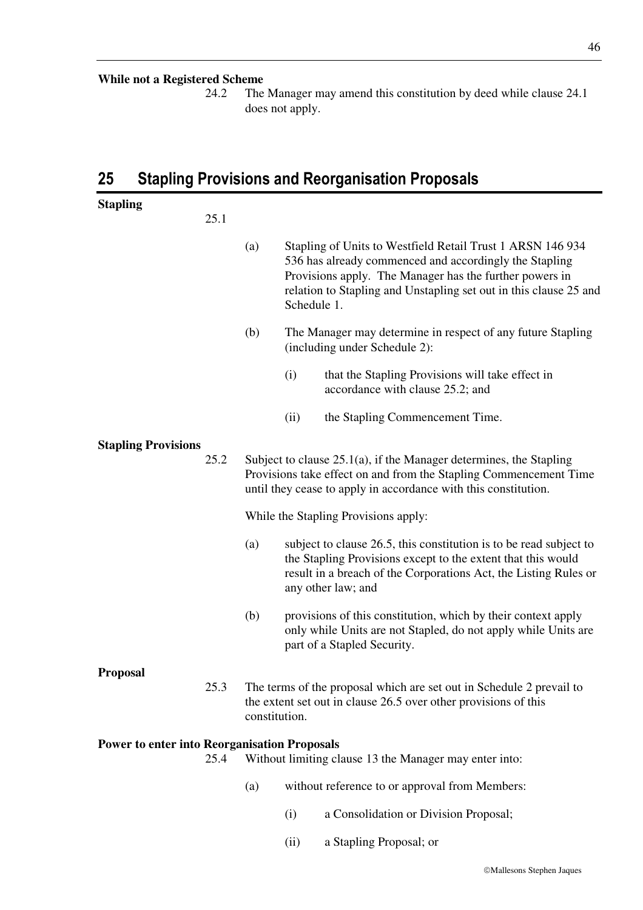**While not a Registered Scheme**

24.2 The Manager may amend this constitution by deed while clause 24.1 does not apply.

## 25 Stapling Provisions and Reorganisation Proposals

**Stapling**

25.1

(a) Stapling of Units to Westfield Retail Trust 1 ARSN 146 934 536 has already commenced and accordingly the Stapling Provisions apply. The Manager has the further powers in relation to Stapling and Unstapling set out in this clause 25 and Schedule 1.

(b) The Manager may determine in respect of any future Stapling (including under Schedule 2):

(i) that the Stapling Provisions will take effect in accordance with clause 25.2; and

(ii) the Stapling Commencement Time.

**Stapling Provisions**

25.2 Subject to clause 25.1(a), if the Manager determines, the Stapling Provisions take effect on and from the Stapling Commencement Time until they cease to apply in accordance with this constitution.

While the Stapling Provisions apply:

(a) subject to clause 26.5, this constitution is to be read subject to the Stapling Provisions except to the extent that this would result in a breach of the Corporations Act, the Listing Rules or any other law; and

(b) provisions of this constitution, which by their context apply only while Units are not Stapled, do not apply while Units are part of a Stapled Security.

**Proposal**

25.3 The terms of the proposal which are set out in Schedule 2 prevail to the extent set out in clause 26.5 over other provisions of this constitution.

**Power to enter into Reorganisation Proposals**

25.4 Without limiting clause 13 the Manager may enter into:

(a) without reference to or approval from Members:

(i) a Consolidation or Division Proposal;

(ii) a Stapling Proposal; or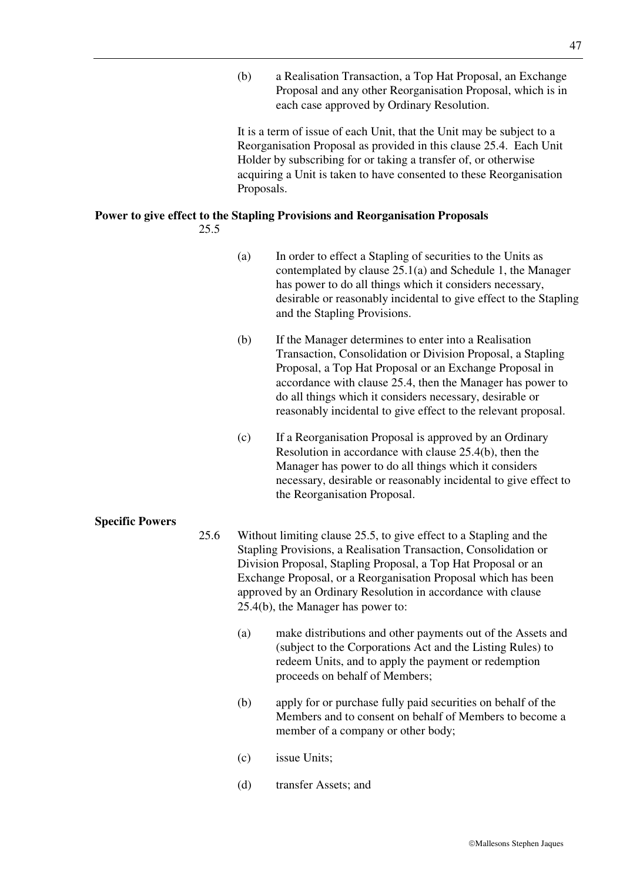(b) a Realisation Transaction, a Top Hat Proposal, an Exchange Proposal and any other Reorganisation Proposal, which is in each case approved by Ordinary Resolution.

It is a term of issue of each Unit, that the Unit may be subject to a Reorganisation Proposal as provided in this clause 25.4. Each Unit Holder by subscribing for or taking a transfer of, or otherwise acquiring a Unit is taken to have consented to these Reorganisation Proposals.

**Power to give effect to the Stapling Provisions and Reorganisation Proposals**

25.5

(a) In order to effect a Stapling of securities to the Units as contemplated by clause 25.1(a) and Schedule 1, the Manager has power to do all things which it considers necessary, desirable or reasonably incidental to give effect to the Stapling and the Stapling Provisions.

(b) If the Manager determines to enter into a Realisation Transaction, Consolidation or Division Proposal, a Stapling Proposal, a Top Hat Proposal or an Exchange Proposal in accordance with clause 25.4, then the Manager has power to do all things which it considers necessary, desirable or reasonably incidental to give effect to the relevant proposal.

(c) If a Reorganisation Proposal is approved by an Ordinary Resolution in accordance with clause 25.4(b), then the Manager has power to do all things which it considers necessary, desirable or reasonably incidental to give effect to the Reorganisation Proposal.

**Specific Powers**

25.6 Without limiting clause 25.5, to give effect to a Stapling and the Stapling Provisions, a Realisation Transaction, Consolidation or Division Proposal, Stapling Proposal, a Top Hat Proposal or an Exchange Proposal, or a Reorganisation Proposal which has been approved by an Ordinary Resolution in accordance with clause 25.4(b), the Manager has power to:

(a) make distributions and other payments out of the Assets and (subject to the Corporations Act and the Listing Rules) to redeem Units, and to apply the payment or redemption proceeds on behalf of Members;

(b) apply for or purchase fully paid securities on behalf of the Members and to consent on behalf of Members to become a member of a company or other body;

(c) issue Units;

(d) transfer Assets; and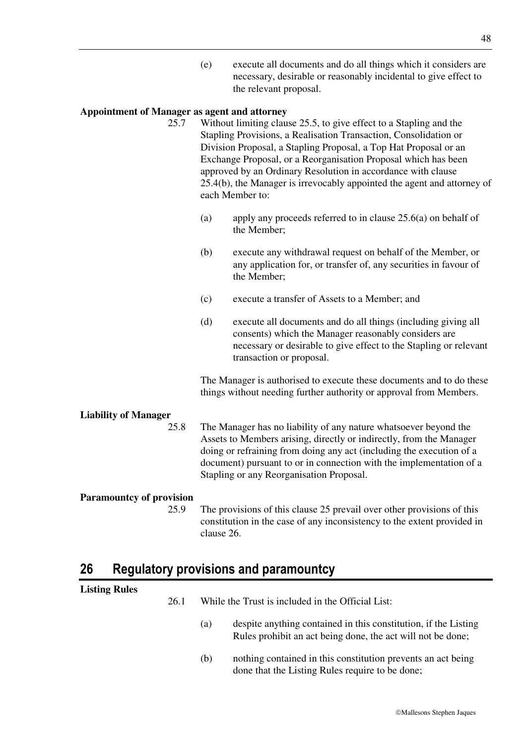(e) execute all documents and do all things which it considers are necessary, desirable or reasonably incidental to give effect to the relevant proposal.

**Appointment of Manager as agent and attorney**

25.7 Without limiting clause 25.5, to give effect to a Stapling and the Stapling Provisions, a Realisation Transaction, Consolidation or Division Proposal, a Stapling Proposal, a Top Hat Proposal or an Exchange Proposal, or a Reorganisation Proposal which has been approved by an Ordinary Resolution in accordance with clause 25.4(b), the Manager is irrevocably appointed the agent and attorney of each Member to:

(a) apply any proceeds referred to in clause 25.6(a) on behalf of the Member;

(b) execute any withdrawal request on behalf of the Member, or any application for, or transfer of, any securities in favour of the Member;

(c) execute a transfer of Assets to a Member; and

(d) execute all documents and do all things (including giving all consents) which the Manager reasonably considers are necessary or desirable to give effect to the Stapling or relevant transaction or proposal.

The Manager is authorised to execute these documents and to do these things without needing further authority or approval from Members.

**Liability of Manager**

25.8 The Manager has no liability of any nature whatsoever beyond the Assets to Members arising, directly or indirectly, from the Manager doing or refraining from doing any act (including the execution of a document) pursuant to or in connection with the implementation of a Stapling or any Reorganisation Proposal.

**Paramountcy of provision**

25.9 The provisions of this clause 25 prevail over other provisions of this constitution in the case of any inconsistency to the extent provided in clause 26.

## 26 Regulatory provisions and paramountcy

**Listing Rules**

26.1 While the Trust is included in the Official List:

(a) despite anything contained in this constitution, if the Listing Rules prohibit an act being done, the act will not be done;

(b) nothing contained in this constitution prevents an act being done that the Listing Rules require to be done;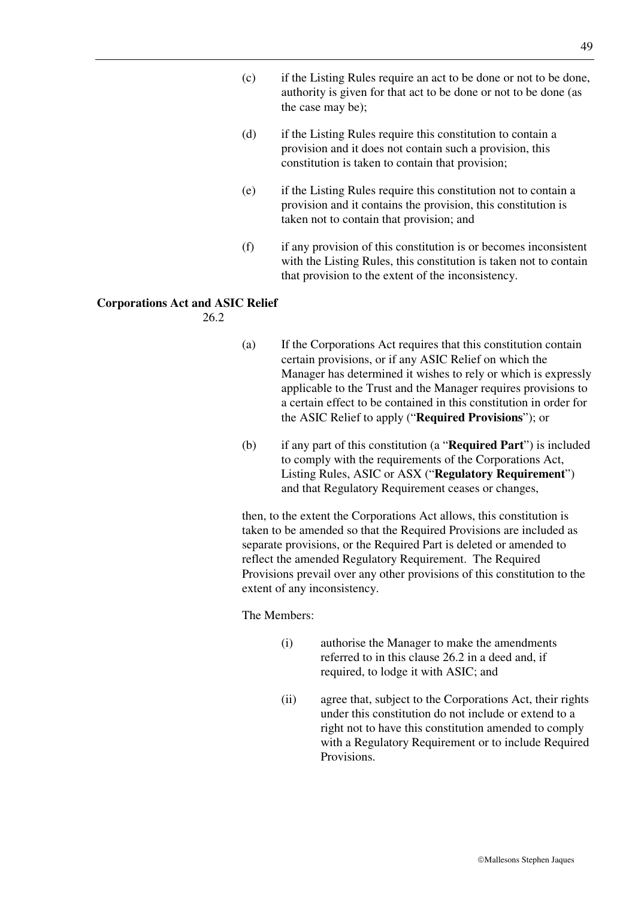(c) if the Listing Rules require an act to be done or not to be done, authority is given for that act to be done or not to be done (as the case may be);

(d) if the Listing Rules require this constitution to contain a provision and it does not contain such a provision, this constitution is taken to contain that provision;

(e) if the Listing Rules require this constitution not to contain a provision and it contains the provision, this constitution is taken not to contain that provision; and

(f) if any provision of this constitution is or becomes inconsistent with the Listing Rules, this constitution is taken not to contain that provision to the extent of the inconsistency.

**Corporations Act and ASIC Relief**

26.2

(a) If the Corporations Act requires that this constitution contain certain provisions, or if any ASIC Relief on which the Manager has determined it wishes to rely or which is expressly applicable to the Trust and the Manager requires provisions to a certain effect to be contained in this constitution in order for the ASIC Relief to apply ("**Required Provisions**"); or

(b) if any part of this constitution (a "**Required Part**") is included to comply with the requirements of the Corporations Act, Listing Rules, ASIC or ASX ("**Regulatory Requirement**") and that Regulatory Requirement ceases or changes,

then, to the extent the Corporations Act allows, this constitution is taken to be amended so that the Required Provisions are included as separate provisions, or the Required Part is deleted or amended to reflect the amended Regulatory Requirement. The Required Provisions prevail over any other provisions of this constitution to the extent of any inconsistency.

The Members:

(i) authorise the Manager to make the amendments referred to in this clause 26.2 in a deed and, if required, to lodge it with ASIC; and

(ii) agree that, subject to the Corporations Act, their rights under this constitution do not include or extend to a right not to have this constitution amended to comply with a Regulatory Requirement or to include Required Provisions.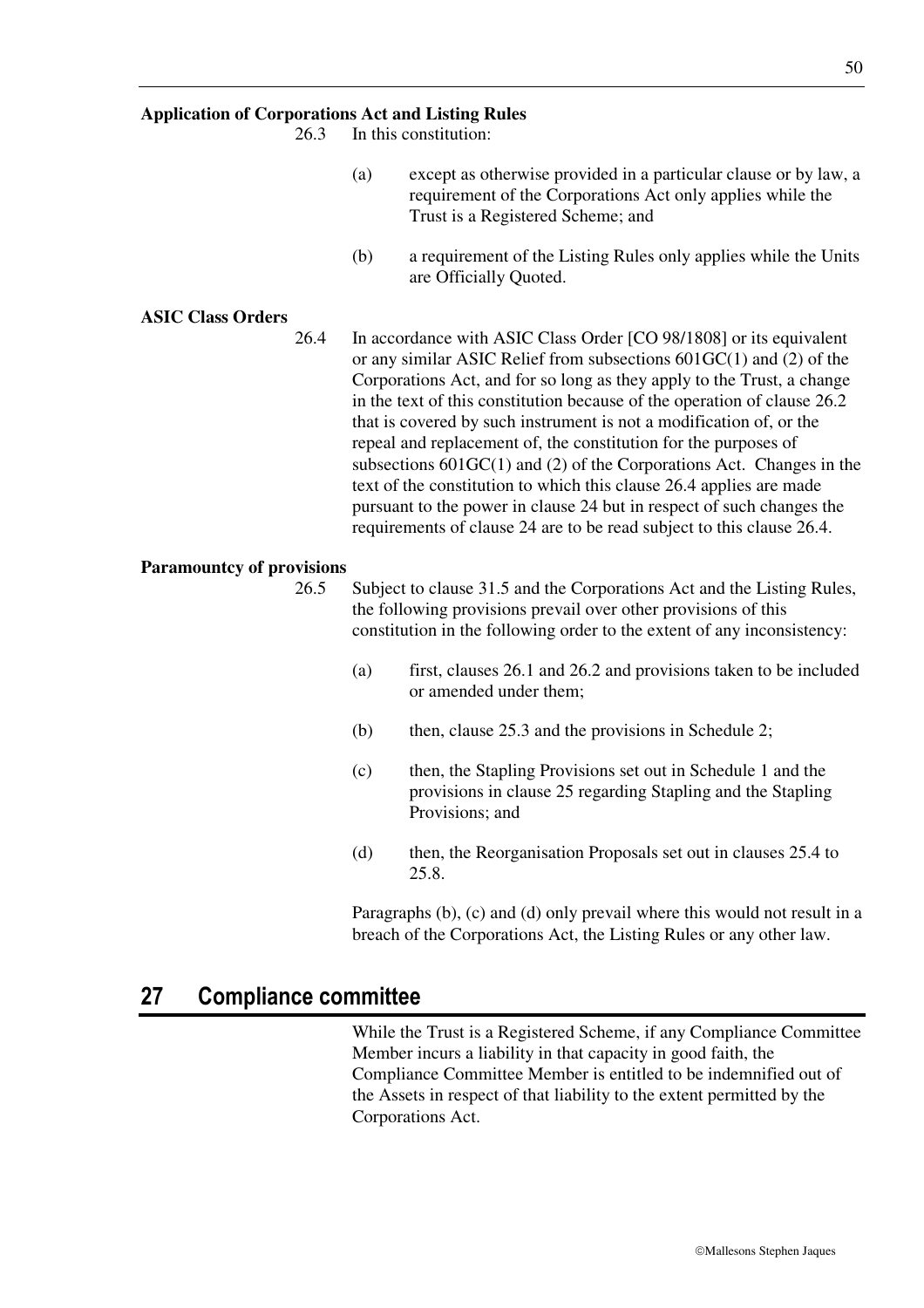**Application of Corporations Act and Listing Rules**

26.3 In this constitution:

(a) except as otherwise provided in a particular clause or by law, a requirement of the Corporations Act only applies while the Trust is a Registered Scheme; and

(b) a requirement of the Listing Rules only applies while the Units are Officially Quoted.

**ASIC Class Orders**

26.4 In accordance with ASIC Class Order [CO 98/1808] or its equivalent or any similar ASIC Relief from subsections 601GC(1) and (2) of the Corporations Act, and for so long as they apply to the Trust, a change in the text of this constitution because of the operation of clause 26.2 that is covered by such instrument is not a modification of, or the repeal and replacement of, the constitution for the purposes of subsections 601GC(1) and (2) of the Corporations Act. Changes in the text of the constitution to which this clause 26.4 applies are made pursuant to the power in clause 24 but in respect of such changes the requirements of clause 24 are to be read subject to this clause 26.4.

**Paramountcy of provisions**

26.5 Subject to clause 31.5 and the Corporations Act and the Listing Rules, the following provisions prevail over other provisions of this constitution in the following order to the extent of any inconsistency:

(a) first, clauses 26.1 and 26.2 and provisions taken to be included or amended under them;

(b) then, clause 25.3 and the provisions in Schedule 2;

(c) then, the Stapling Provisions set out in Schedule 1 and the provisions in clause 25 regarding Stapling and the Stapling Provisions; and

(d) then, the Reorganisation Proposals set out in clauses 25.4 to 25.8.

Paragraphs (b), (c) and (d) only prevail where this would not result in a breach of the Corporations Act, the Listing Rules or any other law.

## 27 Compliance committee

While the Trust is a Registered Scheme, if any Compliance Committee Member incurs a liability in that capacity in good faith, the Compliance Committee Member is entitled to be indemnified out of the Assets in respect of that liability to the extent permitted by the Corporations Act.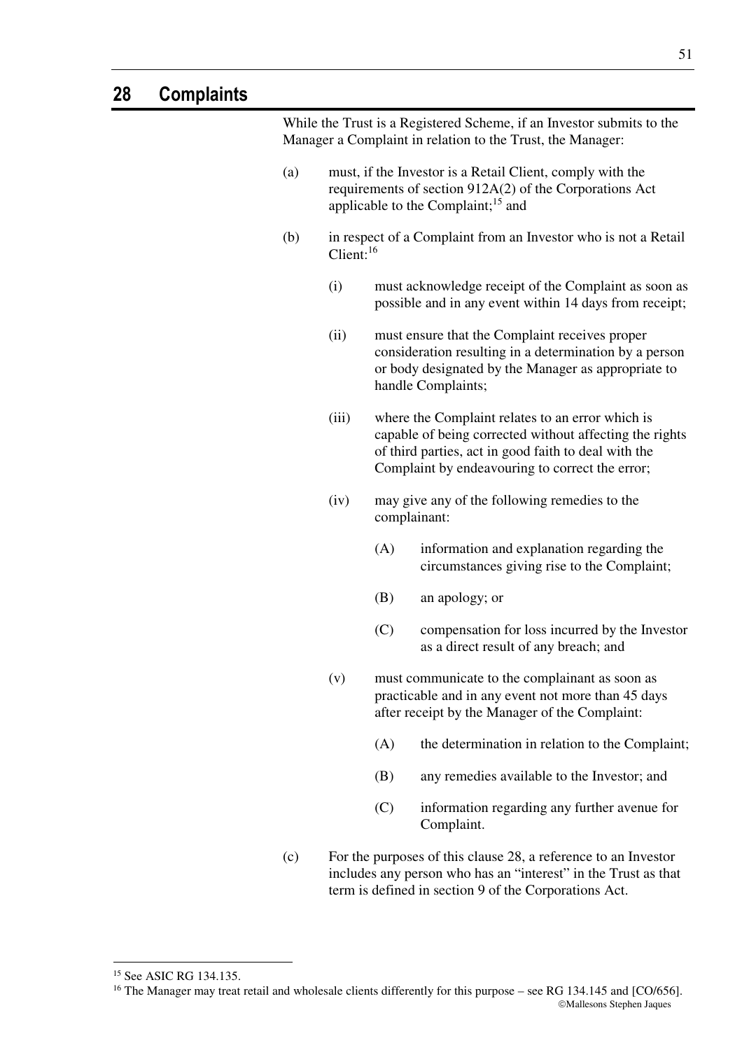## 28 Complaints

While the Trust is a Registered Scheme, if an Investor submits to the Manager a Complaint in relation to the Trust, the Manager:

(a) must, if the Investor is a Retail Client, comply with the requirements of section 912A(2) of the Corporations Act applicable to the Complaint;[15] and

(b) in respect of a Complaint from an Investor who is not a Retail Client:[16]

  (i) must acknowledge receipt of the Complaint as soon as possible and in any event within 14 days from receipt;

  (ii) must ensure that the Complaint receives proper consideration resulting in a determination by a person or body designated by the Manager as appropriate to handle Complaints;

  (iii) where the Complaint relates to an error which is capable of being corrected without affecting the rights of third parties, act in good faith to deal with the Complaint by endeavouring to correct the error;

  (iv) may give any of the following remedies to the complainant:

    (A) information and explanation regarding the circumstances giving rise to the Complaint;

    (B) an apology; or

    (C) compensation for loss incurred by the Investor as a direct result of any breach; and

  (v) must communicate to the complainant as soon as practicable and in any event not more than 45 days after receipt by the Manager of the Complaint:

    (A) the determination in relation to the Complaint;

    (B) any remedies available to the Investor; and

    (C) information regarding any further avenue for Complaint.

(c) For the purposes of this clause 28, a reference to an Investor includes any person who has an "interest" in the Trust as that term is defined in section 9 of the Corporations Act.

---

[15] See ASIC RG 134.135.

[16] The Manager may treat retail and wholesale clients differently for this purpose – see RG 134.145 and [CO/656].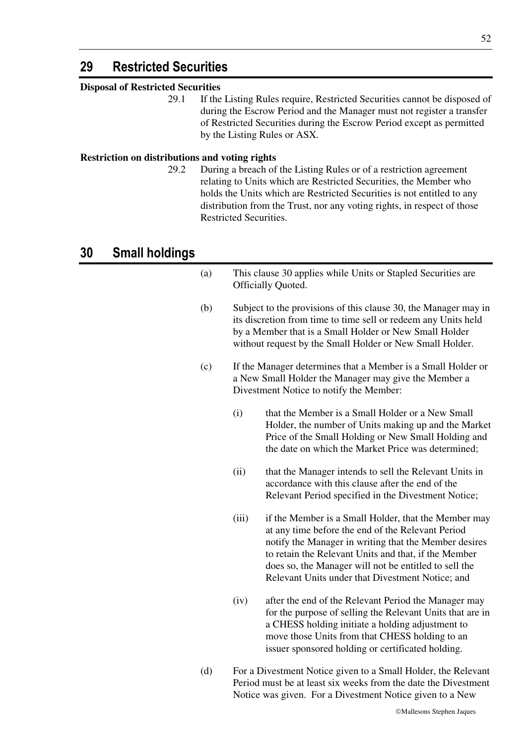## 29 Restricted Securities

**Disposal of Restricted Securities**

29.1 If the Listing Rules require, Restricted Securities cannot be disposed of during the Escrow Period and the Manager must not register a transfer of Restricted Securities during the Escrow Period except as permitted by the Listing Rules or ASX.

**Restriction on distributions and voting rights**

29.2 During a breach of the Listing Rules or of a restriction agreement relating to Units which are Restricted Securities, the Member who holds the Units which are Restricted Securities is not entitled to any distribution from the Trust, nor any voting rights, in respect of those Restricted Securities.

## 30 Small holdings

(a) This clause 30 applies while Units or Stapled Securities are Officially Quoted.

(b) Subject to the provisions of this clause 30, the Manager may in its discretion from time to time sell or redeem any Units held by a Member that is a Small Holder or New Small Holder without request by the Small Holder or New Small Holder.

(c) If the Manager determines that a Member is a Small Holder or a New Small Holder the Manager may give the Member a Divestment Notice to notify the Member:

(i) that the Member is a Small Holder or a New Small Holder, the number of Units making up and the Market Price of the Small Holding or New Small Holding and the date on which the Market Price was determined;

(ii) that the Manager intends to sell the Relevant Units in accordance with this clause after the end of the Relevant Period specified in the Divestment Notice;

(iii) if the Member is a Small Holder, that the Member may at any time before the end of the Relevant Period notify the Manager in writing that the Member desires to retain the Relevant Units and that, if the Member does so, the Manager will not be entitled to sell the Relevant Units under that Divestment Notice; and

(iv) after the end of the Relevant Period the Manager may for the purpose of selling the Relevant Units that are in a CHESS holding initiate a holding adjustment to move those Units from that CHESS holding to an issuer sponsored holding or certificated holding.

(d) For a Divestment Notice given to a Small Holder, the Relevant Period must be at least six weeks from the date the Divestment Notice was given. For a Divestment Notice given to a New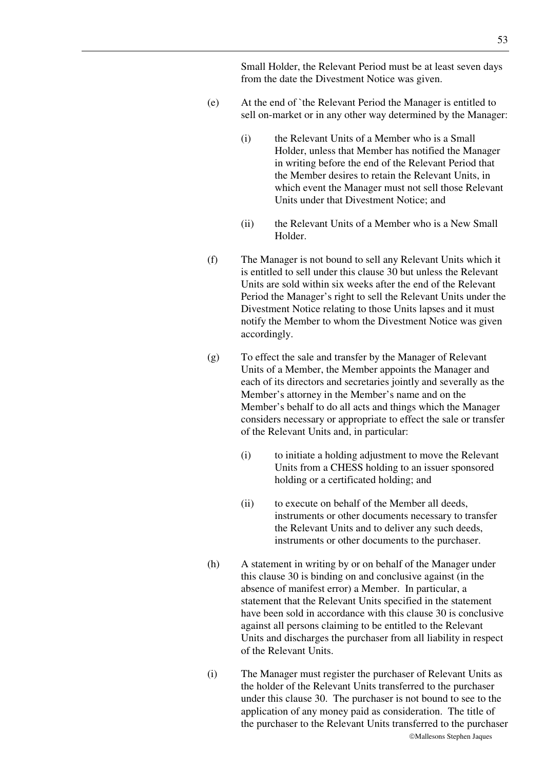Small Holder, the Relevant Period must be at least seven days from the date the Divestment Notice was given.

(e) At the end of `the Relevant Period the Manager is entitled to sell on-market or in any other way determined by the Manager:

  (i) the Relevant Units of a Member who is a Small Holder, unless that Member has notified the Manager in writing before the end of the Relevant Period that the Member desires to retain the Relevant Units, in which event the Manager must not sell those Relevant Units under that Divestment Notice; and

  (ii) the Relevant Units of a Member who is a New Small Holder.

(f) The Manager is not bound to sell any Relevant Units which it is entitled to sell under this clause 30 but unless the Relevant Units are sold within six weeks after the end of the Relevant Period the Manager's right to sell the Relevant Units under the Divestment Notice relating to those Units lapses and it must notify the Member to whom the Divestment Notice was given accordingly.

(g) To effect the sale and transfer by the Manager of Relevant Units of a Member, the Member appoints the Manager and each of its directors and secretaries jointly and severally as the Member's attorney in the Member's name and on the Member's behalf to do all acts and things which the Manager considers necessary or appropriate to effect the sale or transfer of the Relevant Units and, in particular:

  (i) to initiate a holding adjustment to move the Relevant Units from a CHESS holding to an issuer sponsored holding or a certificated holding; and

  (ii) to execute on behalf of the Member all deeds, instruments or other documents necessary to transfer the Relevant Units and to deliver any such deeds, instruments or other documents to the purchaser.

(h) A statement in writing by or on behalf of the Manager under this clause 30 is binding on and conclusive against (in the absence of manifest error) a Member. In particular, a statement that the Relevant Units specified in the statement have been sold in accordance with this clause 30 is conclusive against all persons claiming to be entitled to the Relevant Units and discharges the purchaser from all liability in respect of the Relevant Units.

(i) The Manager must register the purchaser of Relevant Units as the holder of the Relevant Units transferred to the purchaser under this clause 30. The purchaser is not bound to see to the application of any money paid as consideration. The title of the purchaser to the Relevant Units transferred to the purchaser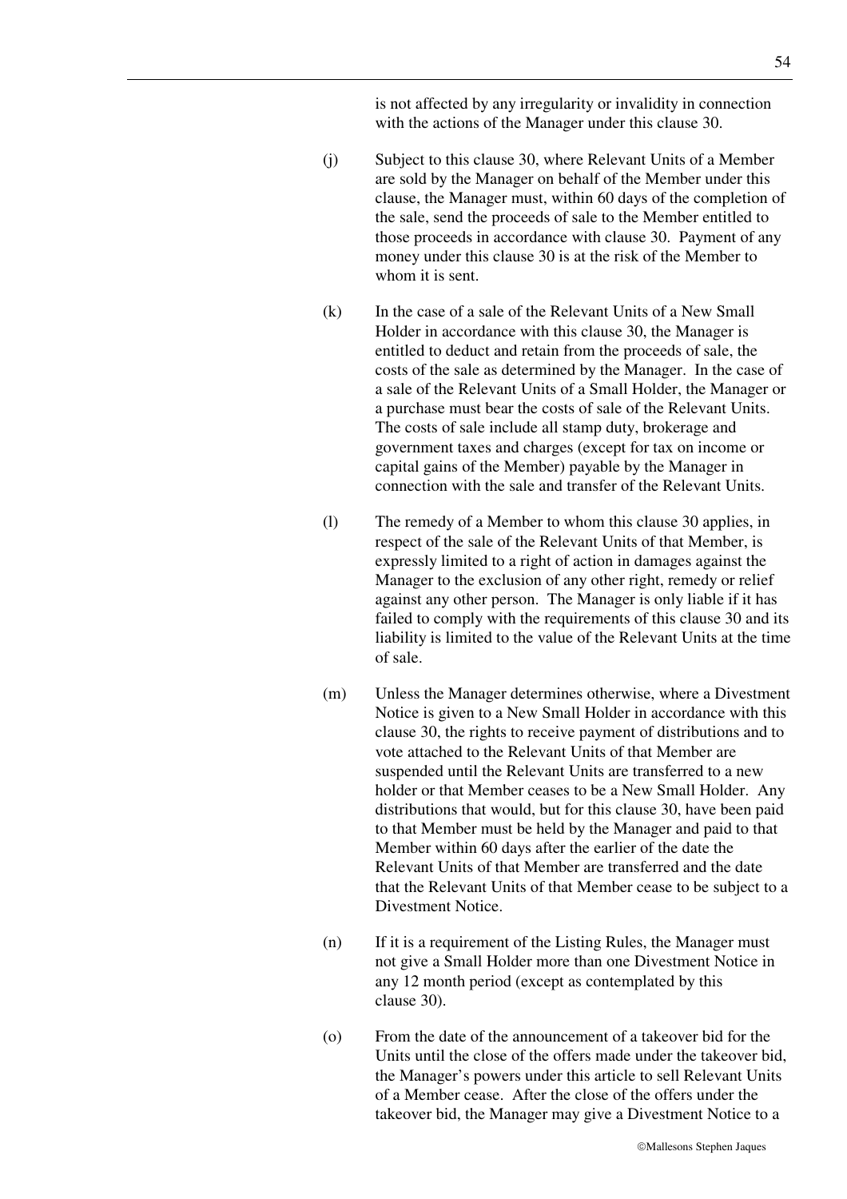is not affected by any irregularity or invalidity in connection with the actions of the Manager under this clause 30.

(j) Subject to this clause 30, where Relevant Units of a Member are sold by the Manager on behalf of the Member under this clause, the Manager must, within 60 days of the completion of the sale, send the proceeds of sale to the Member entitled to those proceeds in accordance with clause 30. Payment of any money under this clause 30 is at the risk of the Member to whom it is sent.

(k) In the case of a sale of the Relevant Units of a New Small Holder in accordance with this clause 30, the Manager is entitled to deduct and retain from the proceeds of sale, the costs of the sale as determined by the Manager. In the case of a sale of the Relevant Units of a Small Holder, the Manager or a purchase must bear the costs of sale of the Relevant Units. The costs of sale include all stamp duty, brokerage and government taxes and charges (except for tax on income or capital gains of the Member) payable by the Manager in connection with the sale and transfer of the Relevant Units.

(l) The remedy of a Member to whom this clause 30 applies, in respect of the sale of the Relevant Units of that Member, is expressly limited to a right of action in damages against the Manager to the exclusion of any other right, remedy or relief against any other person. The Manager is only liable if it has failed to comply with the requirements of this clause 30 and its liability is limited to the value of the Relevant Units at the time of sale.

(m) Unless the Manager determines otherwise, where a Divestment Notice is given to a New Small Holder in accordance with this clause 30, the rights to receive payment of distributions and to vote attached to the Relevant Units of that Member are suspended until the Relevant Units are transferred to a new holder or that Member ceases to be a New Small Holder. Any distributions that would, but for this clause 30, have been paid to that Member must be held by the Manager and paid to that Member within 60 days after the earlier of the date the Relevant Units of that Member are transferred and the date that the Relevant Units of that Member cease to be subject to a Divestment Notice.

(n) If it is a requirement of the Listing Rules, the Manager must not give a Small Holder more than one Divestment Notice in any 12 month period (except as contemplated by this clause 30).

(o) From the date of the announcement of a takeover bid for the Units until the close of the offers made under the takeover bid, the Manager's powers under this article to sell Relevant Units of a Member cease. After the close of the offers under the takeover bid, the Manager may give a Divestment Notice to a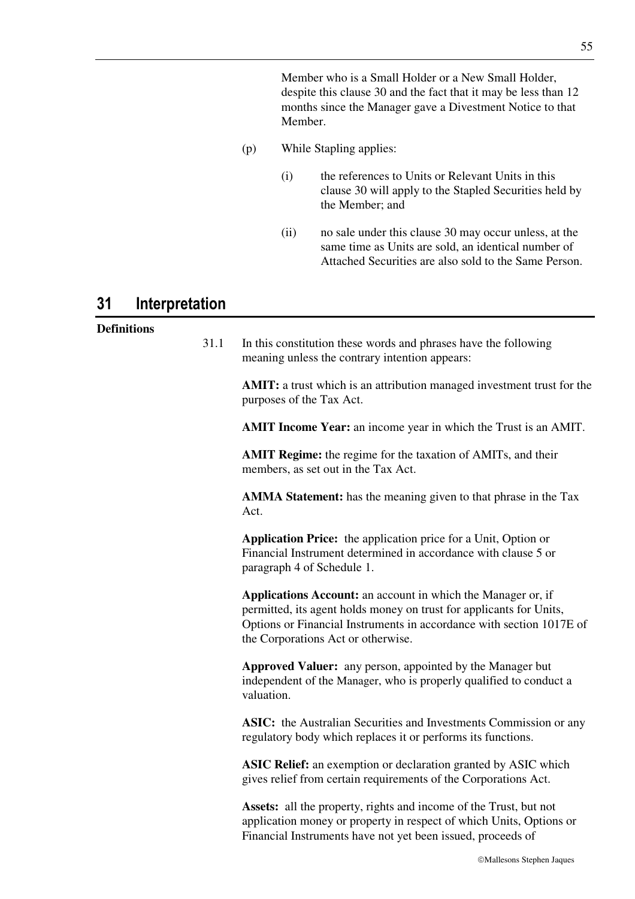Member who is a Small Holder or a New Small Holder, despite this clause 30 and the fact that it may be less than 12 months since the Manager gave a Divestment Notice to that Member.

(p) While Stapling applies:

(i) the references to Units or Relevant Units in this clause 30 will apply to the Stapled Securities held by the Member; and

(ii) no sale under this clause 30 may occur unless, at the same time as Units are sold, an identical number of Attached Securities are also sold to the Same Person.

# 31 Interpretation

**Definitions**

31.1 In this constitution these words and phrases have the following meaning unless the contrary intention appears:

**AMIT:** a trust which is an attribution managed investment trust for the purposes of the Tax Act.

**AMIT Income Year:** an income year in which the Trust is an AMIT.

**AMIT Regime:** the regime for the taxation of AMITs, and their members, as set out in the Tax Act.

**AMMA Statement:** has the meaning given to that phrase in the Tax Act.

**Application Price:** the application price for a Unit, Option or Financial Instrument determined in accordance with clause 5 or paragraph 4 of Schedule 1.

**Applications Account:** an account in which the Manager or, if permitted, its agent holds money on trust for applicants for Units, Options or Financial Instruments in accordance with section 1017E of the Corporations Act or otherwise.

**Approved Valuer:** any person, appointed by the Manager but independent of the Manager, who is properly qualified to conduct a valuation.

**ASIC:** the Australian Securities and Investments Commission or any regulatory body which replaces it or performs its functions.

**ASIC Relief:** an exemption or declaration granted by ASIC which gives relief from certain requirements of the Corporations Act.

**Assets:** all the property, rights and income of the Trust, but not application money or property in respect of which Units, Options or Financial Instruments have not yet been issued, proceeds of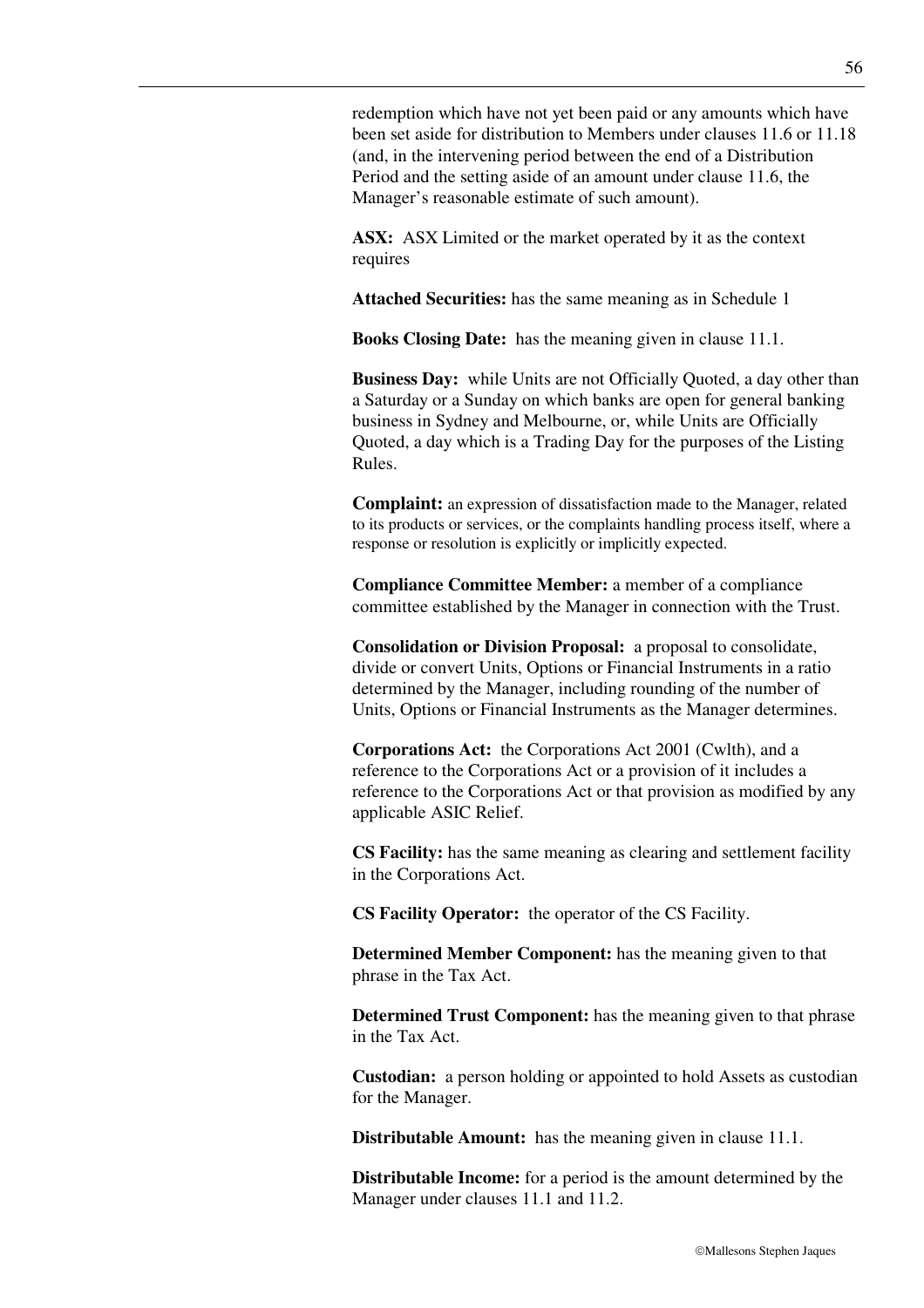redemption which have not yet been paid or any amounts which have been set aside for distribution to Members under clauses 11.6 or 11.18 (and, in the intervening period between the end of a Distribution Period and the setting aside of an amount under clause 11.6, the Manager's reasonable estimate of such amount).

**ASX:** ASX Limited or the market operated by it as the context requires

**Attached Securities:** has the same meaning as in Schedule 1

**Books Closing Date:** has the meaning given in clause 11.1.

**Business Day:** while Units are not Officially Quoted, a day other than a Saturday or a Sunday on which banks are open for general banking business in Sydney and Melbourne, or, while Units are Officially Quoted, a day which is a Trading Day for the purposes of the Listing Rules.

**Complaint:** an expression of dissatisfaction made to the Manager, related to its products or services, or the complaints handling process itself, where a response or resolution is explicitly or implicitly expected.

**Compliance Committee Member:** a member of a compliance committee established by the Manager in connection with the Trust.

**Consolidation or Division Proposal:** a proposal to consolidate, divide or convert Units, Options or Financial Instruments in a ratio determined by the Manager, including rounding of the number of Units, Options or Financial Instruments as the Manager determines.

**Corporations Act:** the Corporations Act 2001 (Cwlth), and a reference to the Corporations Act or a provision of it includes a reference to the Corporations Act or that provision as modified by any applicable ASIC Relief.

**CS Facility:** has the same meaning as clearing and settlement facility in the Corporations Act.

**CS Facility Operator:** the operator of the CS Facility.

**Determined Member Component:** has the meaning given to that phrase in the Tax Act.

**Determined Trust Component:** has the meaning given to that phrase in the Tax Act.

**Custodian:** a person holding or appointed to hold Assets as custodian for the Manager.

**Distributable Amount:** has the meaning given in clause 11.1.

**Distributable Income:** for a period is the amount determined by the Manager under clauses 11.1 and 11.2.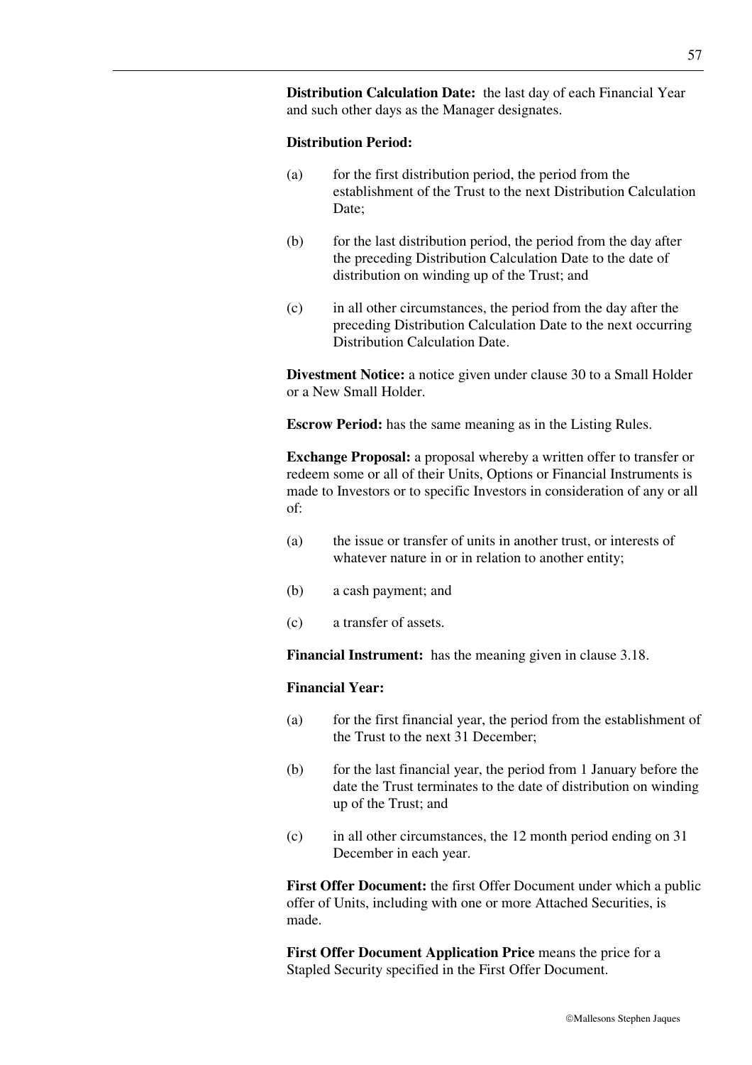**Distribution Calculation Date:** the last day of each Financial Year and such other days as the Manager designates.

**Distribution Period:**

(a) for the first distribution period, the period from the establishment of the Trust to the next Distribution Calculation Date;

(b) for the last distribution period, the period from the day after the preceding Distribution Calculation Date to the date of distribution on winding up of the Trust; and

(c) in all other circumstances, the period from the day after the preceding Distribution Calculation Date to the next occurring Distribution Calculation Date.

**Divestment Notice:** a notice given under clause 30 to a Small Holder or a New Small Holder.

**Escrow Period:** has the same meaning as in the Listing Rules.

**Exchange Proposal:** a proposal whereby a written offer to transfer or redeem some or all of their Units, Options or Financial Instruments is made to Investors or to specific Investors in consideration of any or all of:

(a) the issue or transfer of units in another trust, or interests of whatever nature in or in relation to another entity;

(b) a cash payment; and

(c) a transfer of assets.

**Financial Instrument:** has the meaning given in clause 3.18.

**Financial Year:**

(a) for the first financial year, the period from the establishment of the Trust to the next 31 December;

(b) for the last financial year, the period from 1 January before the date the Trust terminates to the date of distribution on winding up of the Trust; and

(c) in all other circumstances, the 12 month period ending on 31 December in each year.

**First Offer Document:** the first Offer Document under which a public offer of Units, including with one or more Attached Securities, is made.

**First Offer Document Application Price** means the price for a Stapled Security specified in the First Offer Document.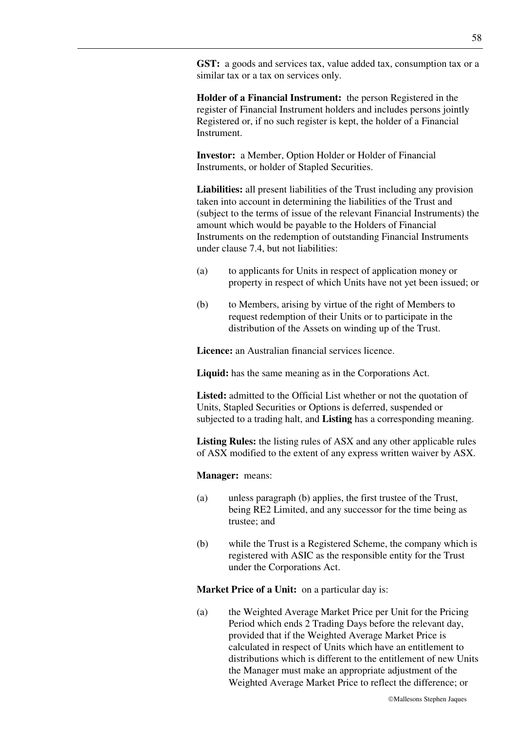**GST:** a goods and services tax, value added tax, consumption tax or a similar tax or a tax on services only.

**Holder of a Financial Instrument:** the person Registered in the register of Financial Instrument holders and includes persons jointly Registered or, if no such register is kept, the holder of a Financial Instrument.

**Investor:** a Member, Option Holder or Holder of Financial Instruments, or holder of Stapled Securities.

**Liabilities:** all present liabilities of the Trust including any provision taken into account in determining the liabilities of the Trust and (subject to the terms of issue of the relevant Financial Instruments) the amount which would be payable to the Holders of Financial Instruments on the redemption of outstanding Financial Instruments under clause 7.4, but not liabilities:

(a) to applicants for Units in respect of application money or property in respect of which Units have not yet been issued; or

(b) to Members, arising by virtue of the right of Members to request redemption of their Units or to participate in the distribution of the Assets on winding up of the Trust.

**Licence:** an Australian financial services licence.

**Liquid:** has the same meaning as in the Corporations Act.

**Listed:** admitted to the Official List whether or not the quotation of Units, Stapled Securities or Options is deferred, suspended or subjected to a trading halt, and **Listing** has a corresponding meaning.

**Listing Rules:** the listing rules of ASX and any other applicable rules of ASX modified to the extent of any express written waiver by ASX.

**Manager:** means:

(a) unless paragraph (b) applies, the first trustee of the Trust, being RE2 Limited, and any successor for the time being as trustee; and

(b) while the Trust is a Registered Scheme, the company which is registered with ASIC as the responsible entity for the Trust under the Corporations Act.

**Market Price of a Unit:** on a particular day is:

(a) the Weighted Average Market Price per Unit for the Pricing Period which ends 2 Trading Days before the relevant day, provided that if the Weighted Average Market Price is calculated in respect of Units which have an entitlement to distributions which is different to the entitlement of new Units the Manager must make an appropriate adjustment of the Weighted Average Market Price to reflect the difference; or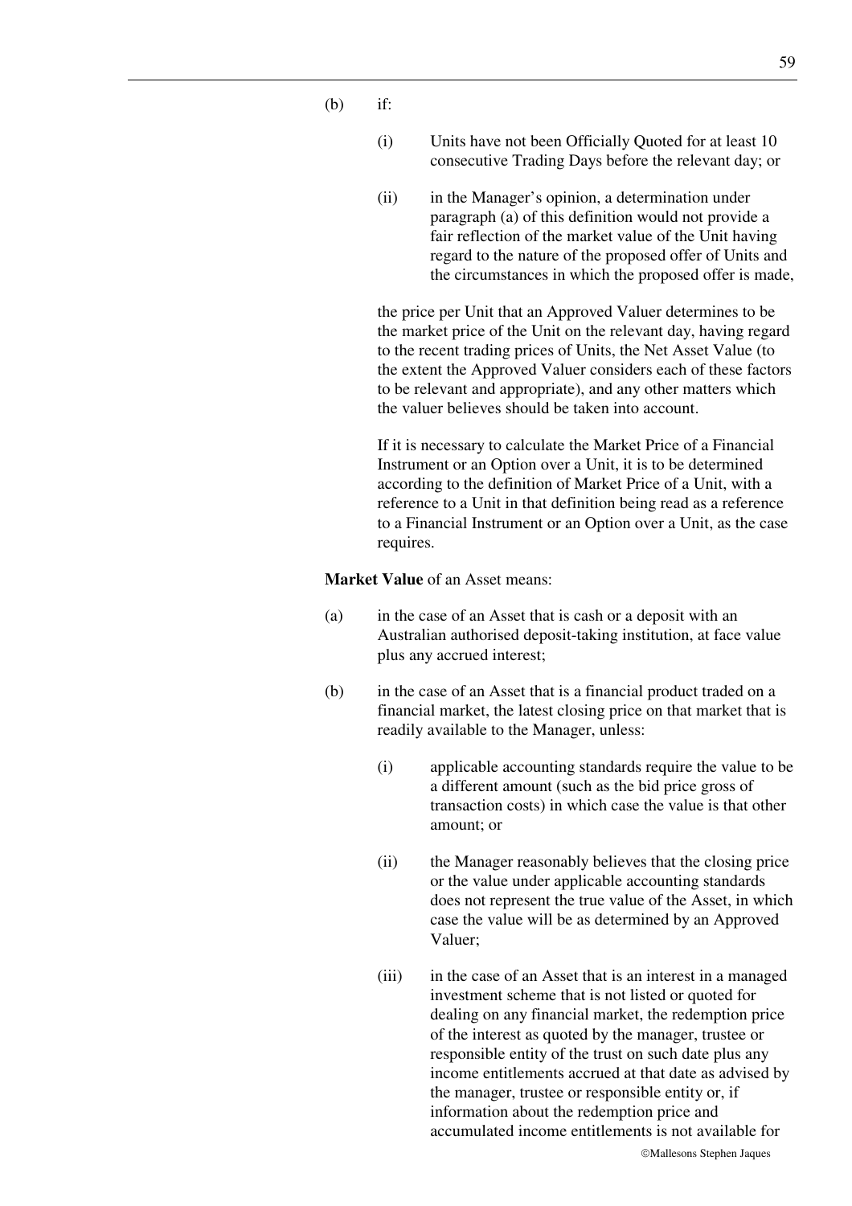(b) if:

(i) Units have not been Officially Quoted for at least 10 consecutive Trading Days before the relevant day; or

(ii) in the Manager's opinion, a determination under paragraph (a) of this definition would not provide a fair reflection of the market value of the Unit having regard to the nature of the proposed offer of Units and the circumstances in which the proposed offer is made,

the price per Unit that an Approved Valuer determines to be the market price of the Unit on the relevant day, having regard to the recent trading prices of Units, the Net Asset Value (to the extent the Approved Valuer considers each of these factors to be relevant and appropriate), and any other matters which the valuer believes should be taken into account.

If it is necessary to calculate the Market Price of a Financial Instrument or an Option over a Unit, it is to be determined according to the definition of Market Price of a Unit, with a reference to a Unit in that definition being read as a reference to a Financial Instrument or an Option over a Unit, as the case requires.

**Market Value** of an Asset means:

(a) in the case of an Asset that is cash or a deposit with an Australian authorised deposit-taking institution, at face value plus any accrued interest;

(b) in the case of an Asset that is a financial product traded on a financial market, the latest closing price on that market that is readily available to the Manager, unless:

(i) applicable accounting standards require the value to be a different amount (such as the bid price gross of transaction costs) in which case the value is that other amount; or

(ii) the Manager reasonably believes that the closing price or the value under applicable accounting standards does not represent the true value of the Asset, in which case the value will be as determined by an Approved Valuer;

(iii) in the case of an Asset that is an interest in a managed investment scheme that is not listed or quoted for dealing on any financial market, the redemption price of the interest as quoted by the manager, trustee or responsible entity of the trust on such date plus any income entitlements accrued at that date as advised by the manager, trustee or responsible entity or, if information about the redemption price and accumulated income entitlements is not available for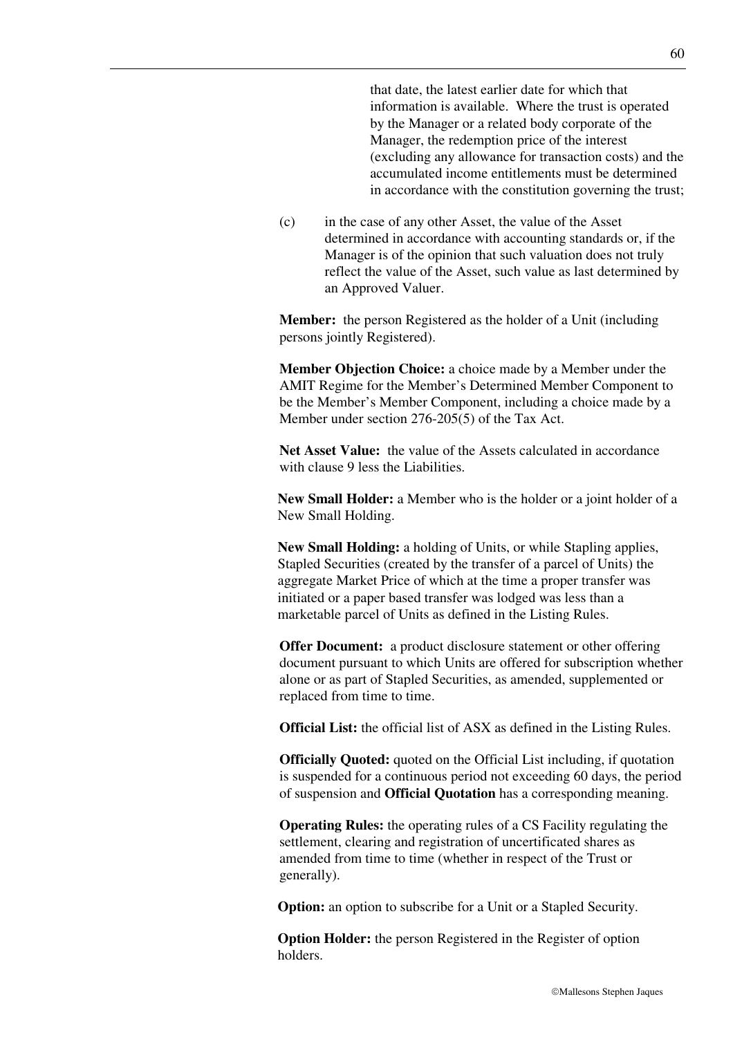that date, the latest earlier date for which that information is available. Where the trust is operated by the Manager or a related body corporate of the Manager, the redemption price of the interest (excluding any allowance for transaction costs) and the accumulated income entitlements must be determined in accordance with the constitution governing the trust;

(c) in the case of any other Asset, the value of the Asset determined in accordance with accounting standards or, if the Manager is of the opinion that such valuation does not truly reflect the value of the Asset, such value as last determined by an Approved Valuer.

**Member:** the person Registered as the holder of a Unit (including persons jointly Registered).

**Member Objection Choice:** a choice made by a Member under the AMIT Regime for the Member's Determined Member Component to be the Member's Member Component, including a choice made by a Member under section 276-205(5) of the Tax Act.

**Net Asset Value:** the value of the Assets calculated in accordance with clause 9 less the Liabilities.

**New Small Holder:** a Member who is the holder or a joint holder of a New Small Holding.

**New Small Holding:** a holding of Units, or while Stapling applies, Stapled Securities (created by the transfer of a parcel of Units) the aggregate Market Price of which at the time a proper transfer was initiated or a paper based transfer was lodged was less than a marketable parcel of Units as defined in the Listing Rules.

**Offer Document:** a product disclosure statement or other offering document pursuant to which Units are offered for subscription whether alone or as part of Stapled Securities, as amended, supplemented or replaced from time to time.

**Official List:** the official list of ASX as defined in the Listing Rules.

**Officially Quoted:** quoted on the Official List including, if quotation is suspended for a continuous period not exceeding 60 days, the period of suspension and **Official Quotation** has a corresponding meaning.

**Operating Rules:** the operating rules of a CS Facility regulating the settlement, clearing and registration of uncertificated shares as amended from time to time (whether in respect of the Trust or generally).

**Option:** an option to subscribe for a Unit or a Stapled Security.

**Option Holder:** the person Registered in the Register of option holders.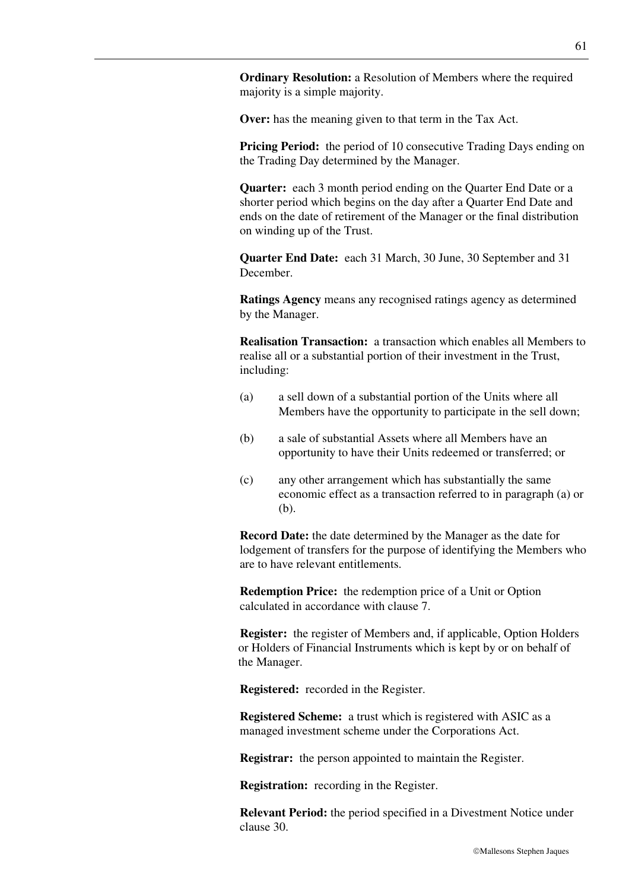**Ordinary Resolution:** a Resolution of Members where the required majority is a simple majority.

**Over:** has the meaning given to that term in the Tax Act.

**Pricing Period:** the period of 10 consecutive Trading Days ending on the Trading Day determined by the Manager.

**Quarter:** each 3 month period ending on the Quarter End Date or a shorter period which begins on the day after a Quarter End Date and ends on the date of retirement of the Manager or the final distribution on winding up of the Trust.

**Quarter End Date:** each 31 March, 30 June, 30 September and 31 December.

**Ratings Agency** means any recognised ratings agency as determined by the Manager.

**Realisation Transaction:** a transaction which enables all Members to realise all or a substantial portion of their investment in the Trust, including:

(a) a sell down of a substantial portion of the Units where all Members have the opportunity to participate in the sell down;

(b) a sale of substantial Assets where all Members have an opportunity to have their Units redeemed or transferred; or

(c) any other arrangement which has substantially the same economic effect as a transaction referred to in paragraph (a) or (b).

**Record Date:** the date determined by the Manager as the date for lodgement of transfers for the purpose of identifying the Members who are to have relevant entitlements.

**Redemption Price:** the redemption price of a Unit or Option calculated in accordance with clause 7.

**Register:** the register of Members and, if applicable, Option Holders or Holders of Financial Instruments which is kept by or on behalf of the Manager.

**Registered:** recorded in the Register.

**Registered Scheme:** a trust which is registered with ASIC as a managed investment scheme under the Corporations Act.

**Registrar:** the person appointed to maintain the Register.

**Registration:** recording in the Register.

**Relevant Period:** the period specified in a Divestment Notice under clause 30.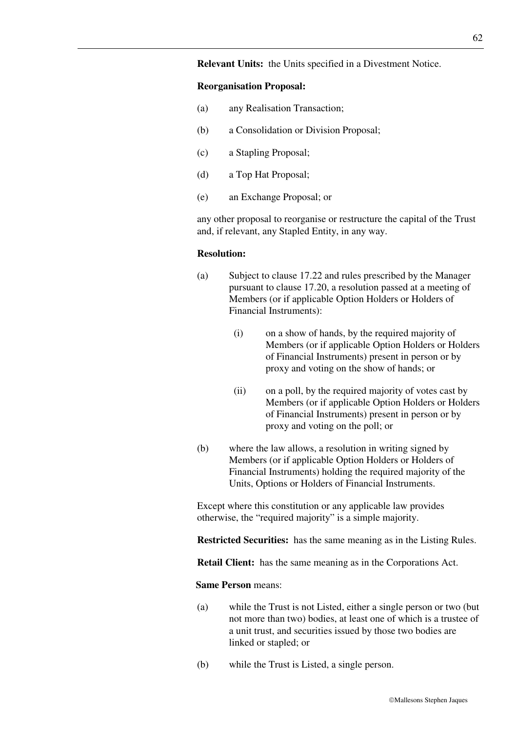**Relevant Units:** the Units specified in a Divestment Notice.

**Reorganisation Proposal:**

(a) any Realisation Transaction;

(b) a Consolidation or Division Proposal;

(c) a Stapling Proposal;

(d) a Top Hat Proposal;

(e) an Exchange Proposal; or

any other proposal to reorganise or restructure the capital of the Trust and, if relevant, any Stapled Entity, in any way.

**Resolution:**

(a) Subject to clause 17.22 and rules prescribed by the Manager pursuant to clause 17.20, a resolution passed at a meeting of Members (or if applicable Option Holders or Holders of Financial Instruments):

    (i) on a show of hands, by the required majority of Members (or if applicable Option Holders or Holders of Financial Instruments) present in person or by proxy and voting on the show of hands; or

    (ii) on a poll, by the required majority of votes cast by Members (or if applicable Option Holders or Holders of Financial Instruments) present in person or by proxy and voting on the poll; or

(b) where the law allows, a resolution in writing signed by Members (or if applicable Option Holders or Holders of Financial Instruments) holding the required majority of the Units, Options or Holders of Financial Instruments.

Except where this constitution or any applicable law provides otherwise, the "required majority" is a simple majority.

**Restricted Securities:** has the same meaning as in the Listing Rules.

**Retail Client:** has the same meaning as in the Corporations Act.

**Same Person** means:

(a) while the Trust is not Listed, either a single person or two (but not more than two) bodies, at least one of which is a trustee of a unit trust, and securities issued by those two bodies are linked or stapled; or

(b) while the Trust is Listed, a single person.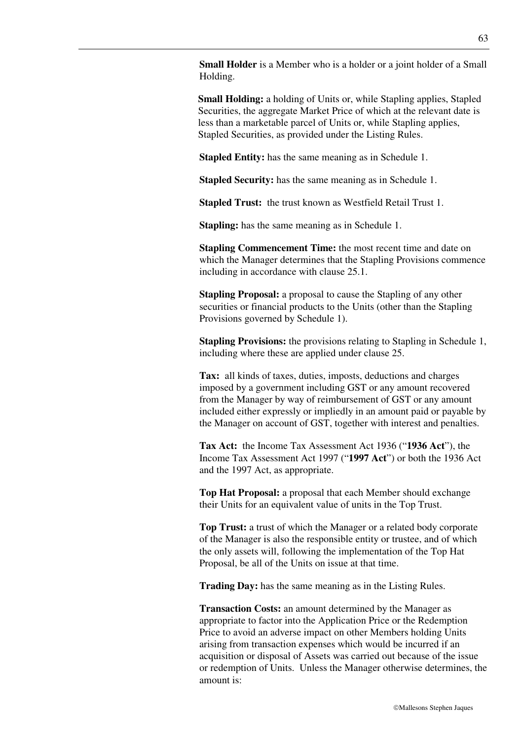**Small Holder** is a Member who is a holder or a joint holder of a Small Holding.

**Small Holding:** a holding of Units or, while Stapling applies, Stapled Securities, the aggregate Market Price of which at the relevant date is less than a marketable parcel of Units or, while Stapling applies, Stapled Securities, as provided under the Listing Rules.

**Stapled Entity:** has the same meaning as in Schedule 1.

**Stapled Security:** has the same meaning as in Schedule 1.

**Stapled Trust:** the trust known as Westfield Retail Trust 1.

**Stapling:** has the same meaning as in Schedule 1.

**Stapling Commencement Time:** the most recent time and date on which the Manager determines that the Stapling Provisions commence including in accordance with clause 25.1.

**Stapling Proposal:** a proposal to cause the Stapling of any other securities or financial products to the Units (other than the Stapling Provisions governed by Schedule 1).

**Stapling Provisions:** the provisions relating to Stapling in Schedule 1, including where these are applied under clause 25.

**Tax:** all kinds of taxes, duties, imposts, deductions and charges imposed by a government including GST or any amount recovered from the Manager by way of reimbursement of GST or any amount included either expressly or impliedly in an amount paid or payable by the Manager on account of GST, together with interest and penalties.

**Tax Act:** the Income Tax Assessment Act 1936 ("**1936 Act**"), the Income Tax Assessment Act 1997 ("**1997 Act**") or both the 1936 Act and the 1997 Act, as appropriate.

**Top Hat Proposal:** a proposal that each Member should exchange their Units for an equivalent value of units in the Top Trust.

**Top Trust:** a trust of which the Manager or a related body corporate of the Manager is also the responsible entity or trustee, and of which the only assets will, following the implementation of the Top Hat Proposal, be all of the Units on issue at that time.

**Trading Day:** has the same meaning as in the Listing Rules.

**Transaction Costs:** an amount determined by the Manager as appropriate to factor into the Application Price or the Redemption Price to avoid an adverse impact on other Members holding Units arising from transaction expenses which would be incurred if an acquisition or disposal of Assets was carried out because of the issue or redemption of Units. Unless the Manager otherwise determines, the amount is: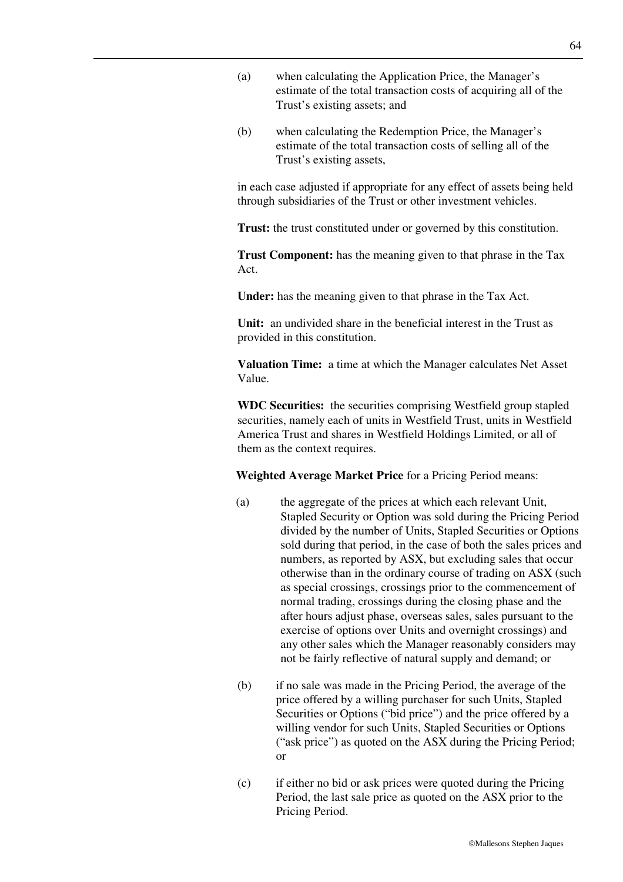(a) when calculating the Application Price, the Manager's estimate of the total transaction costs of acquiring all of the Trust's existing assets; and

(b) when calculating the Redemption Price, the Manager's estimate of the total transaction costs of selling all of the Trust's existing assets,

in each case adjusted if appropriate for any effect of assets being held through subsidiaries of the Trust or other investment vehicles.

**Trust:** the trust constituted under or governed by this constitution.

**Trust Component:** has the meaning given to that phrase in the Tax Act.

**Under:** has the meaning given to that phrase in the Tax Act.

**Unit:** an undivided share in the beneficial interest in the Trust as provided in this constitution.

**Valuation Time:** a time at which the Manager calculates Net Asset Value.

**WDC Securities:** the securities comprising Westfield group stapled securities, namely each of units in Westfield Trust, units in Westfield America Trust and shares in Westfield Holdings Limited, or all of them as the context requires.

**Weighted Average Market Price** for a Pricing Period means:

(a) the aggregate of the prices at which each relevant Unit, Stapled Security or Option was sold during the Pricing Period divided by the number of Units, Stapled Securities or Options sold during that period, in the case of both the sales prices and numbers, as reported by ASX, but excluding sales that occur otherwise than in the ordinary course of trading on ASX (such as special crossings, crossings prior to the commencement of normal trading, crossings during the closing phase and the after hours adjust phase, overseas sales, sales pursuant to the exercise of options over Units and overnight crossings) and any other sales which the Manager reasonably considers may not be fairly reflective of natural supply and demand; or

(b) if no sale was made in the Pricing Period, the average of the price offered by a willing purchaser for such Units, Stapled Securities or Options ("bid price") and the price offered by a willing vendor for such Units, Stapled Securities or Options ("ask price") as quoted on the ASX during the Pricing Period; or

(c) if either no bid or ask prices were quoted during the Pricing Period, the last sale price as quoted on the ASX prior to the Pricing Period.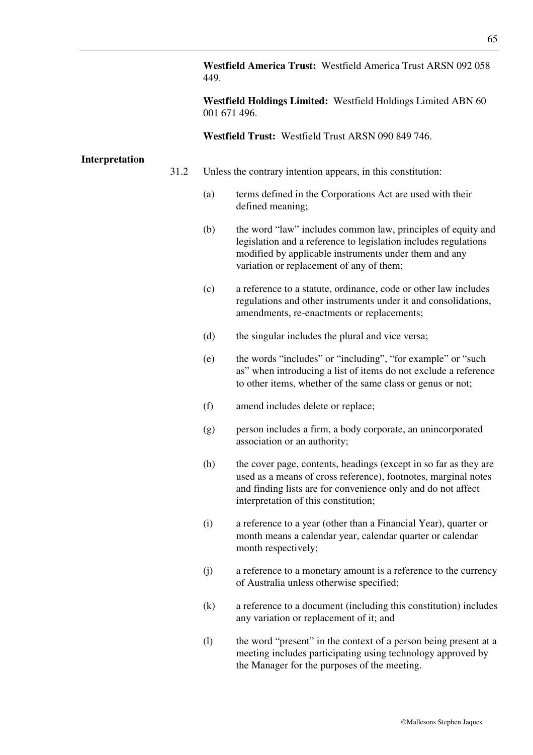**Westfield America Trust:** Westfield America Trust ARSN 092 058 449.

**Westfield Holdings Limited:** Westfield Holdings Limited ABN 60 001 671 496.

**Westfield Trust:** Westfield Trust ARSN 090 849 746.

**Interpretation**

31.2 Unless the contrary intention appears, in this constitution:

(a) terms defined in the Corporations Act are used with their defined meaning;

(b) the word "law" includes common law, principles of equity and legislation and a reference to legislation includes regulations modified by applicable instruments under them and any variation or replacement of any of them;

(c) a reference to a statute, ordinance, code or other law includes regulations and other instruments under it and consolidations, amendments, re-enactments or replacements;

(d) the singular includes the plural and vice versa;

(e) the words "includes" or "including", "for example" or "such as" when introducing a list of items do not exclude a reference to other items, whether of the same class or genus or not;

(f) amend includes delete or replace;

(g) person includes a firm, a body corporate, an unincorporated association or an authority;

(h) the cover page, contents, headings (except in so far as they are used as a means of cross reference), footnotes, marginal notes and finding lists are for convenience only and do not affect interpretation of this constitution;

(i) a reference to a year (other than a Financial Year), quarter or month means a calendar year, calendar quarter or calendar month respectively;

(j) a reference to a monetary amount is a reference to the currency of Australia unless otherwise specified;

(k) a reference to a document (including this constitution) includes any variation or replacement of it; and

(l) the word "present" in the context of a person being present at a meeting includes participating using technology approved by the Manager for the purposes of the meeting.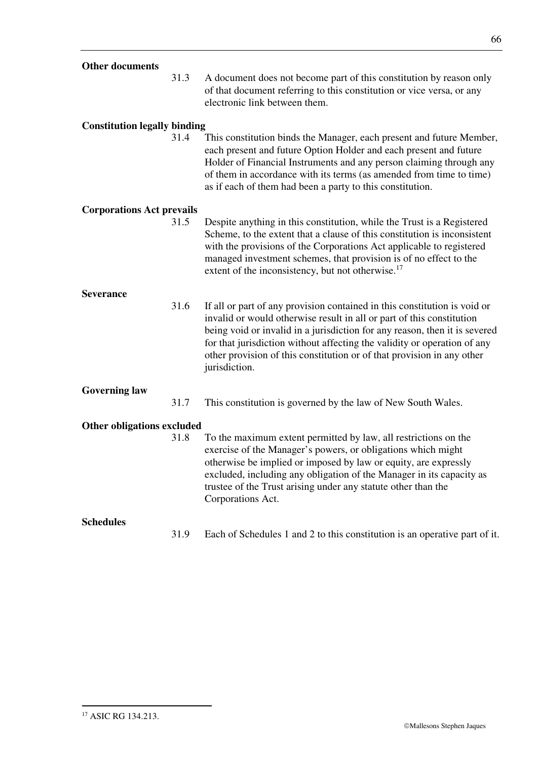**Other documents**

31.3 A document does not become part of this constitution by reason only of that document referring to this constitution or vice versa, or any electronic link between them.

**Constitution legally binding**

31.4 This constitution binds the Manager, each present and future Member, each present and future Option Holder and each present and future Holder of Financial Instruments and any person claiming through any of them in accordance with its terms (as amended from time to time) as if each of them had been a party to this constitution.

**Corporations Act prevails**

31.5 Despite anything in this constitution, while the Trust is a Registered Scheme, to the extent that a clause of this constitution is inconsistent with the provisions of the Corporations Act applicable to registered managed investment schemes, that provision is of no effect to the extent of the inconsistency, but not otherwise.[17]

**Severance**

31.6 If all or part of any provision contained in this constitution is void or invalid or would otherwise result in all or part of this constitution being void or invalid in a jurisdiction for any reason, then it is severed for that jurisdiction without affecting the validity or operation of any other provision of this constitution or of that provision in any other jurisdiction.

**Governing law**

31.7 This constitution is governed by the law of New South Wales.

**Other obligations excluded**

31.8 To the maximum extent permitted by law, all restrictions on the exercise of the Manager's powers, or obligations which might otherwise be implied or imposed by law or equity, are expressly excluded, including any obligation of the Manager in its capacity as trustee of the Trust arising under any statute other than the Corporations Act.

**Schedules**

31.9 Each of Schedules 1 and 2 to this constitution is an operative part of it.

---

[17] ASIC RG 134.213.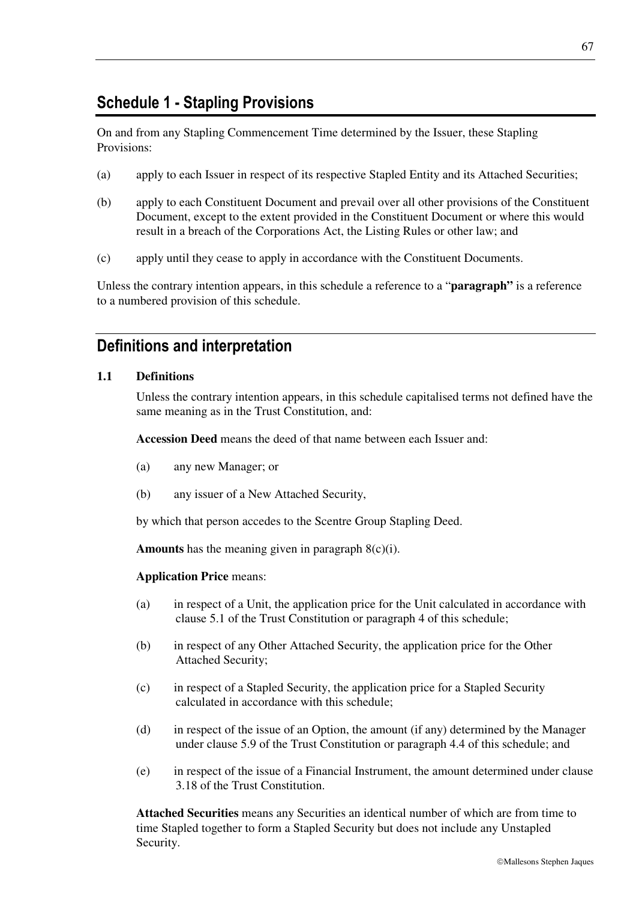## Schedule 1 - Stapling Provisions

On and from any Stapling Commencement Time determined by the Issuer, these Stapling Provisions:

(a) apply to each Issuer in respect of its respective Stapled Entity and its Attached Securities;

(b) apply to each Constituent Document and prevail over all other provisions of the Constituent Document, except to the extent provided in the Constituent Document or where this would result in a breach of the Corporations Act, the Listing Rules or other law; and

(c) apply until they cease to apply in accordance with the Constituent Documents.

Unless the contrary intention appears, in this schedule a reference to a "**paragraph"** is a reference to a numbered provision of this schedule.

## Definitions and interpretation

### 1.1 Definitions

Unless the contrary intention appears, in this schedule capitalised terms not defined have the same meaning as in the Trust Constitution, and:

**Accession Deed** means the deed of that name between each Issuer and:

(a) any new Manager; or

(b) any issuer of a New Attached Security,

by which that person accedes to the Scentre Group Stapling Deed.

**Amounts** has the meaning given in paragraph 8(c)(i).

**Application Price** means:

(a) in respect of a Unit, the application price for the Unit calculated in accordance with clause 5.1 of the Trust Constitution or paragraph 4 of this schedule;

(b) in respect of any Other Attached Security, the application price for the Other Attached Security;

(c) in respect of a Stapled Security, the application price for a Stapled Security calculated in accordance with this schedule;

(d) in respect of the issue of an Option, the amount (if any) determined by the Manager under clause 5.9 of the Trust Constitution or paragraph 4.4 of this schedule; and

(e) in respect of the issue of a Financial Instrument, the amount determined under clause 3.18 of the Trust Constitution.

**Attached Securities** means any Securities an identical number of which are from time to time Stapled together to form a Stapled Security but does not include any Unstapled Security.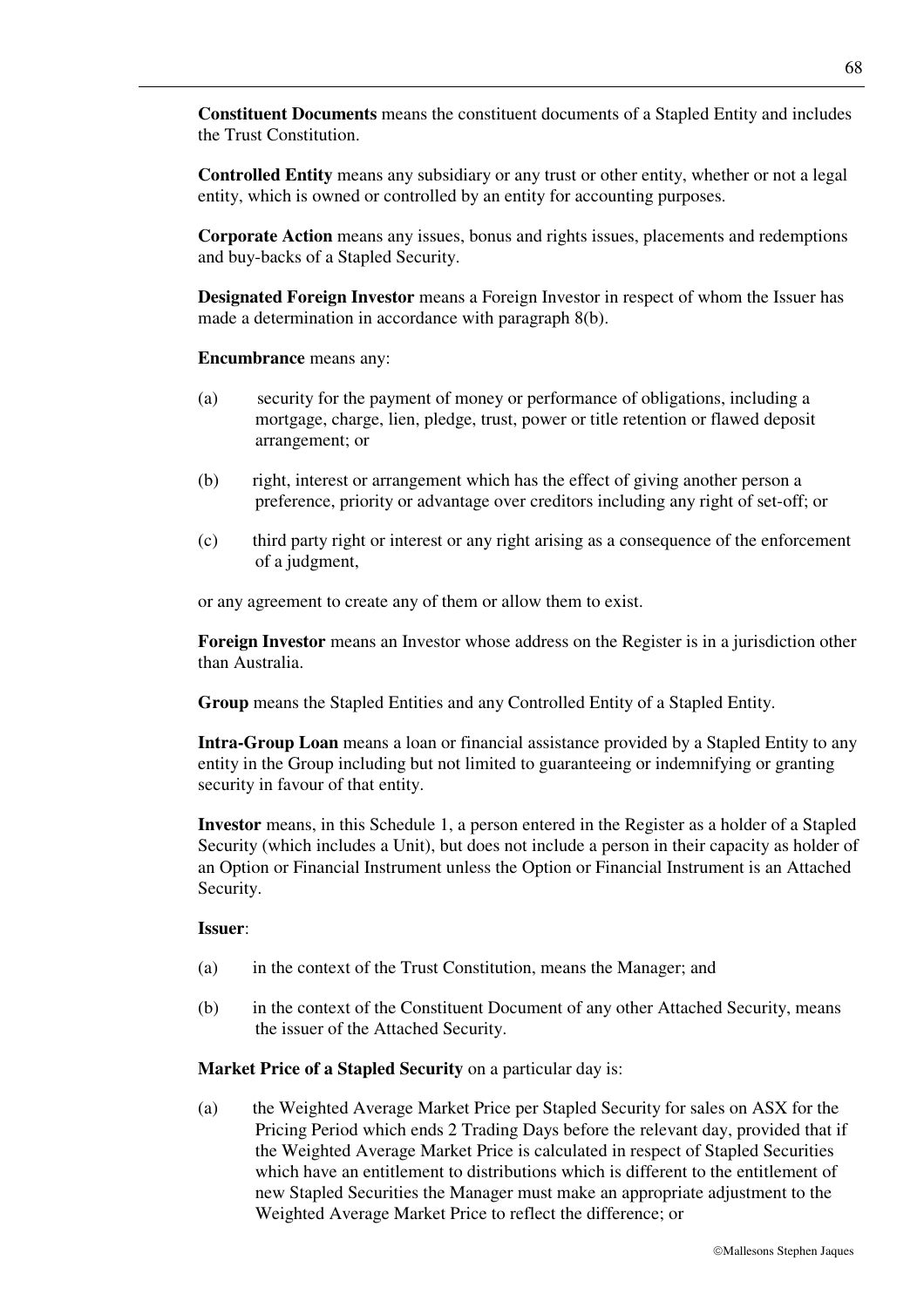**Constituent Documents** means the constituent documents of a Stapled Entity and includes the Trust Constitution.

**Controlled Entity** means any subsidiary or any trust or other entity, whether or not a legal entity, which is owned or controlled by an entity for accounting purposes.

**Corporate Action** means any issues, bonus and rights issues, placements and redemptions and buy-backs of a Stapled Security.

**Designated Foreign Investor** means a Foreign Investor in respect of whom the Issuer has made a determination in accordance with paragraph 8(b).

**Encumbrance** means any:

(a) security for the payment of money or performance of obligations, including a mortgage, charge, lien, pledge, trust, power or title retention or flawed deposit arrangement; or

(b) right, interest or arrangement which has the effect of giving another person a preference, priority or advantage over creditors including any right of set-off; or

(c) third party right or interest or any right arising as a consequence of the enforcement of a judgment,

or any agreement to create any of them or allow them to exist.

**Foreign Investor** means an Investor whose address on the Register is in a jurisdiction other than Australia.

**Group** means the Stapled Entities and any Controlled Entity of a Stapled Entity.

**Intra-Group Loan** means a loan or financial assistance provided by a Stapled Entity to any entity in the Group including but not limited to guaranteeing or indemnifying or granting security in favour of that entity.

**Investor** means, in this Schedule 1, a person entered in the Register as a holder of a Stapled Security (which includes a Unit), but does not include a person in their capacity as holder of an Option or Financial Instrument unless the Option or Financial Instrument is an Attached Security.

**Issuer**:

(a) in the context of the Trust Constitution, means the Manager; and

(b) in the context of the Constituent Document of any other Attached Security, means the issuer of the Attached Security.

**Market Price of a Stapled Security** on a particular day is:

(a) the Weighted Average Market Price per Stapled Security for sales on ASX for the Pricing Period which ends 2 Trading Days before the relevant day, provided that if the Weighted Average Market Price is calculated in respect of Stapled Securities which have an entitlement to distributions which is different to the entitlement of new Stapled Securities the Manager must make an appropriate adjustment to the Weighted Average Market Price to reflect the difference; or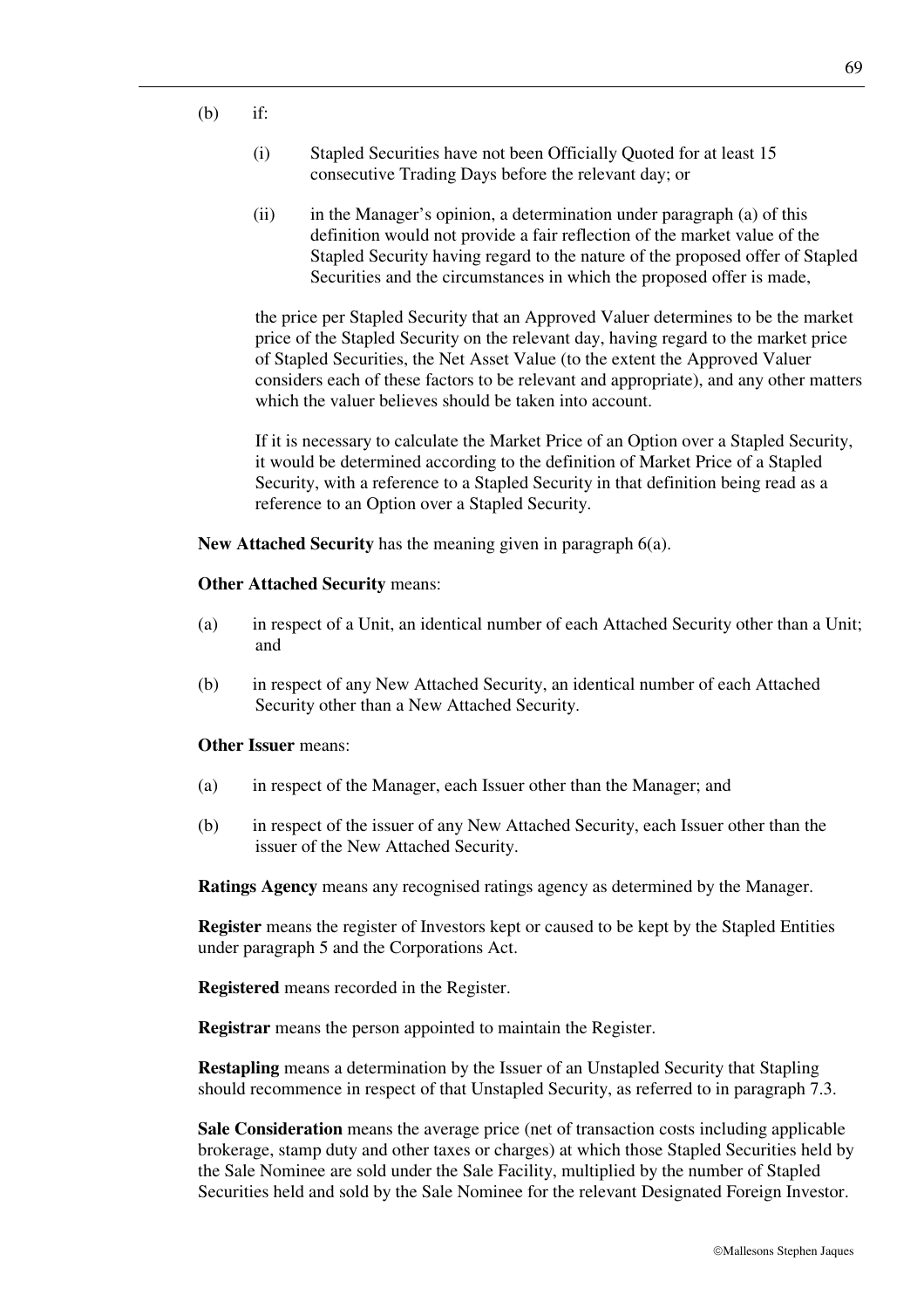(b) if:

(i) Stapled Securities have not been Officially Quoted for at least 15 consecutive Trading Days before the relevant day; or

(ii) in the Manager's opinion, a determination under paragraph (a) of this definition would not provide a fair reflection of the market value of the Stapled Security having regard to the nature of the proposed offer of Stapled Securities and the circumstances in which the proposed offer is made,

the price per Stapled Security that an Approved Valuer determines to be the market price of the Stapled Security on the relevant day, having regard to the market price of Stapled Securities, the Net Asset Value (to the extent the Approved Valuer considers each of these factors to be relevant and appropriate), and any other matters which the valuer believes should be taken into account.

If it is necessary to calculate the Market Price of an Option over a Stapled Security, it would be determined according to the definition of Market Price of a Stapled Security, with a reference to a Stapled Security in that definition being read as a reference to an Option over a Stapled Security.

**New Attached Security** has the meaning given in paragraph 6(a).

**Other Attached Security** means:

(a) in respect of a Unit, an identical number of each Attached Security other than a Unit; and

(b) in respect of any New Attached Security, an identical number of each Attached Security other than a New Attached Security.

**Other Issuer** means:

(a) in respect of the Manager, each Issuer other than the Manager; and

(b) in respect of the issuer of any New Attached Security, each Issuer other than the issuer of the New Attached Security.

**Ratings Agency** means any recognised ratings agency as determined by the Manager.

**Register** means the register of Investors kept or caused to be kept by the Stapled Entities under paragraph 5 and the Corporations Act.

**Registered** means recorded in the Register.

**Registrar** means the person appointed to maintain the Register.

**Restapling** means a determination by the Issuer of an Unstapled Security that Stapling should recommence in respect of that Unstapled Security, as referred to in paragraph 7.3.

**Sale Consideration** means the average price (net of transaction costs including applicable brokerage, stamp duty and other taxes or charges) at which those Stapled Securities held by the Sale Nominee are sold under the Sale Facility, multiplied by the number of Stapled Securities held and sold by the Sale Nominee for the relevant Designated Foreign Investor.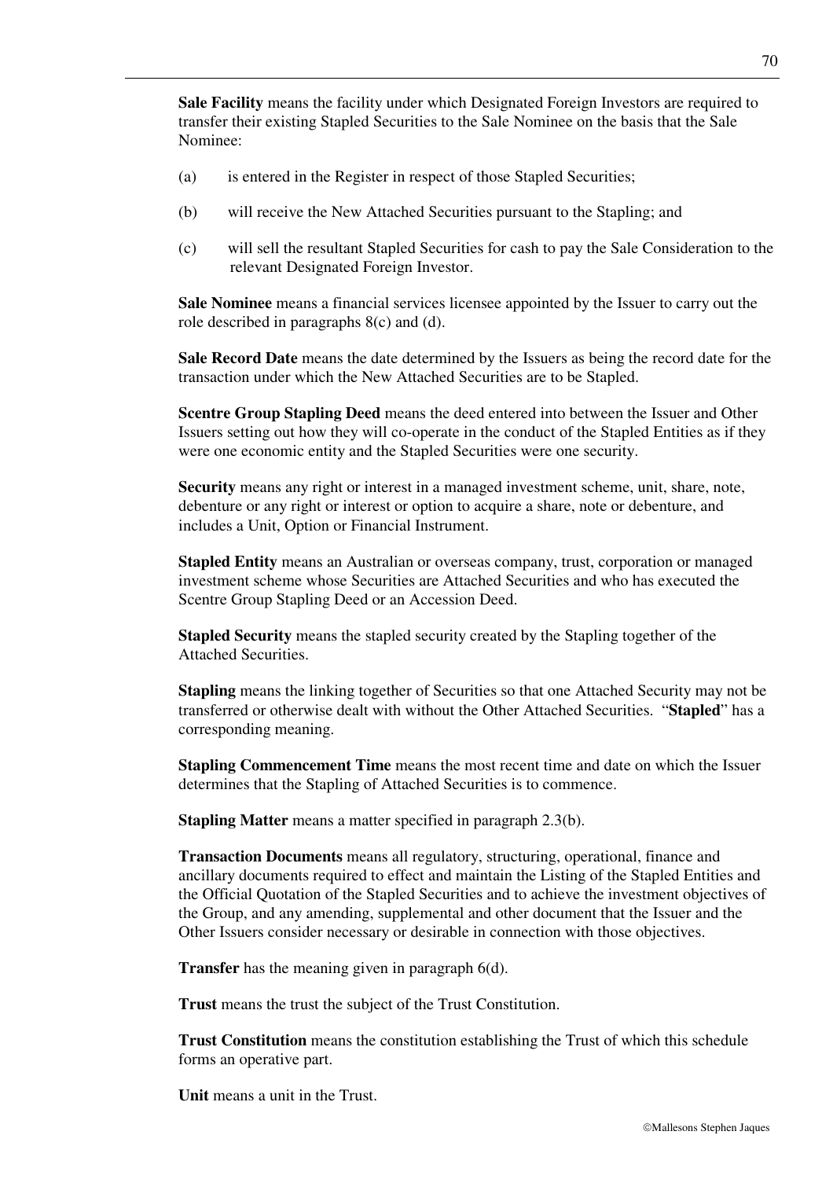**Sale Facility** means the facility under which Designated Foreign Investors are required to transfer their existing Stapled Securities to the Sale Nominee on the basis that the Sale Nominee:

(a) is entered in the Register in respect of those Stapled Securities;

(b) will receive the New Attached Securities pursuant to the Stapling; and

(c) will sell the resultant Stapled Securities for cash to pay the Sale Consideration to the relevant Designated Foreign Investor.

**Sale Nominee** means a financial services licensee appointed by the Issuer to carry out the role described in paragraphs 8(c) and (d).

**Sale Record Date** means the date determined by the Issuers as being the record date for the transaction under which the New Attached Securities are to be Stapled.

**Scentre Group Stapling Deed** means the deed entered into between the Issuer and Other Issuers setting out how they will co-operate in the conduct of the Stapled Entities as if they were one economic entity and the Stapled Securities were one security.

**Security** means any right or interest in a managed investment scheme, unit, share, note, debenture or any right or interest or option to acquire a share, note or debenture, and includes a Unit, Option or Financial Instrument.

**Stapled Entity** means an Australian or overseas company, trust, corporation or managed investment scheme whose Securities are Attached Securities and who has executed the Scentre Group Stapling Deed or an Accession Deed.

**Stapled Security** means the stapled security created by the Stapling together of the Attached Securities.

**Stapling** means the linking together of Securities so that one Attached Security may not be transferred or otherwise dealt with without the Other Attached Securities. "**Stapled**" has a corresponding meaning.

**Stapling Commencement Time** means the most recent time and date on which the Issuer determines that the Stapling of Attached Securities is to commence.

**Stapling Matter** means a matter specified in paragraph 2.3(b).

**Transaction Documents** means all regulatory, structuring, operational, finance and ancillary documents required to effect and maintain the Listing of the Stapled Entities and the Official Quotation of the Stapled Securities and to achieve the investment objectives of the Group, and any amending, supplemental and other document that the Issuer and the Other Issuers consider necessary or desirable in connection with those objectives.

**Transfer** has the meaning given in paragraph 6(d).

**Trust** means the trust the subject of the Trust Constitution.

**Trust Constitution** means the constitution establishing the Trust of which this schedule forms an operative part.

**Unit** means a unit in the Trust.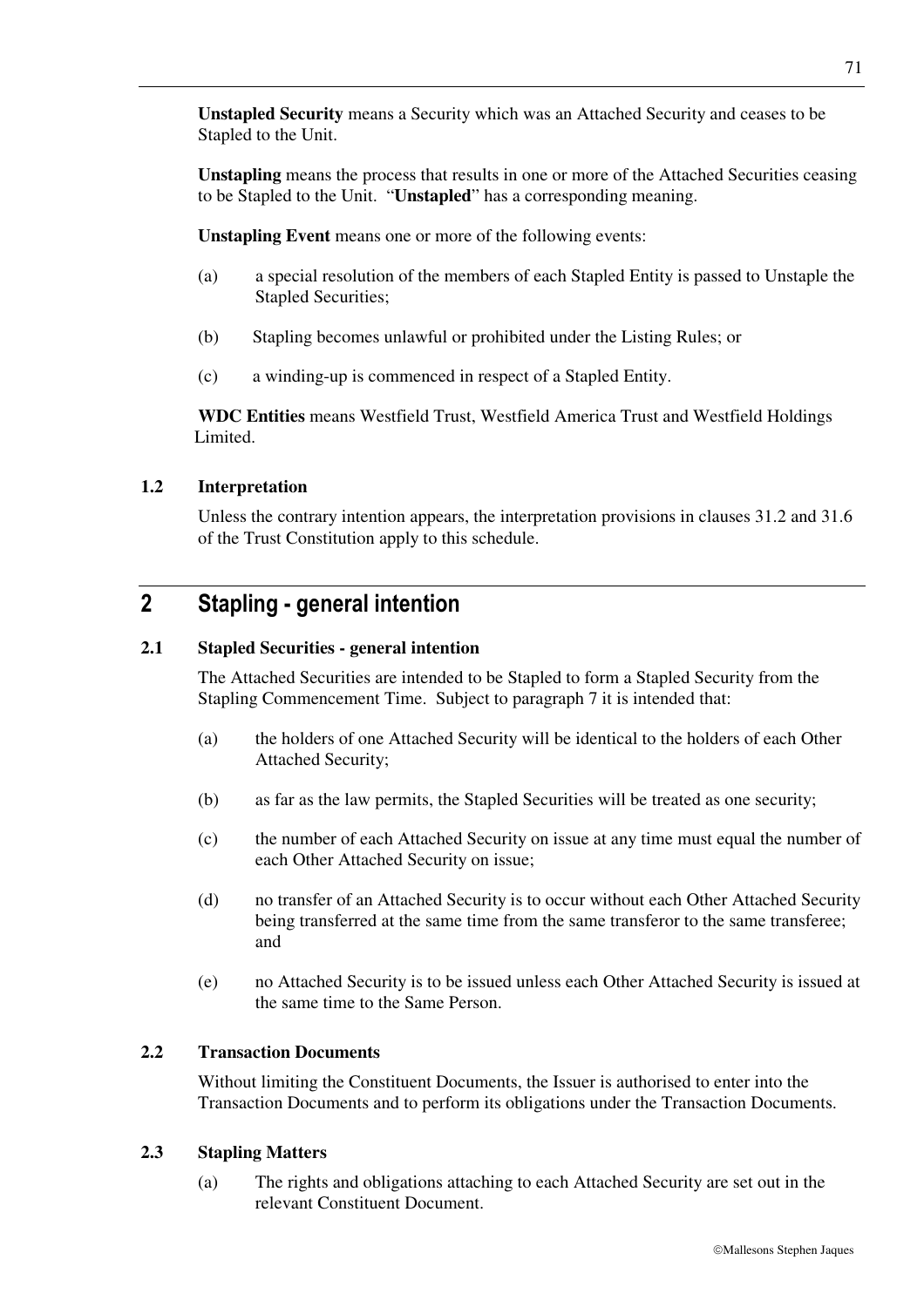**Unstapled Security** means a Security which was an Attached Security and ceases to be Stapled to the Unit.

**Unstapling** means the process that results in one or more of the Attached Securities ceasing to be Stapled to the Unit. "**Unstapled**" has a corresponding meaning.

**Unstapling Event** means one or more of the following events:

(a) a special resolution of the members of each Stapled Entity is passed to Unstaple the Stapled Securities;

(b) Stapling becomes unlawful or prohibited under the Listing Rules; or

(c) a winding-up is commenced in respect of a Stapled Entity.

**WDC Entities** means Westfield Trust, Westfield America Trust and Westfield Holdings Limited.

### 1.2 Interpretation

Unless the contrary intention appears, the interpretation provisions in clauses 31.2 and 31.6 of the Trust Constitution apply to this schedule.

## 2 Stapling - general intention

### 2.1 Stapled Securities - general intention

The Attached Securities are intended to be Stapled to form a Stapled Security from the Stapling Commencement Time. Subject to paragraph 7 it is intended that:

(a) the holders of one Attached Security will be identical to the holders of each Other Attached Security;

(b) as far as the law permits, the Stapled Securities will be treated as one security;

(c) the number of each Attached Security on issue at any time must equal the number of each Other Attached Security on issue;

(d) no transfer of an Attached Security is to occur without each Other Attached Security being transferred at the same time from the same transferor to the same transferee; and

(e) no Attached Security is to be issued unless each Other Attached Security is issued at the same time to the Same Person.

### 2.2 Transaction Documents

Without limiting the Constituent Documents, the Issuer is authorised to enter into the Transaction Documents and to perform its obligations under the Transaction Documents.

### 2.3 Stapling Matters

(a) The rights and obligations attaching to each Attached Security are set out in the relevant Constituent Document.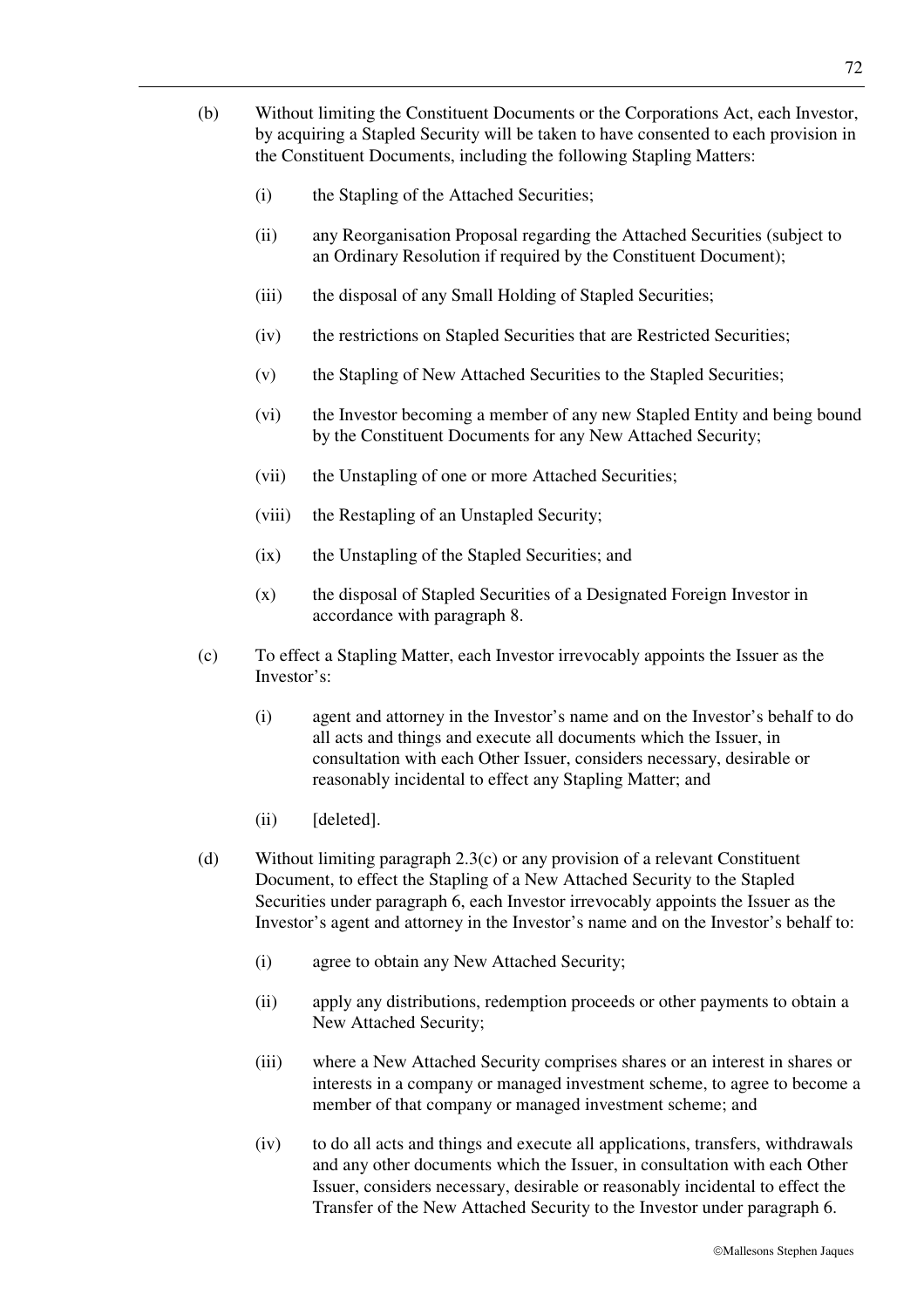(b) Without limiting the Constituent Documents or the Corporations Act, each Investor, by acquiring a Stapled Security will be taken to have consented to each provision in the Constituent Documents, including the following Stapling Matters:

  (i) the Stapling of the Attached Securities;

  (ii) any Reorganisation Proposal regarding the Attached Securities (subject to an Ordinary Resolution if required by the Constituent Document);

  (iii) the disposal of any Small Holding of Stapled Securities;

  (iv) the restrictions on Stapled Securities that are Restricted Securities;

  (v) the Stapling of New Attached Securities to the Stapled Securities;

  (vi) the Investor becoming a member of any new Stapled Entity and being bound by the Constituent Documents for any New Attached Security;

  (vii) the Unstapling of one or more Attached Securities;

  (viii) the Restapling of an Unstapled Security;

  (ix) the Unstapling of the Stapled Securities; and

  (x) the disposal of Stapled Securities of a Designated Foreign Investor in accordance with paragraph 8.

(c) To effect a Stapling Matter, each Investor irrevocably appoints the Issuer as the Investor's:

  (i) agent and attorney in the Investor's name and on the Investor's behalf to do all acts and things and execute all documents which the Issuer, in consultation with each Other Issuer, considers necessary, desirable or reasonably incidental to effect any Stapling Matter; and

  (ii) [deleted].

(d) Without limiting paragraph 2.3(c) or any provision of a relevant Constituent Document, to effect the Stapling of a New Attached Security to the Stapled Securities under paragraph 6, each Investor irrevocably appoints the Issuer as the Investor's agent and attorney in the Investor's name and on the Investor's behalf to:

  (i) agree to obtain any New Attached Security;

  (ii) apply any distributions, redemption proceeds or other payments to obtain a New Attached Security;

  (iii) where a New Attached Security comprises shares or an interest in shares or interests in a company or managed investment scheme, to agree to become a member of that company or managed investment scheme; and

  (iv) to do all acts and things and execute all applications, transfers, withdrawals and any other documents which the Issuer, in consultation with each Other Issuer, considers necessary, desirable or reasonably incidental to effect the Transfer of the New Attached Security to the Investor under paragraph 6.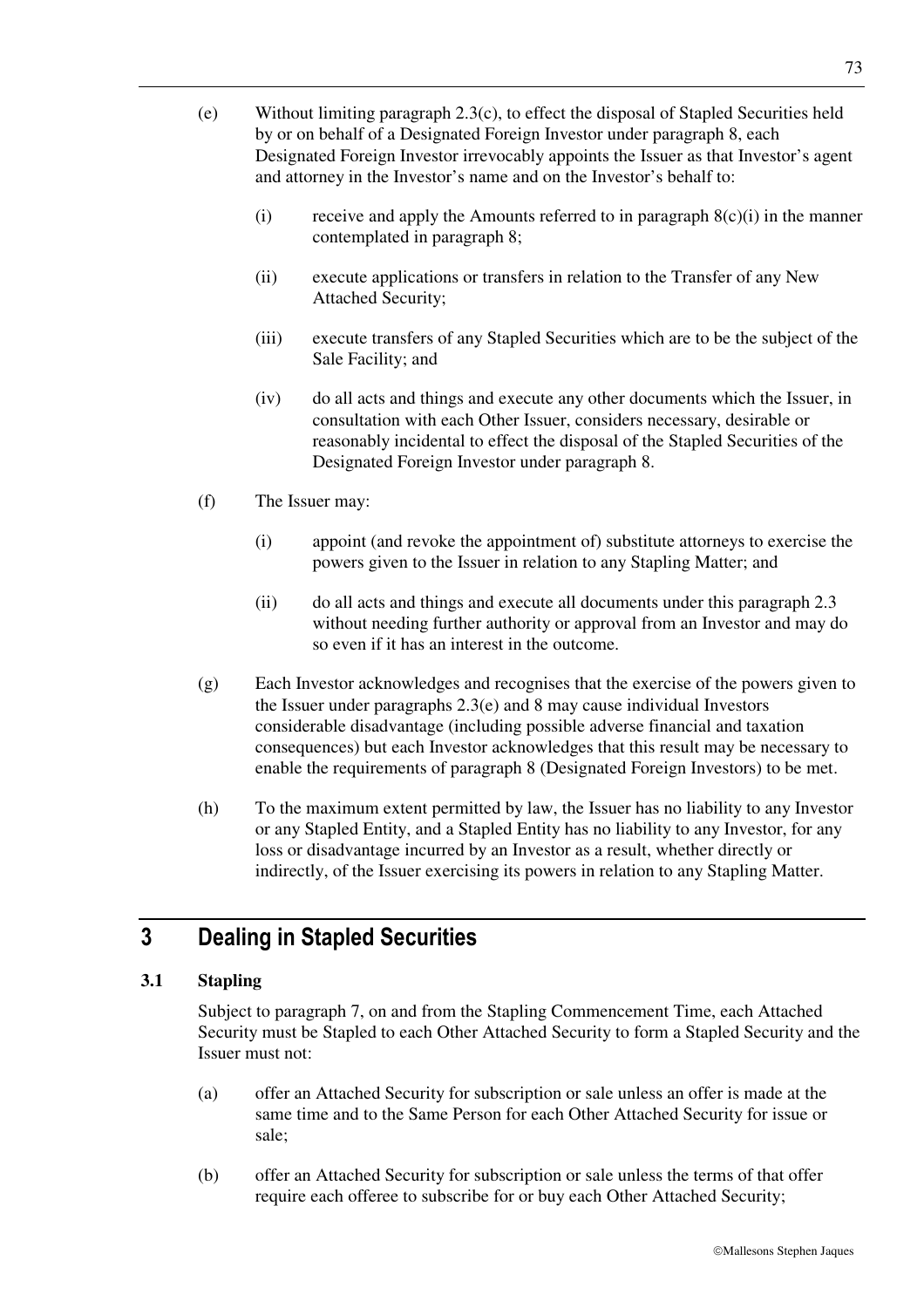(e) Without limiting paragraph 2.3(c), to effect the disposal of Stapled Securities held by or on behalf of a Designated Foreign Investor under paragraph 8, each Designated Foreign Investor irrevocably appoints the Issuer as that Investor's agent and attorney in the Investor's name and on the Investor's behalf to:

   (i) receive and apply the Amounts referred to in paragraph 8(c)(i) in the manner contemplated in paragraph 8;

   (ii) execute applications or transfers in relation to the Transfer of any New Attached Security;

   (iii) execute transfers of any Stapled Securities which are to be the subject of the Sale Facility; and

   (iv) do all acts and things and execute any other documents which the Issuer, in consultation with each Other Issuer, considers necessary, desirable or reasonably incidental to effect the disposal of the Stapled Securities of the Designated Foreign Investor under paragraph 8.

(f) The Issuer may:

   (i) appoint (and revoke the appointment of) substitute attorneys to exercise the powers given to the Issuer in relation to any Stapling Matter; and

   (ii) do all acts and things and execute all documents under this paragraph 2.3 without needing further authority or approval from an Investor and may do so even if it has an interest in the outcome.

(g) Each Investor acknowledges and recognises that the exercise of the powers given to the Issuer under paragraphs 2.3(e) and 8 may cause individual Investors considerable disadvantage (including possible adverse financial and taxation consequences) but each Investor acknowledges that this result may be necessary to enable the requirements of paragraph 8 (Designated Foreign Investors) to be met.

(h) To the maximum extent permitted by law, the Issuer has no liability to any Investor or any Stapled Entity, and a Stapled Entity has no liability to any Investor, for any loss or disadvantage incurred by an Investor as a result, whether directly or indirectly, of the Issuer exercising its powers in relation to any Stapling Matter.

## 3 Dealing in Stapled Securities

### 3.1 Stapling

Subject to paragraph 7, on and from the Stapling Commencement Time, each Attached Security must be Stapled to each Other Attached Security to form a Stapled Security and the Issuer must not:

(a) offer an Attached Security for subscription or sale unless an offer is made at the same time and to the Same Person for each Other Attached Security for issue or sale;

(b) offer an Attached Security for subscription or sale unless the terms of that offer require each offeree to subscribe for or buy each Other Attached Security;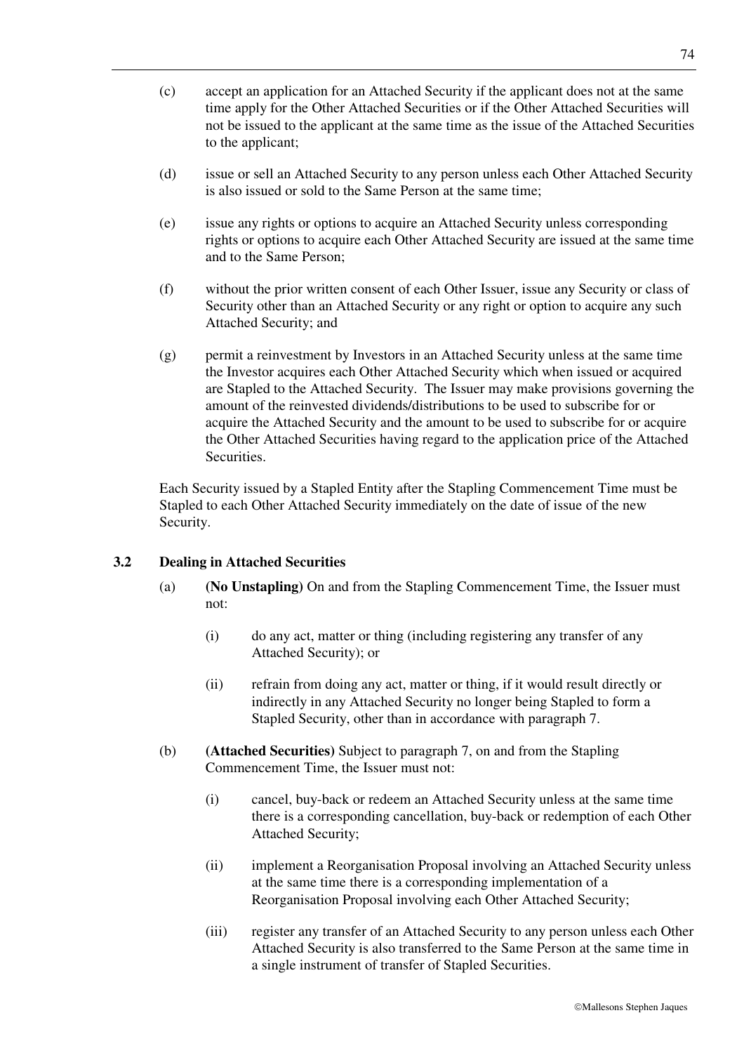(c) accept an application for an Attached Security if the applicant does not at the same time apply for the Other Attached Securities or if the Other Attached Securities will not be issued to the applicant at the same time as the issue of the Attached Securities to the applicant;

(d) issue or sell an Attached Security to any person unless each Other Attached Security is also issued or sold to the Same Person at the same time;

(e) issue any rights or options to acquire an Attached Security unless corresponding rights or options to acquire each Other Attached Security are issued at the same time and to the Same Person;

(f) without the prior written consent of each Other Issuer, issue any Security or class of Security other than an Attached Security or any right or option to acquire any such Attached Security; and

(g) permit a reinvestment by Investors in an Attached Security unless at the same time the Investor acquires each Other Attached Security which when issued or acquired are Stapled to the Attached Security. The Issuer may make provisions governing the amount of the reinvested dividends/distributions to be used to subscribe for or acquire the Attached Security and the amount to be used to subscribe for or acquire the Other Attached Securities having regard to the application price of the Attached Securities.

Each Security issued by a Stapled Entity after the Stapling Commencement Time must be Stapled to each Other Attached Security immediately on the date of issue of the new Security.

### 3.2 Dealing in Attached Securities

(a) **(No Unstapling)** On and from the Stapling Commencement Time, the Issuer must not:

 (i) do any act, matter or thing (including registering any transfer of any Attached Security); or

 (ii) refrain from doing any act, matter or thing, if it would result directly or indirectly in any Attached Security no longer being Stapled to form a Stapled Security, other than in accordance with paragraph 7.

(b) **(Attached Securities)** Subject to paragraph 7, on and from the Stapling Commencement Time, the Issuer must not:

 (i) cancel, buy-back or redeem an Attached Security unless at the same time there is a corresponding cancellation, buy-back or redemption of each Other Attached Security;

 (ii) implement a Reorganisation Proposal involving an Attached Security unless at the same time there is a corresponding implementation of a Reorganisation Proposal involving each Other Attached Security;

 (iii) register any transfer of an Attached Security to any person unless each Other Attached Security is also transferred to the Same Person at the same time in a single instrument of transfer of Stapled Securities.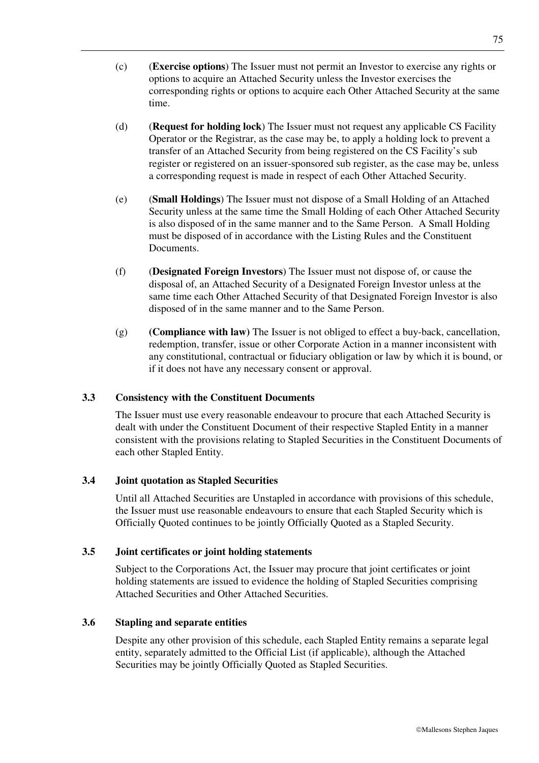(c) (**Exercise options**) The Issuer must not permit an Investor to exercise any rights or options to acquire an Attached Security unless the Investor exercises the corresponding rights or options to acquire each Other Attached Security at the same time.

(d) (**Request for holding lock**) The Issuer must not request any applicable CS Facility Operator or the Registrar, as the case may be, to apply a holding lock to prevent a transfer of an Attached Security from being registered on the CS Facility's sub register or registered on an issuer-sponsored sub register, as the case may be, unless a corresponding request is made in respect of each Other Attached Security.

(e) (**Small Holdings**) The Issuer must not dispose of a Small Holding of an Attached Security unless at the same time the Small Holding of each Other Attached Security is also disposed of in the same manner and to the Same Person. A Small Holding must be disposed of in accordance with the Listing Rules and the Constituent Documents.

(f) (**Designated Foreign Investors**) The Issuer must not dispose of, or cause the disposal of, an Attached Security of a Designated Foreign Investor unless at the same time each Other Attached Security of that Designated Foreign Investor is also disposed of in the same manner and to the Same Person.

(g) **(Compliance with law)** The Issuer is not obliged to effect a buy-back, cancellation, redemption, transfer, issue or other Corporate Action in a manner inconsistent with any constitutional, contractual or fiduciary obligation or law by which it is bound, or if it does not have any necessary consent or approval.

### 3.3 Consistency with the Constituent Documents

The Issuer must use every reasonable endeavour to procure that each Attached Security is dealt with under the Constituent Document of their respective Stapled Entity in a manner consistent with the provisions relating to Stapled Securities in the Constituent Documents of each other Stapled Entity.

### 3.4 Joint quotation as Stapled Securities

Until all Attached Securities are Unstapled in accordance with provisions of this schedule, the Issuer must use reasonable endeavours to ensure that each Stapled Security which is Officially Quoted continues to be jointly Officially Quoted as a Stapled Security.

### 3.5 Joint certificates or joint holding statements

Subject to the Corporations Act, the Issuer may procure that joint certificates or joint holding statements are issued to evidence the holding of Stapled Securities comprising Attached Securities and Other Attached Securities.

### 3.6 Stapling and separate entities

Despite any other provision of this schedule, each Stapled Entity remains a separate legal entity, separately admitted to the Official List (if applicable), although the Attached Securities may be jointly Officially Quoted as Stapled Securities.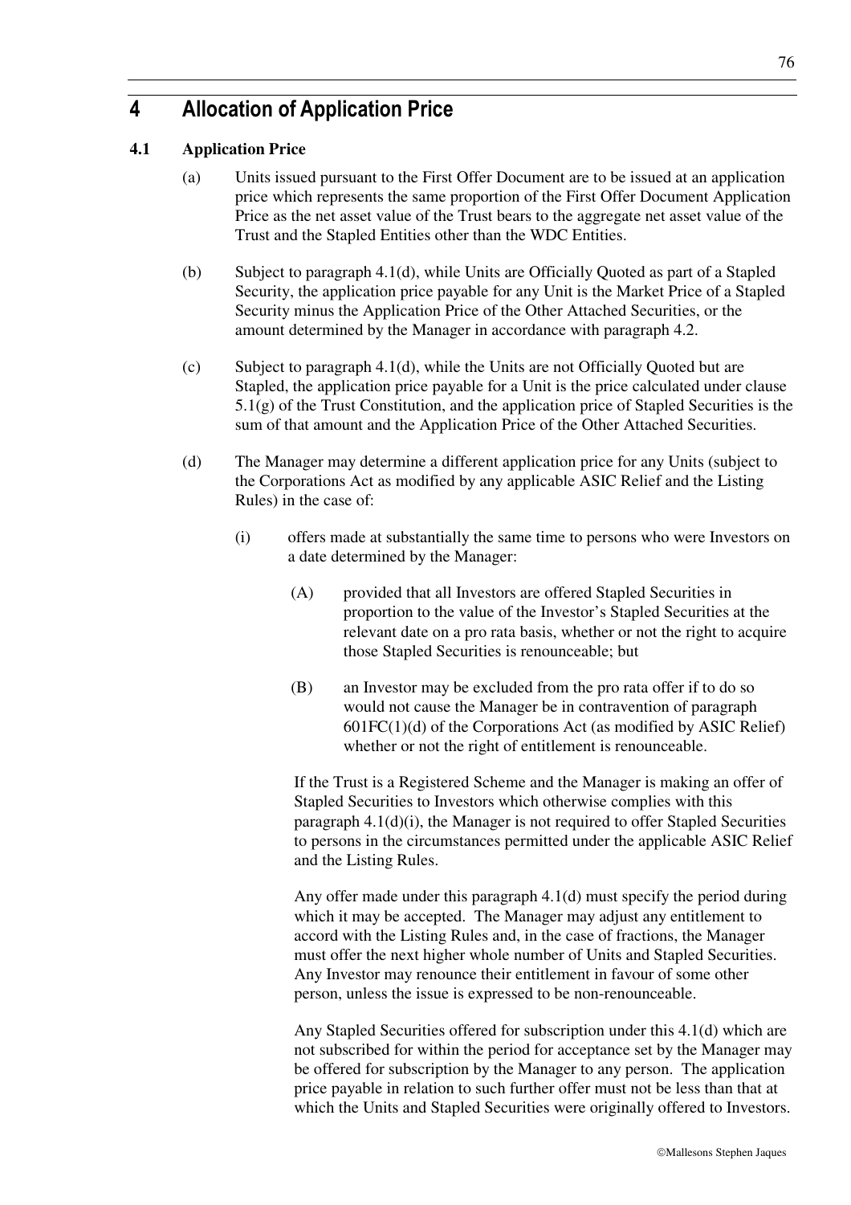# 4 Allocation of Application Price

## 4.1 Application Price

(a) Units issued pursuant to the First Offer Document are to be issued at an application price which represents the same proportion of the First Offer Document Application Price as the net asset value of the Trust bears to the aggregate net asset value of the Trust and the Stapled Entities other than the WDC Entities.

(b) Subject to paragraph 4.1(d), while Units are Officially Quoted as part of a Stapled Security, the application price payable for any Unit is the Market Price of a Stapled Security minus the Application Price of the Other Attached Securities, or the amount determined by the Manager in accordance with paragraph 4.2.

(c) Subject to paragraph 4.1(d), while the Units are not Officially Quoted but are Stapled, the application price payable for a Unit is the price calculated under clause 5.1(g) of the Trust Constitution, and the application price of Stapled Securities is the sum of that amount and the Application Price of the Other Attached Securities.

(d) The Manager may determine a different application price for any Units (subject to the Corporations Act as modified by any applicable ASIC Relief and the Listing Rules) in the case of:

(i) offers made at substantially the same time to persons who were Investors on a date determined by the Manager:

(A) provided that all Investors are offered Stapled Securities in proportion to the value of the Investor's Stapled Securities at the relevant date on a pro rata basis, whether or not the right to acquire those Stapled Securities is renounceable; but

(B) an Investor may be excluded from the pro rata offer if to do so would not cause the Manager be in contravention of paragraph 601FC(1)(d) of the Corporations Act (as modified by ASIC Relief) whether or not the right of entitlement is renounceable.

If the Trust is a Registered Scheme and the Manager is making an offer of Stapled Securities to Investors which otherwise complies with this paragraph 4.1(d)(i), the Manager is not required to offer Stapled Securities to persons in the circumstances permitted under the applicable ASIC Relief and the Listing Rules.

Any offer made under this paragraph 4.1(d) must specify the period during which it may be accepted. The Manager may adjust any entitlement to accord with the Listing Rules and, in the case of fractions, the Manager must offer the next higher whole number of Units and Stapled Securities. Any Investor may renounce their entitlement in favour of some other person, unless the issue is expressed to be non-renounceable.

Any Stapled Securities offered for subscription under this 4.1(d) which are not subscribed for within the period for acceptance set by the Manager may be offered for subscription by the Manager to any person. The application price payable in relation to such further offer must not be less than that at which the Units and Stapled Securities were originally offered to Investors.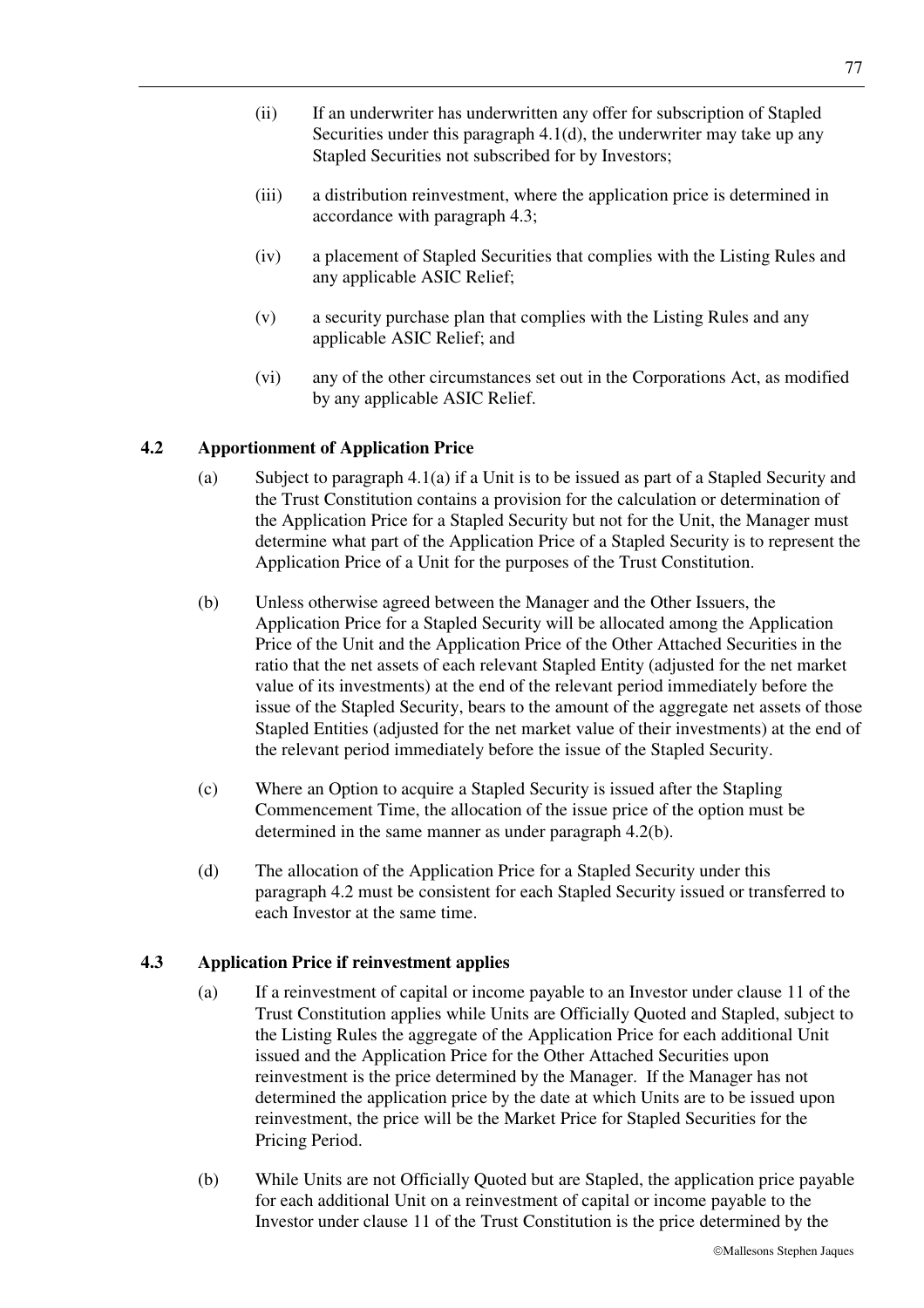(ii) If an underwriter has underwritten any offer for subscription of Stapled Securities under this paragraph 4.1(d), the underwriter may take up any Stapled Securities not subscribed for by Investors;

(iii) a distribution reinvestment, where the application price is determined in accordance with paragraph 4.3;

(iv) a placement of Stapled Securities that complies with the Listing Rules and any applicable ASIC Relief;

(v) a security purchase plan that complies with the Listing Rules and any applicable ASIC Relief; and

(vi) any of the other circumstances set out in the Corporations Act, as modified by any applicable ASIC Relief.

### 4.2 Apportionment of Application Price

(a) Subject to paragraph 4.1(a) if a Unit is to be issued as part of a Stapled Security and the Trust Constitution contains a provision for the calculation or determination of the Application Price for a Stapled Security but not for the Unit, the Manager must determine what part of the Application Price of a Stapled Security is to represent the Application Price of a Unit for the purposes of the Trust Constitution.

(b) Unless otherwise agreed between the Manager and the Other Issuers, the Application Price for a Stapled Security will be allocated among the Application Price of the Unit and the Application Price of the Other Attached Securities in the ratio that the net assets of each relevant Stapled Entity (adjusted for the net market value of its investments) at the end of the relevant period immediately before the issue of the Stapled Security, bears to the amount of the aggregate net assets of those Stapled Entities (adjusted for the net market value of their investments) at the end of the relevant period immediately before the issue of the Stapled Security.

(c) Where an Option to acquire a Stapled Security is issued after the Stapling Commencement Time, the allocation of the issue price of the option must be determined in the same manner as under paragraph 4.2(b).

(d) The allocation of the Application Price for a Stapled Security under this paragraph 4.2 must be consistent for each Stapled Security issued or transferred to each Investor at the same time.

### 4.3 Application Price if reinvestment applies

(a) If a reinvestment of capital or income payable to an Investor under clause 11 of the Trust Constitution applies while Units are Officially Quoted and Stapled, subject to the Listing Rules the aggregate of the Application Price for each additional Unit issued and the Application Price for the Other Attached Securities upon reinvestment is the price determined by the Manager. If the Manager has not determined the application price by the date at which Units are to be issued upon reinvestment, the price will be the Market Price for Stapled Securities for the Pricing Period.

(b) While Units are not Officially Quoted but are Stapled, the application price payable for each additional Unit on a reinvestment of capital or income payable to the Investor under clause 11 of the Trust Constitution is the price determined by the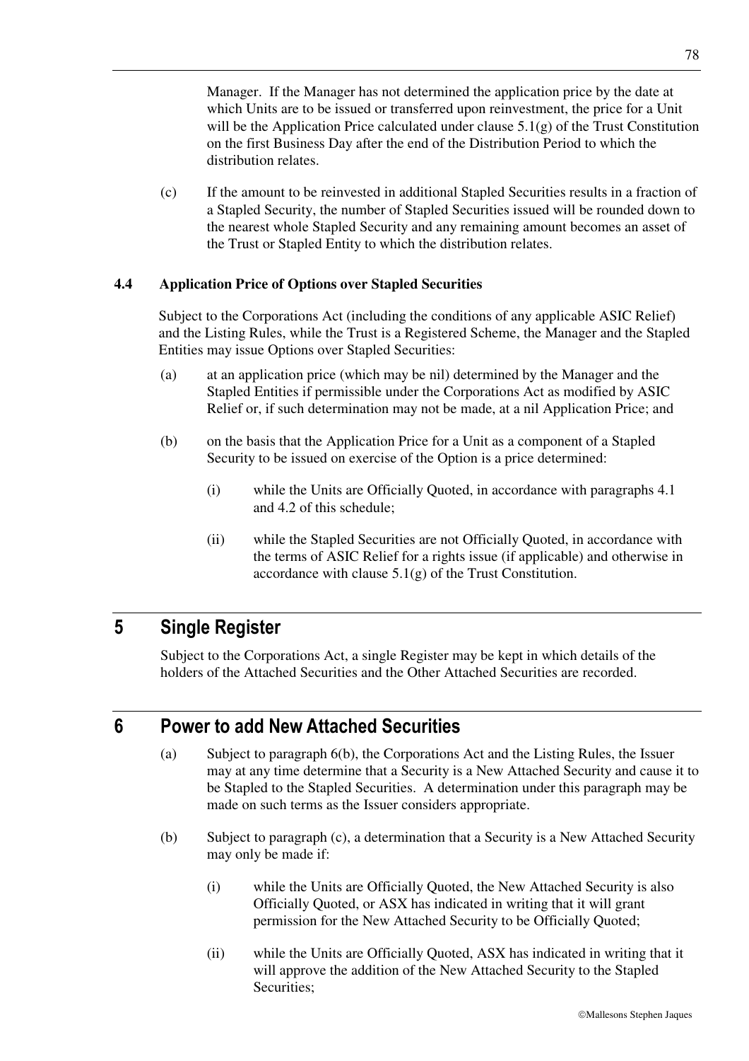Manager. If the Manager has not determined the application price by the date at which Units are to be issued or transferred upon reinvestment, the price for a Unit will be the Application Price calculated under clause 5.1(g) of the Trust Constitution on the first Business Day after the end of the Distribution Period to which the distribution relates.

(c) If the amount to be reinvested in additional Stapled Securities results in a fraction of a Stapled Security, the number of Stapled Securities issued will be rounded down to the nearest whole Stapled Security and any remaining amount becomes an asset of the Trust or Stapled Entity to which the distribution relates.

### 4.4 Application Price of Options over Stapled Securities

Subject to the Corporations Act (including the conditions of any applicable ASIC Relief) and the Listing Rules, while the Trust is a Registered Scheme, the Manager and the Stapled Entities may issue Options over Stapled Securities:

(a) at an application price (which may be nil) determined by the Manager and the Stapled Entities if permissible under the Corporations Act as modified by ASIC Relief or, if such determination may not be made, at a nil Application Price; and

(b) on the basis that the Application Price for a Unit as a component of a Stapled Security to be issued on exercise of the Option is a price determined:

(i) while the Units are Officially Quoted, in accordance with paragraphs 4.1 and 4.2 of this schedule;

(ii) while the Stapled Securities are not Officially Quoted, in accordance with the terms of ASIC Relief for a rights issue (if applicable) and otherwise in accordance with clause 5.1(g) of the Trust Constitution.

## 5 Single Register

Subject to the Corporations Act, a single Register may be kept in which details of the holders of the Attached Securities and the Other Attached Securities are recorded.

## 6 Power to add New Attached Securities

(a) Subject to paragraph 6(b), the Corporations Act and the Listing Rules, the Issuer may at any time determine that a Security is a New Attached Security and cause it to be Stapled to the Stapled Securities. A determination under this paragraph may be made on such terms as the Issuer considers appropriate.

(b) Subject to paragraph (c), a determination that a Security is a New Attached Security may only be made if:

(i) while the Units are Officially Quoted, the New Attached Security is also Officially Quoted, or ASX has indicated in writing that it will grant permission for the New Attached Security to be Officially Quoted;

(ii) while the Units are Officially Quoted, ASX has indicated in writing that it will approve the addition of the New Attached Security to the Stapled Securities;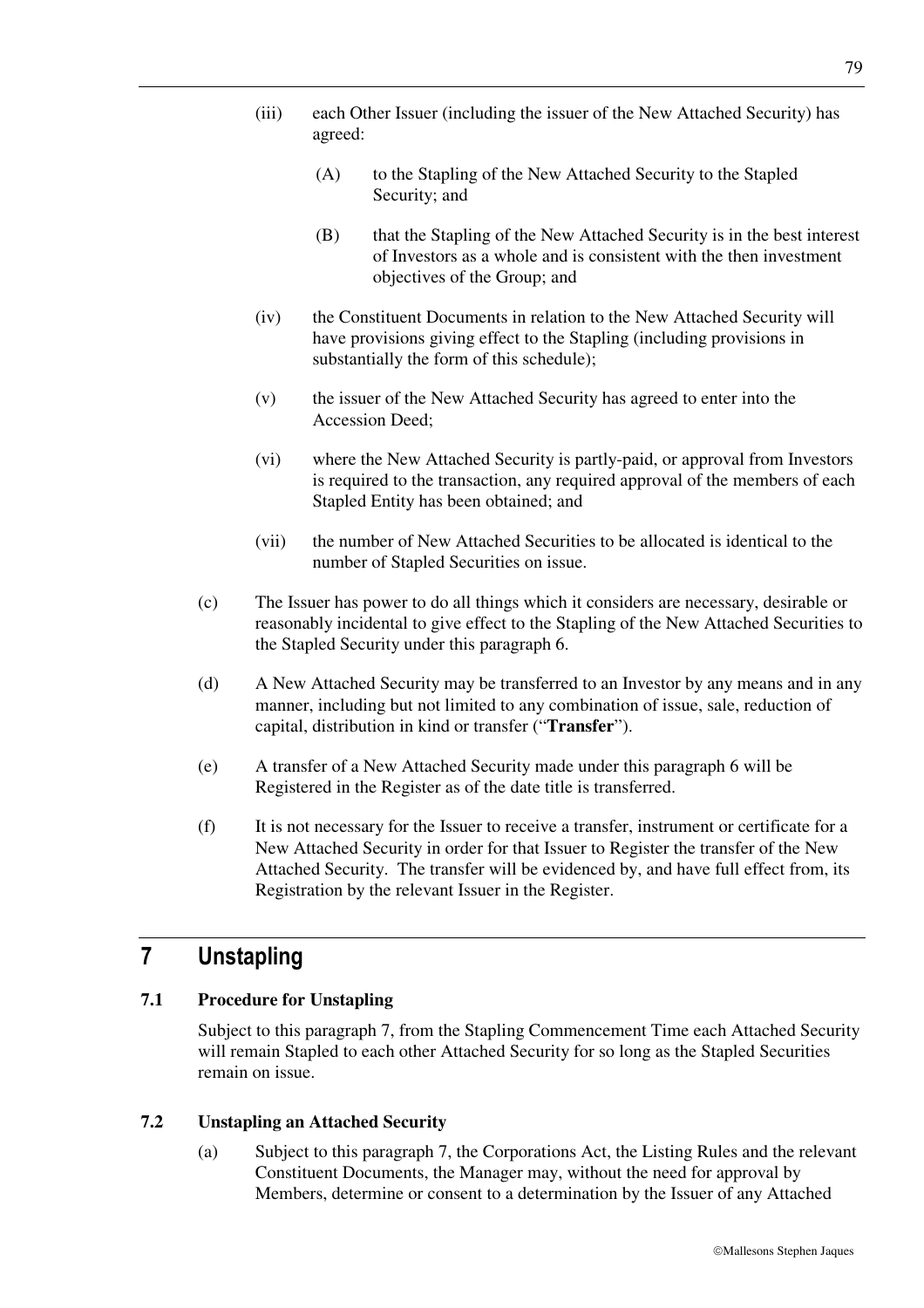(iii) each Other Issuer (including the issuer of the New Attached Security) has agreed:

(A) to the Stapling of the New Attached Security to the Stapled Security; and

(B) that the Stapling of the New Attached Security is in the best interest of Investors as a whole and is consistent with the then investment objectives of the Group; and

(iv) the Constituent Documents in relation to the New Attached Security will have provisions giving effect to the Stapling (including provisions in substantially the form of this schedule);

(v) the issuer of the New Attached Security has agreed to enter into the Accession Deed;

(vi) where the New Attached Security is partly-paid, or approval from Investors is required to the transaction, any required approval of the members of each Stapled Entity has been obtained; and

(vii) the number of New Attached Securities to be allocated is identical to the number of Stapled Securities on issue.

(c) The Issuer has power to do all things which it considers are necessary, desirable or reasonably incidental to give effect to the Stapling of the New Attached Securities to the Stapled Security under this paragraph 6.

(d) A New Attached Security may be transferred to an Investor by any means and in any manner, including but not limited to any combination of issue, sale, reduction of capital, distribution in kind or transfer ("**Transfer**").

(e) A transfer of a New Attached Security made under this paragraph 6 will be Registered in the Register as of the date title is transferred.

(f) It is not necessary for the Issuer to receive a transfer, instrument or certificate for a New Attached Security in order for that Issuer to Register the transfer of the New Attached Security. The transfer will be evidenced by, and have full effect from, its Registration by the relevant Issuer in the Register.

# 7 Unstapling

### 7.1 Procedure for Unstapling

Subject to this paragraph 7, from the Stapling Commencement Time each Attached Security will remain Stapled to each other Attached Security for so long as the Stapled Securities remain on issue.

### 7.2 Unstapling an Attached Security

(a) Subject to this paragraph 7, the Corporations Act, the Listing Rules and the relevant Constituent Documents, the Manager may, without the need for approval by Members, determine or consent to a determination by the Issuer of any Attached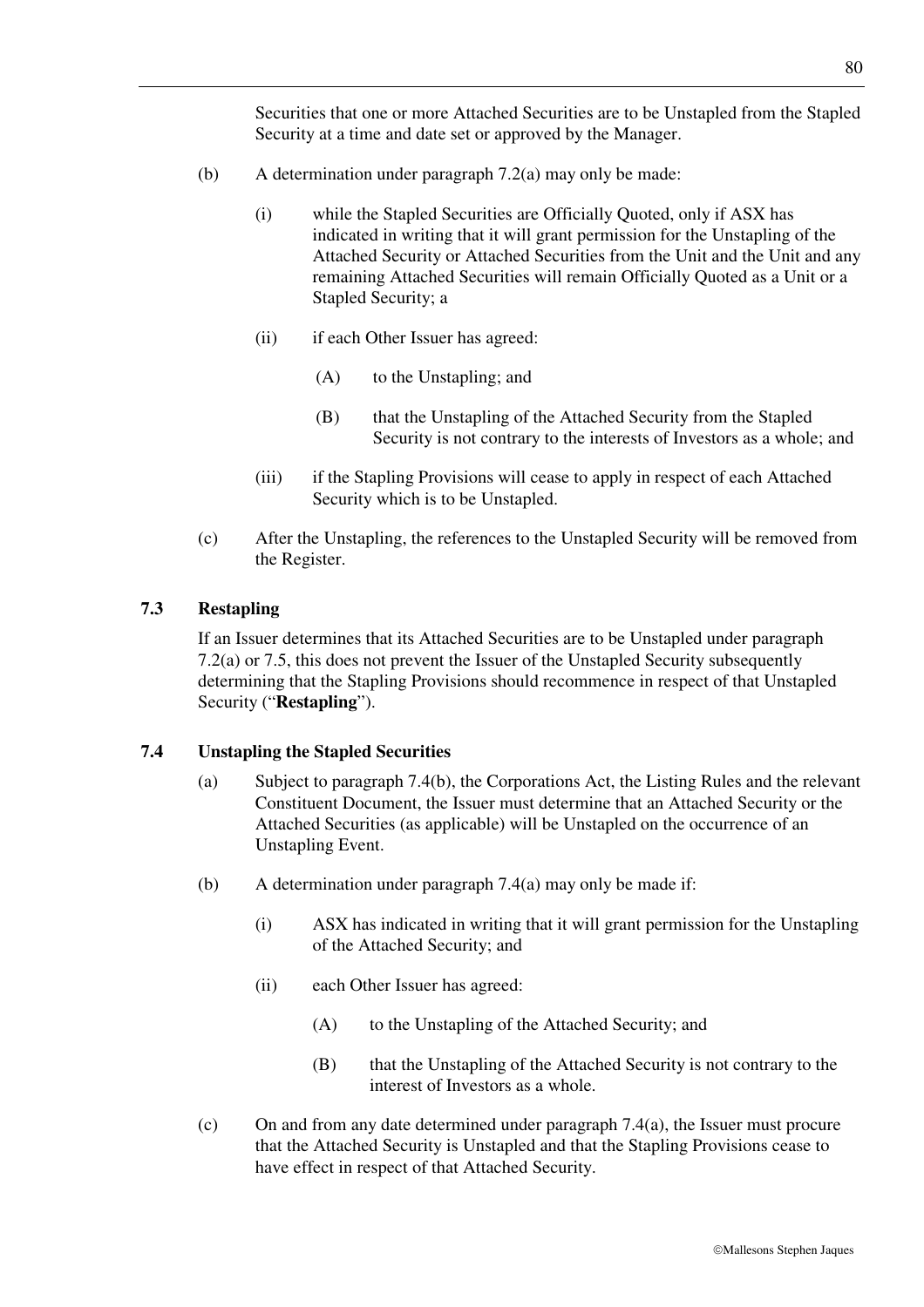Securities that one or more Attached Securities are to be Unstapled from the Stapled Security at a time and date set or approved by the Manager.

(b) A determination under paragraph 7.2(a) may only be made:

(i) while the Stapled Securities are Officially Quoted, only if ASX has indicated in writing that it will grant permission for the Unstapling of the Attached Security or Attached Securities from the Unit and the Unit and any remaining Attached Securities will remain Officially Quoted as a Unit or a Stapled Security; a

(ii) if each Other Issuer has agreed:

(A) to the Unstapling; and

(B) that the Unstapling of the Attached Security from the Stapled Security is not contrary to the interests of Investors as a whole; and

(iii) if the Stapling Provisions will cease to apply in respect of each Attached Security which is to be Unstapled.

(c) After the Unstapling, the references to the Unstapled Security will be removed from the Register.

### 7.3 Restapling

If an Issuer determines that its Attached Securities are to be Unstapled under paragraph 7.2(a) or 7.5, this does not prevent the Issuer of the Unstapled Security subsequently determining that the Stapling Provisions should recommence in respect of that Unstapled Security ("**Restapling**").

### 7.4 Unstapling the Stapled Securities

(a) Subject to paragraph 7.4(b), the Corporations Act, the Listing Rules and the relevant Constituent Document, the Issuer must determine that an Attached Security or the Attached Securities (as applicable) will be Unstapled on the occurrence of an Unstapling Event.

(b) A determination under paragraph 7.4(a) may only be made if:

(i) ASX has indicated in writing that it will grant permission for the Unstapling of the Attached Security; and

(ii) each Other Issuer has agreed:

(A) to the Unstapling of the Attached Security; and

(B) that the Unstapling of the Attached Security is not contrary to the interest of Investors as a whole.

(c) On and from any date determined under paragraph 7.4(a), the Issuer must procure that the Attached Security is Unstapled and that the Stapling Provisions cease to have effect in respect of that Attached Security.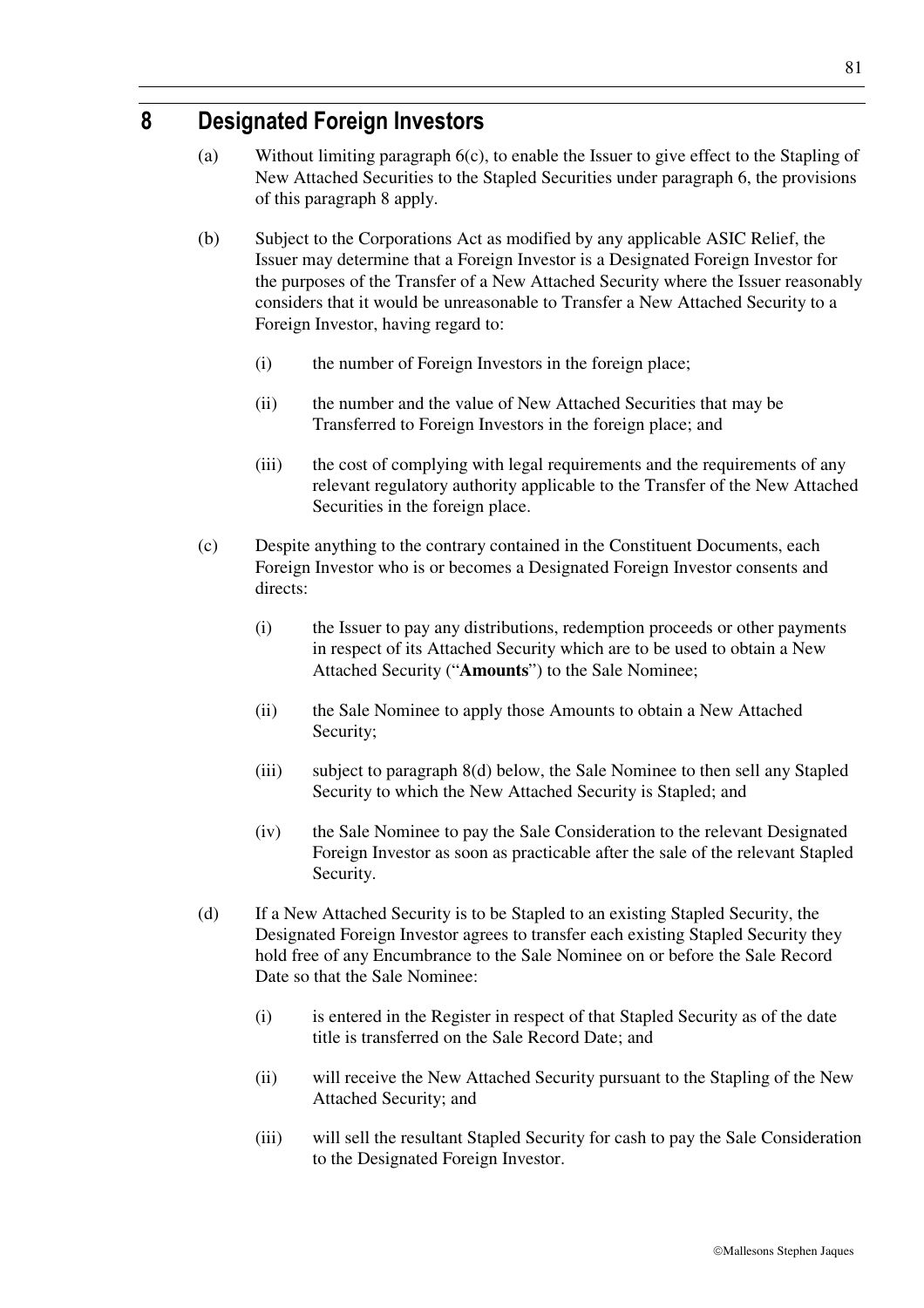## 8 Designated Foreign Investors

(a) Without limiting paragraph 6(c), to enable the Issuer to give effect to the Stapling of New Attached Securities to the Stapled Securities under paragraph 6, the provisions of this paragraph 8 apply.

(b) Subject to the Corporations Act as modified by any applicable ASIC Relief, the Issuer may determine that a Foreign Investor is a Designated Foreign Investor for the purposes of the Transfer of a New Attached Security where the Issuer reasonably considers that it would be unreasonable to Transfer a New Attached Security to a Foreign Investor, having regard to:

(i) the number of Foreign Investors in the foreign place;

(ii) the number and the value of New Attached Securities that may be Transferred to Foreign Investors in the foreign place; and

(iii) the cost of complying with legal requirements and the requirements of any relevant regulatory authority applicable to the Transfer of the New Attached Securities in the foreign place.

(c) Despite anything to the contrary contained in the Constituent Documents, each Foreign Investor who is or becomes a Designated Foreign Investor consents and directs:

(i) the Issuer to pay any distributions, redemption proceeds or other payments in respect of its Attached Security which are to be used to obtain a New Attached Security ("**Amounts**") to the Sale Nominee;

(ii) the Sale Nominee to apply those Amounts to obtain a New Attached Security;

(iii) subject to paragraph 8(d) below, the Sale Nominee to then sell any Stapled Security to which the New Attached Security is Stapled; and

(iv) the Sale Nominee to pay the Sale Consideration to the relevant Designated Foreign Investor as soon as practicable after the sale of the relevant Stapled Security.

(d) If a New Attached Security is to be Stapled to an existing Stapled Security, the Designated Foreign Investor agrees to transfer each existing Stapled Security they hold free of any Encumbrance to the Sale Nominee on or before the Sale Record Date so that the Sale Nominee:

(i) is entered in the Register in respect of that Stapled Security as of the date title is transferred on the Sale Record Date; and

(ii) will receive the New Attached Security pursuant to the Stapling of the New Attached Security; and

(iii) will sell the resultant Stapled Security for cash to pay the Sale Consideration to the Designated Foreign Investor.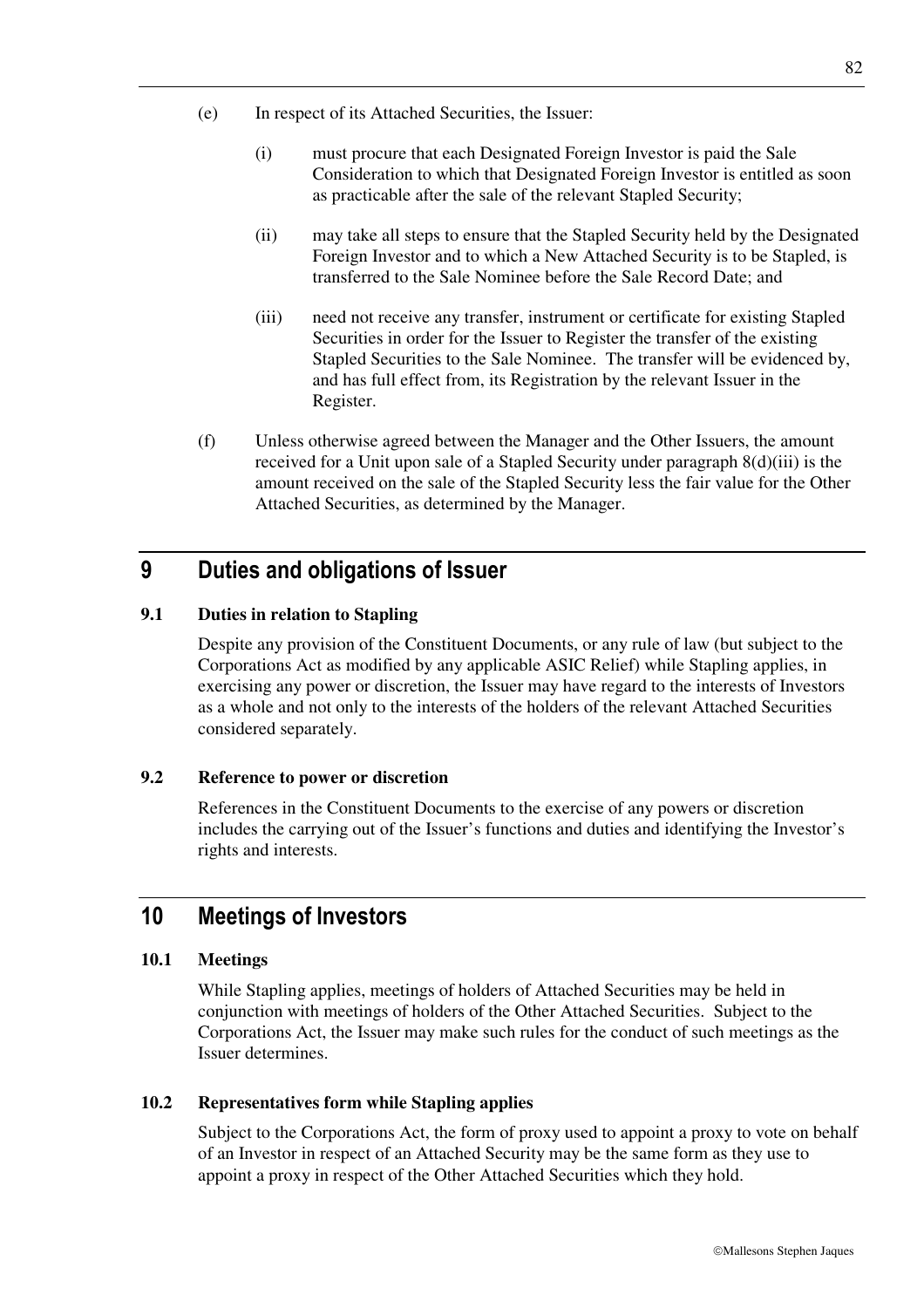(e) In respect of its Attached Securities, the Issuer:

(i) must procure that each Designated Foreign Investor is paid the Sale Consideration to which that Designated Foreign Investor is entitled as soon as practicable after the sale of the relevant Stapled Security;

(ii) may take all steps to ensure that the Stapled Security held by the Designated Foreign Investor and to which a New Attached Security is to be Stapled, is transferred to the Sale Nominee before the Sale Record Date; and

(iii) need not receive any transfer, instrument or certificate for existing Stapled Securities in order for the Issuer to Register the transfer of the existing Stapled Securities to the Sale Nominee. The transfer will be evidenced by, and has full effect from, its Registration by the relevant Issuer in the Register.

(f) Unless otherwise agreed between the Manager and the Other Issuers, the amount received for a Unit upon sale of a Stapled Security under paragraph 8(d)(iii) is the amount received on the sale of the Stapled Security less the fair value for the Other Attached Securities, as determined by the Manager.

# 9 Duties and obligations of Issuer

## 9.1 Duties in relation to Stapling

Despite any provision of the Constituent Documents, or any rule of law (but subject to the Corporations Act as modified by any applicable ASIC Relief) while Stapling applies, in exercising any power or discretion, the Issuer may have regard to the interests of Investors as a whole and not only to the interests of the holders of the relevant Attached Securities considered separately.

## 9.2 Reference to power or discretion

References in the Constituent Documents to the exercise of any powers or discretion includes the carrying out of the Issuer's functions and duties and identifying the Investor's rights and interests.

# 10 Meetings of Investors

## 10.1 Meetings

While Stapling applies, meetings of holders of Attached Securities may be held in conjunction with meetings of holders of the Other Attached Securities. Subject to the Corporations Act, the Issuer may make such rules for the conduct of such meetings as the Issuer determines.

## 10.2 Representatives form while Stapling applies

Subject to the Corporations Act, the form of proxy used to appoint a proxy to vote on behalf of an Investor in respect of an Attached Security may be the same form as they use to appoint a proxy in respect of the Other Attached Securities which they hold.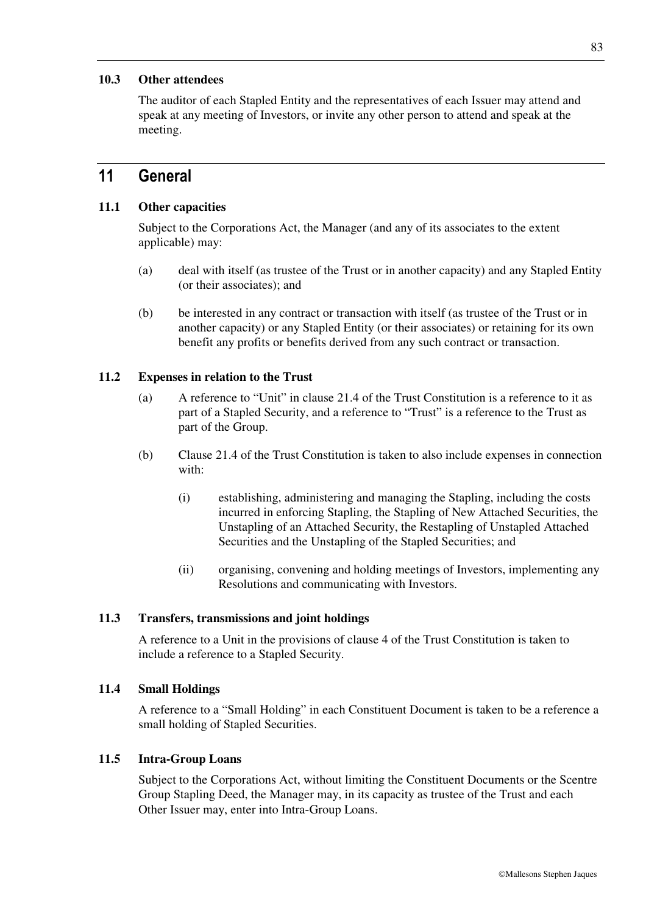### 10.3 Other attendees

The auditor of each Stapled Entity and the representatives of each Issuer may attend and speak at any meeting of Investors, or invite any other person to attend and speak at the meeting.

## 11 General

### 11.1 Other capacities

Subject to the Corporations Act, the Manager (and any of its associates to the extent applicable) may:

(a) deal with itself (as trustee of the Trust or in another capacity) and any Stapled Entity (or their associates); and

(b) be interested in any contract or transaction with itself (as trustee of the Trust or in another capacity) or any Stapled Entity (or their associates) or retaining for its own benefit any profits or benefits derived from any such contract or transaction.

### 11.2 Expenses in relation to the Trust

(a) A reference to "Unit" in clause 21.4 of the Trust Constitution is a reference to it as part of a Stapled Security, and a reference to "Trust" is a reference to the Trust as part of the Group.

(b) Clause 21.4 of the Trust Constitution is taken to also include expenses in connection with:

(i) establishing, administering and managing the Stapling, including the costs incurred in enforcing Stapling, the Stapling of New Attached Securities, the Unstapling of an Attached Security, the Restapling of Unstapled Attached Securities and the Unstapling of the Stapled Securities; and

(ii) organising, convening and holding meetings of Investors, implementing any Resolutions and communicating with Investors.

### 11.3 Transfers, transmissions and joint holdings

A reference to a Unit in the provisions of clause 4 of the Trust Constitution is taken to include a reference to a Stapled Security.

### 11.4 Small Holdings

A reference to a "Small Holding" in each Constituent Document is taken to be a reference a small holding of Stapled Securities.

### 11.5 Intra-Group Loans

Subject to the Corporations Act, without limiting the Constituent Documents or the Scentre Group Stapling Deed, the Manager may, in its capacity as trustee of the Trust and each Other Issuer may, enter into Intra-Group Loans.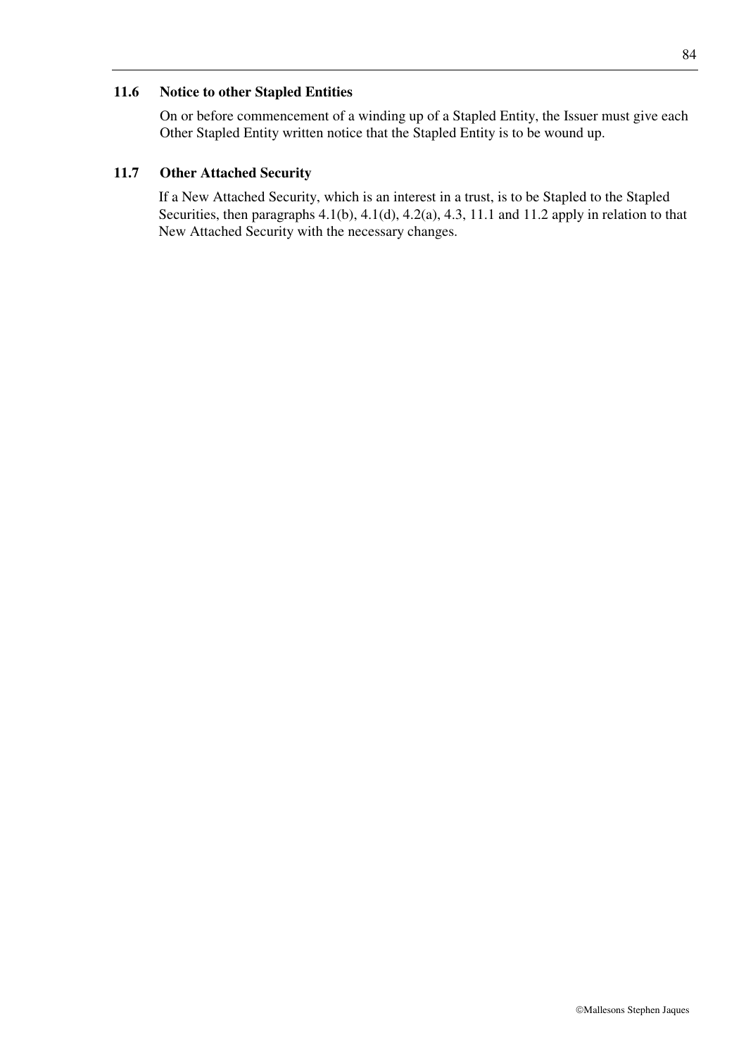### 11.6 Notice to other Stapled Entities

On or before commencement of a winding up of a Stapled Entity, the Issuer must give each Other Stapled Entity written notice that the Stapled Entity is to be wound up.

### 11.7 Other Attached Security

If a New Attached Security, which is an interest in a trust, is to be Stapled to the Stapled Securities, then paragraphs 4.1(b), 4.1(d), 4.2(a), 4.3, 11.1 and 11.2 apply in relation to that New Attached Security with the necessary changes.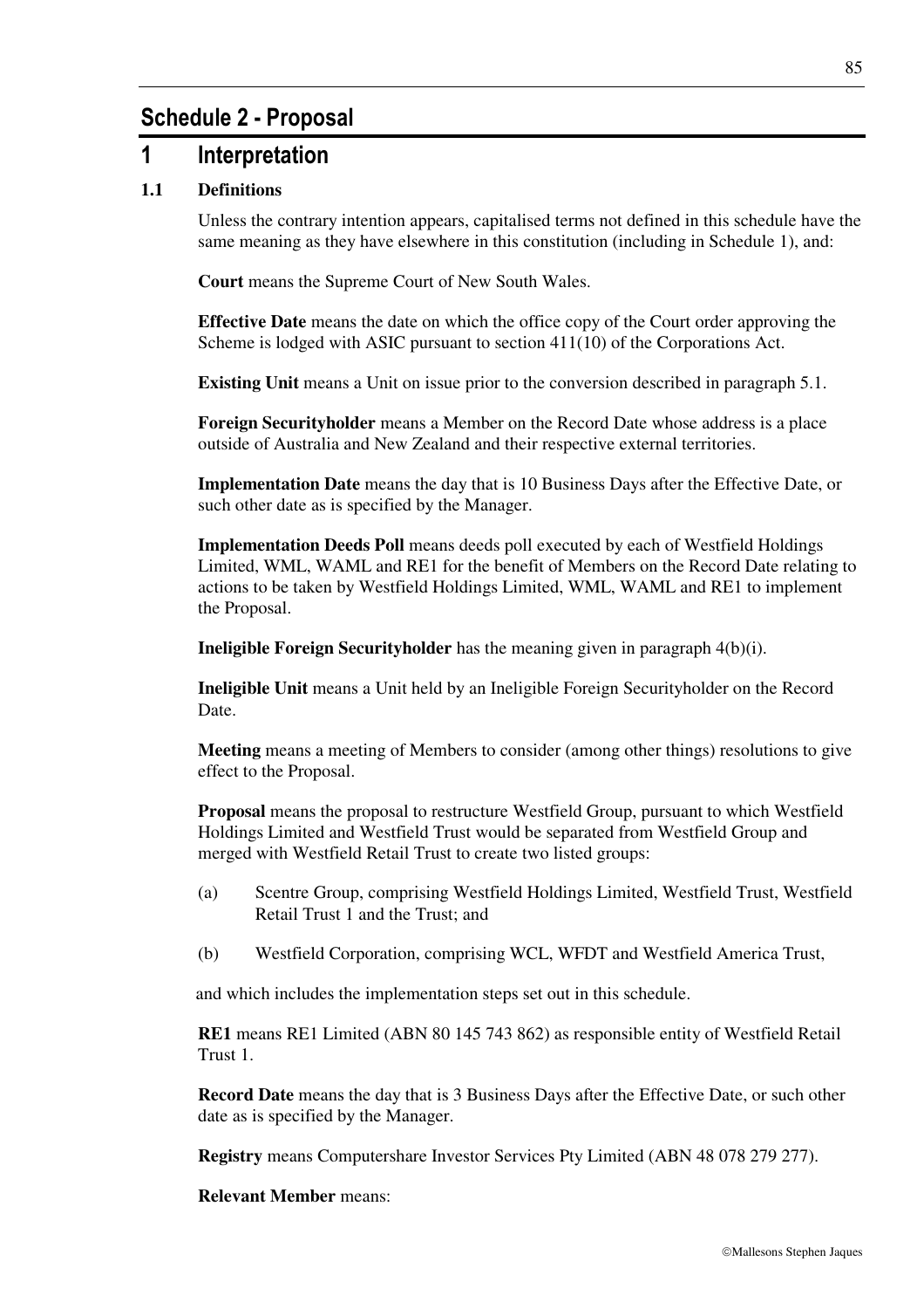# Schedule 2 - Proposal

## 1 Interpretation

### 1.1 Definitions

Unless the contrary intention appears, capitalised terms not defined in this schedule have the same meaning as they have elsewhere in this constitution (including in Schedule 1), and:

**Court** means the Supreme Court of New South Wales.

**Effective Date** means the date on which the office copy of the Court order approving the Scheme is lodged with ASIC pursuant to section 411(10) of the Corporations Act.

**Existing Unit** means a Unit on issue prior to the conversion described in paragraph 5.1.

**Foreign Securityholder** means a Member on the Record Date whose address is a place outside of Australia and New Zealand and their respective external territories.

**Implementation Date** means the day that is 10 Business Days after the Effective Date, or such other date as is specified by the Manager.

**Implementation Deeds Poll** means deeds poll executed by each of Westfield Holdings Limited, WML, WAML and RE1 for the benefit of Members on the Record Date relating to actions to be taken by Westfield Holdings Limited, WML, WAML and RE1 to implement the Proposal.

**Ineligible Foreign Securityholder** has the meaning given in paragraph 4(b)(i).

**Ineligible Unit** means a Unit held by an Ineligible Foreign Securityholder on the Record Date.

**Meeting** means a meeting of Members to consider (among other things) resolutions to give effect to the Proposal.

**Proposal** means the proposal to restructure Westfield Group, pursuant to which Westfield Holdings Limited and Westfield Trust would be separated from Westfield Group and merged with Westfield Retail Trust to create two listed groups:

(a) Scentre Group, comprising Westfield Holdings Limited, Westfield Trust, Westfield Retail Trust 1 and the Trust; and

(b) Westfield Corporation, comprising WCL, WFDT and Westfield America Trust,

and which includes the implementation steps set out in this schedule.

**RE1** means RE1 Limited (ABN 80 145 743 862) as responsible entity of Westfield Retail Trust 1.

**Record Date** means the day that is 3 Business Days after the Effective Date, or such other date as is specified by the Manager.

**Registry** means Computershare Investor Services Pty Limited (ABN 48 078 279 277).

**Relevant Member** means: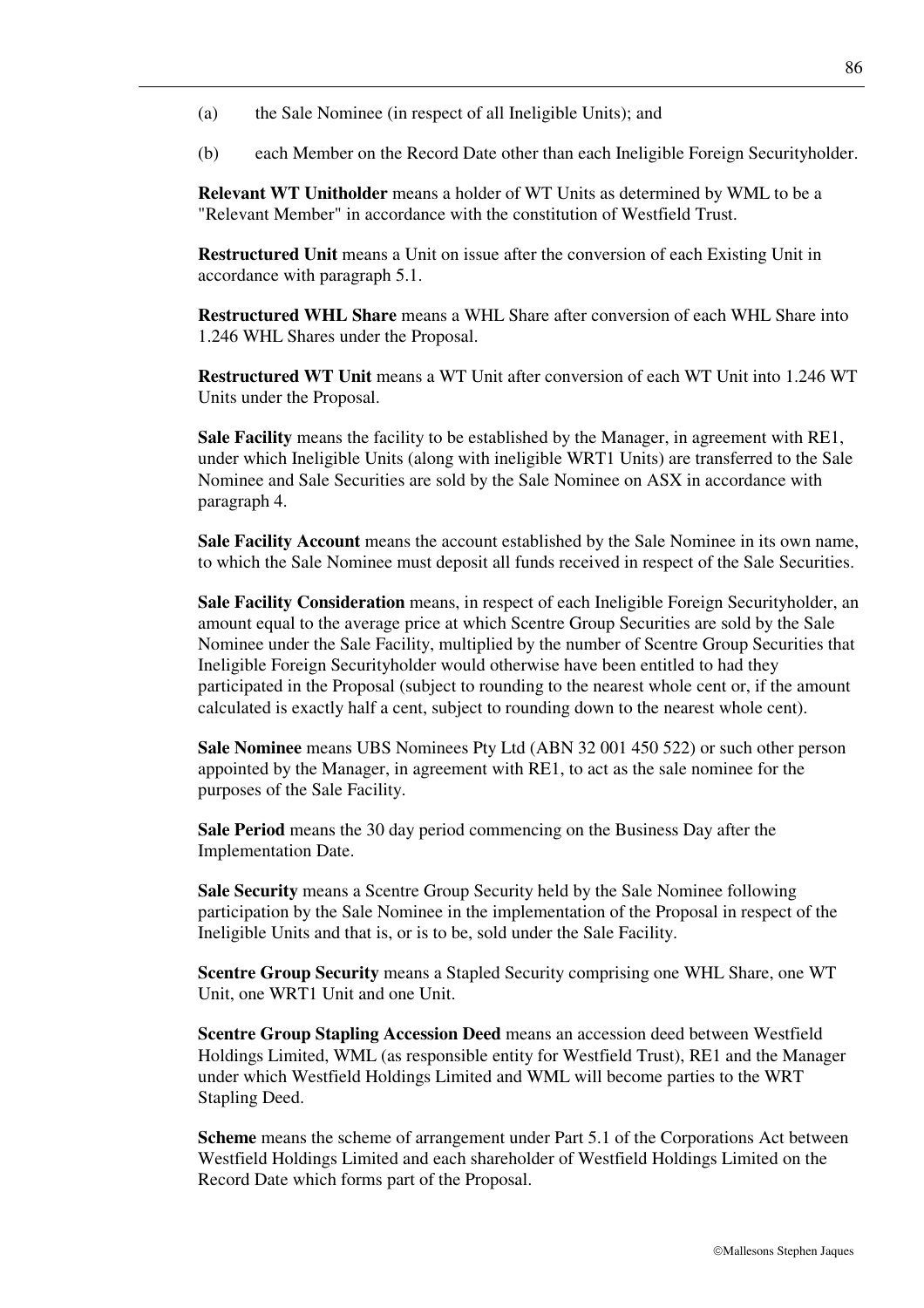(a) the Sale Nominee (in respect of all Ineligible Units); and

(b) each Member on the Record Date other than each Ineligible Foreign Securityholder.

**Relevant WT Unitholder** means a holder of WT Units as determined by WML to be a "Relevant Member" in accordance with the constitution of Westfield Trust.

**Restructured Unit** means a Unit on issue after the conversion of each Existing Unit in accordance with paragraph 5.1.

**Restructured WHL Share** means a WHL Share after conversion of each WHL Share into 1.246 WHL Shares under the Proposal.

**Restructured WT Unit** means a WT Unit after conversion of each WT Unit into 1.246 WT Units under the Proposal.

**Sale Facility** means the facility to be established by the Manager, in agreement with RE1, under which Ineligible Units (along with ineligible WRT1 Units) are transferred to the Sale Nominee and Sale Securities are sold by the Sale Nominee on ASX in accordance with paragraph 4.

**Sale Facility Account** means the account established by the Sale Nominee in its own name, to which the Sale Nominee must deposit all funds received in respect of the Sale Securities.

**Sale Facility Consideration** means, in respect of each Ineligible Foreign Securityholder, an amount equal to the average price at which Scentre Group Securities are sold by the Sale Nominee under the Sale Facility, multiplied by the number of Scentre Group Securities that Ineligible Foreign Securityholder would otherwise have been entitled to had they participated in the Proposal (subject to rounding to the nearest whole cent or, if the amount calculated is exactly half a cent, subject to rounding down to the nearest whole cent).

**Sale Nominee** means UBS Nominees Pty Ltd (ABN 32 001 450 522) or such other person appointed by the Manager, in agreement with RE1, to act as the sale nominee for the purposes of the Sale Facility.

**Sale Period** means the 30 day period commencing on the Business Day after the Implementation Date.

**Sale Security** means a Scentre Group Security held by the Sale Nominee following participation by the Sale Nominee in the implementation of the Proposal in respect of the Ineligible Units and that is, or is to be, sold under the Sale Facility.

**Scentre Group Security** means a Stapled Security comprising one WHL Share, one WT Unit, one WRT1 Unit and one Unit.

**Scentre Group Stapling Accession Deed** means an accession deed between Westfield Holdings Limited, WML (as responsible entity for Westfield Trust), RE1 and the Manager under which Westfield Holdings Limited and WML will become parties to the WRT Stapling Deed.

**Scheme** means the scheme of arrangement under Part 5.1 of the Corporations Act between Westfield Holdings Limited and each shareholder of Westfield Holdings Limited on the Record Date which forms part of the Proposal.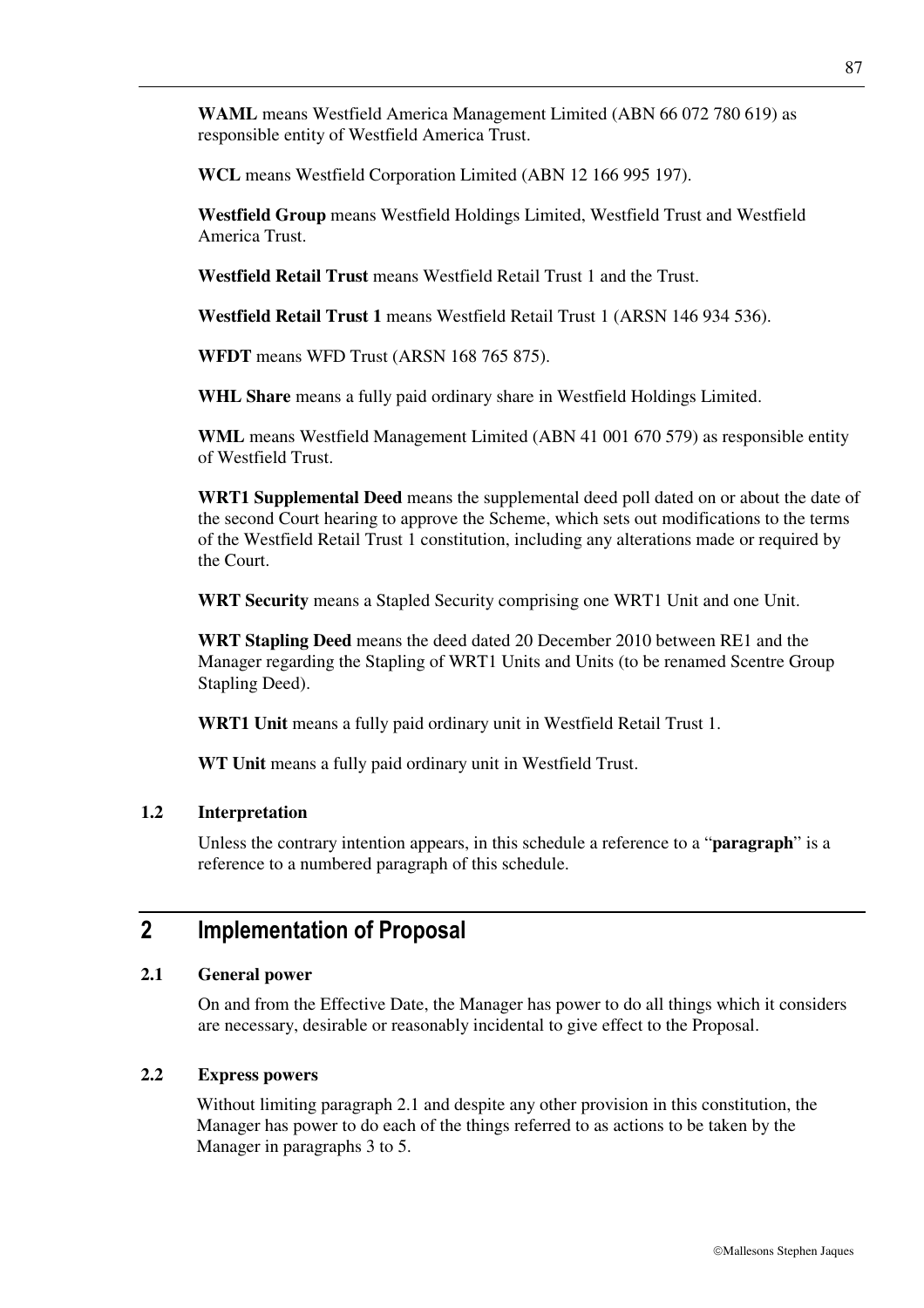**WAML** means Westfield America Management Limited (ABN 66 072 780 619) as responsible entity of Westfield America Trust.

**WCL** means Westfield Corporation Limited (ABN 12 166 995 197).

**Westfield Group** means Westfield Holdings Limited, Westfield Trust and Westfield America Trust.

**Westfield Retail Trust** means Westfield Retail Trust 1 and the Trust.

**Westfield Retail Trust 1** means Westfield Retail Trust 1 (ARSN 146 934 536).

**WFDT** means WFD Trust (ARSN 168 765 875).

**WHL Share** means a fully paid ordinary share in Westfield Holdings Limited.

**WML** means Westfield Management Limited (ABN 41 001 670 579) as responsible entity of Westfield Trust.

**WRT1 Supplemental Deed** means the supplemental deed poll dated on or about the date of the second Court hearing to approve the Scheme, which sets out modifications to the terms of the Westfield Retail Trust 1 constitution, including any alterations made or required by the Court.

**WRT Security** means a Stapled Security comprising one WRT1 Unit and one Unit.

**WRT Stapling Deed** means the deed dated 20 December 2010 between RE1 and the Manager regarding the Stapling of WRT1 Units and Units (to be renamed Scentre Group Stapling Deed).

**WRT1 Unit** means a fully paid ordinary unit in Westfield Retail Trust 1.

**WT Unit** means a fully paid ordinary unit in Westfield Trust.

### 1.2 Interpretation

Unless the contrary intention appears, in this schedule a reference to a "**paragraph**" is a reference to a numbered paragraph of this schedule.

## 2 Implementation of Proposal

### 2.1 General power

On and from the Effective Date, the Manager has power to do all things which it considers are necessary, desirable or reasonably incidental to give effect to the Proposal.

### 2.2 Express powers

Without limiting paragraph 2.1 and despite any other provision in this constitution, the Manager has power to do each of the things referred to as actions to be taken by the Manager in paragraphs 3 to 5.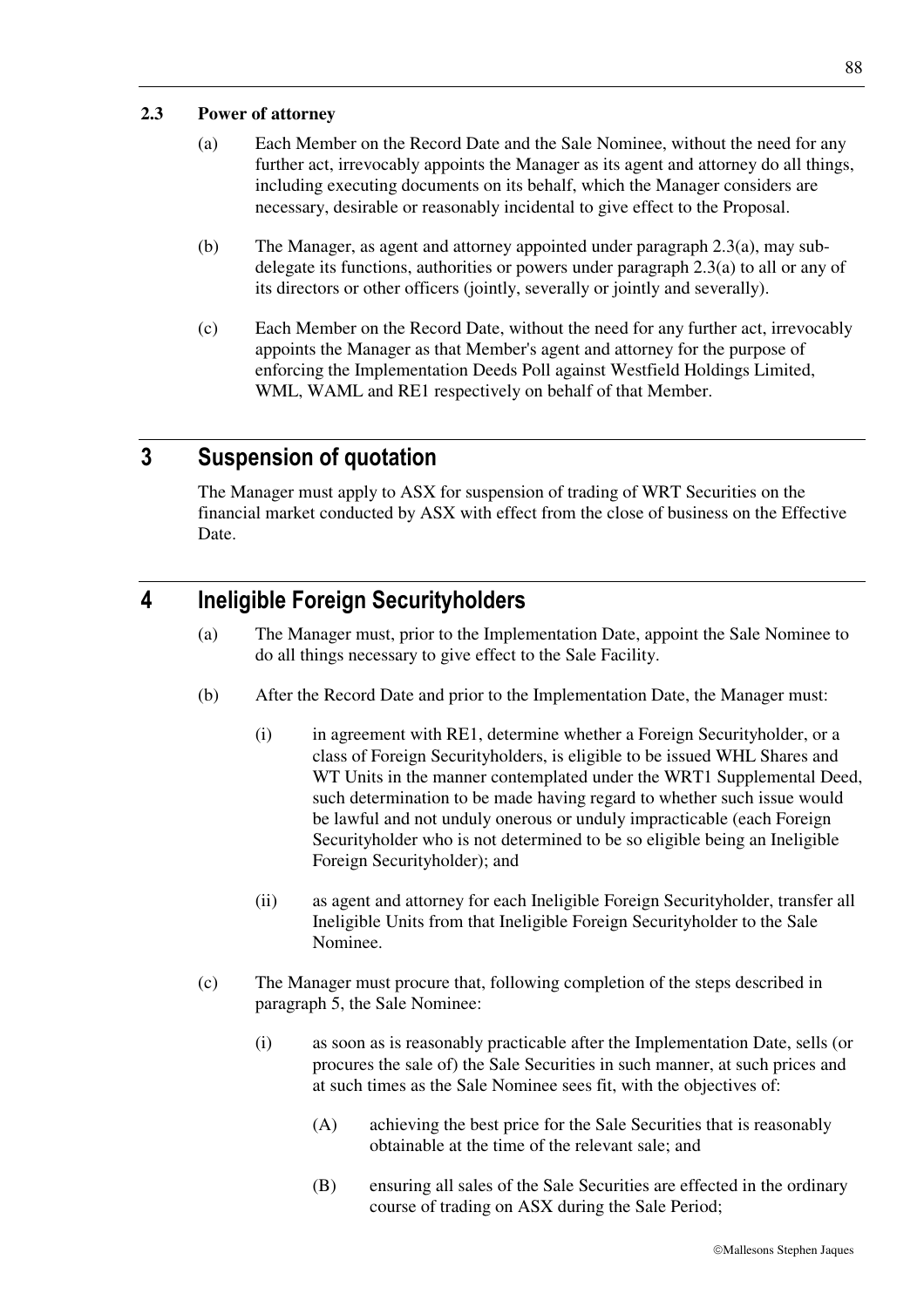### 2.3 Power of attorney

(a) Each Member on the Record Date and the Sale Nominee, without the need for any further act, irrevocably appoints the Manager as its agent and attorney do all things, including executing documents on its behalf, which the Manager considers are necessary, desirable or reasonably incidental to give effect to the Proposal.

(b) The Manager, as agent and attorney appointed under paragraph 2.3(a), may sub-delegate its functions, authorities or powers under paragraph 2.3(a) to all or any of its directors or other officers (jointly, severally or jointly and severally).

(c) Each Member on the Record Date, without the need for any further act, irrevocably appoints the Manager as that Member's agent and attorney for the purpose of enforcing the Implementation Deeds Poll against Westfield Holdings Limited, WML, WAML and RE1 respectively on behalf of that Member.

## 3 Suspension of quotation

The Manager must apply to ASX for suspension of trading of WRT Securities on the financial market conducted by ASX with effect from the close of business on the Effective Date.

## 4 Ineligible Foreign Securityholders

(a) The Manager must, prior to the Implementation Date, appoint the Sale Nominee to do all things necessary to give effect to the Sale Facility.

(b) After the Record Date and prior to the Implementation Date, the Manager must:

(i) in agreement with RE1, determine whether a Foreign Securityholder, or a class of Foreign Securityholders, is eligible to be issued WHL Shares and WT Units in the manner contemplated under the WRT1 Supplemental Deed, such determination to be made having regard to whether such issue would be lawful and not unduly onerous or unduly impracticable (each Foreign Securityholder who is not determined to be so eligible being an Ineligible Foreign Securityholder); and

(ii) as agent and attorney for each Ineligible Foreign Securityholder, transfer all Ineligible Units from that Ineligible Foreign Securityholder to the Sale Nominee.

(c) The Manager must procure that, following completion of the steps described in paragraph 5, the Sale Nominee:

(i) as soon as is reasonably practicable after the Implementation Date, sells (or procures the sale of) the Sale Securities in such manner, at such prices and at such times as the Sale Nominee sees fit, with the objectives of:

(A) achieving the best price for the Sale Securities that is reasonably obtainable at the time of the relevant sale; and

(B) ensuring all sales of the Sale Securities are effected in the ordinary course of trading on ASX during the Sale Period;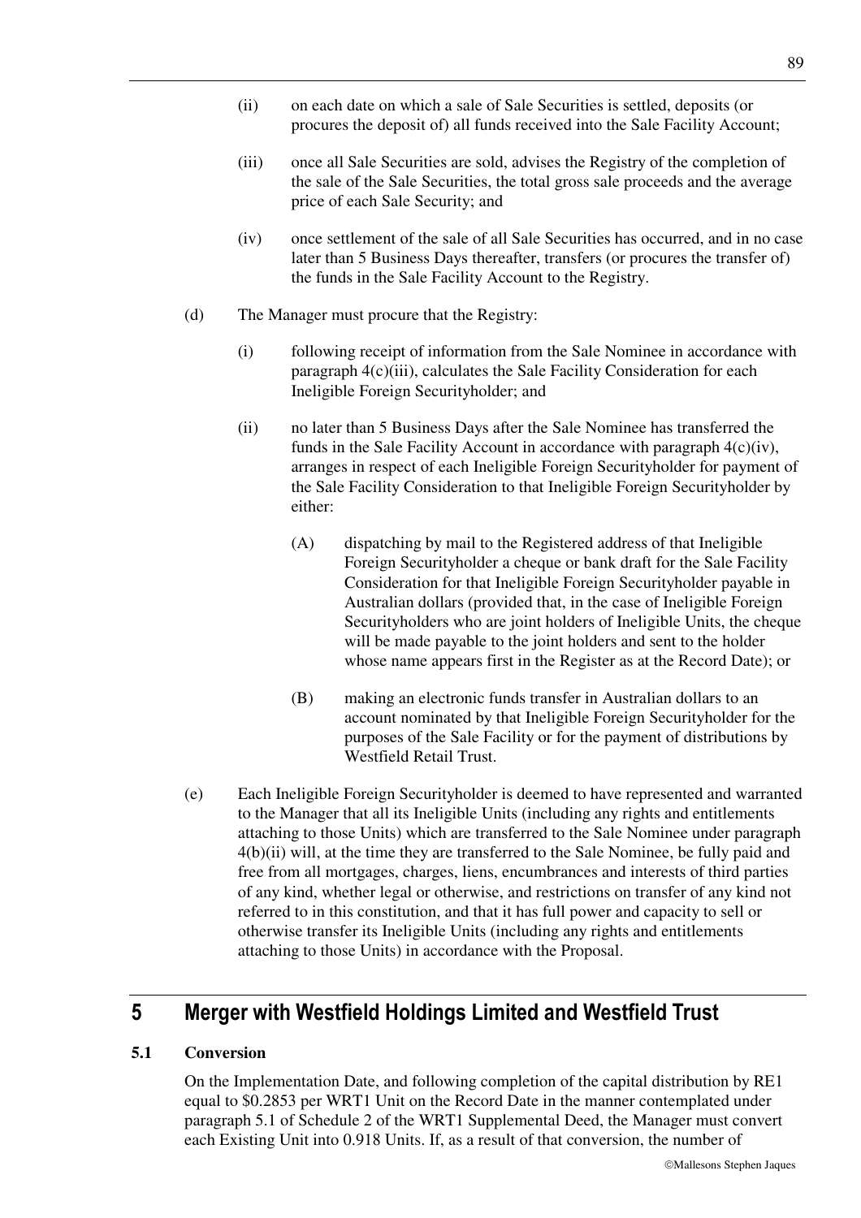(ii) on each date on which a sale of Sale Securities is settled, deposits (or procures the deposit of) all funds received into the Sale Facility Account;

(iii) once all Sale Securities are sold, advises the Registry of the completion of the sale of the Sale Securities, the total gross sale proceeds and the average price of each Sale Security; and

(iv) once settlement of the sale of all Sale Securities has occurred, and in no case later than 5 Business Days thereafter, transfers (or procures the transfer of) the funds in the Sale Facility Account to the Registry.

(d) The Manager must procure that the Registry:

(i) following receipt of information from the Sale Nominee in accordance with paragraph 4(c)(iii), calculates the Sale Facility Consideration for each Ineligible Foreign Securityholder; and

(ii) no later than 5 Business Days after the Sale Nominee has transferred the funds in the Sale Facility Account in accordance with paragraph 4(c)(iv), arranges in respect of each Ineligible Foreign Securityholder for payment of the Sale Facility Consideration to that Ineligible Foreign Securityholder by either:

(A) dispatching by mail to the Registered address of that Ineligible Foreign Securityholder a cheque or bank draft for the Sale Facility Consideration for that Ineligible Foreign Securityholder payable in Australian dollars (provided that, in the case of Ineligible Foreign Securityholders who are joint holders of Ineligible Units, the cheque will be made payable to the joint holders and sent to the holder whose name appears first in the Register as at the Record Date); or

(B) making an electronic funds transfer in Australian dollars to an account nominated by that Ineligible Foreign Securityholder for the purposes of the Sale Facility or for the payment of distributions by Westfield Retail Trust.

(e) Each Ineligible Foreign Securityholder is deemed to have represented and warranted to the Manager that all its Ineligible Units (including any rights and entitlements attaching to those Units) which are transferred to the Sale Nominee under paragraph 4(b)(ii) will, at the time they are transferred to the Sale Nominee, be fully paid and free from all mortgages, charges, liens, encumbrances and interests of third parties of any kind, whether legal or otherwise, and restrictions on transfer of any kind not referred to in this constitution, and that it has full power and capacity to sell or otherwise transfer its Ineligible Units (including any rights and entitlements attaching to those Units) in accordance with the Proposal.

# 5 Merger with Westfield Holdings Limited and Westfield Trust

## 5.1 Conversion

On the Implementation Date, and following completion of the capital distribution by RE1 equal to \$0.2853 per WRT1 Unit on the Record Date in the manner contemplated under paragraph 5.1 of Schedule 2 of the WRT1 Supplemental Deed, the Manager must convert each Existing Unit into 0.918 Units. If, as a result of that conversion, the number of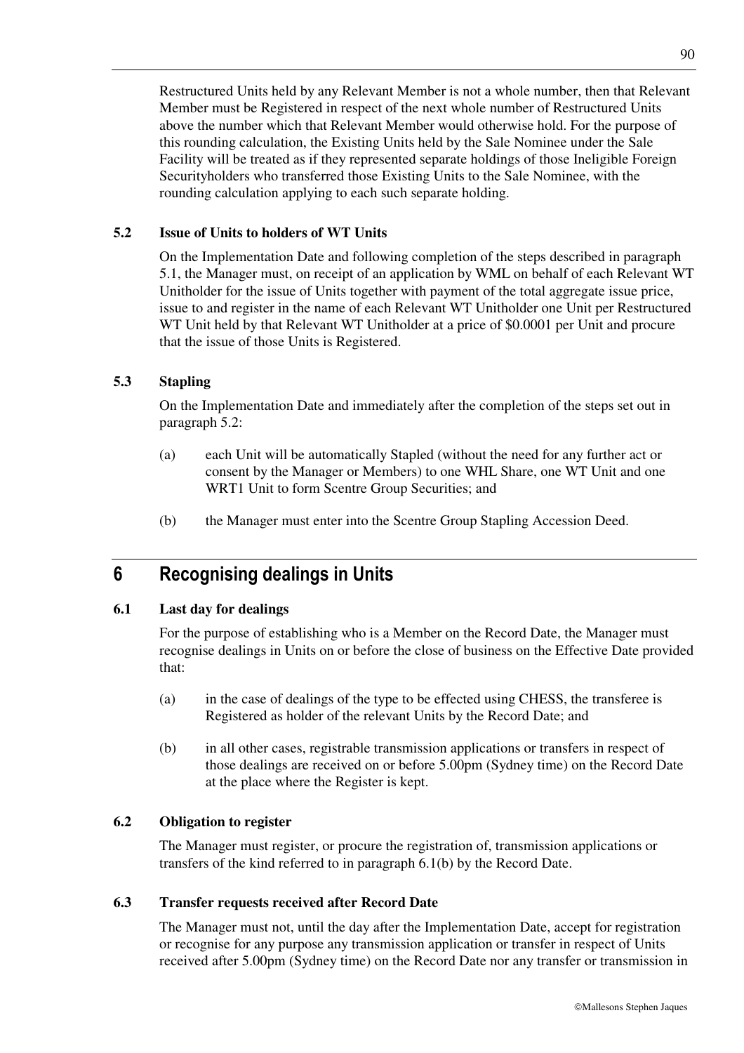Restructured Units held by any Relevant Member is not a whole number, then that Relevant Member must be Registered in respect of the next whole number of Restructured Units above the number which that Relevant Member would otherwise hold. For the purpose of this rounding calculation, the Existing Units held by the Sale Nominee under the Sale Facility will be treated as if they represented separate holdings of those Ineligible Foreign Securityholders who transferred those Existing Units to the Sale Nominee, with the rounding calculation applying to each such separate holding.

### 5.2 Issue of Units to holders of WT Units

On the Implementation Date and following completion of the steps described in paragraph 5.1, the Manager must, on receipt of an application by WML on behalf of each Relevant WT Unitholder for the issue of Units together with payment of the total aggregate issue price, issue to and register in the name of each Relevant WT Unitholder one Unit per Restructured WT Unit held by that Relevant WT Unitholder at a price of $0.0001 per Unit and procure that the issue of those Units is Registered.

### 5.3 Stapling

On the Implementation Date and immediately after the completion of the steps set out in paragraph 5.2:

(a) each Unit will be automatically Stapled (without the need for any further act or consent by the Manager or Members) to one WHL Share, one WT Unit and one WRT1 Unit to form Scentre Group Securities; and

(b) the Manager must enter into the Scentre Group Stapling Accession Deed.

## 6 Recognising dealings in Units

### 6.1 Last day for dealings

For the purpose of establishing who is a Member on the Record Date, the Manager must recognise dealings in Units on or before the close of business on the Effective Date provided that:

(a) in the case of dealings of the type to be effected using CHESS, the transferee is Registered as holder of the relevant Units by the Record Date; and

(b) in all other cases, registrable transmission applications or transfers in respect of those dealings are received on or before 5.00pm (Sydney time) on the Record Date at the place where the Register is kept.

### 6.2 Obligation to register

The Manager must register, or procure the registration of, transmission applications or transfers of the kind referred to in paragraph 6.1(b) by the Record Date.

### 6.3 Transfer requests received after Record Date

The Manager must not, until the day after the Implementation Date, accept for registration or recognise for any purpose any transmission application or transfer in respect of Units received after 5.00pm (Sydney time) on the Record Date nor any transfer or transmission in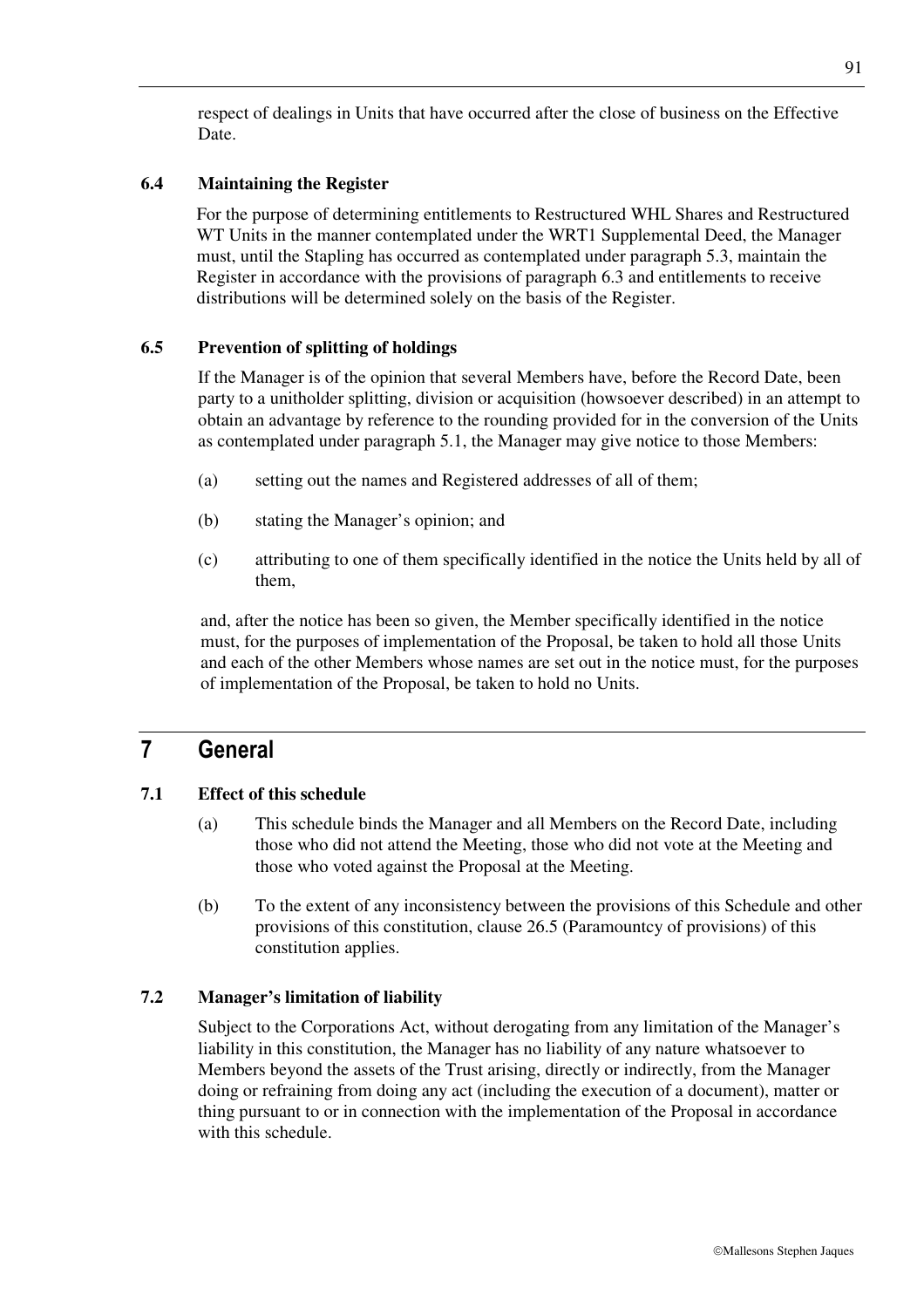respect of dealings in Units that have occurred after the close of business on the Effective Date.

### 6.4 Maintaining the Register

For the purpose of determining entitlements to Restructured WHL Shares and Restructured WT Units in the manner contemplated under the WRT1 Supplemental Deed, the Manager must, until the Stapling has occurred as contemplated under paragraph 5.3, maintain the Register in accordance with the provisions of paragraph 6.3 and entitlements to receive distributions will be determined solely on the basis of the Register.

### 6.5 Prevention of splitting of holdings

If the Manager is of the opinion that several Members have, before the Record Date, been party to a unitholder splitting, division or acquisition (howsoever described) in an attempt to obtain an advantage by reference to the rounding provided for in the conversion of the Units as contemplated under paragraph 5.1, the Manager may give notice to those Members:

(a) setting out the names and Registered addresses of all of them;

(b) stating the Manager's opinion; and

(c) attributing to one of them specifically identified in the notice the Units held by all of them,

and, after the notice has been so given, the Member specifically identified in the notice must, for the purposes of implementation of the Proposal, be taken to hold all those Units and each of the other Members whose names are set out in the notice must, for the purposes of implementation of the Proposal, be taken to hold no Units.

## 7 General

### 7.1 Effect of this schedule

(a) This schedule binds the Manager and all Members on the Record Date, including those who did not attend the Meeting, those who did not vote at the Meeting and those who voted against the Proposal at the Meeting.

(b) To the extent of any inconsistency between the provisions of this Schedule and other provisions of this constitution, clause 26.5 (Paramountcy of provisions) of this constitution applies.

### 7.2 Manager's limitation of liability

Subject to the Corporations Act, without derogating from any limitation of the Manager's liability in this constitution, the Manager has no liability of any nature whatsoever to Members beyond the assets of the Trust arising, directly or indirectly, from the Manager doing or refraining from doing any act (including the execution of a document), matter or thing pursuant to or in connection with the implementation of the Proposal in accordance with this schedule.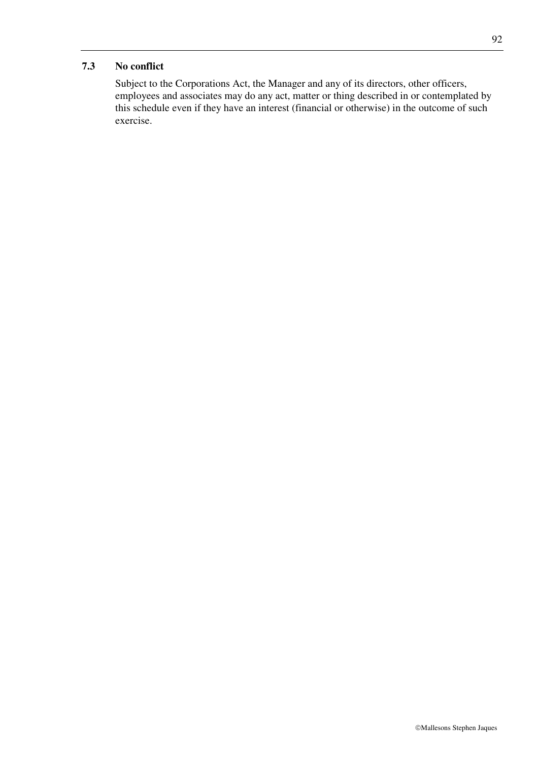### 7.3 No conflict

Subject to the Corporations Act, the Manager and any of its directors, other officers, employees and associates may do any act, matter or thing described in or contemplated by this schedule even if they have an interest (financial or otherwise) in the outcome of such exercise.